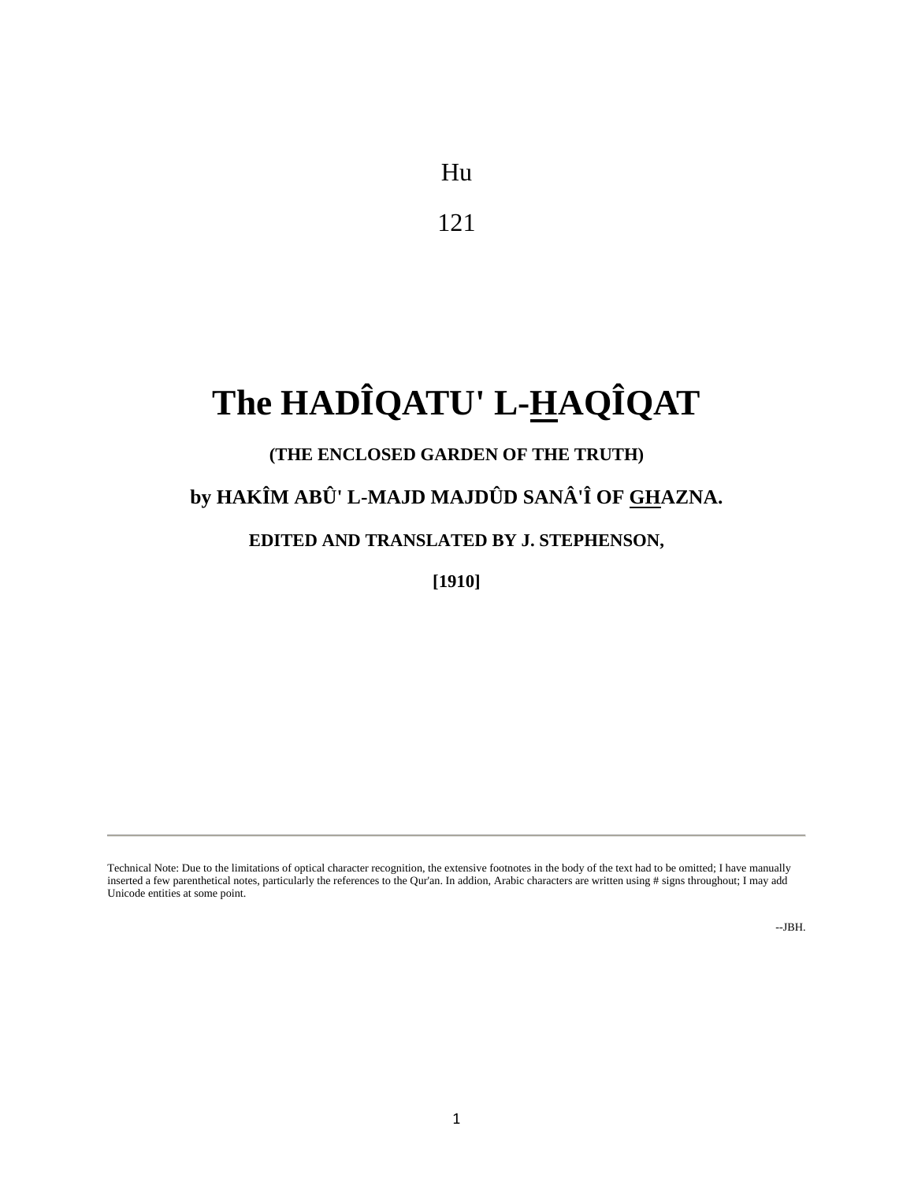Hu

121

# The HADÎQATU' L-HAQÎQAT

**(THE ENCLOSED GARDEN OF THE TRUTH)**

**by HAKÎM ABÛ' L-MAJD MAJDÛD SANÂ'Î OF GHAZNA.**

**EDITED AND TRANSLATED BY J. STEPHENSON,**

**[1910]**

---

Technical Note: Due to the limitations of optical character recognition, the extensive footnotes in the body of the text had to be omitted; I have manually inserted a few parenthetical notes, particularly the references to the Qur'an. In addion, Arabic characters are written using # signs throughout; I may add Unicode entities at some point.

--JBH.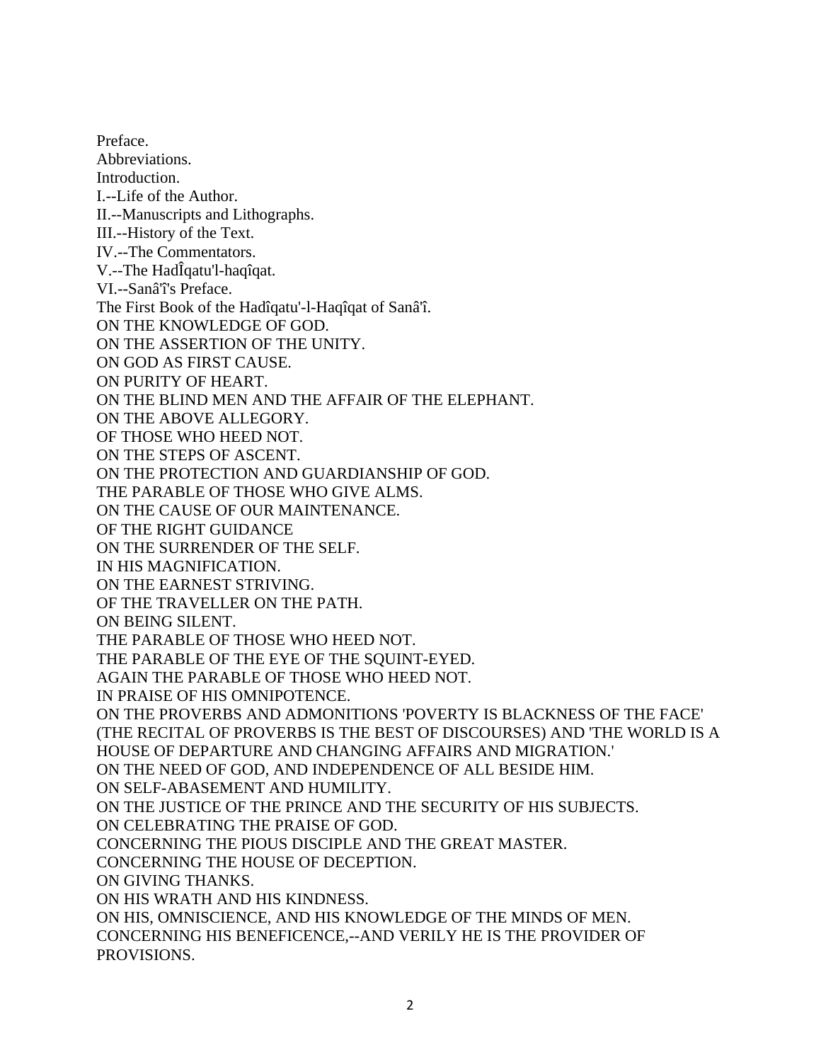Preface.
Abbreviations.
Introduction.
I.--Life of the Author.
II.--Manuscripts and Lithographs.
III.--History of the Text.
IV.--The Commentators.
V.--The HadÎqatu'l-haqîqat.
VI.--Sanâ'î's Preface.
The First Book of the Hadîqatu'-l-Haqîqat of Sanâ'î.
ON THE KNOWLEDGE OF GOD.
ON THE ASSERTION OF THE UNITY.
ON GOD AS FIRST CAUSE.
ON PURITY OF HEART.
ON THE BLIND MEN AND THE AFFAIR OF THE ELEPHANT.
ON THE ABOVE ALLEGORY.
OF THOSE WHO HEED NOT.
ON THE STEPS OF ASCENT.
ON THE PROTECTION AND GUARDIANSHIP OF GOD.
THE PARABLE OF THOSE WHO GIVE ALMS.
ON THE CAUSE OF OUR MAINTENANCE.
OF THE RIGHT GUIDANCE
ON THE SURRENDER OF THE SELF.
IN HIS MAGNIFICATION.
ON THE EARNEST STRIVING.
OF THE TRAVELLER ON THE PATH.
ON BEING SILENT.
THE PARABLE OF THOSE WHO HEED NOT.
THE PARABLE OF THE EYE OF THE SQUINT-EYED.
AGAIN THE PARABLE OF THOSE WHO HEED NOT.
IN PRAISE OF HIS OMNIPOTENCE.
ON THE PROVERBS AND ADMONITIONS 'POVERTY IS BLACKNESS OF THE FACE' (THE RECITAL OF PROVERBS IS THE BEST OF DISCOURSES) AND 'THE WORLD IS A HOUSE OF DEPARTURE AND CHANGING AFFAIRS AND MIGRATION.'
ON THE NEED OF GOD, AND INDEPENDENCE OF ALL BESIDE HIM.
ON SELF-ABASEMENT AND HUMILITY.
ON THE JUSTICE OF THE PRINCE AND THE SECURITY OF HIS SUBJECTS.
ON CELEBRATING THE PRAISE OF GOD.
CONCERNING THE PIOUS DISCIPLE AND THE GREAT MASTER.
CONCERNING THE HOUSE OF DECEPTION.
ON GIVING THANKS.
ON HIS WRATH AND HIS KINDNESS.
ON HIS, OMNISCIENCE, AND HIS KNOWLEDGE OF THE MINDS OF MEN.
CONCERNING HIS BENEFICENCE,--AND VERILY HE IS THE PROVIDER OF PROVISIONS.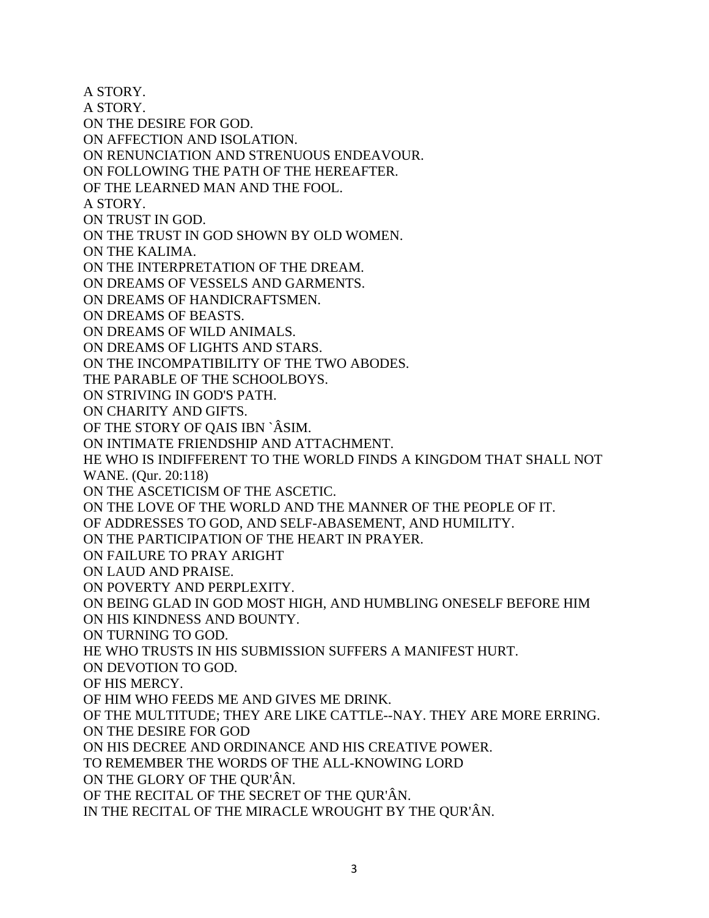A STORY.
A STORY.
ON THE DESIRE FOR GOD.
ON AFFECTION AND ISOLATION.
ON RENUNCIATION AND STRENUOUS ENDEAVOUR.
ON FOLLOWING THE PATH OF THE HEREAFTER.
OF THE LEARNED MAN AND THE FOOL.
A STORY.
ON TRUST IN GOD.
ON THE TRUST IN GOD SHOWN BY OLD WOMEN.
ON THE KALIMA.
ON THE INTERPRETATION OF THE DREAM.
ON DREAMS OF VESSELS AND GARMENTS.
ON DREAMS OF HANDICRAFTSMEN.
ON DREAMS OF BEASTS.
ON DREAMS OF WILD ANIMALS.
ON DREAMS OF LIGHTS AND STARS.
ON THE INCOMPATIBILITY OF THE TWO ABODES.
THE PARABLE OF THE SCHOOLBOYS.
ON STRIVING IN GOD'S PATH.
ON CHARITY AND GIFTS.
OF THE STORY OF QAIS IBN `ÂSIM.
ON INTIMATE FRIENDSHIP AND ATTACHMENT.
HE WHO IS INDIFFERENT TO THE WORLD FINDS A KINGDOM THAT SHALL NOT WANE. (Qur. 20:118)
ON THE ASCETICISM OF THE ASCETIC.
ON THE LOVE OF THE WORLD AND THE MANNER OF THE PEOPLE OF IT.
OF ADDRESSES TO GOD, AND SELF-ABASEMENT, AND HUMILITY.
ON THE PARTICIPATION OF THE HEART IN PRAYER.
ON FAILURE TO PRAY ARIGHT
ON LAUD AND PRAISE.
ON POVERTY AND PERPLEXITY.
ON BEING GLAD IN GOD MOST HIGH, AND HUMBLING ONESELF BEFORE HIM
ON HIS KINDNESS AND BOUNTY.
ON TURNING TO GOD.
HE WHO TRUSTS IN HIS SUBMISSION SUFFERS A MANIFEST HURT.
ON DEVOTION TO GOD.
OF HIS MERCY.
OF HIM WHO FEEDS ME AND GIVES ME DRINK.
OF THE MULTITUDE; THEY ARE LIKE CATTLE--NAY. THEY ARE MORE ERRING.
ON THE DESIRE FOR GOD
ON HIS DECREE AND ORDINANCE AND HIS CREATIVE POWER.
TO REMEMBER THE WORDS OF THE ALL-KNOWING LORD
ON THE GLORY OF THE QUR'ÂN.
OF THE RECITAL OF THE SECRET OF THE QUR'ÂN.
IN THE RECITAL OF THE MIRACLE WROUGHT BY THE QUR'ÂN.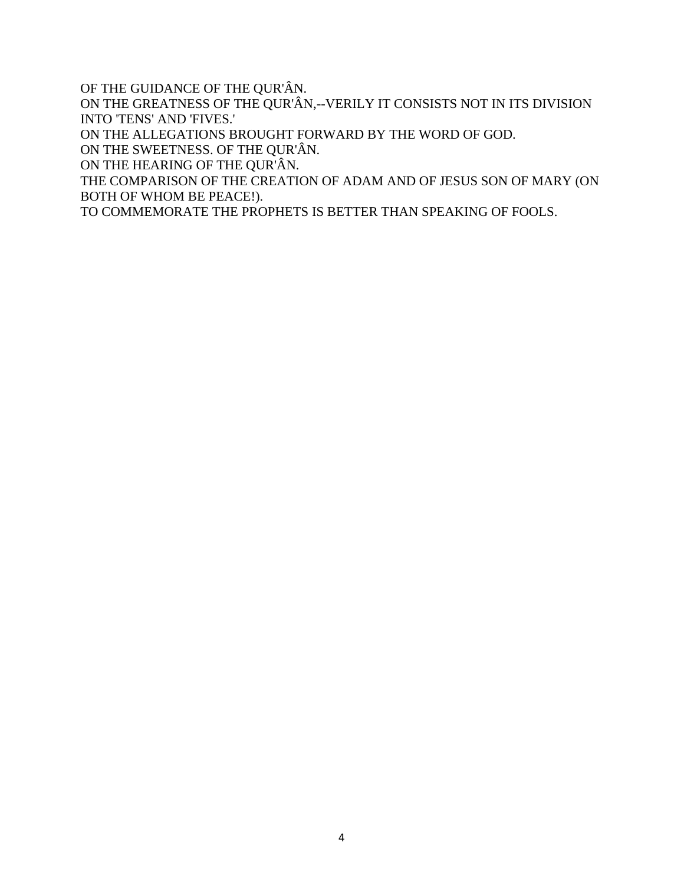OF THE GUIDANCE OF THE QUR'ÂN.
ON THE GREATNESS OF THE QUR'ÂN,--VERILY IT CONSISTS NOT IN ITS DIVISION INTO 'TENS' AND 'FIVES.'
ON THE ALLEGATIONS BROUGHT FORWARD BY THE WORD OF GOD.
ON THE SWEETNESS. OF THE QUR'ÂN.
ON THE HEARING OF THE QUR'ÂN.
THE COMPARISON OF THE CREATION OF ADAM AND OF JESUS SON OF MARY (ON BOTH OF WHOM BE PEACE!).
TO COMMEMORATE THE PROPHETS IS BETTER THAN SPEAKING OF FOOLS.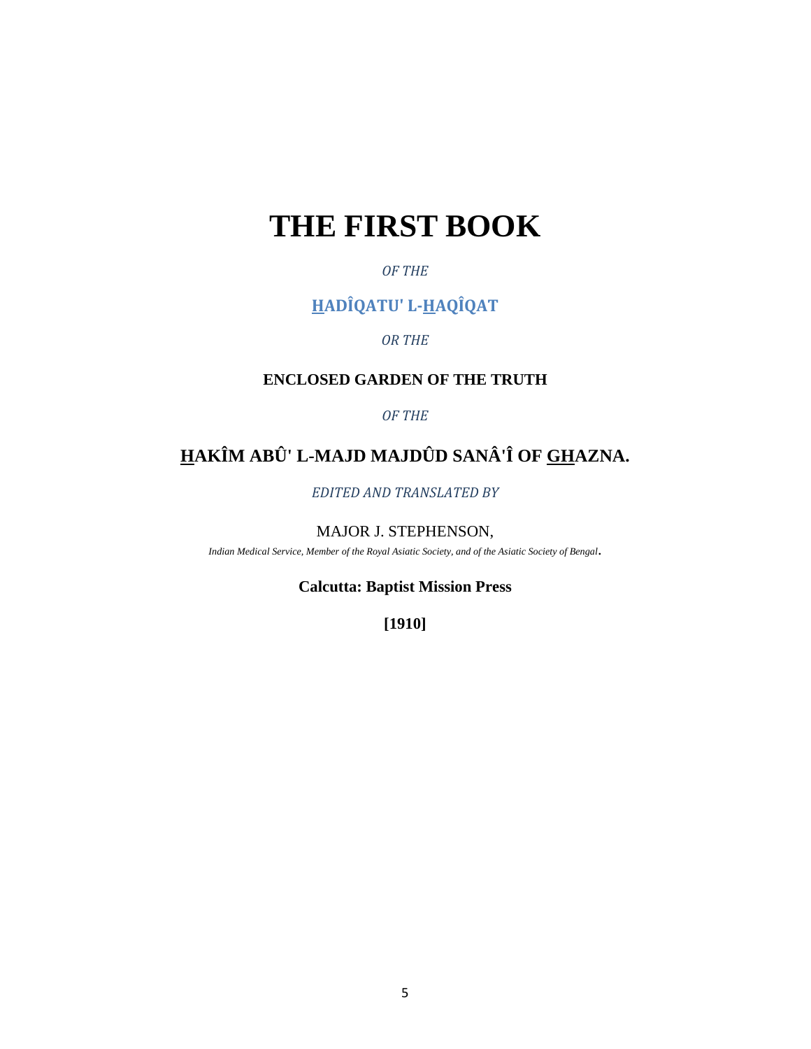# THE FIRST BOOK

*OF THE*

## <u>H</u>ADÎQATU' L-<u>H</u>AQÎQAT

*OR THE*

**ENCLOSED GARDEN OF THE TRUTH**

*OF THE*

## <u>H</u>AKÎM ABÛ' L-MAJD MAJDÛD SANÂ'Î OF <u>GH</u>AZNA.

*EDITED AND TRANSLATED BY*

MAJOR J. STEPHENSON,

*Indian Medical Service, Member of the Royal Asiatic Society, and of the Asiatic Society of Bengal*.

**Calcutta: Baptist Mission Press**

**[1910]**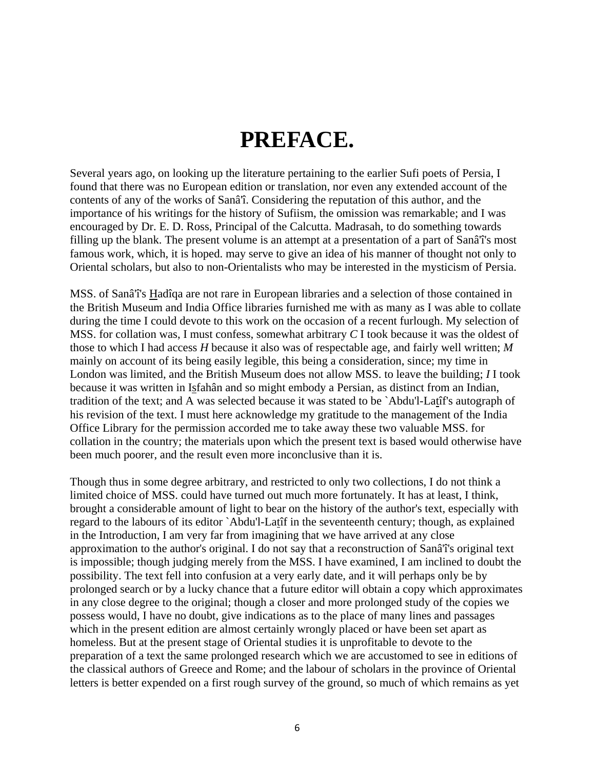# PREFACE.

Several years ago, on looking up the literature pertaining to the earlier Sufi poets of Persia, I found that there was no European edition or translation, nor even any extended account of the contents of any of the works of Sanâ'î. Considering the reputation of this author, and the importance of his writings for the history of Sufiism, the omission was remarkable; and I was encouraged by Dr. E. D. Ross, Principal of the Calcutta. Madrasah, to do something towards filling up the blank. The present volume is an attempt at a presentation of a part of Sanâ'î's most famous work, which, it is hoped. may serve to give an idea of his manner of thought not only to Oriental scholars, but also to non-Orientalists who may be interested in the mysticism of Persia.

MSS. of Sanâ'î's Hadîqa are not rare in European libraries and a selection of those contained in the British Museum and India Office libraries furnished me with as many as I was able to collate during the time I could devote to this work on the occasion of a recent furlough. My selection of MSS. for collation was, I must confess, somewhat arbitrary *C* I took because it was the oldest of those to which I had access *H* because it also was of respectable age, and fairly well written; *M* mainly on account of its being easily legible, this being a consideration, since; my time in London was limited, and the British Museum does not allow MSS. to leave the building; *I* I took because it was written in Isfahân and so might embody a Persian, as distinct from an Indian, tradition of the text; and A was selected because it was stated to be `Abdu'l-Latîf's autograph of his revision of the text. I must here acknowledge my gratitude to the management of the India Office Library for the permission accorded me to take away these two valuable MSS. for collation in the country; the materials upon which the present text is based would otherwise have been much poorer, and the result even more inconclusive than it is.

Though thus in some degree arbitrary, and restricted to only two collections, I do not think a limited choice of MSS. could have turned out much more fortunately. It has at least, I think, brought a considerable amount of light to bear on the history of the author's text, especially with regard to the labours of its editor `Abdu'l-Latîf in the seventeenth century; though, as explained in the Introduction, I am very far from imagining that we have arrived at any close approximation to the author's original. I do not say that a reconstruction of Sanâ'î's original text is impossible; though judging merely from the MSS. I have examined, I am inclined to doubt the possibility. The text fell into confusion at a very early date, and it will perhaps only be by prolonged search or by a lucky chance that a future editor will obtain a copy which approximates in any close degree to the original; though a closer and more prolonged study of the copies we possess would, I have no doubt, give indications as to the place of many lines and passages which in the present edition are almost certainly wrongly placed or have been set apart as homeless. But at the present stage of Oriental studies it is unprofitable to devote to the preparation of a text the same prolonged research which we are accustomed to see in editions of the classical authors of Greece and Rome; and the labour of scholars in the province of Oriental letters is better expended on a first rough survey of the ground, so much of which remains as yet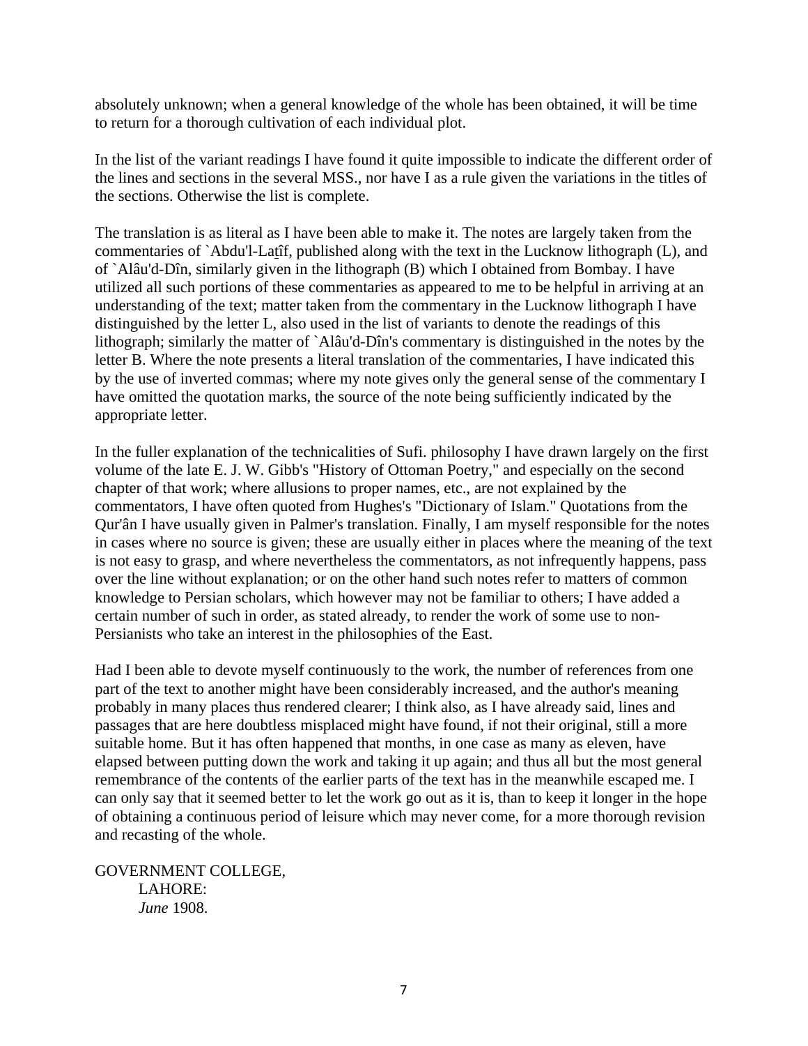absolutely unknown; when a general knowledge of the whole has been obtained, it will be time to return for a thorough cultivation of each individual plot.

In the list of the variant readings I have found it quite impossible to indicate the different order of the lines and sections in the several MSS., nor have I as a rule given the variations in the titles of the sections. Otherwise the list is complete.

The translation is as literal as I have been able to make it. The notes are largely taken from the commentaries of `Abdu'l-Laṯîf, published along with the text in the Lucknow lithograph (L), and of `Alâu'd-Dîn, similarly given in the lithograph (B) which I obtained from Bombay. I have utilized all such portions of these commentaries as appeared to me to be helpful in arriving at an understanding of the text; matter taken from the commentary in the Lucknow lithograph I have distinguished by the letter L, also used in the list of variants to denote the readings of this lithograph; similarly the matter of `Alâu'd-Dîn's commentary is distinguished in the notes by the letter B. Where the note presents a literal translation of the commentaries, I have indicated this by the use of inverted commas; where my note gives only the general sense of the commentary I have omitted the quotation marks, the source of the note being sufficiently indicated by the appropriate letter.

In the fuller explanation of the technicalities of Sufi. philosophy I have drawn largely on the first volume of the late E. J. W. Gibb's "History of Ottoman Poetry," and especially on the second chapter of that work; where allusions to proper names, etc., are not explained by the commentators, I have often quoted from Hughes's "Dictionary of Islam." Quotations from the Qur'ân I have usually given in Palmer's translation. Finally, I am myself responsible for the notes in cases where no source is given; these are usually either in places where the meaning of the text is not easy to grasp, and where nevertheless the commentators, as not infrequently happens, pass over the line without explanation; or on the other hand such notes refer to matters of common knowledge to Persian scholars, which however may not be familiar to others; I have added a certain number of such in order, as stated already, to render the work of some use to non-Persianists who take an interest in the philosophies of the East.

Had I been able to devote myself continuously to the work, the number of references from one part of the text to another might have been considerably increased, and the author's meaning probably in many places thus rendered clearer; I think also, as I have already said, lines and passages that are here doubtless misplaced might have found, if not their original, still a more suitable home. But it has often happened that months, in one case as many as eleven, have elapsed between putting down the work and taking it up again; and thus all but the most general remembrance of the contents of the earlier parts of the text has in the meanwhile escaped me. I can only say that it seemed better to let the work go out as it is, than to keep it longer in the hope of obtaining a continuous period of leisure which may never come, for a more thorough revision and recasting of the whole.

GOVERNMENT COLLEGE,
LAHORE:
*June* 1908.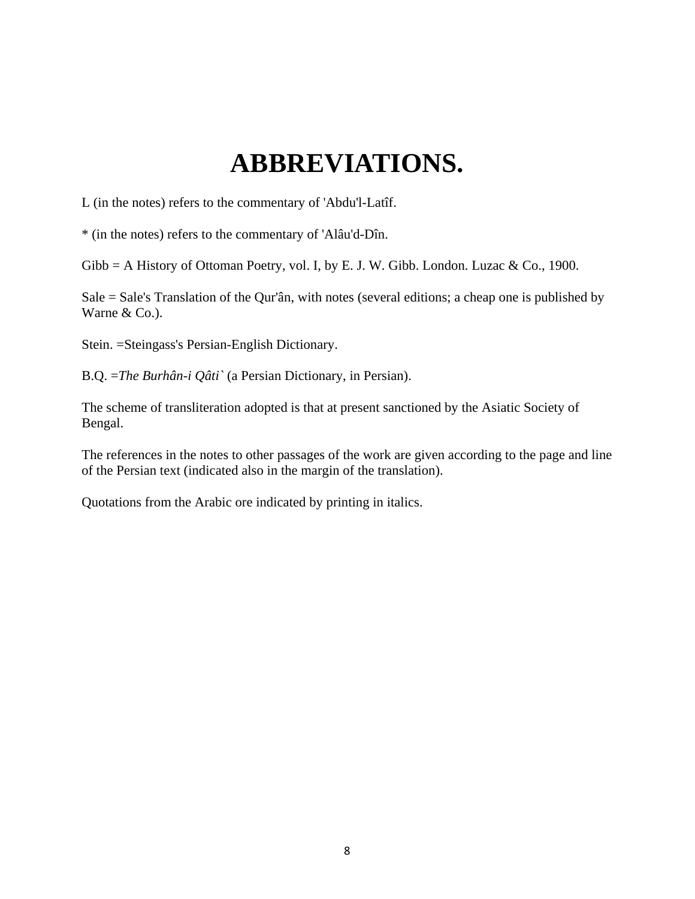# ABBREVIATIONS.

L (in the notes) refers to the commentary of 'Abdu'l-Latîf.

* (in the notes) refers to the commentary of 'Alâu'd-Dîn.

Gibb = A History of Ottoman Poetry, vol. I, by E. J. W. Gibb. London. Luzac & Co., 1900.

Sale = Sale's Translation of the Qur'ân, with notes (several editions; a cheap one is published by Warne & Co.).

Stein. =Steingass's Persian-English Dictionary.

B.Q. =*The Burhân-i Qâti`* (a Persian Dictionary, in Persian).

The scheme of transliteration adopted is that at present sanctioned by the Asiatic Society of Bengal.

The references in the notes to other passages of the work are given according to the page and line of the Persian text (indicated also in the margin of the translation).

Quotations from the Arabic ore indicated by printing in italics.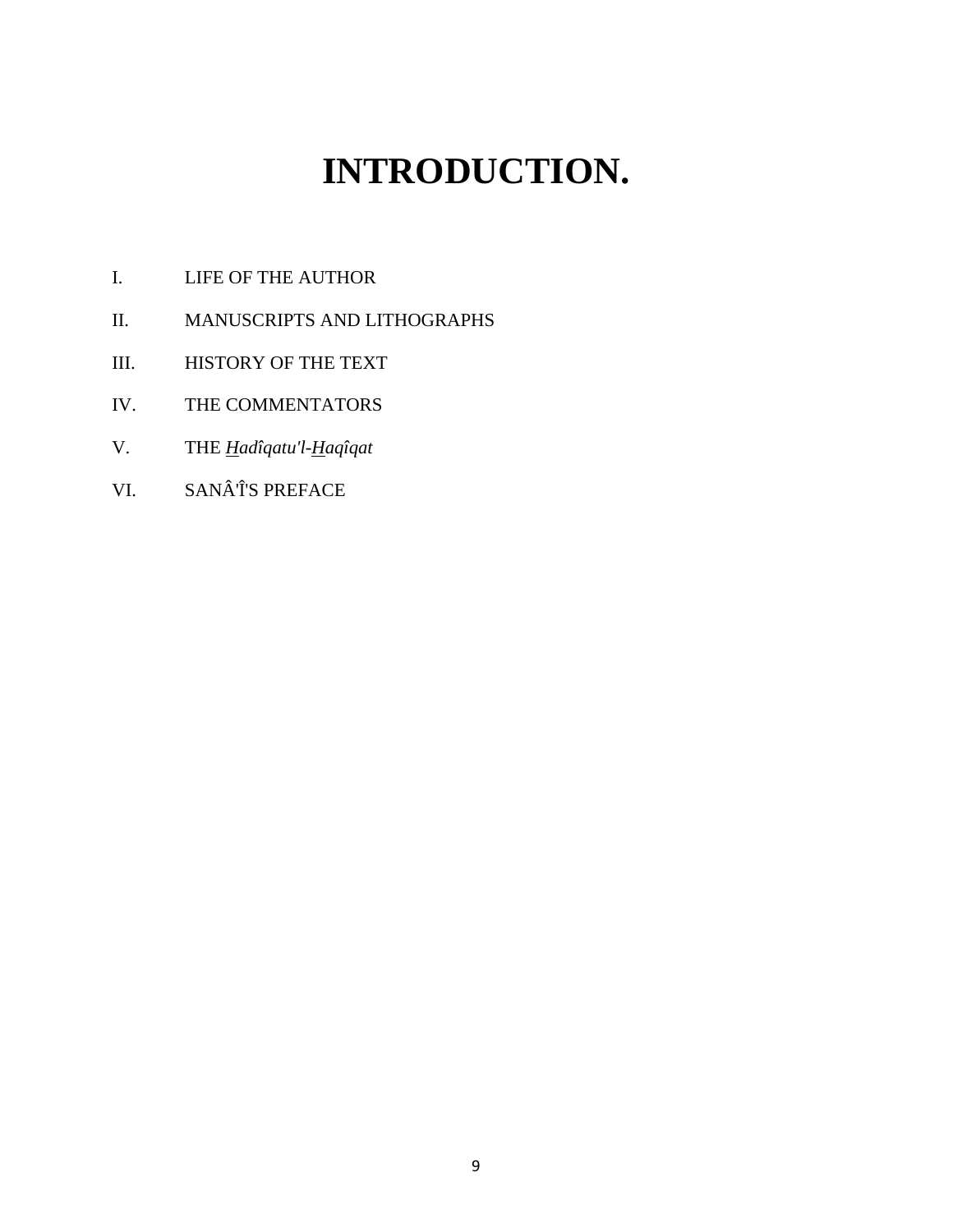# INTRODUCTION.

I. LIFE OF THE AUTHOR

II. MANUSCRIPTS AND LITHOGRAPHS

III. HISTORY OF THE TEXT

IV. THE COMMENTATORS

V. THE *Hadîqatu'l-Haqîqat*

VI. SANÂ'Î'S PREFACE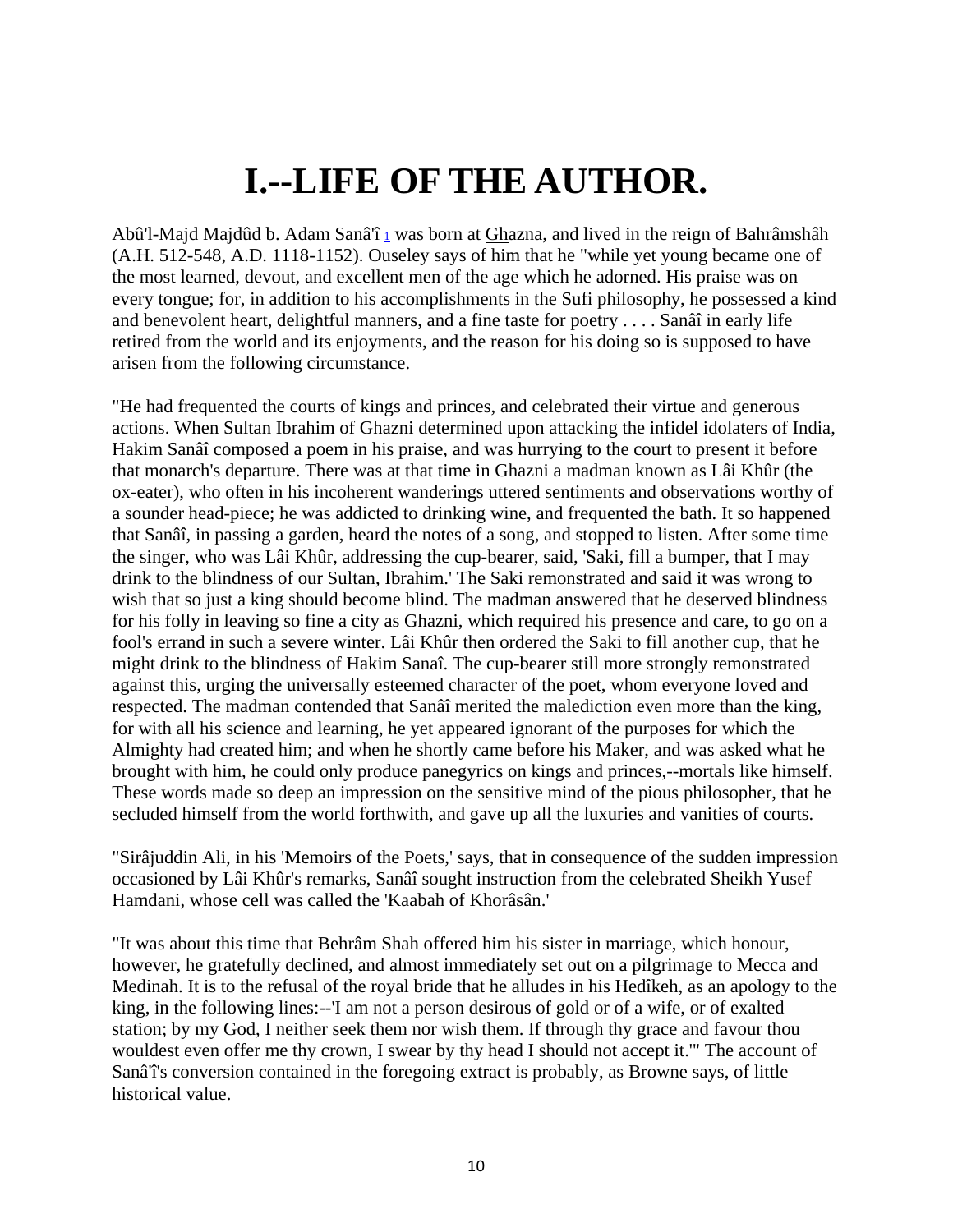# I.--LIFE OF THE AUTHOR.

Abû'l-Majd Majdûd b. Adam Sanâ'î [1] was born at Ghazna, and lived in the reign of Bahrâmshâh (A.H. 512-548, A.D. 1118-1152). Ouseley says of him that he "while yet young became one of the most learned, devout, and excellent men of the age which he adorned. His praise was on every tongue; for, in addition to his accomplishments in the Sufi philosophy, he possessed a kind and benevolent heart, delightful manners, and a fine taste for poetry . . . . Sanâî in early life retired from the world and its enjoyments, and the reason for his doing so is supposed to have arisen from the following circumstance.

"He had frequented the courts of kings and princes, and celebrated their virtue and generous actions. When Sultan Ibrahim of Ghazni determined upon attacking the infidel idolaters of India, Hakim Sanâî composed a poem in his praise, and was hurrying to the court to present it before that monarch's departure. There was at that time in Ghazni a madman known as Lâi Khûr (the ox-eater), who often in his incoherent wanderings uttered sentiments and observations worthy of a sounder head-piece; he was addicted to drinking wine, and frequented the bath. It so happened that Sanâî, in passing a garden, heard the notes of a song, and stopped to listen. After some time the singer, who was Lâi Khûr, addressing the cup-bearer, said, 'Saki, fill a bumper, that I may drink to the blindness of our Sultan, Ibrahim.' The Saki remonstrated and said it was wrong to wish that so just a king should become blind. The madman answered that he deserved blindness for his folly in leaving so fine a city as Ghazni, which required his presence and care, to go on a fool's errand in such a severe winter. Lâi Khûr then ordered the Saki to fill another cup, that he might drink to the blindness of Hakim Sanaî. The cup-bearer still more strongly remonstrated against this, urging the universally esteemed character of the poet, whom everyone loved and respected. The madman contended that Sanâî merited the malediction even more than the king, for with all his science and learning, he yet appeared ignorant of the purposes for which the Almighty had created him; and when he shortly came before his Maker, and was asked what he brought with him, he could only produce panegyrics on kings and princes,--mortals like himself. These words made so deep an impression on the sensitive mind of the pious philosopher, that he secluded himself from the world forthwith, and gave up all the luxuries and vanities of courts.

"Sirâjuddin Ali, in his 'Memoirs of the Poets,' says, that in consequence of the sudden impression occasioned by Lâi Khûr's remarks, Sanâî sought instruction from the celebrated Sheikh Yusef Hamdani, whose cell was called the 'Kaabah of Khorâsân.'

"It was about this time that Behrâm Shah offered him his sister in marriage, which honour, however, he gratefully declined, and almost immediately set out on a pilgrimage to Mecca and Medinah. It is to the refusal of the royal bride that he alludes in his Hedîkeh, as an apology to the king, in the following lines:--'I am not a person desirous of gold or of a wife, or of exalted station; by my God, I neither seek them nor wish them. If through thy grace and favour thou wouldest even offer me thy crown, I swear by thy head I should not accept it.'" The account of Sanâ'î's conversion contained in the foregoing extract is probably, as Browne says, of little historical value.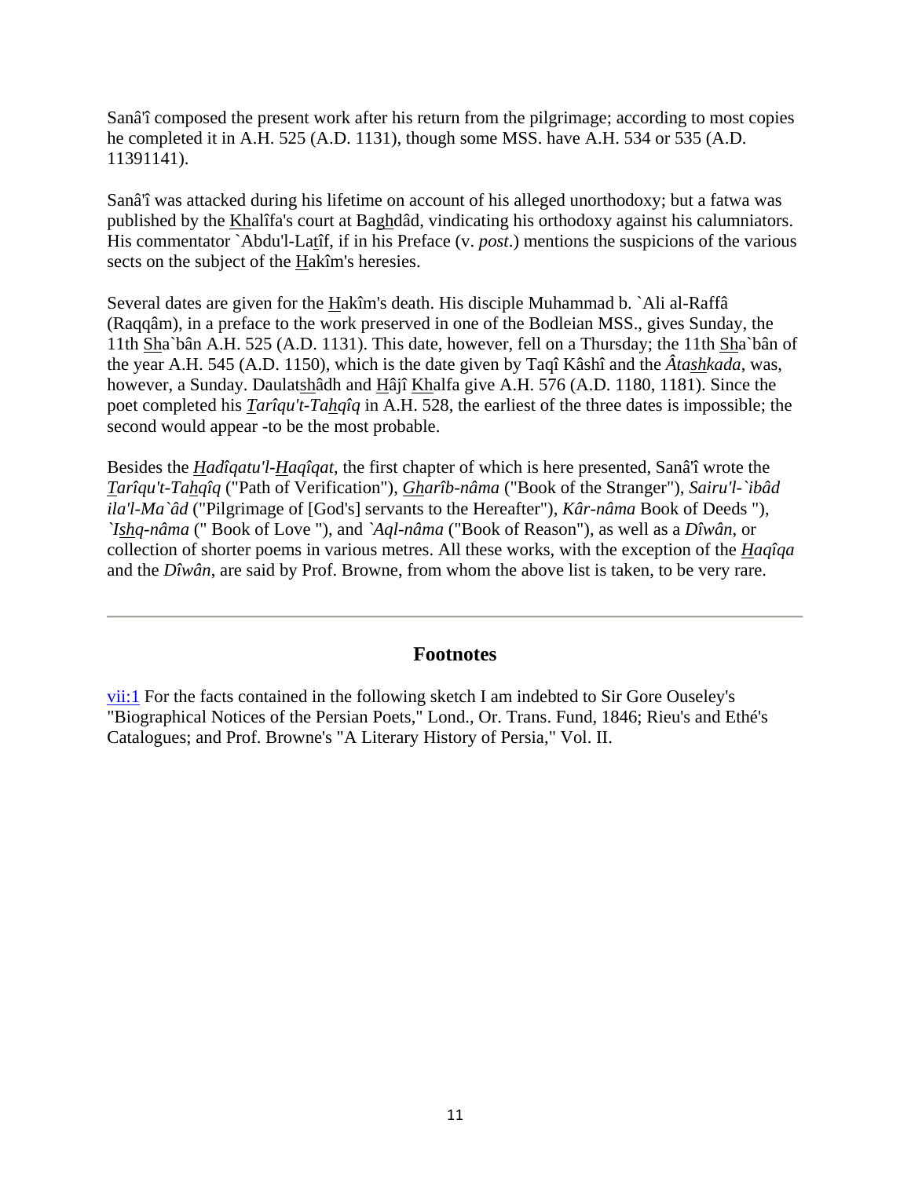Sanâ'î composed the present work after his return from the pilgrimage; according to most copies he completed it in A.H. 525 (A.D. 1131), though some MSS. have A.H. 534 or 535 (A.D. 11391141).

Sanâ'î was attacked during his lifetime on account of his alleged unorthodoxy; but a fatwa was published by the Khalîfa's court at Baghdâd, vindicating his orthodoxy against his calumniators. His commentator `Abdu'l-Latîf, if in his Preface (v. *post*.) mentions the suspicions of the various sects on the subject of the Hakîm's heresies.

Several dates are given for the Hakîm's death. His disciple Muhammad b. `Ali al-Raffâ (Raqqâm), in a preface to the work preserved in one of the Bodleian MSS., gives Sunday, the 11th Sha`bân A.H. 525 (A.D. 1131). This date, however, fell on a Thursday; the 11th Sha`bân of the year A.H. 545 (A.D. 1150), which is the date given by Taqî Kâshî and the *Âtashkada*, was, however, a Sunday. Daulatshâdh and Hâjî Khalfa give A.H. 576 (A.D. 1180, 1181). Since the poet completed his *Tarîqu't-Tahqîq* in A.H. 528, the earliest of the three dates is impossible; the second would appear -to be the most probable.

Besides the *Hadîqatu'l-Haqîqat*, the first chapter of which is here presented, Sanâ'î wrote the *Tarîqu't-Tahqîq* ("Path of Verification"), *Gharîb-nâma* ("Book of the Stranger"), *Sairu'l-`ibâd ila'l-Ma`âd* ("Pilgrimage of [God's] servants to the Hereafter"), *Kâr-nâma* Book of Deeds "), *`Ishq-nâma* (" Book of Love "), and *`Aql-nâma* ("Book of Reason"), as well as a *Dîwân*, or collection of shorter poems in various metres. All these works, with the exception of the *Haqîqa* and the *Dîwân*, are said by Prof. Browne, from whom the above list is taken, to be very rare.

---

## Footnotes

vii:1 For the facts contained in the following sketch I am indebted to Sir Gore Ouseley's "Biographical Notices of the Persian Poets," Lond., Or. Trans. Fund, 1846; Rieu's and Ethé's Catalogues; and Prof. Browne's "A Literary History of Persia," Vol. II.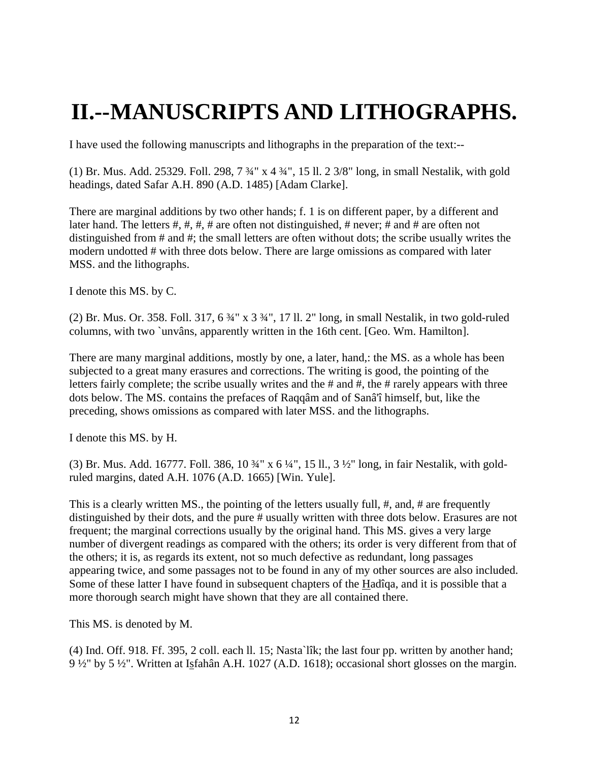# II.--MANUSCRIPTS AND LITHOGRAPHS.

I have used the following manuscripts and lithographs in the preparation of the text:--

(1) Br. Mus. Add. 25329. Foll. 298, 7 ¾" x 4 ¾", 15 ll. 2 3/8" long, in small Nestalik, with gold headings, dated Safar A.H. 890 (A.D. 1485) [Adam Clarke].

There are marginal additions by two other hands; f. 1 is on different paper, by a different and later hand. The letters #, #, #, # are often not distinguished, # never; # and # are often not distinguished from # and #; the small letters are often without dots; the scribe usually writes the modern undotted # with three dots below. There are large omissions as compared with later MSS. and the lithographs.

I denote this MS. by C.

(2) Br. Mus. Or. 358. Foll. 317, 6 ¾" x 3 ¾", 17 ll. 2" long, in small Nestalik, in two gold-ruled columns, with two `unvâns, apparently written in the 16th cent. [Geo. Wm. Hamilton].

There are many marginal additions, mostly by one, a later, hand,: the MS. as a whole has been subjected to a great many erasures and corrections. The writing is good, the pointing of the letters fairly complete; the scribe usually writes and the # and #, the # rarely appears with three dots below. The MS. contains the prefaces of Raqqâm and of Sanâ'î himself, but, like the preceding, shows omissions as compared with later MSS. and the lithographs.

I denote this MS. by H.

(3) Br. Mus. Add. 16777. Foll. 386, 10 ¾" x 6 ¼", 15 ll., 3 ½" long, in fair Nestalik, with gold-ruled margins, dated A.H. 1076 (A.D. 1665) [Win. Yule].

This is a clearly written MS., the pointing of the letters usually full, #, and, # are frequently distinguished by their dots, and the pure # usually written with three dots below. Erasures are not frequent; the marginal corrections usually by the original hand. This MS. gives a very large number of divergent readings as compared with the others; its order is very different from that of the others; it is, as regards its extent, not so much defective as redundant, long passages appearing twice, and some passages not to be found in any of my other sources are also included. Some of these latter I have found in subsequent chapters of the H̱adîqa, and it is possible that a more thorough search might have shown that they are all contained there.

This MS. is denoted by M.

(4) Ind. Off. 918. Ff. 395, 2 coll. each ll. 15; Nasta`lîk; the last four pp. written by another hand; 9 ½" by 5 ½". Written at Is̱fahân A.H. 1027 (A.D. 1618); occasional short glosses on the margin.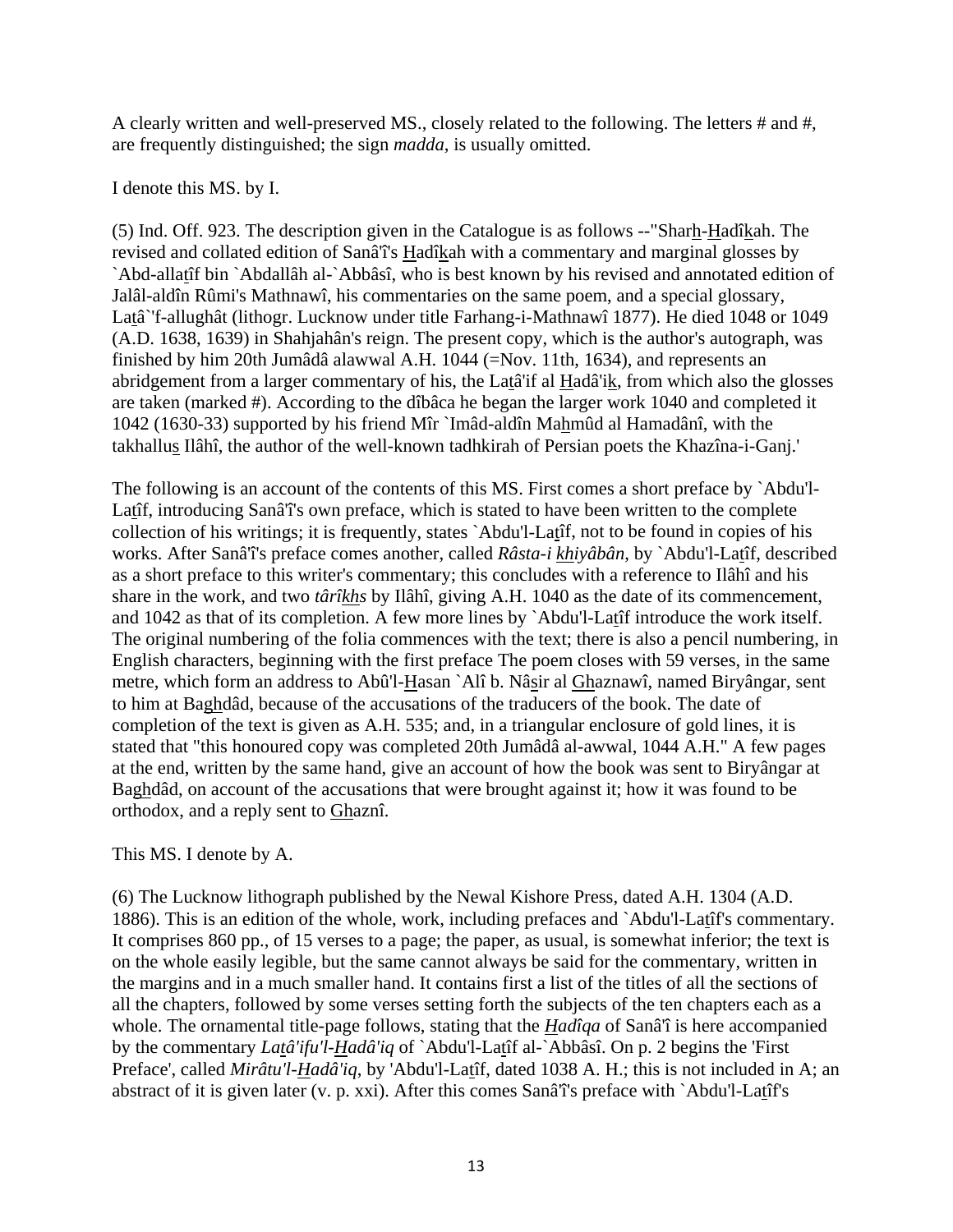A clearly written and well-preserved MS., closely related to the following. The letters # and #, are frequently distinguished; the sign *madda*, is usually omitted.

I denote this MS. by I.

(5) Ind. Off. 923. The description given in the Catalogue is as follows --"Sharh-Hadîkah. The revised and collated edition of Sanâ'î's Hadîkah with a commentary and marginal glosses by `Abd-allatîf bin `Abdallâh al-`Abbâsî, who is best known by his revised and annotated edition of Jalâl-aldîn Rûmi's Mathnawî, his commentaries on the same poem, and a special glossary, Latâ`'f-allughât (lithogr. Lucknow under title Farhang-i-Mathnawî 1877). He died 1048 or 1049 (A.D. 1638, 1639) in Shahjahân's reign. The present copy, which is the author's autograph, was finished by him 20th Jumâdâ alawwal A.H. 1044 (=Nov. 11th, 1634), and represents an abridgement from a larger commentary of his, the Latâ'if al Hadâ'ik, from which also the glosses are taken (marked #). According to the dîbâca he began the larger work 1040 and completed it 1042 (1630-33) supported by his friend Mîr `Imâd-aldîn Mahmûd al Hamadânî, with the takhallus Ilâhî, the author of the well-known tadhkirah of Persian poets the Khazîna-i-Ganj.'

The following is an account of the contents of this MS. First comes a short preface by `Abdu'l-Latîf, introducing Sanâ'î's own preface, which is stated to have been written to the complete collection of his writings; it is frequently, states `Abdu'l-Latîf, not to be found in copies of his works. After Sanâ'î's preface comes another, called *Râsta-i khiyâbân*, by `Abdu'l-Latîf, described as a short preface to this writer's commentary; this concludes with a reference to Ilâhî and his share in the work, and two *târîkhs* by Ilâhî, giving A.H. 1040 as the date of its commencement, and 1042 as that of its completion. A few more lines by `Abdu'l-Latîf introduce the work itself. The original numbering of the folia commences with the text; there is also a pencil numbering, in English characters, beginning with the first preface The poem closes with 59 verses, in the same metre, which form an address to Abû'l-Hasan `Alî b. Nâsir al Ghaznawî, named Biryângar, sent to him at Baghdâd, because of the accusations of the traducers of the book. The date of completion of the text is given as A.H. 535; and, in a triangular enclosure of gold lines, it is stated that "this honoured copy was completed 20th Jumâdâ al-awwal, 1044 A.H." A few pages at the end, written by the same hand, give an account of how the book was sent to Biryângar at Baghdâd, on account of the accusations that were brought against it; how it was found to be orthodox, and a reply sent to Ghaznî.

This MS. I denote by A.

(6) The Lucknow lithograph published by the Newal Kishore Press, dated A.H. 1304 (A.D. 1886). This is an edition of the whole, work, including prefaces and `Abdu'l-Latîf's commentary. It comprises 860 pp., of 15 verses to a page; the paper, as usual, is somewhat inferior; the text is on the whole easily legible, but the same cannot always be said for the commentary, written in the margins and in a much smaller hand. It contains first a list of the titles of all the sections of all the chapters, followed by some verses setting forth the subjects of the ten chapters each as a whole. The ornamental title-page follows, stating that the *Hadîqa* of Sanâ'î is here accompanied by the commentary *Latâ'ifu'l-Hadâ'iq* of `Abdu'l-Latîf al-`Abbâsî. On p. 2 begins the 'First Preface', called *Mirâtu'l-Hadâ'iq*, by 'Abdu'l-Latîf, dated 1038 A. H.; this is not included in A; an abstract of it is given later (v. p. xxi). After this comes Sanâ'î's preface with `Abdu'l-Latîf's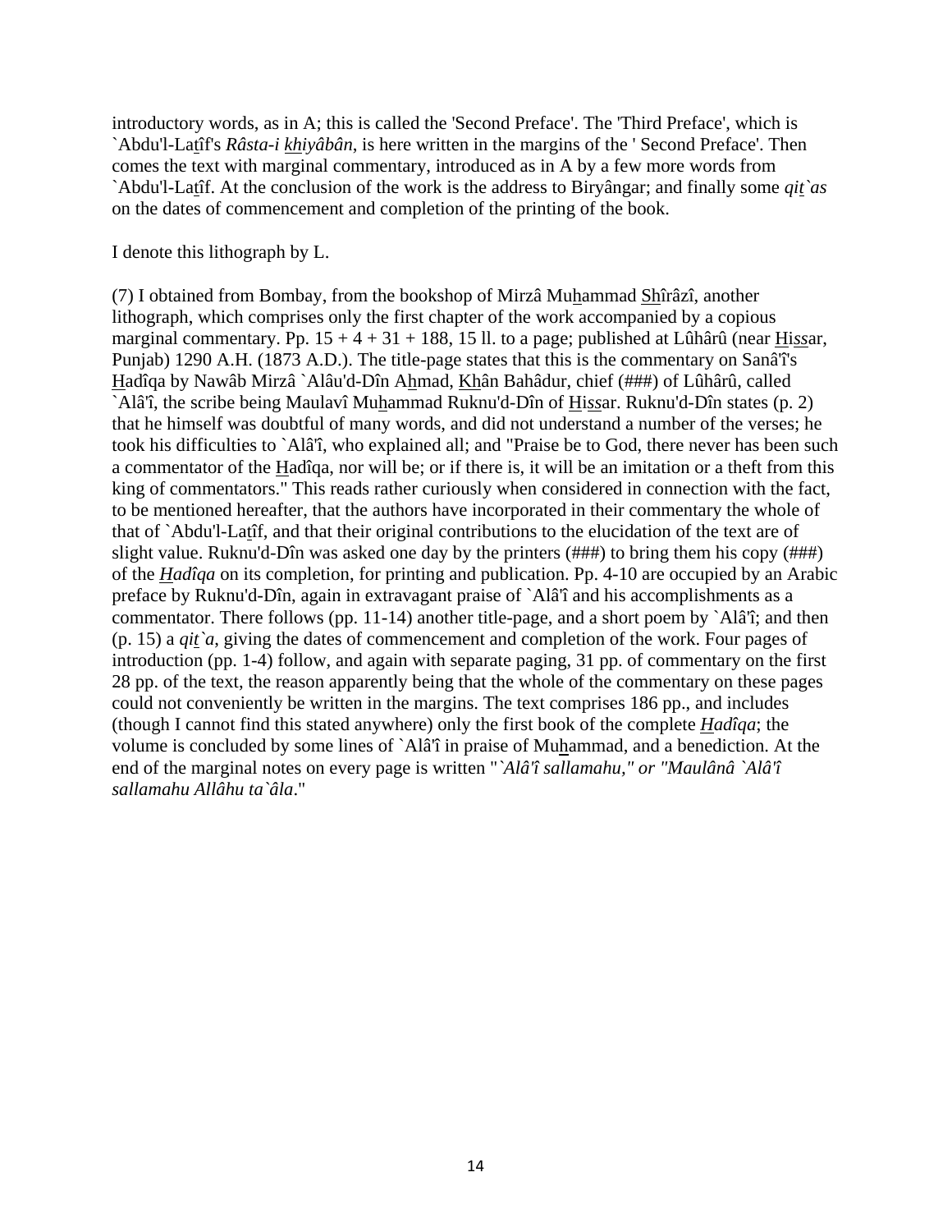introductory words, as in A; this is called the 'Second Preface'. The 'Third Preface', which is `Abdu'l-Latîf's *Râsta-i khiyâbân*, is here written in the margins of the ' Second Preface'. Then comes the text with marginal commentary, introduced as in A by a few more words from `Abdu'l-Latîf. At the conclusion of the work is the address to Biryângar; and finally some *qit`as* on the dates of commencement and completion of the printing of the book.

I denote this lithograph by L.

(7) I obtained from Bombay, from the bookshop of Mirzâ Muhammad Shîrâzî, another lithograph, which comprises only the first chapter of the work accompanied by a copious marginal commentary. Pp. 15 + 4 + 31 + 188, 15 ll. to a page; published at Lûhârû (near Hissar, Punjab) 1290 A.H. (1873 A.D.). The title-page states that this is the commentary on Sanâ'î's Hadîqa by Nawâb Mirzâ `Alâu'd-Dîn Ahmad, Khân Bahâdur, chief (###) of Lûhârû, called `Alâ'î, the scribe being Maulavî Muhammad Ruknu'd-Dîn of Hissar. Ruknu'd-Dîn states (p. 2) that he himself was doubtful of many words, and did not understand a number of the verses; he took his difficulties to `Alâ'î, who explained all; and "Praise be to God, there never has been such a commentator of the Hadîqa, nor will be; or if there is, it will be an imitation or a theft from this king of commentators." This reads rather curiously when considered in connection with the fact, to be mentioned hereafter, that the authors have incorporated in their commentary the whole of that of `Abdu'l-Latîf, and that their original contributions to the elucidation of the text are of slight value. Ruknu'd-Dîn was asked one day by the printers (###) to bring them his copy (###) of the *Hadîqa* on its completion, for printing and publication. Pp. 4-10 are occupied by an Arabic preface by Ruknu'd-Dîn, again in extravagant praise of `Alâ'î and his accomplishments as a commentator. There follows (pp. 11-14) another title-page, and a short poem by `Alâ'î; and then (p. 15) a *qit`a*, giving the dates of commencement and completion of the work. Four pages of introduction (pp. 1-4) follow, and again with separate paging, 31 pp. of commentary on the first 28 pp. of the text, the reason apparently being that the whole of the commentary on these pages could not conveniently be written in the margins. The text comprises 186 pp., and includes (though I cannot find this stated anywhere) only the first book of the complete *Hadîqa*; the volume is concluded by some lines of `Alâ'î in praise of Muhammad, and a benediction. At the end of the marginal notes on every page is written "*`Alâ'î sallamahu," or "Maulânâ `Alâ'î sallamahu Allâhu ta`âla*."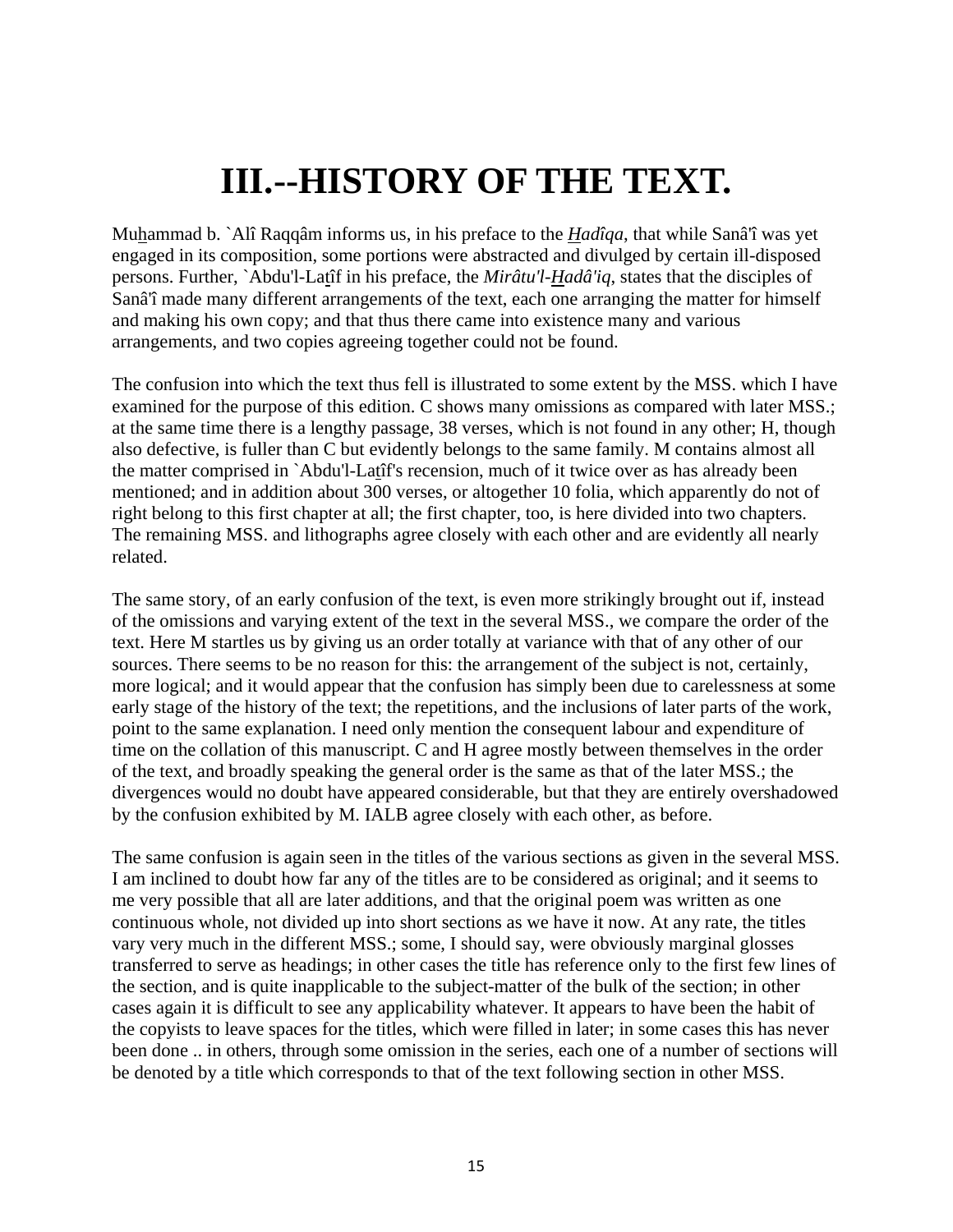# III.--HISTORY OF THE TEXT.

Muhammad b. `Alî Raqqâm informs us, in his preface to the *Hadîqa*, that while Sanâ'î was yet engaged in its composition, some portions were abstracted and divulged by certain ill-disposed persons. Further, `Abdu'l-Latîf in his preface, the *Mirâtu'l-Hadâ'iq*, states that the disciples of Sanâ'î made many different arrangements of the text, each one arranging the matter for himself and making his own copy; and that thus there came into existence many and various arrangements, and two copies agreeing together could not be found.

The confusion into which the text thus fell is illustrated to some extent by the MSS. which I have examined for the purpose of this edition. C shows many omissions as compared with later MSS.; at the same time there is a lengthy passage, 38 verses, which is not found in any other; H, though also defective, is fuller than C but evidently belongs to the same family. M contains almost all the matter comprised in `Abdu'l-Latîf's recension, much of it twice over as has already been mentioned; and in addition about 300 verses, or altogether 10 folia, which apparently do not of right belong to this first chapter at all; the first chapter, too, is here divided into two chapters. The remaining MSS. and lithographs agree closely with each other and are evidently all nearly related.

The same story, of an early confusion of the text, is even more strikingly brought out if, instead of the omissions and varying extent of the text in the several MSS., we compare the order of the text. Here M startles us by giving us an order totally at variance with that of any other of our sources. There seems to be no reason for this: the arrangement of the subject is not, certainly, more logical; and it would appear that the confusion has simply been due to carelessness at some early stage of the history of the text; the repetitions, and the inclusions of later parts of the work, point to the same explanation. I need only mention the consequent labour and expenditure of time on the collation of this manuscript. C and H agree mostly between themselves in the order of the text, and broadly speaking the general order is the same as that of the later MSS.; the divergences would no doubt have appeared considerable, but that they are entirely overshadowed by the confusion exhibited by M. IALB agree closely with each other, as before.

The same confusion is again seen in the titles of the various sections as given in the several MSS. I am inclined to doubt how far any of the titles are to be considered as original; and it seems to me very possible that all are later additions, and that the original poem was written as one continuous whole, not divided up into short sections as we have it now. At any rate, the titles vary very much in the different MSS.; some, I should say, were obviously marginal glosses transferred to serve as headings; in other cases the title has reference only to the first few lines of the section, and is quite inapplicable to the subject-matter of the bulk of the section; in other cases again it is difficult to see any applicability whatever. It appears to have been the habit of the copyists to leave spaces for the titles, which were filled in later; in some cases this has never been done .. in others, through some omission in the series, each one of a number of sections will be denoted by a title which corresponds to that of the text following section in other MSS.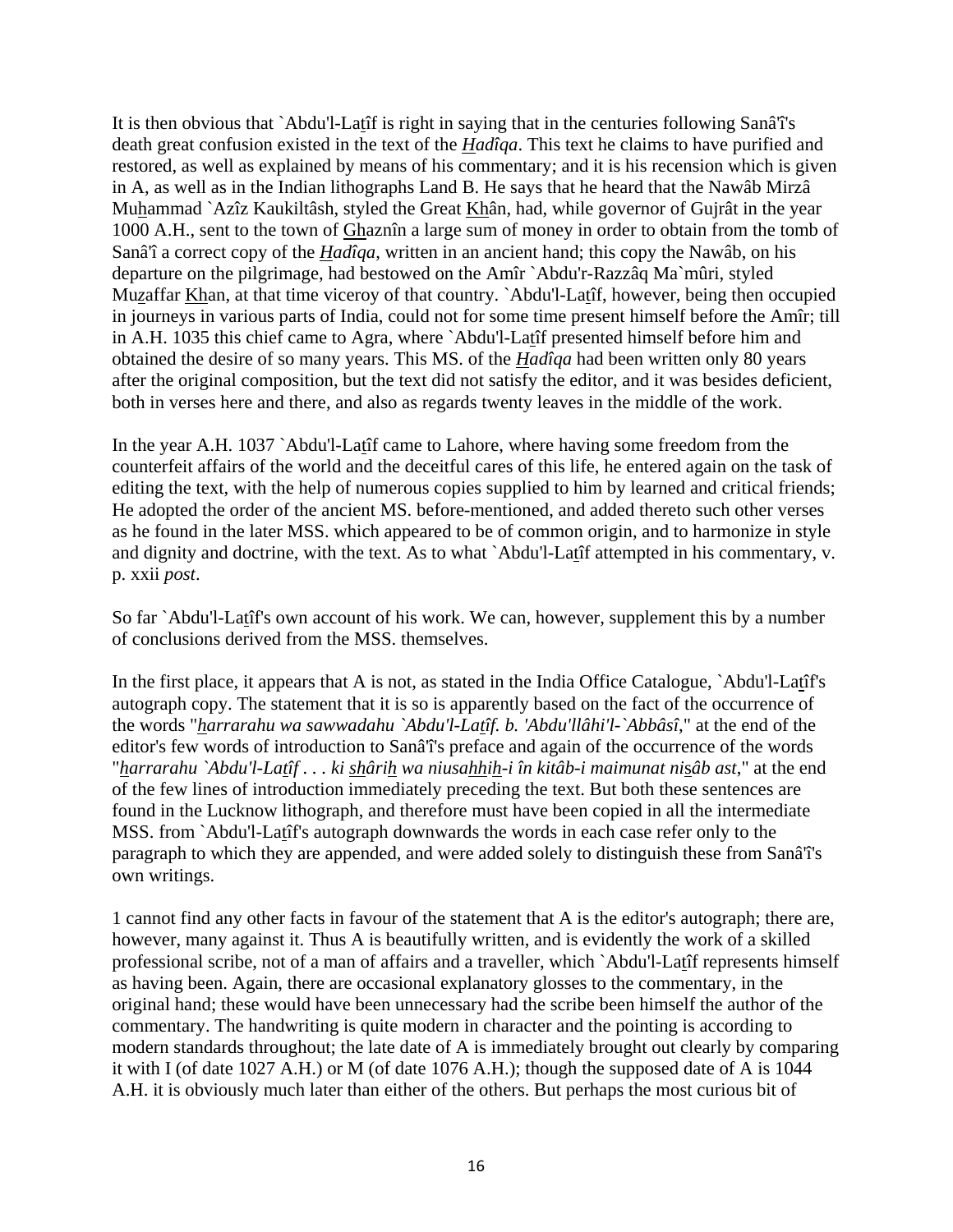It is then obvious that `Abdu'l-Laṯîf is right in saying that in the centuries following Sanâ'î's death great confusion existed in the text of the *Hadîqa*. This text he claims to have purified and restored, as well as explained by means of his commentary; and it is his recension which is given in A, as well as in the Indian lithographs Land B. He says that he heard that the Nawâb Mirzâ Muhammad `Azîz Kaukiltâsh, styled the Great Khân, had, while governor of Gujrât in the year 1000 A.H., sent to the town of Ghaznîn a large sum of money in order to obtain from the tomb of Sanâ'î a correct copy of the *Hadîqa*, written in an ancient hand; this copy the Nawâb, on his departure on the pilgrimage, had bestowed on the Amîr `Abdu'r-Razzâq Ma`mûri, styled Muzaffar Khan, at that time viceroy of that country. `Abdu'l-Laṯîf, however, being then occupied in journeys in various parts of India, could not for some time present himself before the Amîr; till in A.H. 1035 this chief came to Agra, where `Abdu'l-Laṯîf presented himself before him and obtained the desire of so many years. This MS. of the *Hadîqa* had been written only 80 years after the original composition, but the text did not satisfy the editor, and it was besides deficient, both in verses here and there, and also as regards twenty leaves in the middle of the work.

In the year A.H. 1037 `Abdu'l-Laṯîf came to Lahore, where having some freedom from the counterfeit affairs of the world and the deceitful cares of this life, he entered again on the task of editing the text, with the help of numerous copies supplied to him by learned and critical friends; He adopted the order of the ancient MS. before-mentioned, and added thereto such other verses as he found in the later MSS. which appeared to be of common origin, and to harmonize in style and dignity and doctrine, with the text. As to what `Abdu'l-Laṯîf attempted in his commentary, v. p. xxii *post*.

So far `Abdu'l-Laṯîf's own account of his work. We can, however, supplement this by a number of conclusions derived from the MSS. themselves.

In the first place, it appears that A is not, as stated in the India Office Catalogue, `Abdu'l-Laṯîf's autograph copy. The statement that it is so is apparently based on the fact of the occurrence of the words "*harrarahu wa sawwadahu `Abdu'l-Laṯîf. b. 'Abdu'llâhi'l-`Abbâsî*," at the end of the editor's few words of introduction to Sanâ'î's preface and again of the occurrence of the words "*harrarahu `Abdu'l-Laṯîf . . . ki shârih wa niusahhih-i în kitâb-i maimunat nisâb ast*," at the end of the few lines of introduction immediately preceding the text. But both these sentences are found in the Lucknow lithograph, and therefore must have been copied in all the intermediate MSS. from `Abdu'l-Laṯîf's autograph downwards the words in each case refer only to the paragraph to which they are appended, and were added solely to distinguish these from Sanâ'î's own writings.

1 cannot find any other facts in favour of the statement that A is the editor's autograph; there are, however, many against it. Thus A is beautifully written, and is evidently the work of a skilled professional scribe, not of a man of affairs and a traveller, which `Abdu'l-Laṯîf represents himself as having been. Again, there are occasional explanatory glosses to the commentary, in the original hand; these would have been unnecessary had the scribe been himself the author of the commentary. The handwriting is quite modern in character and the pointing is according to modern standards throughout; the late date of A is immediately brought out clearly by comparing it with I (of date 1027 A.H.) or M (of date 1076 A.H.); though the supposed date of A is 1044 A.H. it is obviously much later than either of the others. But perhaps the most curious bit of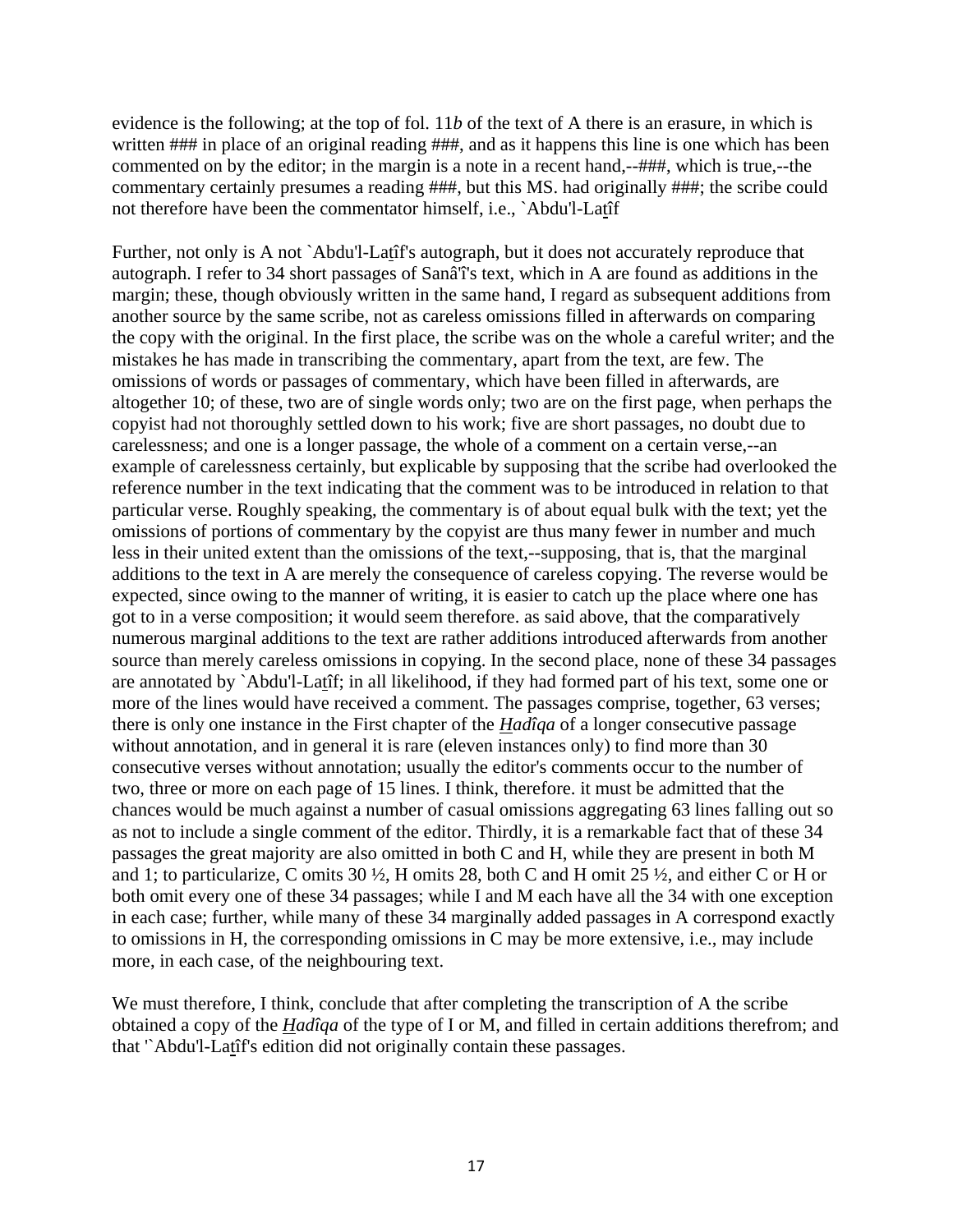evidence is the following; at the top of fol. 11*b* of the text of A there is an erasure, in which is written ### in place of an original reading ###, and as it happens this line is one which has been commented on by the editor; in the margin is a note in a recent hand,--###, which is true,--the commentary certainly presumes a reading ###, but this MS. had originally ###; the scribe could not therefore have been the commentator himself, i.e., `Abdu'l-Laṯîf

Further, not only is A not `Abdu'l-Laṯîf's autograph, but it does not accurately reproduce that autograph. I refer to 34 short passages of Sanâ'î's text, which in A are found as additions in the margin; these, though obviously written in the same hand, I regard as subsequent additions from another source by the same scribe, not as careless omissions filled in afterwards on comparing the copy with the original. In the first place, the scribe was on the whole a careful writer; and the mistakes he has made in transcribing the commentary, apart from the text, are few. The omissions of words or passages of commentary, which have been filled in afterwards, are altogether 10; of these, two are of single words only; two are on the first page, when perhaps the copyist had not thoroughly settled down to his work; five are short passages, no doubt due to carelessness; and one is a longer passage, the whole of a comment on a certain verse,--an example of carelessness certainly, but explicable by supposing that the scribe had overlooked the reference number in the text indicating that the comment was to be introduced in relation to that particular verse. Roughly speaking, the commentary is of about equal bulk with the text; yet the omissions of portions of commentary by the copyist are thus many fewer in number and much less in their united extent than the omissions of the text,--supposing, that is, that the marginal additions to the text in A are merely the consequence of careless copying. The reverse would be expected, since owing to the manner of writing, it is easier to catch up the place where one has got to in a verse composition; it would seem therefore. as said above, that the comparatively numerous marginal additions to the text are rather additions introduced afterwards from another source than merely careless omissions in copying. In the second place, none of these 34 passages are annotated by `Abdu'l-Laṯîf; in all likelihood, if they had formed part of his text, some one or more of the lines would have received a comment. The passages comprise, together, 63 verses; there is only one instance in the First chapter of the ***Ḫadîqa*** of a longer consecutive passage without annotation, and in general it is rare (eleven instances only) to find more than 30 consecutive verses without annotation; usually the editor's comments occur to the number of two, three or more on each page of 15 lines. I think, therefore. it must be admitted that the chances would be much against a number of casual omissions aggregating 63 lines falling out so as not to include a single comment of the editor. Thirdly, it is a remarkable fact that of these 34 passages the great majority are also omitted in both C and H, while they are present in both M and 1; to particularize, C omits 30 ½, H omits 28, both C and H omit 25 ½, and either C or H or both omit every one of these 34 passages; while I and M each have all the 34 with one exception in each case; further, while many of these 34 marginally added passages in A correspond exactly to omissions in H, the corresponding omissions in C may be more extensive, i.e., may include more, in each case, of the neighbouring text.

We must therefore, I think, conclude that after completing the transcription of A the scribe obtained a copy of the ***Ḫadîqa*** of the type of I or M, and filled in certain additions therefrom; and that '`Abdu'l-Laṯîf's edition did not originally contain these passages.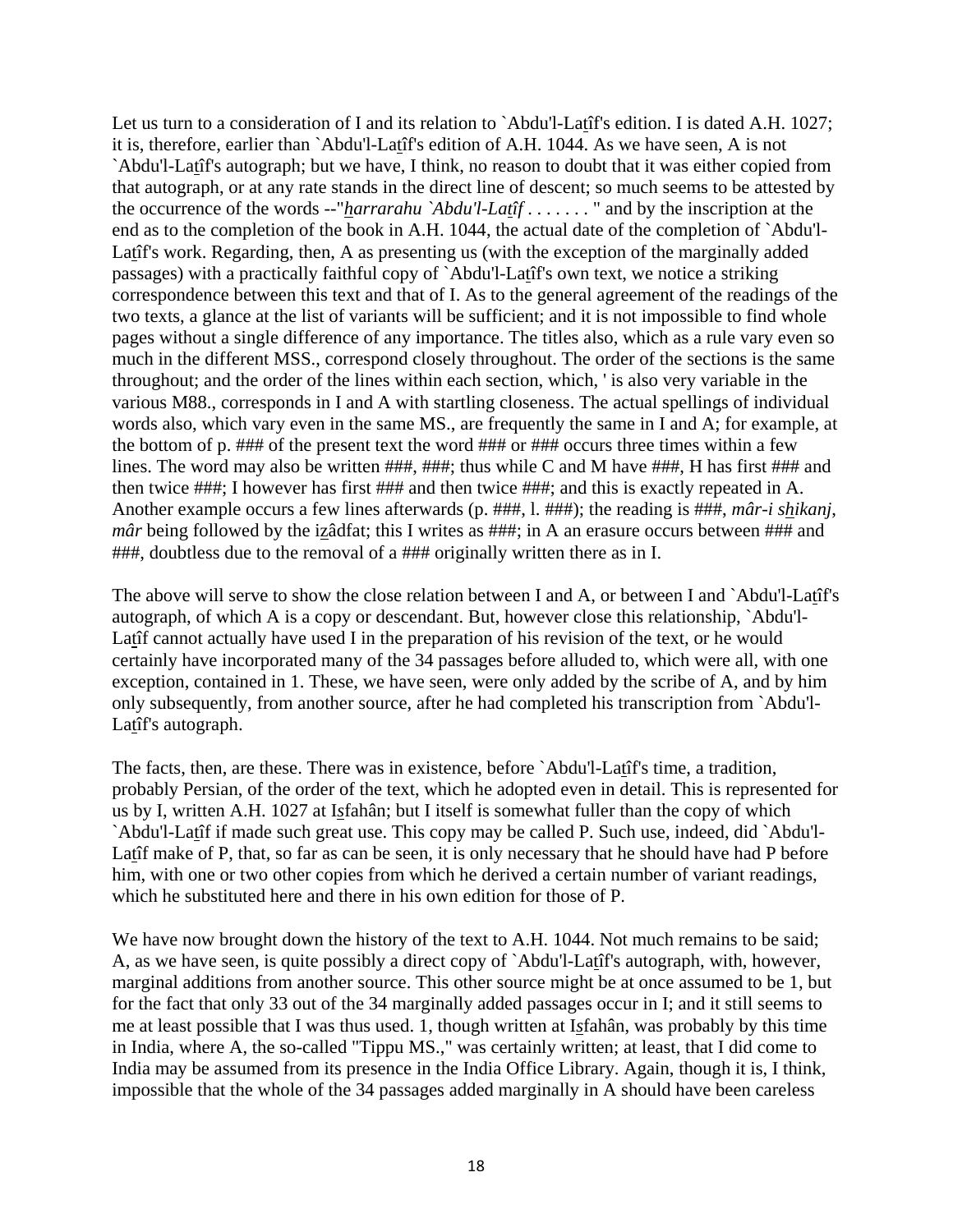Let us turn to a consideration of I and its relation to `Abdu'l-Laṯîf's edition. I is dated A.H. 1027; it is, therefore, earlier than `Abdu'l-Laṯîf's edition of A.H. 1044. As we have seen, A is not `Abdu'l-Laṯîf's autograph; but we have, I think, no reason to doubt that it was either copied from that autograph, or at any rate stands in the direct line of descent; so much seems to be attested by the occurrence of the words --"*h̲arrarahu `Abdu'l-Laṯîf* . . . . . . . " and by the inscription at the end as to the completion of the book in A.H. 1044, the actual date of the completion of `Abdu'l-Laṯîf's work. Regarding, then, A as presenting us (with the exception of the marginally added passages) with a practically faithful copy of `Abdu'l-Laṯîf's own text, we notice a striking correspondence between this text and that of I. As to the general agreement of the readings of the two texts, a glance at the list of variants will be sufficient; and it is not impossible to find whole pages without a single difference of any importance. The titles also, which as a rule vary even so much in the different MSS., correspond closely throughout. The order of the sections is the same throughout; and the order of the lines within each section, which, ' is also very variable in the various M88., corresponds in I and A with startling closeness. The actual spellings of individual words also, which vary even in the same MS., are frequently the same in I and A; for example, at the bottom of p. ### of the present text the word ### or ### occurs three times within a few lines. The word may also be written ###, ###; thus while C and M have ###, H has first ### and then twice ###; I however has first ### and then twice ###; and this is exactly repeated in A. Another example occurs a few lines afterwards (p. ###, l. ###); the reading is ###, *mâr-i s̲hikanj*, *mâr* being followed by the iẕâdfat; this I writes as ###; in A an erasure occurs between ### and ###, doubtless due to the removal of a ### originally written there as in I.

The above will serve to show the close relation between I and A, or between I and `Abdu'l-Laṯîf's autograph, of which A is a copy or descendant. But, however close this relationship, `Abdu'l-Laṯîf cannot actually have used I in the preparation of his revision of the text, or he would certainly have incorporated many of the 34 passages before alluded to, which were all, with one exception, contained in 1. These, we have seen, were only added by the scribe of A, and by him only subsequently, from another source, after he had completed his transcription from `Abdu'l-Laṯîf's autograph.

The facts, then, are these. There was in existence, before `Abdu'l-Laṯîf's time, a tradition, probably Persian, of the order of the text, which he adopted even in detail. This is represented for us by I, written A.H. 1027 at Is̲fahân; but I itself is somewhat fuller than the copy of which `Abdu'l-Laṯîf if made such great use. This copy may be called P. Such use, indeed, did `Abdu'l-Laṯîf make of P, that, so far as can be seen, it is only necessary that he should have had P before him, with one or two other copies from which he derived a certain number of variant readings, which he substituted here and there in his own edition for those of P.

We have now brought down the history of the text to A.H. 1044. Not much remains to be said; A, as we have seen, is quite possibly a direct copy of `Abdu'l-Laṯîf's autograph, with, however, marginal additions from another source. This other source might be at once assumed to be 1, but for the fact that only 33 out of the 34 marginally added passages occur in I; and it still seems to me at least possible that I was thus used. 1, though written at Is̲fahân, was probably by this time in India, where A, the so-called "Tippu MS.," was certainly written; at least, that I did come to India may be assumed from its presence in the India Office Library. Again, though it is, I think, impossible that the whole of the 34 passages added marginally in A should have been careless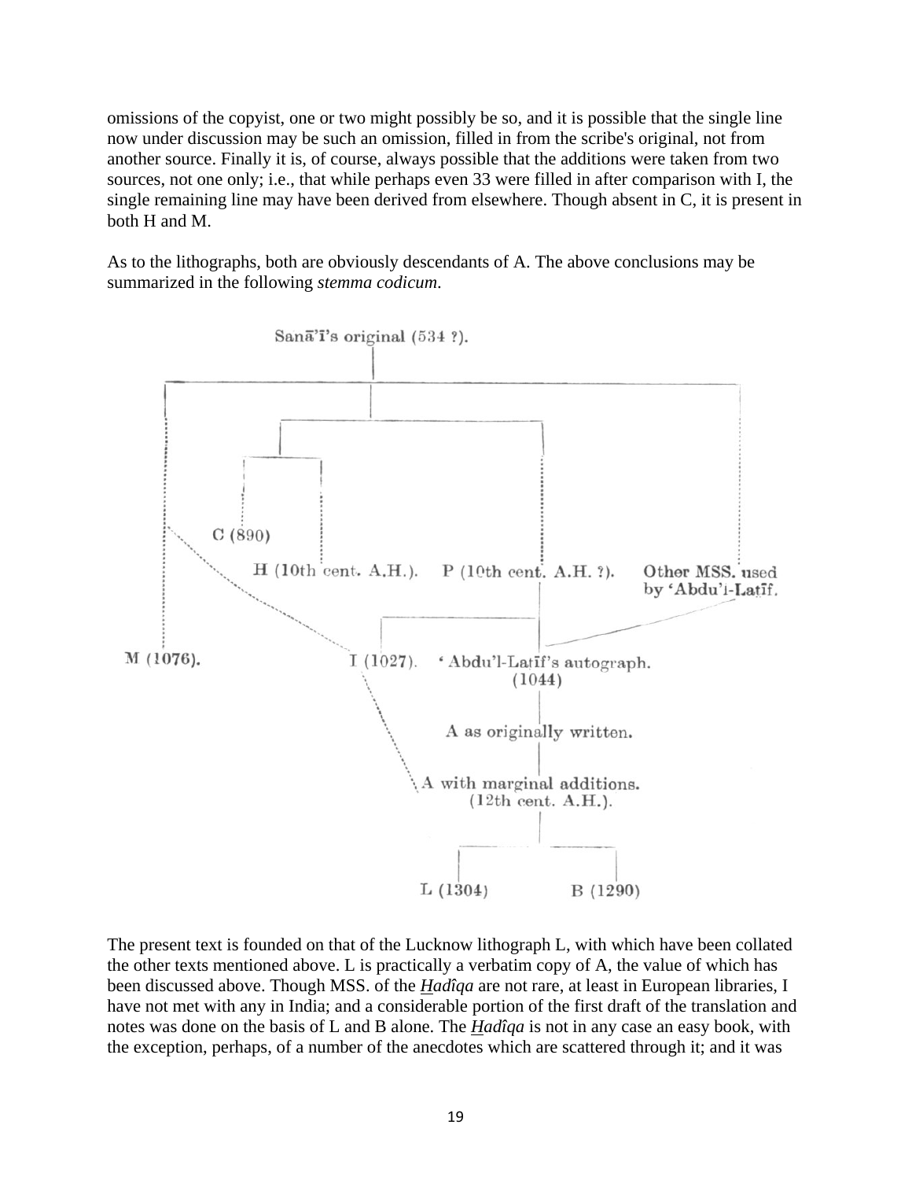omissions of the copyist, one or two might possibly be so, and it is possible that the single line now under discussion may be such an omission, filled in from the scribe's original, not from another source. Finally it is, of course, always possible that the additions were taken from two sources, not one only; i.e., that while perhaps even 33 were filled in after comparison with I, the single remaining line may have been derived from elsewhere. Though absent in C, it is present in both H and M.

As to the lithographs, both are obviously descendants of A. The above conclusions may be summarized in the following *stemma codicum*.

```
Sanā'ī's original (534 ?).

C (890)
H (10th cent. A.H.).
P (10th cent. A.H. ?).
Other MSS. used by 'Abdu'l-Laṭīf.

M (1076).
I (1027).
'Abdu'l-Laṭīf's autograph. (1044)

A as originally written.

A with marginal additions. (12th cent. A.H.).

L (1304)
B (1290)
```

The present text is founded on that of the Lucknow lithograph L, with which have been collated the other texts mentioned above. L is practically a verbatim copy of A, the value of which has been discussed above. Though MSS. of the *Hadîqa* are not rare, at least in European libraries, I have not met with any in India; and a considerable portion of the first draft of the translation and notes was done on the basis of L and B alone. The *Hadîqa* is not in any case an easy book, with the exception, perhaps, of a number of the anecdotes which are scattered through it; and it was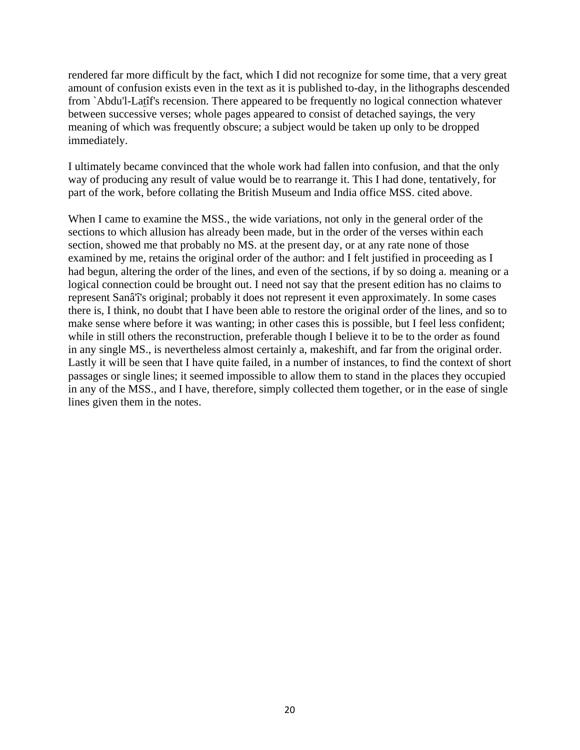rendered far more difficult by the fact, which I did not recognize for some time, that a very great amount of confusion exists even in the text as it is published to-day, in the lithographs descended from `Abdu'l-Laṯîf's recension. There appeared to be frequently no logical connection whatever between successive verses; whole pages appeared to consist of detached sayings, the very meaning of which was frequently obscure; a subject would be taken up only to be dropped immediately.

I ultimately became convinced that the whole work had fallen into confusion, and that the only way of producing any result of value would be to rearrange it. This I had done, tentatively, for part of the work, before collating the British Museum and India office MSS. cited above.

When I came to examine the MSS., the wide variations, not only in the general order of the sections to which allusion has already been made, but in the order of the verses within each section, showed me that probably no MS. at the present day, or at any rate none of those examined by me, retains the original order of the author: and I felt justified in proceeding as I had begun, altering the order of the lines, and even of the sections, if by so doing a. meaning or a logical connection could be brought out. I need not say that the present edition has no claims to represent Sanâ'î's original; probably it does not represent it even approximately. In some cases there is, I think, no doubt that I have been able to restore the original order of the lines, and so to make sense where before it was wanting; in other cases this is possible, but I feel less confident; while in still others the reconstruction, preferable though I believe it to be to the order as found in any single MS., is nevertheless almost certainly a, makeshift, and far from the original order. Lastly it will be seen that I have quite failed, in a number of instances, to find the context of short passages or single lines; it seemed impossible to allow them to stand in the places they occupied in any of the MSS., and I have, therefore, simply collected them together, or in the ease of single lines given them in the notes.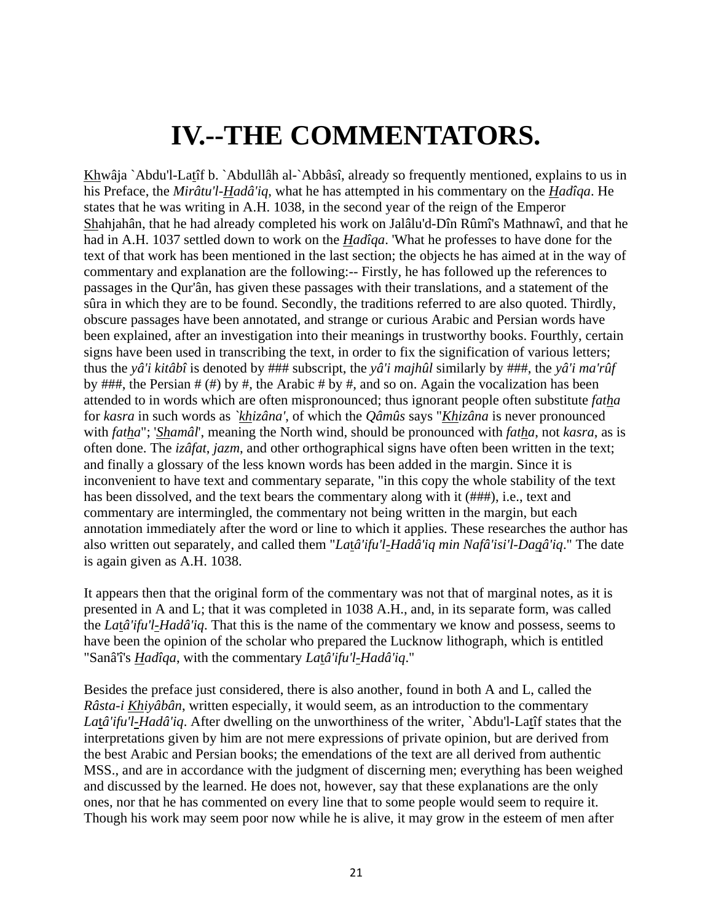# IV.--THE COMMENTATORS.

Khwâja `Abdu'l-Latîf b. `Abdullâh al-`Abbâsî, already so frequently mentioned, explains to us in his Preface, the *Mirâtu'l-Hadâ'iq*, what he has attempted in his commentary on the *Hadîqa*. He states that he was writing in A.H. 1038, in the second year of the reign of the Emperor Shahjahân, that he had already completed his work on Jalâlu'd-Dîn Rûmî's Mathnawî, and that he had in A.H. 1037 settled down to work on the *Hadîqa*. 'What he professes to have done for the text of that work has been mentioned in the last section; the objects he has aimed at in the way of commentary and explanation are the following:-- Firstly, he has followed up the references to passages in the Qur'ân, has given these passages with their translations, and a statement of the sûra in which they are to be found. Secondly, the traditions referred to are also quoted. Thirdly, obscure passages have been annotated, and strange or curious Arabic and Persian words have been explained, after an investigation into their meanings in trustworthy books. Fourthly, certain signs have been used in transcribing the text, in order to fix the signification of various letters; thus the *yâ'i kitâbî* is denoted by ### subscript, the *yâ'i majhûl* similarly by ###, the *yâ'i ma'rûf* by ###, the Persian # (#) by #, the Arabic # by #, and so on. Again the vocalization has been attended to in words which are often mispronounced; thus ignorant people often substitute *fatha* for *kasra* in such words as *`khizâna'*, of which the *Qâmûs* says "*Khizâna* is never pronounced with *fatha*"; '*Shamâl*', meaning the North wind, should be pronounced with *fatha*, not *kasra*, as is often done. The *izâfat*, *jazm*, and other orthographical signs have often been written in the text; and finally a glossary of the less known words has been added in the margin. Since it is inconvenient to have text and commentary separate, "in this copy the whole stability of the text has been dissolved, and the text bears the commentary along with it (###), i.e., text and commentary are intermingled, the commentary not being written in the margin, but each annotation immediately after the word or line to which it applies. These researches the author has also written out separately, and called them "*Latâ'ifu'l-Hadâ'iq min Nafâ'isi'l-Daqâ'iq*." The date is again given as A.H. 1038.

It appears then that the original form of the commentary was not that of marginal notes, as it is presented in A and L; that it was completed in 1038 A.H., and, in its separate form, was called the *Latâ'ifu'l-Hadâ'iq*. That this is the name of the commentary we know and possess, seems to have been the opinion of the scholar who prepared the Lucknow lithograph, which is entitled "Sanâ'î's *Hadîqa*, with the commentary *Latâ'ifu'l-Hadâ'iq*."

Besides the preface just considered, there is also another, found in both A and L, called the *Râsta-i Khiyâbân*, written especially, it would seem, as an introduction to the commentary *Latâ'ifu'l-Hadâ'iq*. After dwelling on the unworthiness of the writer, `Abdu'l-Latîf states that the interpretations given by him are not mere expressions of private opinion, but are derived from the best Arabic and Persian books; the emendations of the text are all derived from authentic MSS., and are in accordance with the judgment of discerning men; everything has been weighed and discussed by the learned. He does not, however, say that these explanations are the only ones, nor that he has commented on every line that to some people would seem to require it. Though his work may seem poor now while he is alive, it may grow in the esteem of men after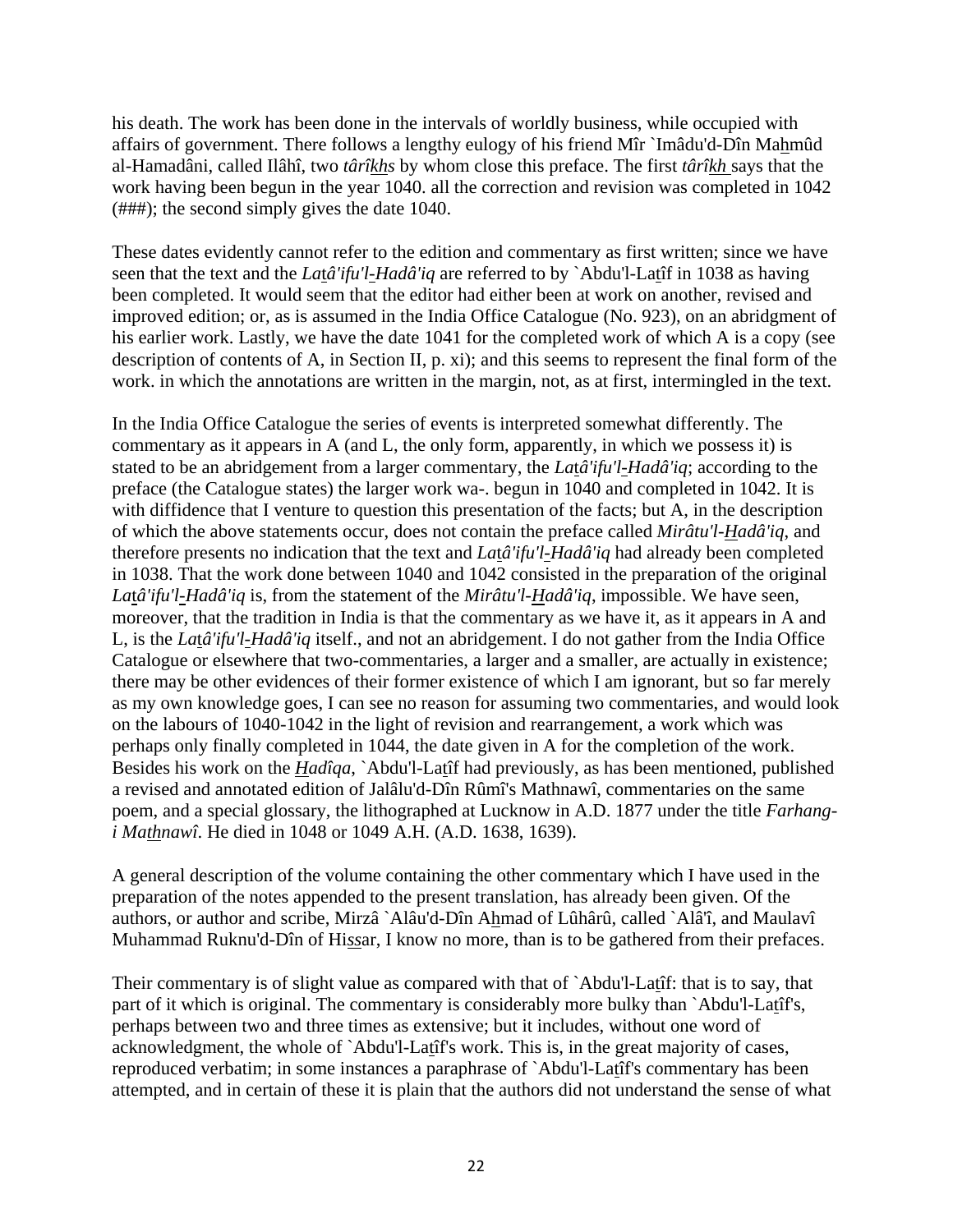his death. The work has been done in the intervals of worldly business, while occupied with affairs of government. There follows a lengthy eulogy of his friend Mîr `Imâdu'd-Dîn Mahmûd al-Hamadâni, called Ilâhî, two *târîkhs* by whom close this preface. The first *târîkh* says that the work having been begun in the year 1040. all the correction and revision was completed in 1042 (###); the second simply gives the date 1040.

These dates evidently cannot refer to the edition and commentary as first written; since we have seen that the text and the *Latâ'ifu'l-Hadâ'iq* are referred to by `Abdu'l-Latîf in 1038 as having been completed. It would seem that the editor had either been at work on another, revised and improved edition; or, as is assumed in the India Office Catalogue (No. 923), on an abridgment of his earlier work. Lastly, we have the date 1041 for the completed work of which A is a copy (see description of contents of A, in Section II, p. xi); and this seems to represent the final form of the work. in which the annotations are written in the margin, not, as at first, intermingled in the text.

In the India Office Catalogue the series of events is interpreted somewhat differently. The commentary as it appears in A (and L, the only form, apparently, in which we possess it) is stated to be an abridgement from a larger commentary, the *Latâ'ifu'l-Hadâ'iq*; according to the preface (the Catalogue states) the larger work wa-. begun in 1040 and completed in 1042. It is with diffidence that I venture to question this presentation of the facts; but A, in the description of which the above statements occur, does not contain the preface called *Mirâtu'l-Hadâ'iq*, and therefore presents no indication that the text and *Latâ'ifu'l-Hadâ'iq* had already been completed in 1038. That the work done between 1040 and 1042 consisted in the preparation of the original *Latâ'ifu'l-Hadâ'iq* is, from the statement of the *Mirâtu'l-Hadâ'iq*, impossible. We have seen, moreover, that the tradition in India is that the commentary as we have it, as it appears in A and L, is the *Latâ'ifu'l-Hadâ'iq* itself., and not an abridgement. I do not gather from the India Office Catalogue or elsewhere that two-commentaries, a larger and a smaller, are actually in existence; there may be other evidences of their former existence of which I am ignorant, but so far merely as my own knowledge goes, I can see no reason for assuming two commentaries, and would look on the labours of 1040-1042 in the light of revision and rearrangement, a work which was perhaps only finally completed in 1044, the date given in A for the completion of the work. Besides his work on the *Hadîqa*, `Abdu'l-Latîf had previously, as has been mentioned, published a revised and annotated edition of Jalâlu'd-Dîn Rûmî's Mathnawî, commentaries on the same poem, and a special glossary, the lithographed at Lucknow in A.D. 1877 under the title *Farhang-i Mathnawî*. He died in 1048 or 1049 A.H. (A.D. 1638, 1639).

A general description of the volume containing the other commentary which I have used in the preparation of the notes appended to the present translation, has already been given. Of the authors, or author and scribe, Mirzâ `Alâu'd-Dîn Ahmad of Lûhârû, called `Alâ'î, and Maulavî Muhammad Ruknu'd-Dîn of Hissar, I know no more, than is to be gathered from their prefaces.

Their commentary is of slight value as compared with that of `Abdu'l-Latîf: that is to say, that part of it which is original. The commentary is considerably more bulky than `Abdu'l-Latîf's, perhaps between two and three times as extensive; but it includes, without one word of acknowledgment, the whole of `Abdu'l-Latîf's work. This is, in the great majority of cases, reproduced verbatim; in some instances a paraphrase of `Abdu'l-Latîf's commentary has been attempted, and in certain of these it is plain that the authors did not understand the sense of what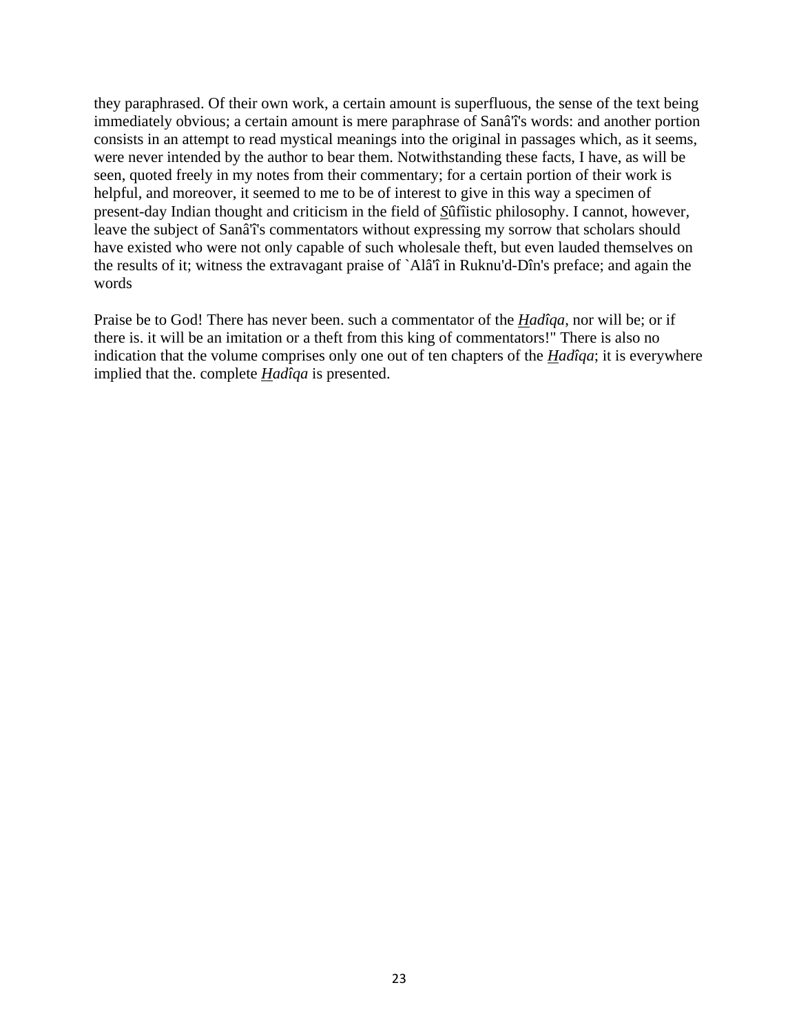they paraphrased. Of their own work, a certain amount is superfluous, the sense of the text being immediately obvious; a certain amount is mere paraphrase of Sanâ'î's words: and another portion consists in an attempt to read mystical meanings into the original in passages which, as it seems, were never intended by the author to bear them. Notwithstanding these facts, I have, as will be seen, quoted freely in my notes from their commentary; for a certain portion of their work is helpful, and moreover, it seemed to me to be of interest to give in this way a specimen of present-day Indian thought and criticism in the field of S̲ûfîistic philosophy. I cannot, however, leave the subject of Sanâ'î's commentators without expressing my sorrow that scholars should have existed who were not only capable of such wholesale theft, but even lauded themselves on the results of it; witness the extravagant praise of `Alâ'î in Ruknu'd-Dîn's preface; and again the words

Praise be to God! There has never been. such a commentator of the *H̲adîqa*, nor will be; or if there is. it will be an imitation or a theft from this king of commentators!" There is also no indication that the volume comprises only one out of ten chapters of the *H̲adîqa*; it is everywhere implied that the. complete *H̲adîqa* is presented.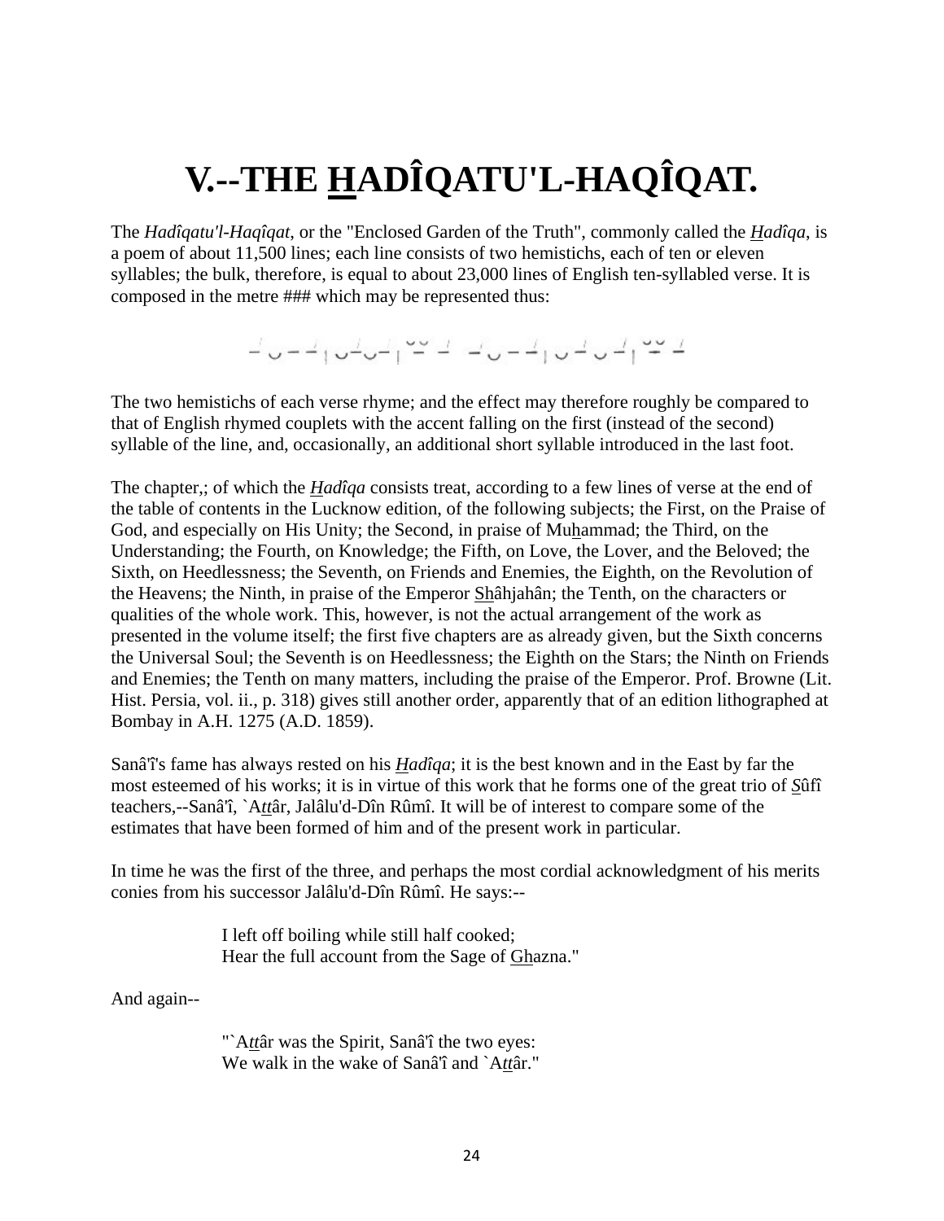# V.--THE HADÎQATU'L-HAQÎQAT.

The *Hadîqatu'l-Haqîqat*, or the "Enclosed Garden of the Truth", commonly called the *Hadîqa*, is a poem of about 11,500 lines; each line consists of two hemistichs, each of ten or eleven syllables; the bulk, therefore, is equal to about 23,000 lines of English ten-syllabled verse. It is composed in the metre ### which may be represented thus:

– ◡ – – | ◡ – ◡ – | ◡◡ –    – ◡ – – | ◡ – ◡ – | ◡◡ –

The two hemistichs of each verse rhyme; and the effect may therefore roughly be compared to that of English rhymed couplets with the accent falling on the first (instead of the second) syllable of the line, and, occasionally, an additional short syllable introduced in the last foot.

The chapter,; of which the *Hadîqa* consists treat, according to a few lines of verse at the end of the table of contents in the Lucknow edition, of the following subjects; the First, on the Praise of God, and especially on His Unity; the Second, in praise of Muhammad; the Third, on the Understanding; the Fourth, on Knowledge; the Fifth, on Love, the Lover, and the Beloved; the Sixth, on Heedlessness; the Seventh, on Friends and Enemies, the Eighth, on the Revolution of the Heavens; the Ninth, in praise of the Emperor Shâhjahân; the Tenth, on the characters or qualities of the whole work. This, however, is not the actual arrangement of the work as presented in the volume itself; the first five chapters are as already given, but the Sixth concerns the Universal Soul; the Seventh is on Heedlessness; the Eighth on the Stars; the Ninth on Friends and Enemies; the Tenth on many matters, including the praise of the Emperor. Prof. Browne (Lit. Hist. Persia, vol. ii., p. 318) gives still another order, apparently that of an edition lithographed at Bombay in A.H. 1275 (A.D. 1859).

Sanâ'î's fame has always rested on his *Hadîqa*; it is the best known and in the East by far the most esteemed of his works; it is in virtue of this work that he forms one of the great trio of *S*ûfî teachers,--Sanâ'î, `A*tt*âr, Jalâlu'd-Dîn Rûmî. It will be of interest to compare some of the estimates that have been formed of him and of the present work in particular.

In time he was the first of the three, and perhaps the most cordial acknowledgment of his merits conies from his successor Jalâlu'd-Dîn Rûmî. He says:--

> I left off boiling while still half cooked;
> Hear the full account from the Sage of Ghazna."

And again--

> "`A*tt*âr was the Spirit, Sanâ'î the two eyes:
> We walk in the wake of Sanâ'î and `A*tt*âr."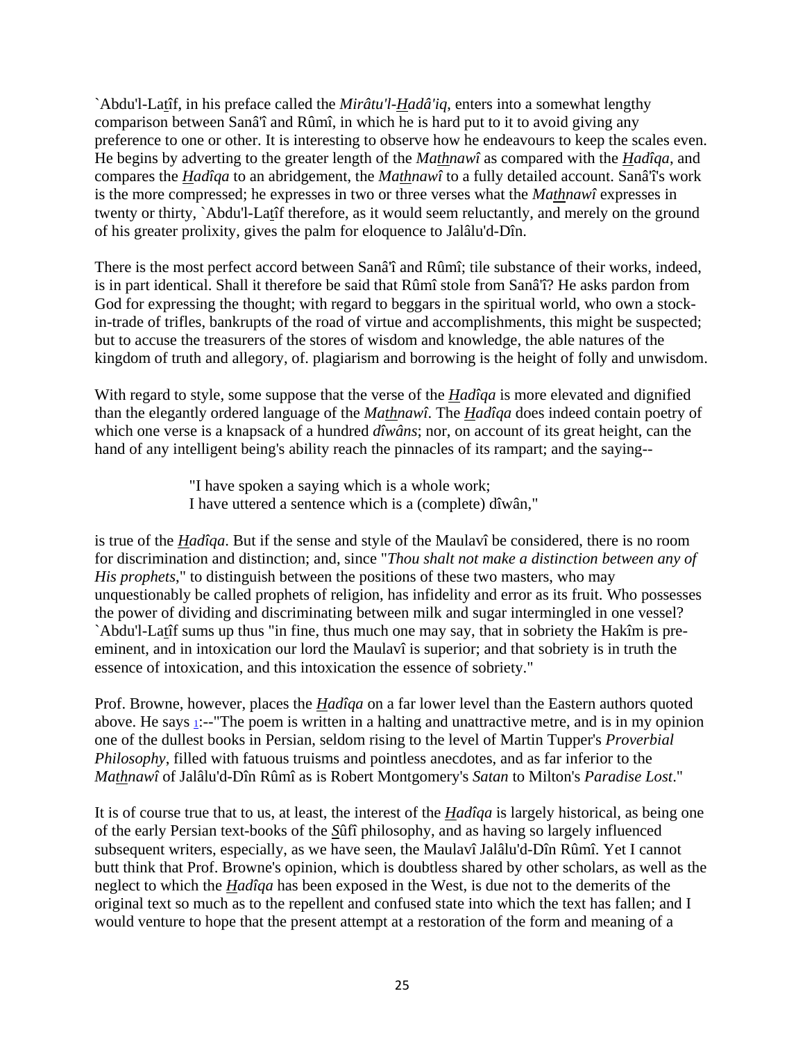`Abdu'l-Laṯîf, in his preface called the *Mirâtu'l-Ḫadâ'iq*, enters into a somewhat lengthy comparison between Sanâ'î and Rûmî, in which he is hard put to it to avoid giving any preference to one or other. It is interesting to observe how he endeavours to keep the scales even. He begins by adverting to the greater length of the *Mathnawî* as compared with the *Ḫadîqa*, and compares the *Ḫadîqa* to an abridgement, the *Mathnawî* to a fully detailed account. Sanâ'î's work is the more compressed; he expresses in two or three verses what the *Mathnawî* expresses in twenty or thirty, `Abdu'l-Laṯîf therefore, as it would seem reluctantly, and merely on the ground of his greater prolixity, gives the palm for eloquence to Jalâlu'd-Dîn.

There is the most perfect accord between Sanâ'î and Rûmî; tile substance of their works, indeed, is in part identical. Shall it therefore be said that Rûmî stole from Sanâ'î? He asks pardon from God for expressing the thought; with regard to beggars in the spiritual world, who own a stock-in-trade of trifles, bankrupts of the road of virtue and accomplishments, this might be suspected; but to accuse the treasurers of the stores of wisdom and knowledge, the able natures of the kingdom of truth and allegory, of. plagiarism and borrowing is the height of folly and unwisdom.

With regard to style, some suppose that the verse of the *Ḫadîqa* is more elevated and dignified than the elegantly ordered language of the *Mathnawî*. The *Ḫadîqa* does indeed contain poetry of which one verse is a knapsack of a hundred *dîwâns*; nor, on account of its great height, can the hand of any intelligent being's ability reach the pinnacles of its rampart; and the saying--

> "I have spoken a saying which is a whole work;
> I have uttered a sentence which is a (complete) dîwân,"

is true of the *Ḫadîqa*. But if the sense and style of the Maulavî be considered, there is no room for discrimination and distinction; and, since "*Thou shalt not make a distinction between any of His prophets*," to distinguish between the positions of these two masters, who may unquestionably be called prophets of religion, has infidelity and error as its fruit. Who possesses the power of dividing and discriminating between milk and sugar intermingled in one vessel? `Abdu'l-Laṯîf sums up thus "in fine, thus much one may say, that in sobriety the Hakîm is pre-eminent, and in intoxication our lord the Maulavî is superior; and that sobriety is in truth the essence of intoxication, and this intoxication the essence of sobriety."

Prof. Browne, however, places the *Ḫadîqa* on a far lower level than the Eastern authors quoted above. He says [1]:--"The poem is written in a halting and unattractive metre, and is in my opinion one of the dullest books in Persian, seldom rising to the level of Martin Tupper's *Proverbial Philosophy*, filled with fatuous truisms and pointless anecdotes, and as far inferior to the *Mathnawî* of Jalâlu'd-Dîn Rûmî as is Robert Montgomery's *Satan* to Milton's *Paradise Lost*."

It is of course true that to us, at least, the interest of the *Ḫadîqa* is largely historical, as being one of the early Persian text-books of the *Ṣ*ûfî philosophy, and as having so largely influenced subsequent writers, especially, as we have seen, the Maulavî Jalâlu'd-Dîn Rûmî. Yet I cannot butt think that Prof. Browne's opinion, which is doubtless shared by other scholars, as well as the neglect to which the *Ḫadîqa* has been exposed in the West, is due not to the demerits of the original text so much as to the repellent and confused state into which the text has fallen; and I would venture to hope that the present attempt at a restoration of the form and meaning of a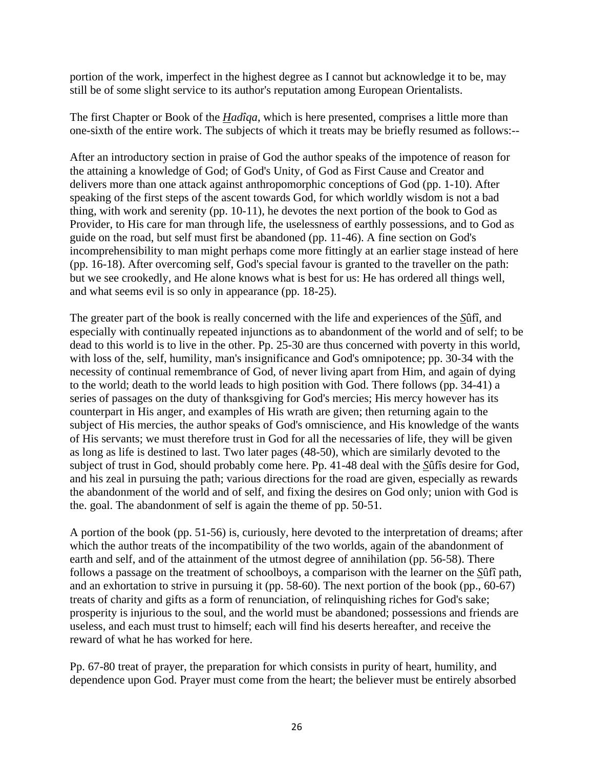portion of the work, imperfect in the highest degree as I cannot but acknowledge it to be, may still be of some slight service to its author's reputation among European Orientalists.

The first Chapter or Book of the *Hadîqa*, which is here presented, comprises a little more than one-sixth of the entire work. The subjects of which it treats may be briefly resumed as follows:--

After an introductory section in praise of God the author speaks of the impotence of reason for the attaining a knowledge of God; of God's Unity, of God as First Cause and Creator and delivers more than one attack against anthropomorphic conceptions of God (pp. 1-10). After speaking of the first steps of the ascent towards God, for which worldly wisdom is not a bad thing, with work and serenity (pp. 10-11), he devotes the next portion of the book to God as Provider, to His care for man through life, the uselessness of earthly possessions, and to God as guide on the road, but self must first be abandoned (pp. 11-46). A fine section on God's incomprehensibility to man might perhaps come more fittingly at an earlier stage instead of here (pp. 16-18). After overcoming self, God's special favour is granted to the traveller on the path: but we see crookedly, and He alone knows what is best for us: He has ordered all things well, and what seems evil is so only in appearance (pp. 18-25).

The greater part of the book is really concerned with the life and experiences of the *S*ûfî, and especially with continually repeated injunctions as to abandonment of the world and of self; to be dead to this world is to live in the other. Pp. 25-30 are thus concerned with poverty in this world, with loss of the, self, humility, man's insignificance and God's omnipotence; pp. 30-34 with the necessity of continual remembrance of God, of never living apart from Him, and again of dying to the world; death to the world leads to high position with God. There follows (pp. 34-41) a series of passages on the duty of thanksgiving for God's mercies; His mercy however has its counterpart in His anger, and examples of His wrath are given; then returning again to the subject of His mercies, the author speaks of God's omniscience, and His knowledge of the wants of His servants; we must therefore trust in God for all the necessaries of life, they will be given as long as life is destined to last. Two later pages (48-50), which are similarly devoted to the subject of trust in God, should probably come here. Pp. 41-48 deal with the *S*ûfîs desire for God, and his zeal in pursuing the path; various directions for the road are given, especially as rewards the abandonment of the world and of self, and fixing the desires on God only; union with God is the. goal. The abandonment of self is again the theme of pp. 50-51.

A portion of the book (pp. 51-56) is, curiously, here devoted to the interpretation of dreams; after which the author treats of the incompatibility of the two worlds, again of the abandonment of earth and self, and of the attainment of the utmost degree of annihilation (pp. 56-58). There follows a passage on the treatment of schoolboys, a comparison with the learner on the *S*ûfî path, and an exhortation to strive in pursuing it (pp. 58-60). The next portion of the book (pp., 60-67) treats of charity and gifts as a form of renunciation, of relinquishing riches for God's sake; prosperity is injurious to the soul, and the world must be abandoned; possessions and friends are useless, and each must trust to himself; each will find his deserts hereafter, and receive the reward of what he has worked for here.

Pp. 67-80 treat of prayer, the preparation for which consists in purity of heart, humility, and dependence upon God. Prayer must come from the heart; the believer must be entirely absorbed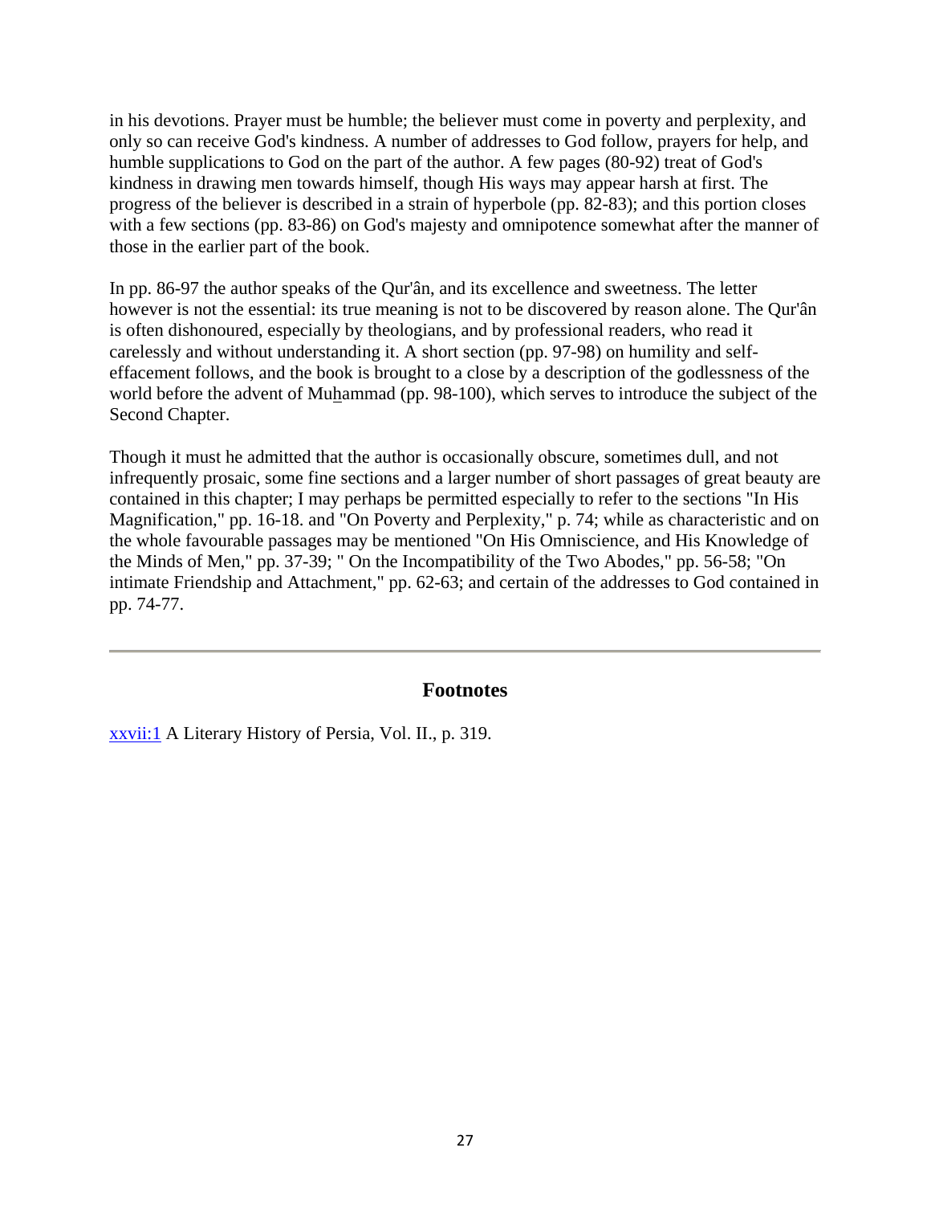in his devotions. Prayer must be humble; the believer must come in poverty and perplexity, and only so can receive God's kindness. A number of addresses to God follow, prayers for help, and humble supplications to God on the part of the author. A few pages (80-92) treat of God's kindness in drawing men towards himself, though His ways may appear harsh at first. The progress of the believer is described in a strain of hyperbole (pp. 82-83); and this portion closes with a few sections (pp. 83-86) on God's majesty and omnipotence somewhat after the manner of those in the earlier part of the book.

In pp. 86-97 the author speaks of the Qur'ân, and its excellence and sweetness. The letter however is not the essential: its true meaning is not to be discovered by reason alone. The Qur'ân is often dishonoured, especially by theologians, and by professional readers, who read it carelessly and without understanding it. A short section (pp. 97-98) on humility and self-effacement follows, and the book is brought to a close by a description of the godlessness of the world before the advent of Muhammad (pp. 98-100), which serves to introduce the subject of the Second Chapter.

Though it must he admitted that the author is occasionally obscure, sometimes dull, and not infrequently prosaic, some fine sections and a larger number of short passages of great beauty are contained in this chapter; I may perhaps be permitted especially to refer to the sections "In His Magnification," pp. 16-18. and "On Poverty and Perplexity," p. 74; while as characteristic and on the whole favourable passages may be mentioned "On His Omniscience, and His Knowledge of the Minds of Men," pp. 37-39; " On the Incompatibility of the Two Abodes," pp. 56-58; "On intimate Friendship and Attachment," pp. 62-63; and certain of the addresses to God contained in pp. 74-77.

---

### Footnotes

xxvii:1 A Literary History of Persia, Vol. II., p. 319.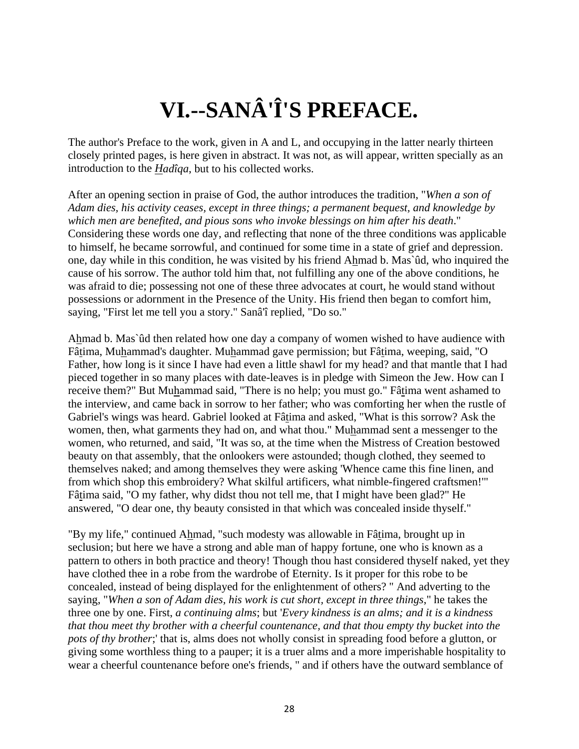# VI.--SANÂ'Î'S PREFACE.

The author's Preface to the work, given in A and L, and occupying in the latter nearly thirteen closely printed pages, is here given in abstract. It was not, as will appear, written specially as an introduction to the *Hadîqa*, but to his collected works.

After an opening section in praise of God, the author introduces the tradition, "*When a son of Adam dies, his activity ceases, except in three things; a permanent bequest, and knowledge by which men are benefited, and pious sons who invoke blessings on him after his death*." Considering these words one day, and reflecting that none of the three conditions was applicable to himself, he became sorrowful, and continued for some time in a state of grief and depression. one, day while in this condition, he was visited by his friend Ahmad b. Mas`ûd, who inquired the cause of his sorrow. The author told him that, not fulfilling any one of the above conditions, he was afraid to die; possessing not one of these three advocates at court, he would stand without possessions or adornment in the Presence of the Unity. His friend then began to comfort him, saying, "First let me tell you a story." Sanâ'î replied, "Do so."

Ahmad b. Mas`ûd then related how one day a company of women wished to have audience with Fâtima, Muhammad's daughter. Muhammad gave permission; but Fâtima, weeping, said, "O Father, how long is it since I have had even a little shawl for my head? and that mantle that I had pieced together in so many places with date-leaves is in pledge with Simeon the Jew. How can I receive them?" But Muhammad said, "There is no help; you must go." Fâtima went ashamed to the interview, and came back in sorrow to her father; who was comforting her when the rustle of Gabriel's wings was heard. Gabriel looked at Fâtima and asked, "What is this sorrow? Ask the women, then, what garments they had on, and what thou." Muhammad sent a messenger to the women, who returned, and said, "It was so, at the time when the Mistress of Creation bestowed beauty on that assembly, that the onlookers were astounded; though clothed, they seemed to themselves naked; and among themselves they were asking 'Whence came this fine linen, and from which shop this embroidery? What skilful artificers, what nimble-fingered craftsmen!'" Fâtima said, "O my father, why didst thou not tell me, that I might have been glad?" He answered, "O dear one, thy beauty consisted in that which was concealed inside thyself."

"By my life," continued Ahmad, "such modesty was allowable in Fâtima, brought up in seclusion; but here we have a strong and able man of happy fortune, one who is known as a pattern to others in both practice and theory! Though thou hast considered thyself naked, yet they have clothed thee in a robe from the wardrobe of Eternity. Is it proper for this robe to be concealed, instead of being displayed for the enlightenment of others? " And adverting to the saying, "*When a son of Adam dies, his work is cut short, except in three things*," he takes the three one by one. First, *a continuing alms*; but '*Every kindness is an alms; and it is a kindness that thou meet thy brother with a cheerful countenance, and that thou empty thy bucket into the pots of thy brother*;' that is, alms does not wholly consist in spreading food before a glutton, or giving some worthless thing to a pauper; it is a truer alms and a more imperishable hospitality to wear a cheerful countenance before one's friends, " and if others have the outward semblance of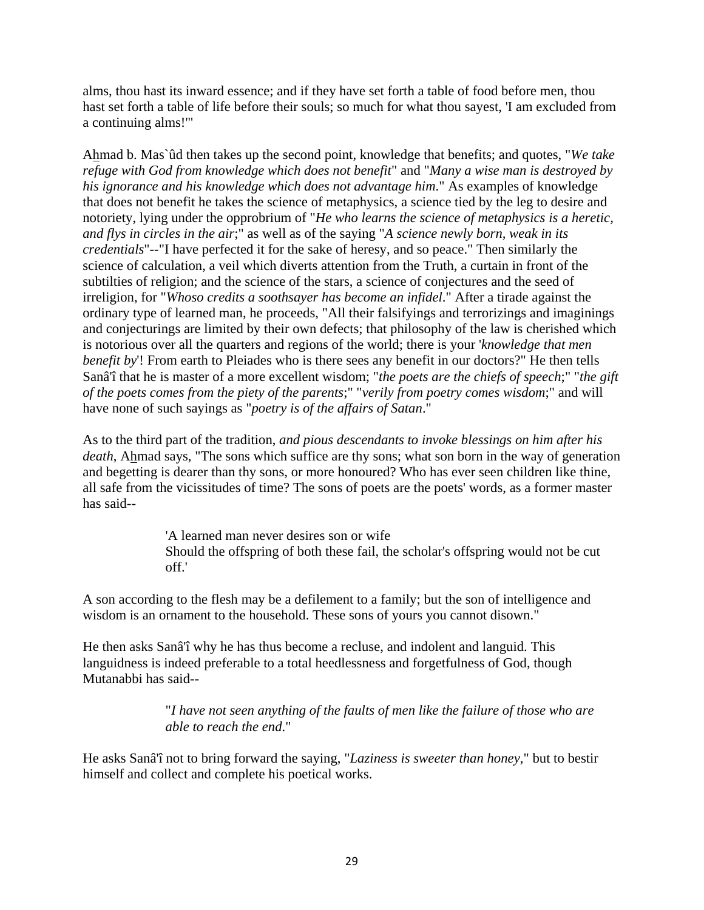alms, thou hast its inward essence; and if they have set forth a table of food before men, thou hast set forth a table of life before their souls; so much for what thou sayest, 'I am excluded from a continuing alms!'"

Ahmad b. Mas`ûd then takes up the second point, knowledge that benefits; and quotes, "*We take refuge with God from knowledge which does not benefit*" and "*Many a wise man is destroyed by his ignorance and his knowledge which does not advantage him*." As examples of knowledge that does not benefit he takes the science of metaphysics, a science tied by the leg to desire and notoriety, lying under the opprobrium of "*He who learns the science of metaphysics is a heretic, and flys in circles in the air*;" as well as of the saying "*A science newly born, weak in its credentials*"--"I have perfected it for the sake of heresy, and so peace." Then similarly the science of calculation, a veil which diverts attention from the Truth, a curtain in front of the subtilties of religion; and the science of the stars, a science of conjectures and the seed of irreligion, for "*Whoso credits a soothsayer has become an infidel*." After a tirade against the ordinary type of learned man, he proceeds, "All their falsifyings and terrorizings and imaginings and conjecturings are limited by their own defects; that philosophy of the law is cherished which is notorious over all the quarters and regions of the world; there is your '*knowledge that men benefit by*'! From earth to Pleiades who is there sees any benefit in our doctors?" He then tells Sanâ'î that he is master of a more excellent wisdom; "*the poets are the chiefs of speech*;" "*the gift of the poets comes from the piety of the parents*;" "*verily from poetry comes wisdom*;" and will have none of such sayings as "*poetry is of the affairs of Satan*."

As to the third part of the tradition, *and pious descendants to invoke blessings on him after his death*, Ahmad says, "The sons which suffice are thy sons; what son born in the way of generation and begetting is dearer than thy sons, or more honoured? Who has ever seen children like thine, all safe from the vicissitudes of time? The sons of poets are the poets' words, as a former master has said--

> 'A learned man never desires son or wife
> Should the offspring of both these fail, the scholar's offspring would not be cut off.'

A son according to the flesh may be a defilement to a family; but the son of intelligence and wisdom is an ornament to the household. These sons of yours you cannot disown."

He then asks Sanâ'î why he has thus become a recluse, and indolent and languid. This languidness is indeed preferable to a total heedlessness and forgetfulness of God, though Mutanabbi has said--

> "*I have not seen anything of the faults of men like the failure of those who are able to reach the end*."

He asks Sanâ'î not to bring forward the saying, "*Laziness is sweeter than honey*," but to bestir himself and collect and complete his poetical works.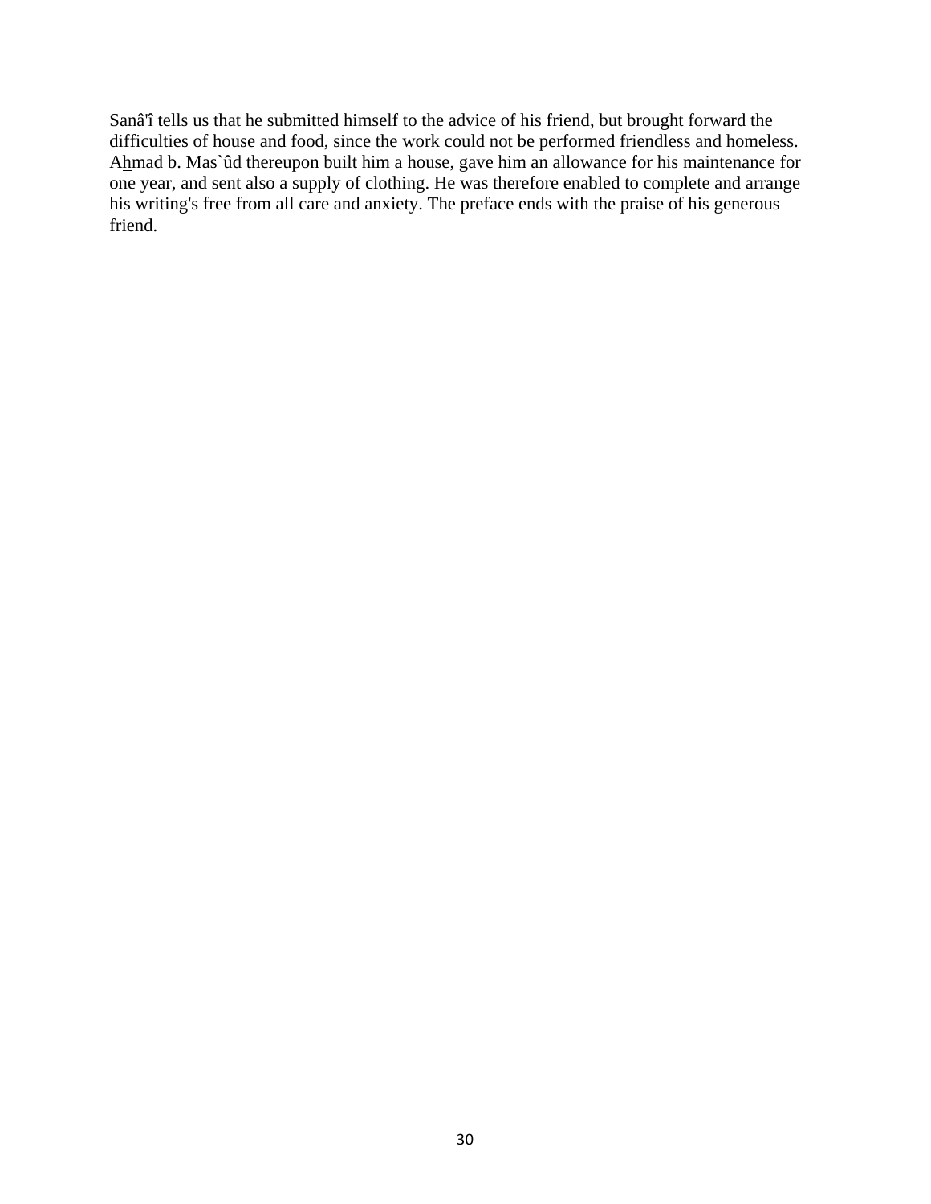Sanâ'î tells us that he submitted himself to the advice of his friend, but brought forward the difficulties of house and food, since the work could not be performed friendless and homeless. Ahmad b. Mas`ûd thereupon built him a house, gave him an allowance for his maintenance for one year, and sent also a supply of clothing. He was therefore enabled to complete and arrange his writing's free from all care and anxiety. The preface ends with the praise of his generous friend.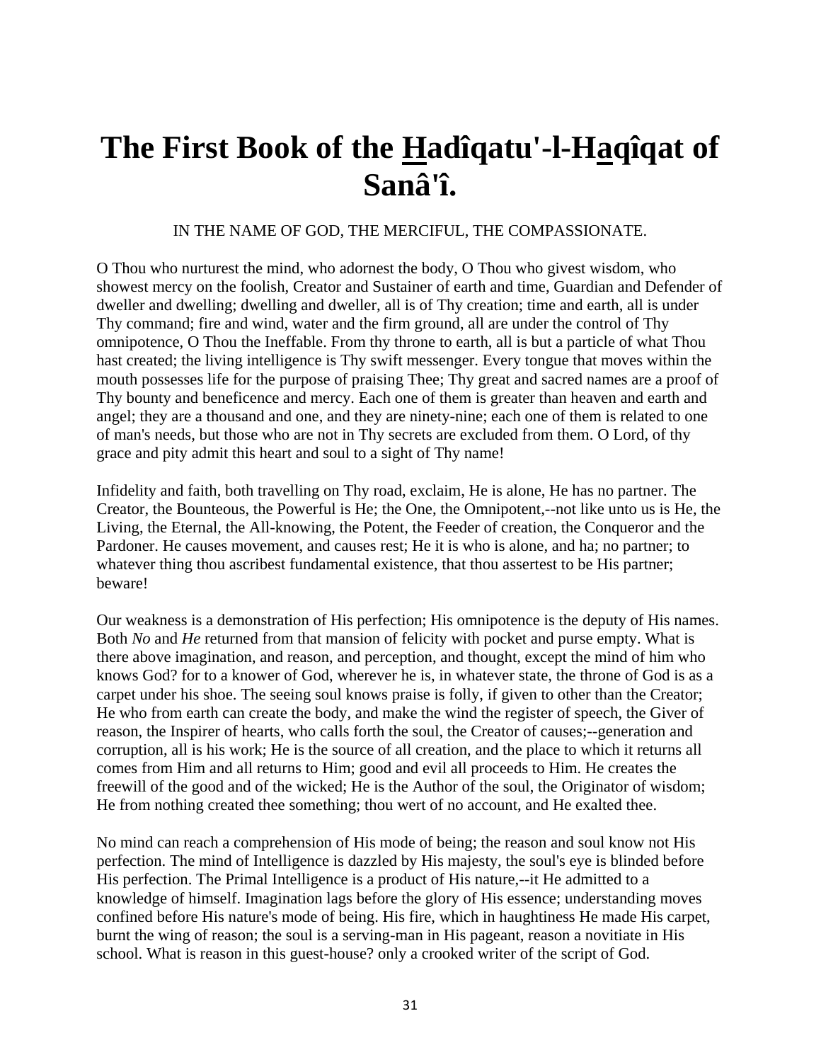# The First Book of the Hadîqatu'-l-Haqîqat of Sanâ'î.

IN THE NAME OF GOD, THE MERCIFUL, THE COMPASSIONATE.

O Thou who nurturest the mind, who adornest the body, O Thou who givest wisdom, who showest mercy on the foolish, Creator and Sustainer of earth and time, Guardian and Defender of dweller and dwelling; dwelling and dweller, all is of Thy creation; time and earth, all is under Thy command; fire and wind, water and the firm ground, all are under the control of Thy omnipotence, O Thou the Ineffable. From thy throne to earth, all is but a particle of what Thou hast created; the living intelligence is Thy swift messenger. Every tongue that moves within the mouth possesses life for the purpose of praising Thee; Thy great and sacred names are a proof of Thy bounty and beneficence and mercy. Each one of them is greater than heaven and earth and angel; they are a thousand and one, and they are ninety-nine; each one of them is related to one of man's needs, but those who are not in Thy secrets are excluded from them. O Lord, of thy grace and pity admit this heart and soul to a sight of Thy name!

Infidelity and faith, both travelling on Thy road, exclaim, He is alone, He has no partner. The Creator, the Bounteous, the Powerful is He; the One, the Omnipotent,--not like unto us is He, the Living, the Eternal, the All-knowing, the Potent, the Feeder of creation, the Conqueror and the Pardoner. He causes movement, and causes rest; He it is who is alone, and ha; no partner; to whatever thing thou ascribest fundamental existence, that thou assertest to be His partner; beware!

Our weakness is a demonstration of His perfection; His omnipotence is the deputy of His names. Both *No* and *He* returned from that mansion of felicity with pocket and purse empty. What is there above imagination, and reason, and perception, and thought, except the mind of him who knows God? for to a knower of God, wherever he is, in whatever state, the throne of God is as a carpet under his shoe. The seeing soul knows praise is folly, if given to other than the Creator; He who from earth can create the body, and make the wind the register of speech, the Giver of reason, the Inspirer of hearts, who calls forth the soul, the Creator of causes;--generation and corruption, all is his work; He is the source of all creation, and the place to which it returns all comes from Him and all returns to Him; good and evil all proceeds to Him. He creates the freewill of the good and of the wicked; He is the Author of the soul, the Originator of wisdom; He from nothing created thee something; thou wert of no account, and He exalted thee.

No mind can reach a comprehension of His mode of being; the reason and soul know not His perfection. The mind of Intelligence is dazzled by His majesty, the soul's eye is blinded before His perfection. The Primal Intelligence is a product of His nature,--it He admitted to a knowledge of himself. Imagination lags before the glory of His essence; understanding moves confined before His nature's mode of being. His fire, which in haughtiness He made His carpet, burnt the wing of reason; the soul is a serving-man in His pageant, reason a novitiate in His school. What is reason in this guest-house? only a crooked writer of the script of God.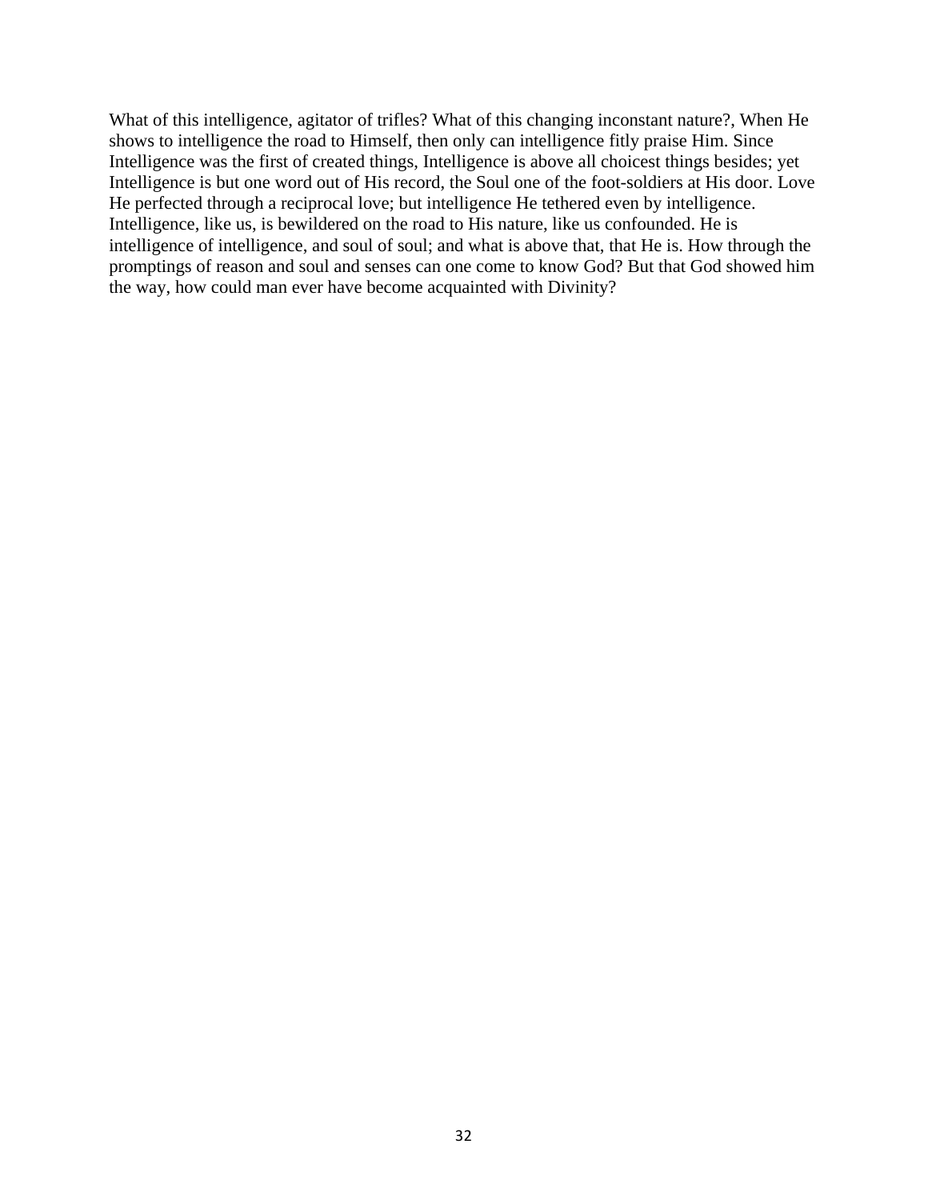What of this intelligence, agitator of trifles? What of this changing inconstant nature?, When He shows to intelligence the road to Himself, then only can intelligence fitly praise Him. Since Intelligence was the first of created things, Intelligence is above all choicest things besides; yet Intelligence is but one word out of His record, the Soul one of the foot-soldiers at His door. Love He perfected through a reciprocal love; but intelligence He tethered even by intelligence. Intelligence, like us, is bewildered on the road to His nature, like us confounded. He is intelligence of intelligence, and soul of soul; and what is above that, that He is. How through the promptings of reason and soul and senses can one come to know God? But that God showed him the way, how could man ever have become acquainted with Divinity?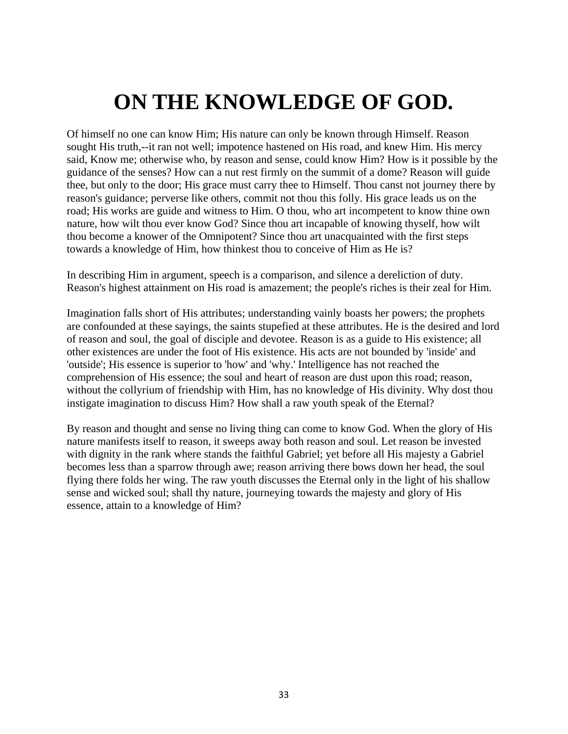# ON THE KNOWLEDGE OF GOD.

Of himself no one can know Him; His nature can only be known through Himself. Reason sought His truth,--it ran not well; impotence hastened on His road, and knew Him. His mercy said, Know me; otherwise who, by reason and sense, could know Him? How is it possible by the guidance of the senses? How can a nut rest firmly on the summit of a dome? Reason will guide thee, but only to the door; His grace must carry thee to Himself. Thou canst not journey there by reason's guidance; perverse like others, commit not thou this folly. His grace leads us on the road; His works are guide and witness to Him. O thou, who art incompetent to know thine own nature, how wilt thou ever know God? Since thou art incapable of knowing thyself, how wilt thou become a knower of the Omnipotent? Since thou art unacquainted with the first steps towards a knowledge of Him, how thinkest thou to conceive of Him as He is?

In describing Him in argument, speech is a comparison, and silence a dereliction of duty. Reason's highest attainment on His road is amazement; the people's riches is their zeal for Him.

Imagination falls short of His attributes; understanding vainly boasts her powers; the prophets are confounded at these sayings, the saints stupefied at these attributes. He is the desired and lord of reason and soul, the goal of disciple and devotee. Reason is as a guide to His existence; all other existences are under the foot of His existence. His acts are not bounded by 'inside' and 'outside'; His essence is superior to 'how' and 'why.' Intelligence has not reached the comprehension of His essence; the soul and heart of reason are dust upon this road; reason, without the collyrium of friendship with Him, has no knowledge of His divinity. Why dost thou instigate imagination to discuss Him? How shall a raw youth speak of the Eternal?

By reason and thought and sense no living thing can come to know God. When the glory of His nature manifests itself to reason, it sweeps away both reason and soul. Let reason be invested with dignity in the rank where stands the faithful Gabriel; yet before all His majesty a Gabriel becomes less than a sparrow through awe; reason arriving there bows down her head, the soul flying there folds her wing. The raw youth discusses the Eternal only in the light of his shallow sense and wicked soul; shall thy nature, journeying towards the majesty and glory of His essence, attain to a knowledge of Him?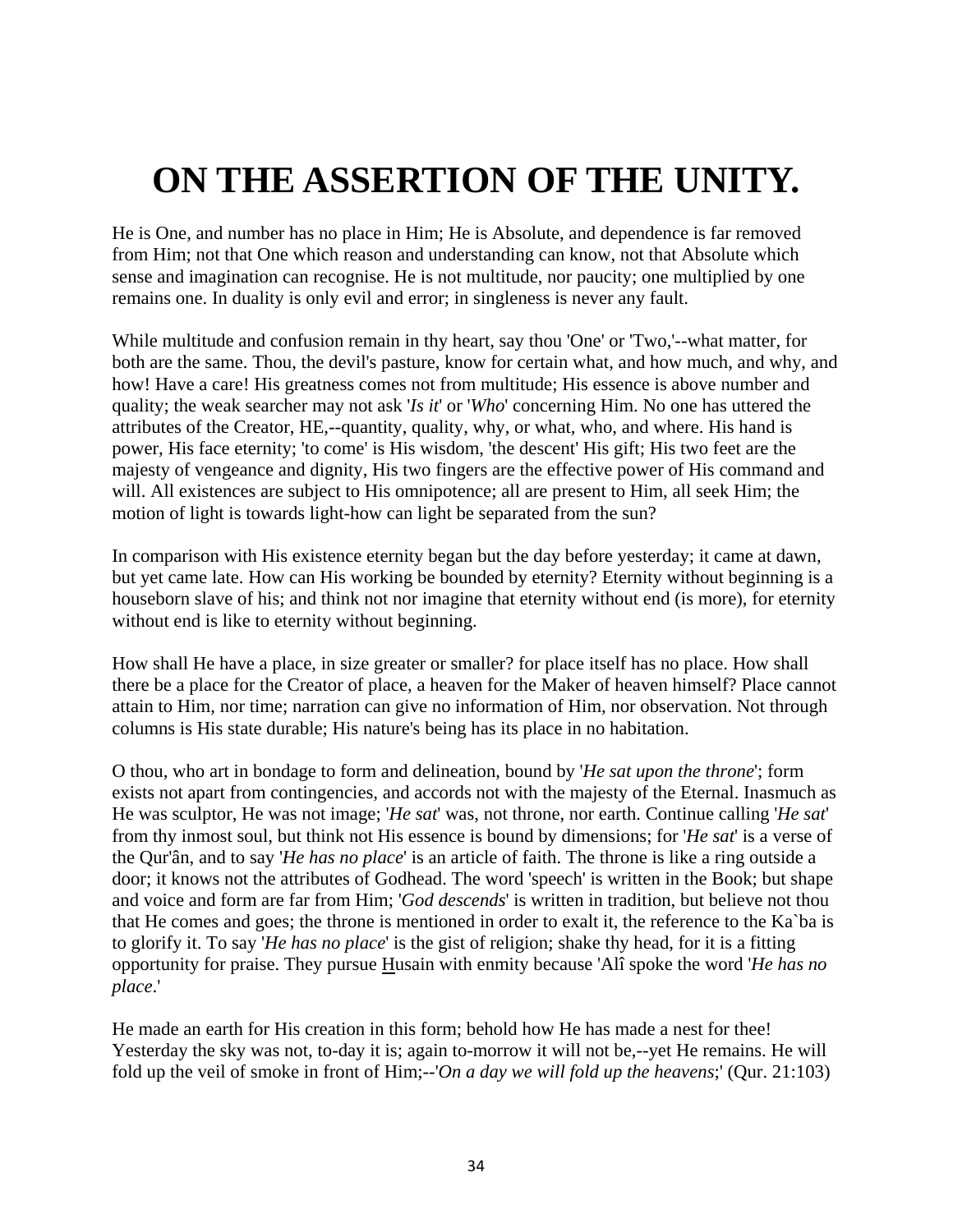# ON THE ASSERTION OF THE UNITY.

He is One, and number has no place in Him; He is Absolute, and dependence is far removed from Him; not that One which reason and understanding can know, not that Absolute which sense and imagination can recognise. He is not multitude, nor paucity; one multiplied by one remains one. In duality is only evil and error; in singleness is never any fault.

While multitude and confusion remain in thy heart, say thou 'One' or 'Two,'--what matter, for both are the same. Thou, the devil's pasture, know for certain what, and how much, and why, and how! Have a care! His greatness comes not from multitude; His essence is above number and quality; the weak searcher may not ask '*Is it*' or '*Who*' concerning Him. No one has uttered the attributes of the Creator, HE,--quantity, quality, why, or what, who, and where. His hand is power, His face eternity; 'to come' is His wisdom, 'the descent' His gift; His two feet are the majesty of vengeance and dignity, His two fingers are the effective power of His command and will. All existences are subject to His omnipotence; all are present to Him, all seek Him; the motion of light is towards light-how can light be separated from the sun?

In comparison with His existence eternity began but the day before yesterday; it came at dawn, but yet came late. How can His working be bounded by eternity? Eternity without beginning is a houseborn slave of his; and think not nor imagine that eternity without end (is more), for eternity without end is like to eternity without beginning.

How shall He have a place, in size greater or smaller? for place itself has no place. How shall there be a place for the Creator of place, a heaven for the Maker of heaven himself? Place cannot attain to Him, nor time; narration can give no information of Him, nor observation. Not through columns is His state durable; His nature's being has its place in no habitation.

O thou, who art in bondage to form and delineation, bound by '*He sat upon the throne*'; form exists not apart from contingencies, and accords not with the majesty of the Eternal. Inasmuch as He was sculptor, He was not image; '*He sat*' was, not throne, nor earth. Continue calling '*He sat*' from thy inmost soul, but think not His essence is bound by dimensions; for '*He sat*' is a verse of the Qur'ân, and to say '*He has no place*' is an article of faith. The throne is like a ring outside a door; it knows not the attributes of Godhead. The word 'speech' is written in the Book; but shape and voice and form are far from Him; '*God descends*' is written in tradition, but believe not thou that He comes and goes; the throne is mentioned in order to exalt it, the reference to the Ka`ba is to glorify it. To say '*He has no place*' is the gist of religion; shake thy head, for it is a fitting opportunity for praise. They pursue Husain with enmity because 'Alî spoke the word '*He has no place*.'

He made an earth for His creation in this form; behold how He has made a nest for thee! Yesterday the sky was not, to-day it is; again to-morrow it will not be,--yet He remains. He will fold up the veil of smoke in front of Him;--'*On a day we will fold up the heavens*;' (Qur. 21:103)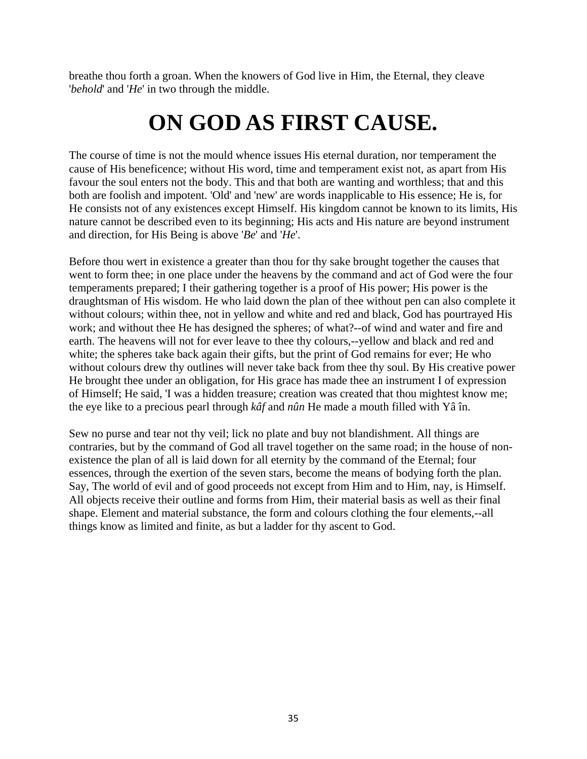breathe thou forth a groan. When the knowers of God live in Him, the Eternal, they cleave '*behold*' and '*He*' in two through the middle.

# ON GOD AS FIRST CAUSE.

The course of time is not the mould whence issues His eternal duration, nor temperament the cause of His beneficence; without His word, time and temperament exist not, as apart from His favour the soul enters not the body. This and that both are wanting and worthless; that and this both are foolish and impotent. 'Old' and 'new' are words inapplicable to His essence; He is, for He consists not of any existences except Himself. His kingdom cannot be known to its limits, His nature cannot be described even to its beginning; His acts and His nature are beyond instrument and direction, for His Being is above '*Be*' and '*He*'.

Before thou wert in existence a greater than thou for thy sake brought together the causes that went to form thee; in one place under the heavens by the command and act of God were the four temperaments prepared; I their gathering together is a proof of His power; His power is the draughtsman of His wisdom. He who laid down the plan of thee without pen can also complete it without colours; within thee, not in yellow and white and red and black, God has pourtrayed His work; and without thee He has designed the spheres; of what?--of wind and water and fire and earth. The heavens will not for ever leave to thee thy colours,--yellow and black and red and white; the spheres take back again their gifts, but the print of God remains for ever; He who without colours drew thy outlines will never take back from thee thy soul. By His creative power He brought thee under an obligation, for His grace has made thee an instrument I of expression of Himself; He said, 'I was a hidden treasure; creation was created that thou mightest know me; the eye like to a precious pearl through *kâf* and *nûn* He made a mouth filled with Yâ în.

Sew no purse and tear not thy veil; lick no plate and buy not blandishment. All things are contraries, but by the command of God all travel together on the same road; in the house of non-existence the plan of all is laid down for all eternity by the command of the Eternal; four essences, through the exertion of the seven stars, become the means of bodying forth the plan. Say, The world of evil and of good proceeds not except from Him and to Him, nay, is Himself. All objects receive their outline and forms from Him, their material basis as well as their final shape. Element and material substance, the form and colours clothing the four elements,--all things know as limited and finite, as but a ladder for thy ascent to God.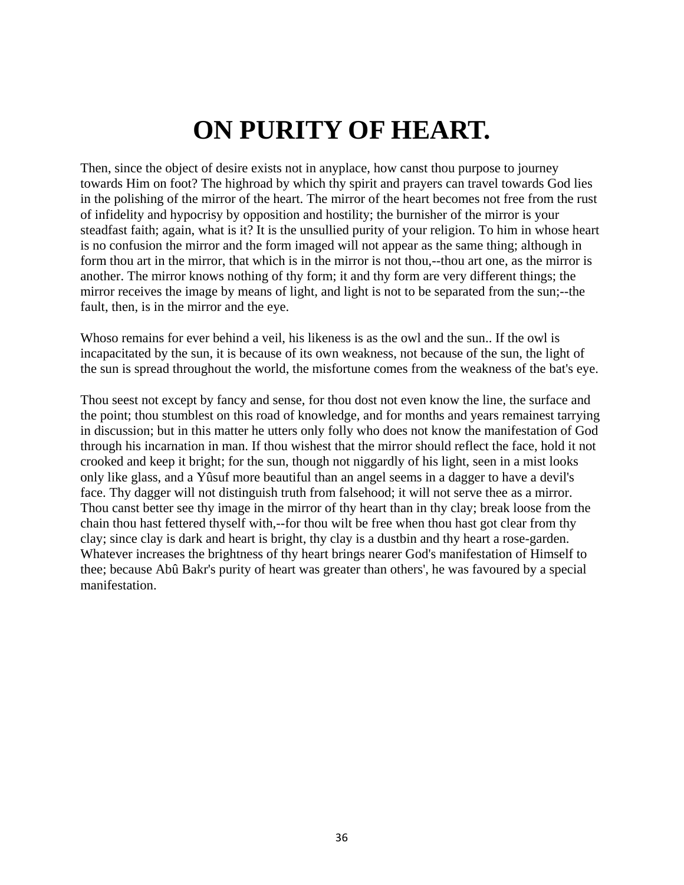# ON PURITY OF HEART.

Then, since the object of desire exists not in anyplace, how canst thou purpose to journey towards Him on foot? The highroad by which thy spirit and prayers can travel towards God lies in the polishing of the mirror of the heart. The mirror of the heart becomes not free from the rust of infidelity and hypocrisy by opposition and hostility; the burnisher of the mirror is your steadfast faith; again, what is it? It is the unsullied purity of your religion. To him in whose heart is no confusion the mirror and the form imaged will not appear as the same thing; although in form thou art in the mirror, that which is in the mirror is not thou,--thou art one, as the mirror is another. The mirror knows nothing of thy form; it and thy form are very different things; the mirror receives the image by means of light, and light is not to be separated from the sun;--the fault, then, is in the mirror and the eye.

Whoso remains for ever behind a veil, his likeness is as the owl and the sun.. If the owl is incapacitated by the sun, it is because of its own weakness, not because of the sun, the light of the sun is spread throughout the world, the misfortune comes from the weakness of the bat's eye.

Thou seest not except by fancy and sense, for thou dost not even know the line, the surface and the point; thou stumblest on this road of knowledge, and for months and years remainest tarrying in discussion; but in this matter he utters only folly who does not know the manifestation of God through his incarnation in man. If thou wishest that the mirror should reflect the face, hold it not crooked and keep it bright; for the sun, though not niggardly of his light, seen in a mist looks only like glass, and a Yûsuf more beautiful than an angel seems in a dagger to have a devil's face. Thy dagger will not distinguish truth from falsehood; it will not serve thee as a mirror. Thou canst better see thy image in the mirror of thy heart than in thy clay; break loose from the chain thou hast fettered thyself with,--for thou wilt be free when thou hast got clear from thy clay; since clay is dark and heart is bright, thy clay is a dustbin and thy heart a rose-garden. Whatever increases the brightness of thy heart brings nearer God's manifestation of Himself to thee; because Abû Bakr's purity of heart was greater than others', he was favoured by a special manifestation.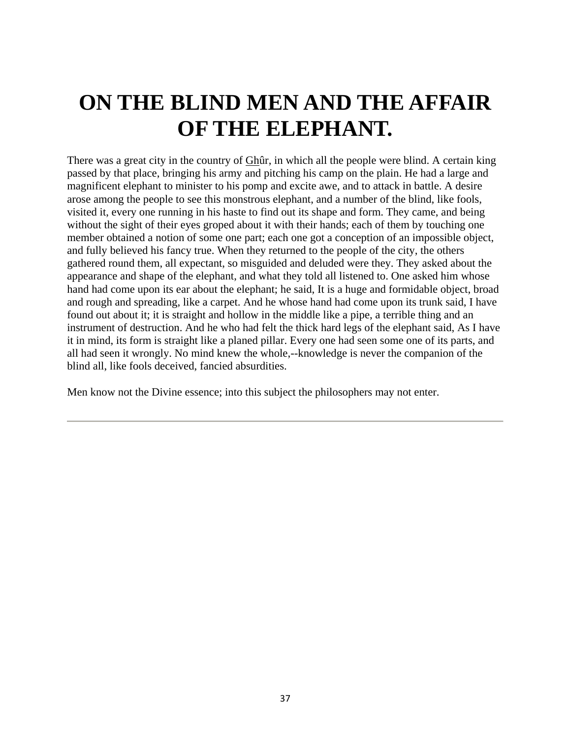# ON THE BLIND MEN AND THE AFFAIR OF THE ELEPHANT.

There was a great city in the country of Ghûr, in which all the people were blind. A certain king passed by that place, bringing his army and pitching his camp on the plain. He had a large and magnificent elephant to minister to his pomp and excite awe, and to attack in battle. A desire arose among the people to see this monstrous elephant, and a number of the blind, like fools, visited it, every one running in his haste to find out its shape and form. They came, and being without the sight of their eyes groped about it with their hands; each of them by touching one member obtained a notion of some one part; each one got a conception of an impossible object, and fully believed his fancy true. When they returned to the people of the city, the others gathered round them, all expectant, so misguided and deluded were they. They asked about the appearance and shape of the elephant, and what they told all listened to. One asked him whose hand had come upon its ear about the elephant; he said, It is a huge and formidable object, broad and rough and spreading, like a carpet. And he whose hand had come upon its trunk said, I have found out about it; it is straight and hollow in the middle like a pipe, a terrible thing and an instrument of destruction. And he who had felt the thick hard legs of the elephant said, As I have it in mind, its form is straight like a planed pillar. Every one had seen some one of its parts, and all had seen it wrongly. No mind knew the whole,--knowledge is never the companion of the blind all, like fools deceived, fancied absurdities.

Men know not the Divine essence; into this subject the philosophers may not enter.

---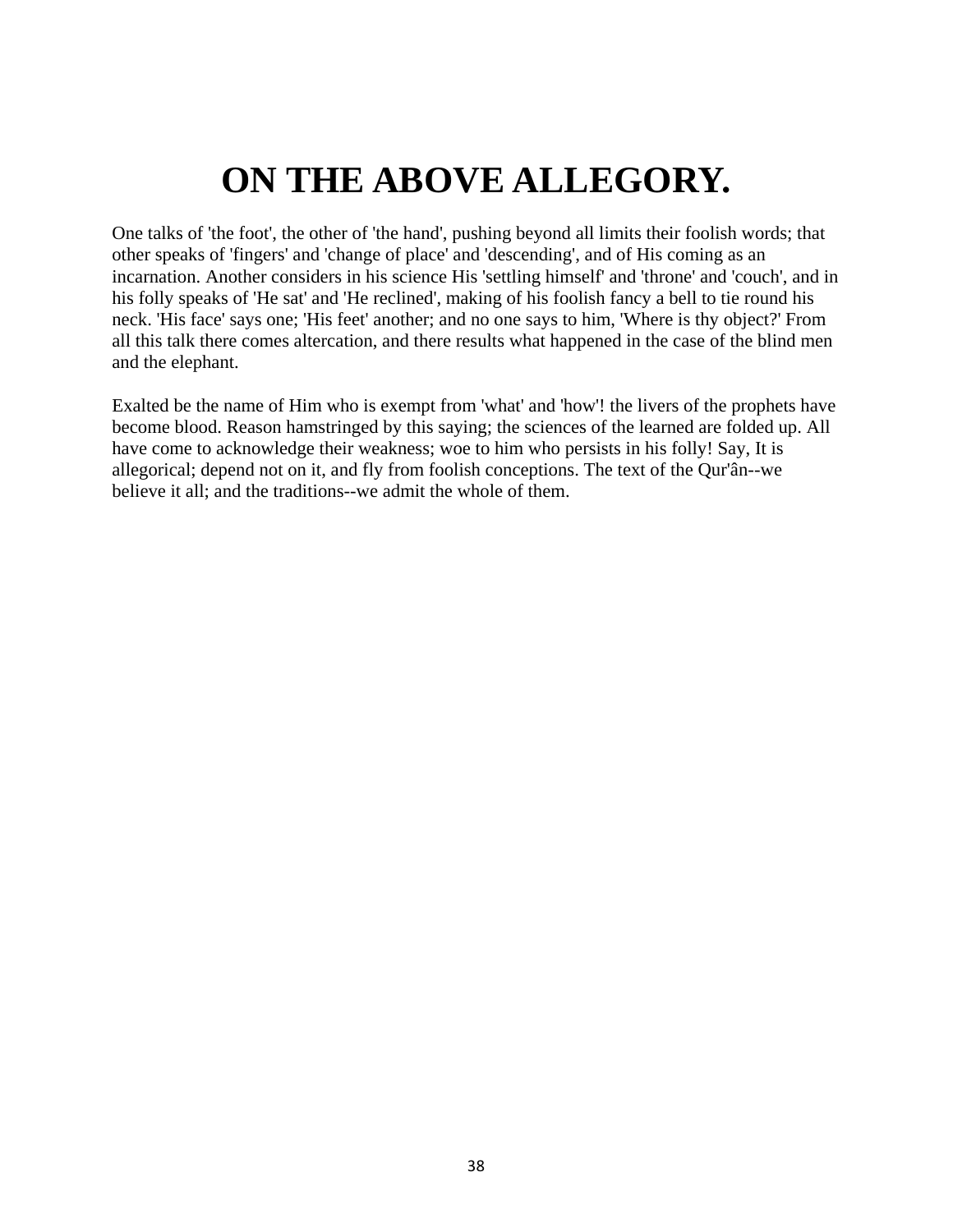# ON THE ABOVE ALLEGORY.

One talks of 'the foot', the other of 'the hand', pushing beyond all limits their foolish words; that other speaks of 'fingers' and 'change of place' and 'descending', and of His coming as an incarnation. Another considers in his science His 'settling himself' and 'throne' and 'couch', and in his folly speaks of 'He sat' and 'He reclined', making of his foolish fancy a bell to tie round his neck. 'His face' says one; 'His feet' another; and no one says to him, 'Where is thy object?' From all this talk there comes altercation, and there results what happened in the case of the blind men and the elephant.

Exalted be the name of Him who is exempt from 'what' and 'how'! the livers of the prophets have become blood. Reason hamstringed by this saying; the sciences of the learned are folded up. All have come to acknowledge their weakness; woe to him who persists in his folly! Say, It is allegorical; depend not on it, and fly from foolish conceptions. The text of the Qur'ân--we believe it all; and the traditions--we admit the whole of them.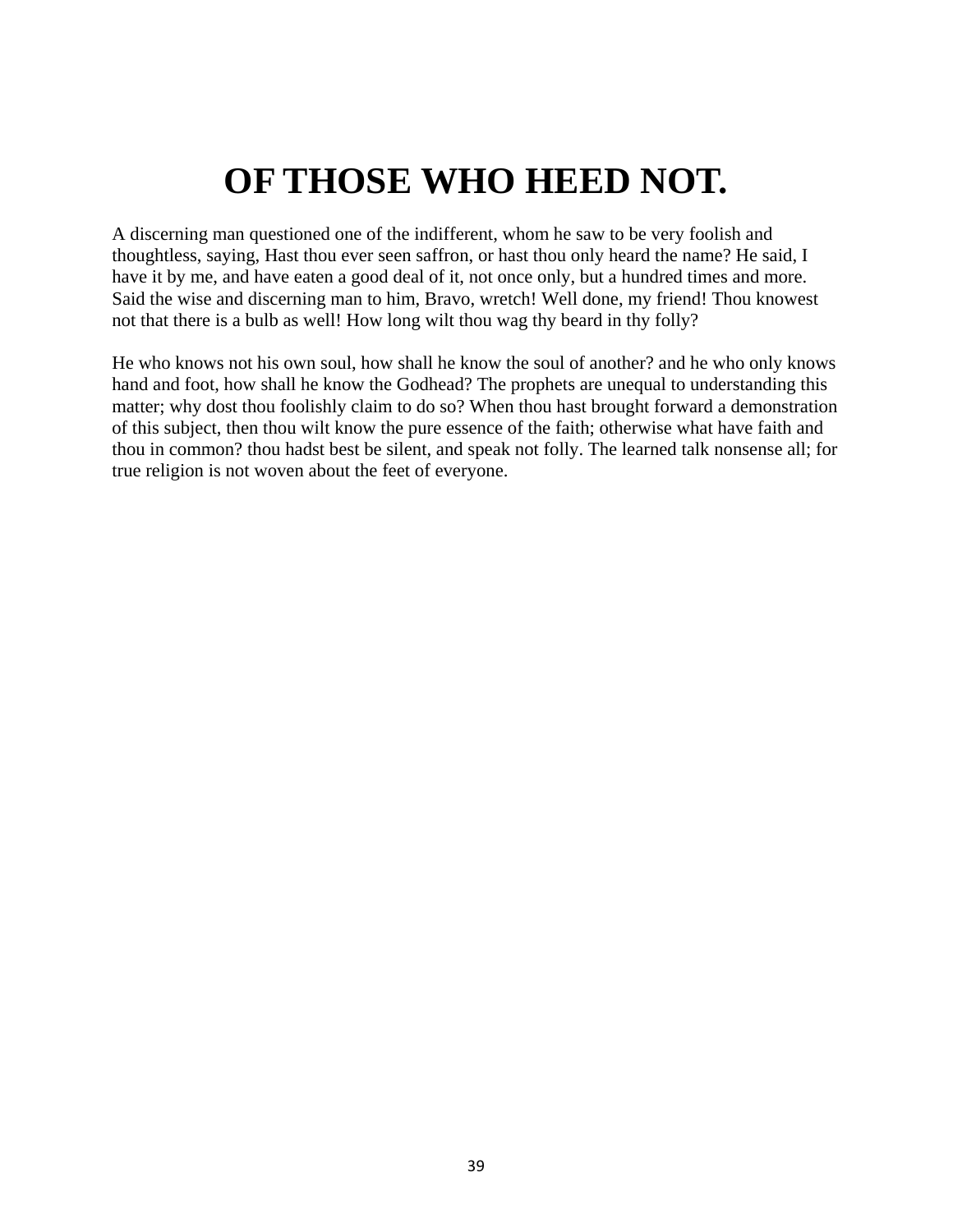# OF THOSE WHO HEED NOT.

A discerning man questioned one of the indifferent, whom he saw to be very foolish and thoughtless, saying, Hast thou ever seen saffron, or hast thou only heard the name? He said, I have it by me, and have eaten a good deal of it, not once only, but a hundred times and more. Said the wise and discerning man to him, Bravo, wretch! Well done, my friend! Thou knowest not that there is a bulb as well! How long wilt thou wag thy beard in thy folly?

He who knows not his own soul, how shall he know the soul of another? and he who only knows hand and foot, how shall he know the Godhead? The prophets are unequal to understanding this matter; why dost thou foolishly claim to do so? When thou hast brought forward a demonstration of this subject, then thou wilt know the pure essence of the faith; otherwise what have faith and thou in common? thou hadst best be silent, and speak not folly. The learned talk nonsense all; for true religion is not woven about the feet of everyone.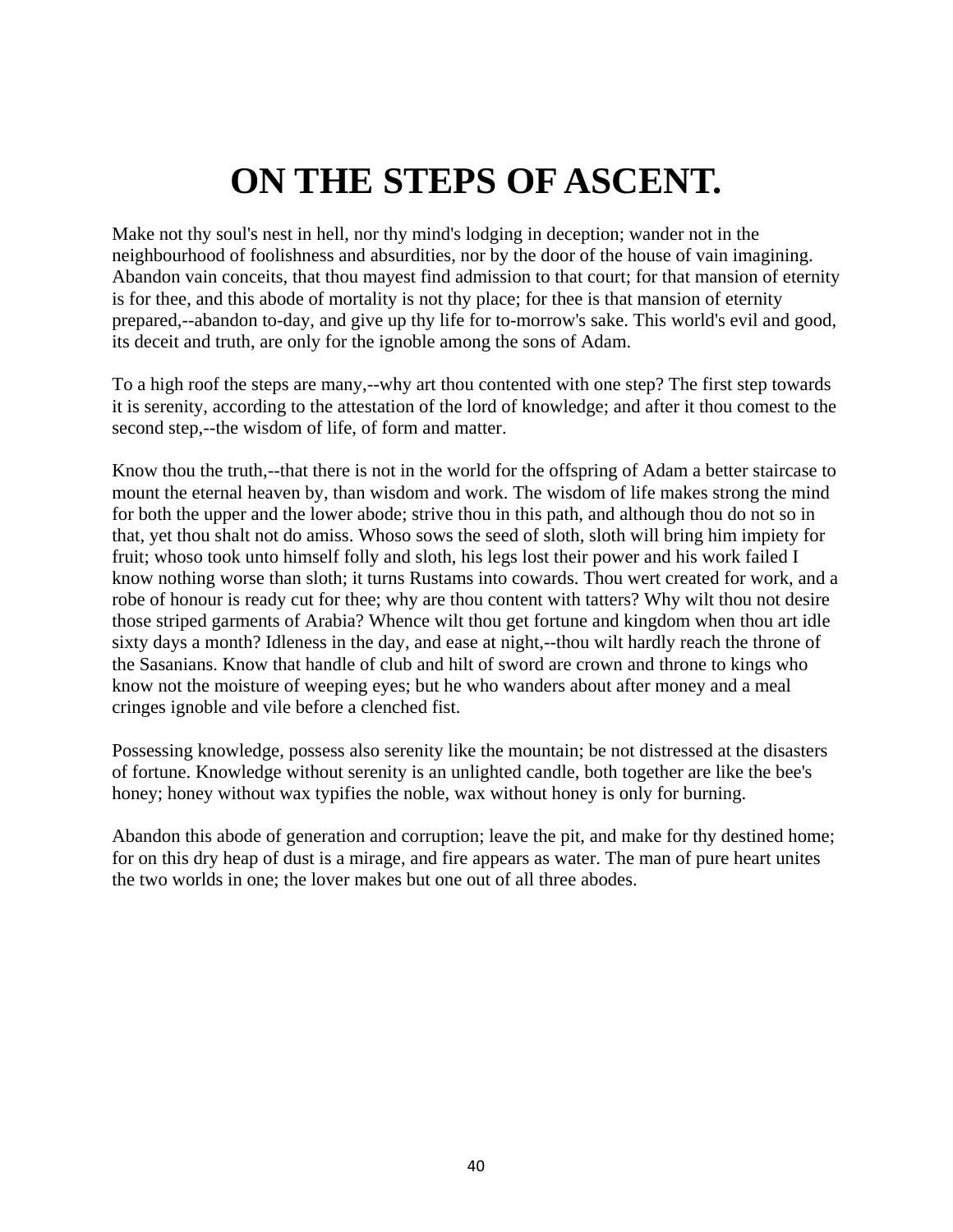# ON THE STEPS OF ASCENT.

Make not thy soul's nest in hell, nor thy mind's lodging in deception; wander not in the neighbourhood of foolishness and absurdities, nor by the door of the house of vain imagining. Abandon vain conceits, that thou mayest find admission to that court; for that mansion of eternity is for thee, and this abode of mortality is not thy place; for thee is that mansion of eternity prepared,--abandon to-day, and give up thy life for to-morrow's sake. This world's evil and good, its deceit and truth, are only for the ignoble among the sons of Adam.

To a high roof the steps are many,--why art thou contented with one step? The first step towards it is serenity, according to the attestation of the lord of knowledge; and after it thou comest to the second step,--the wisdom of life, of form and matter.

Know thou the truth,--that there is not in the world for the offspring of Adam a better staircase to mount the eternal heaven by, than wisdom and work. The wisdom of life makes strong the mind for both the upper and the lower abode; strive thou in this path, and although thou do not so in that, yet thou shalt not do amiss. Whoso sows the seed of sloth, sloth will bring him impiety for fruit; whoso took unto himself folly and sloth, his legs lost their power and his work failed I know nothing worse than sloth; it turns Rustams into cowards. Thou wert created for work, and a robe of honour is ready cut for thee; why are thou content with tatters? Why wilt thou not desire those striped garments of Arabia? Whence wilt thou get fortune and kingdom when thou art idle sixty days a month? Idleness in the day, and ease at night,--thou wilt hardly reach the throne of the Sasanians. Know that handle of club and hilt of sword are crown and throne to kings who know not the moisture of weeping eyes; but he who wanders about after money and a meal cringes ignoble and vile before a clenched fist.

Possessing knowledge, possess also serenity like the mountain; be not distressed at the disasters of fortune. Knowledge without serenity is an unlighted candle, both together are like the bee's honey; honey without wax typifies the noble, wax without honey is only for burning.

Abandon this abode of generation and corruption; leave the pit, and make for thy destined home; for on this dry heap of dust is a mirage, and fire appears as water. The man of pure heart unites the two worlds in one; the lover makes but one out of all three abodes.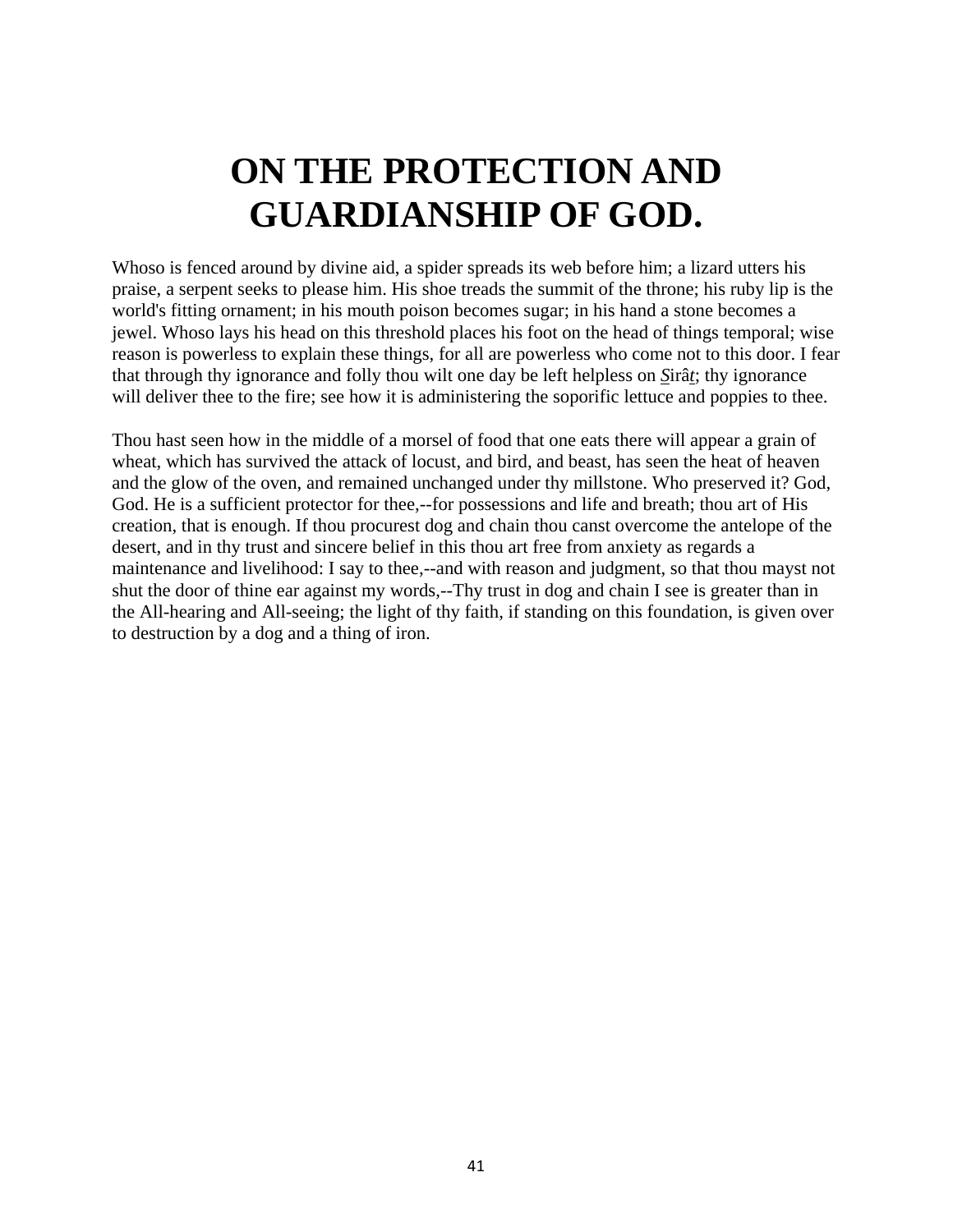# ON THE PROTECTION AND GUARDIANSHIP OF GOD.

Whoso is fenced around by divine aid, a spider spreads its web before him; a lizard utters his praise, a serpent seeks to please him. His shoe treads the summit of the throne; his ruby lip is the world's fitting ornament; in his mouth poison becomes sugar; in his hand a stone becomes a jewel. Whoso lays his head on this threshold places his foot on the head of things temporal; wise reason is powerless to explain these things, for all are powerless who come not to this door. I fear that through thy ignorance and folly thou wilt one day be left helpless on Sirât; thy ignorance will deliver thee to the fire; see how it is administering the soporific lettuce and poppies to thee.

Thou hast seen how in the middle of a morsel of food that one eats there will appear a grain of wheat, which has survived the attack of locust, and bird, and beast, has seen the heat of heaven and the glow of the oven, and remained unchanged under thy millstone. Who preserved it? God, God. He is a sufficient protector for thee,--for possessions and life and breath; thou art of His creation, that is enough. If thou procurest dog and chain thou canst overcome the antelope of the desert, and in thy trust and sincere belief in this thou art free from anxiety as regards a maintenance and livelihood: I say to thee,--and with reason and judgment, so that thou mayst not shut the door of thine ear against my words,--Thy trust in dog and chain I see is greater than in the All-hearing and All-seeing; the light of thy faith, if standing on this foundation, is given over to destruction by a dog and a thing of iron.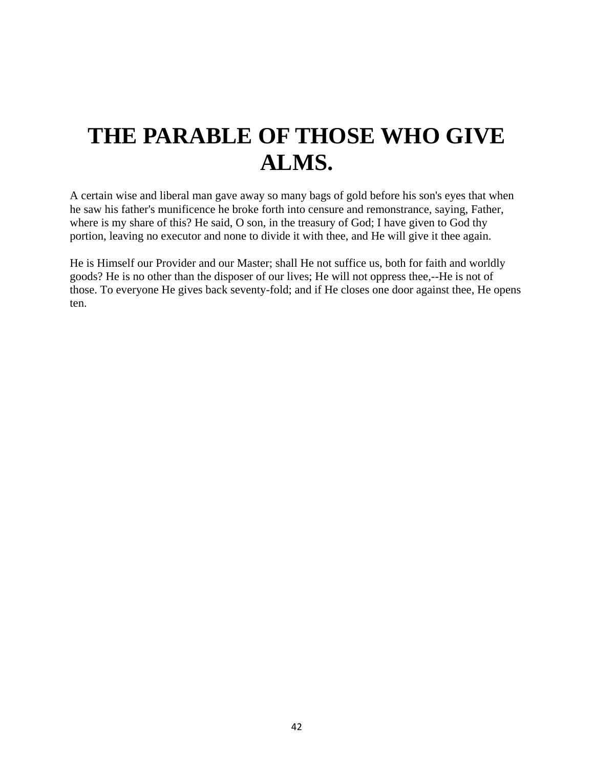# THE PARABLE OF THOSE WHO GIVE ALMS.

A certain wise and liberal man gave away so many bags of gold before his son's eyes that when he saw his father's munificence he broke forth into censure and remonstrance, saying, Father, where is my share of this? He said, O son, in the treasury of God; I have given to God thy portion, leaving no executor and none to divide it with thee, and He will give it thee again.

He is Himself our Provider and our Master; shall He not suffice us, both for faith and worldly goods? He is no other than the disposer of our lives; He will not oppress thee,--He is not of those. To everyone He gives back seventy-fold; and if He closes one door against thee, He opens ten.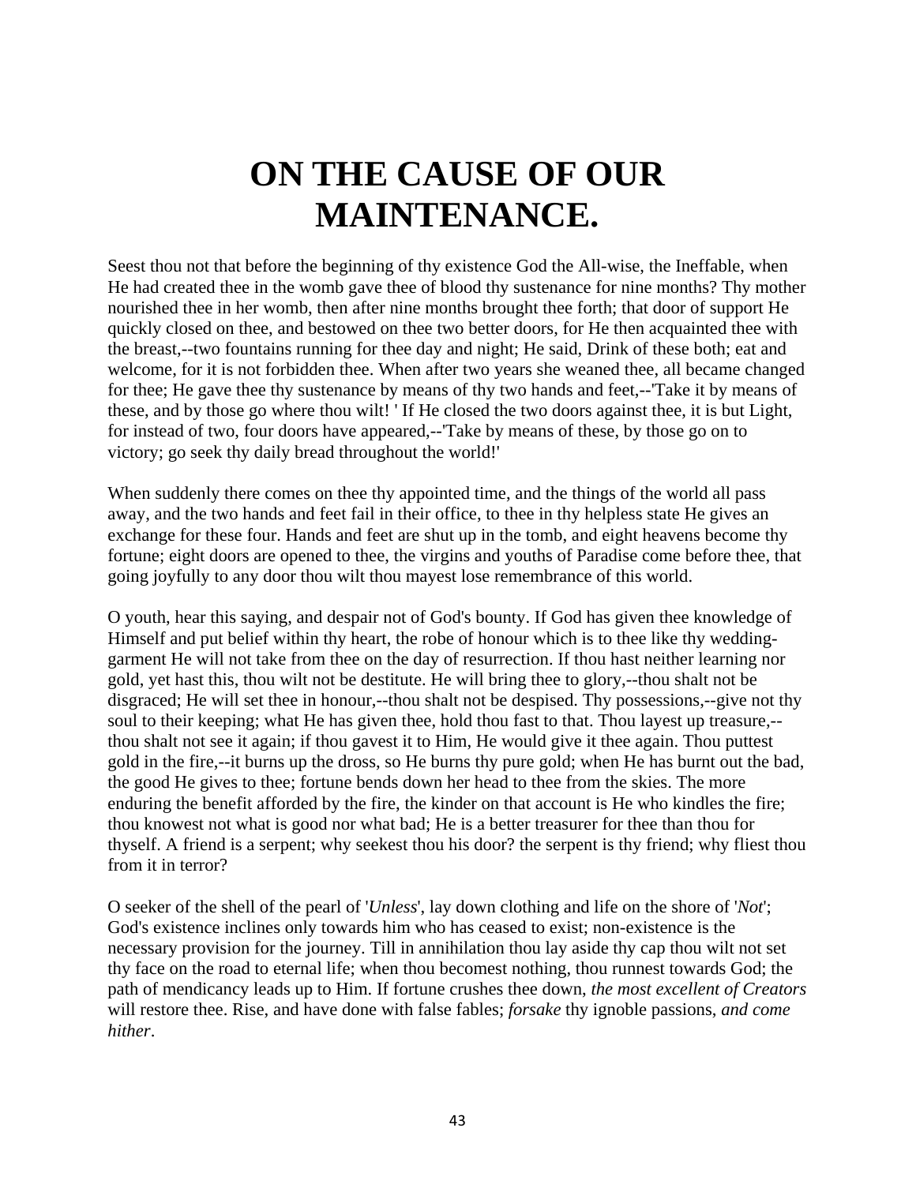# ON THE CAUSE OF OUR MAINTENANCE.

Seest thou not that before the beginning of thy existence God the All-wise, the Ineffable, when He had created thee in the womb gave thee of blood thy sustenance for nine months? Thy mother nourished thee in her womb, then after nine months brought thee forth; that door of support He quickly closed on thee, and bestowed on thee two better doors, for He then acquainted thee with the breast,--two fountains running for thee day and night; He said, Drink of these both; eat and welcome, for it is not forbidden thee. When after two years she weaned thee, all became changed for thee; He gave thee thy sustenance by means of thy two hands and feet,--'Take it by means of these, and by those go where thou wilt! ' If He closed the two doors against thee, it is but Light, for instead of two, four doors have appeared,--'Take by means of these, by those go on to victory; go seek thy daily bread throughout the world!'

When suddenly there comes on thee thy appointed time, and the things of the world all pass away, and the two hands and feet fail in their office, to thee in thy helpless state He gives an exchange for these four. Hands and feet are shut up in the tomb, and eight heavens become thy fortune; eight doors are opened to thee, the virgins and youths of Paradise come before thee, that going joyfully to any door thou wilt thou mayest lose remembrance of this world.

O youth, hear this saying, and despair not of God's bounty. If God has given thee knowledge of Himself and put belief within thy heart, the robe of honour which is to thee like thy wedding-garment He will not take from thee on the day of resurrection. If thou hast neither learning nor gold, yet hast this, thou wilt not be destitute. He will bring thee to glory,--thou shalt not be disgraced; He will set thee in honour,--thou shalt not be despised. Thy possessions,--give not thy soul to their keeping; what He has given thee, hold thou fast to that. Thou layest up treasure,--thou shalt not see it again; if thou gavest it to Him, He would give it thee again. Thou puttest gold in the fire,--it burns up the dross, so He burns thy pure gold; when He has burnt out the bad, the good He gives to thee; fortune bends down her head to thee from the skies. The more enduring the benefit afforded by the fire, the kinder on that account is He who kindles the fire; thou knowest not what is good nor what bad; He is a better treasurer for thee than thou for thyself. A friend is a serpent; why seekest thou his door? the serpent is thy friend; why fliest thou from it in terror?

O seeker of the shell of the pearl of '*Unless*', lay down clothing and life on the shore of '*Not*'; God's existence inclines only towards him who has ceased to exist; non-existence is the necessary provision for the journey. Till in annihilation thou lay aside thy cap thou wilt not set thy face on the road to eternal life; when thou becomest nothing, thou runnest towards God; the path of mendicancy leads up to Him. If fortune crushes thee down, *the most excellent of Creators* will restore thee. Rise, and have done with false fables; *forsake* thy ignoble passions, *and come hither*.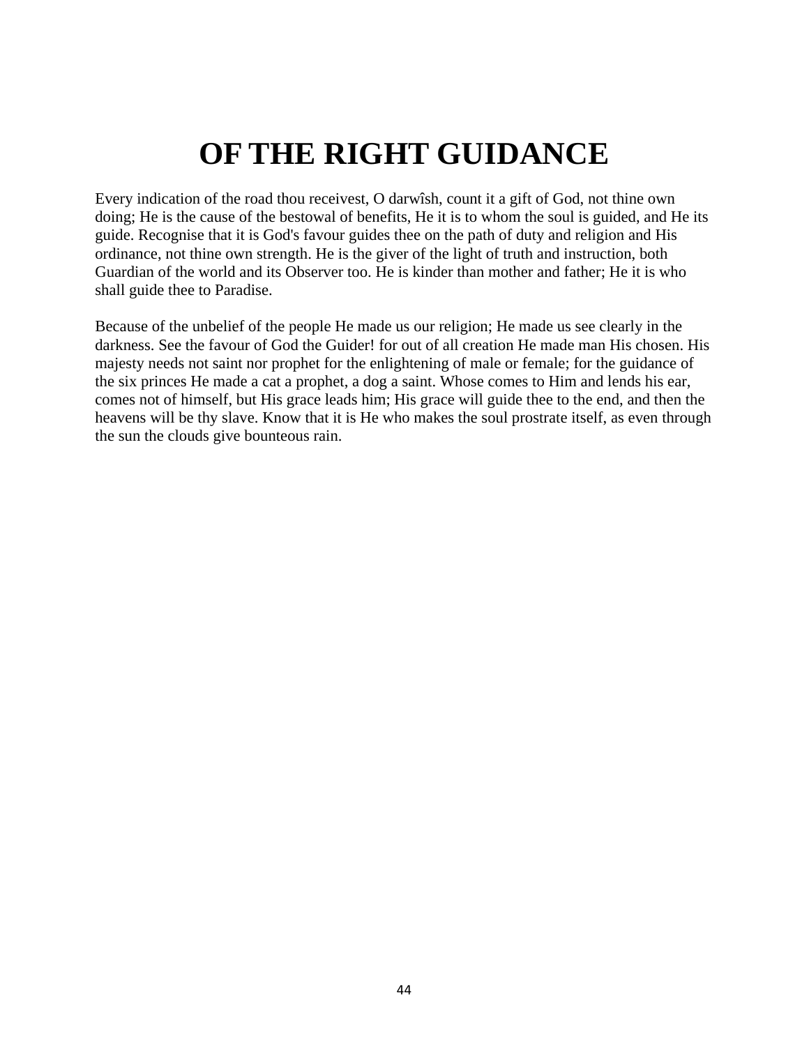# OF THE RIGHT GUIDANCE

Every indication of the road thou receivest, O darwîsh, count it a gift of God, not thine own doing; He is the cause of the bestowal of benefits, He it is to whom the soul is guided, and He its guide. Recognise that it is God's favour guides thee on the path of duty and religion and His ordinance, not thine own strength. He is the giver of the light of truth and instruction, both Guardian of the world and its Observer too. He is kinder than mother and father; He it is who shall guide thee to Paradise.

Because of the unbelief of the people He made us our religion; He made us see clearly in the darkness. See the favour of God the Guider! for out of all creation He made man His chosen. His majesty needs not saint nor prophet for the enlightening of male or female; for the guidance of the six princes He made a cat a prophet, a dog a saint. Whose comes to Him and lends his ear, comes not of himself, but His grace leads him; His grace will guide thee to the end, and then the heavens will be thy slave. Know that it is He who makes the soul prostrate itself, as even through the sun the clouds give bounteous rain.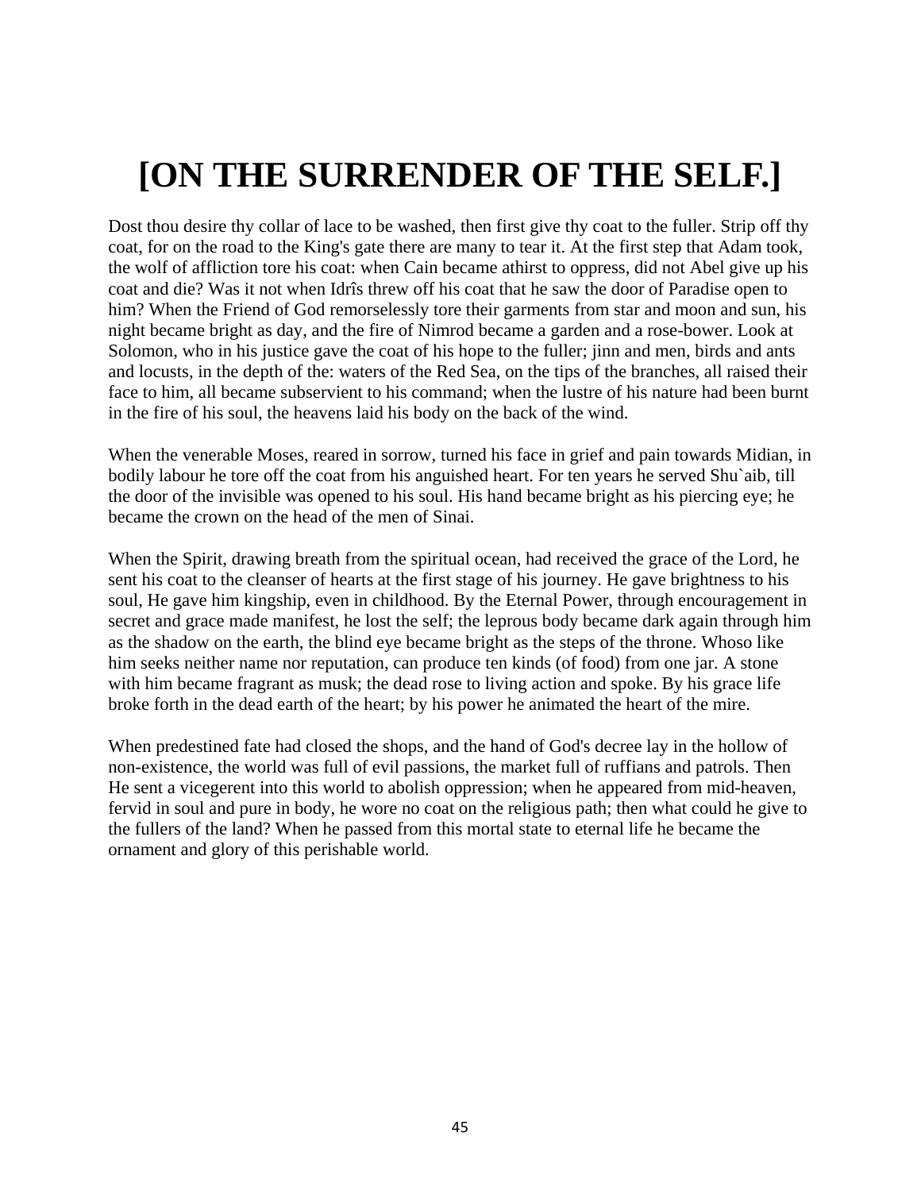# [ON THE SURRENDER OF THE SELF.]

Dost thou desire thy collar of lace to be washed, then first give thy coat to the fuller. Strip off thy coat, for on the road to the King's gate there are many to tear it. At the first step that Adam took, the wolf of affliction tore his coat: when Cain became athirst to oppress, did not Abel give up his coat and die? Was it not when Idrîs threw off his coat that he saw the door of Paradise open to him? When the Friend of God remorselessly tore their garments from star and moon and sun, his night became bright as day, and the fire of Nimrod became a garden and a rose-bower. Look at Solomon, who in his justice gave the coat of his hope to the fuller; jinn and men, birds and ants and locusts, in the depth of the: waters of the Red Sea, on the tips of the branches, all raised their face to him, all became subservient to his command; when the lustre of his nature had been burnt in the fire of his soul, the heavens laid his body on the back of the wind.

When the venerable Moses, reared in sorrow, turned his face in grief and pain towards Midian, in bodily labour he tore off the coat from his anguished heart. For ten years he served Shu`aib, till the door of the invisible was opened to his soul. His hand became bright as his piercing eye; he became the crown on the head of the men of Sinai.

When the Spirit, drawing breath from the spiritual ocean, had received the grace of the Lord, he sent his coat to the cleanser of hearts at the first stage of his journey. He gave brightness to his soul, He gave him kingship, even in childhood. By the Eternal Power, through encouragement in secret and grace made manifest, he lost the self; the leprous body became dark again through him as the shadow on the earth, the blind eye became bright as the steps of the throne. Whoso like him seeks neither name nor reputation, can produce ten kinds (of food) from one jar. A stone with him became fragrant as musk; the dead rose to living action and spoke. By his grace life broke forth in the dead earth of the heart; by his power he animated the heart of the mire.

When predestined fate had closed the shops, and the hand of God's decree lay in the hollow of non-existence, the world was full of evil passions, the market full of ruffians and patrols. Then He sent a vicegerent into this world to abolish oppression; when he appeared from mid-heaven, fervid in soul and pure in body, he wore no coat on the religious path; then what could he give to the fullers of the land? When he passed from this mortal state to eternal life he became the ornament and glory of this perishable world.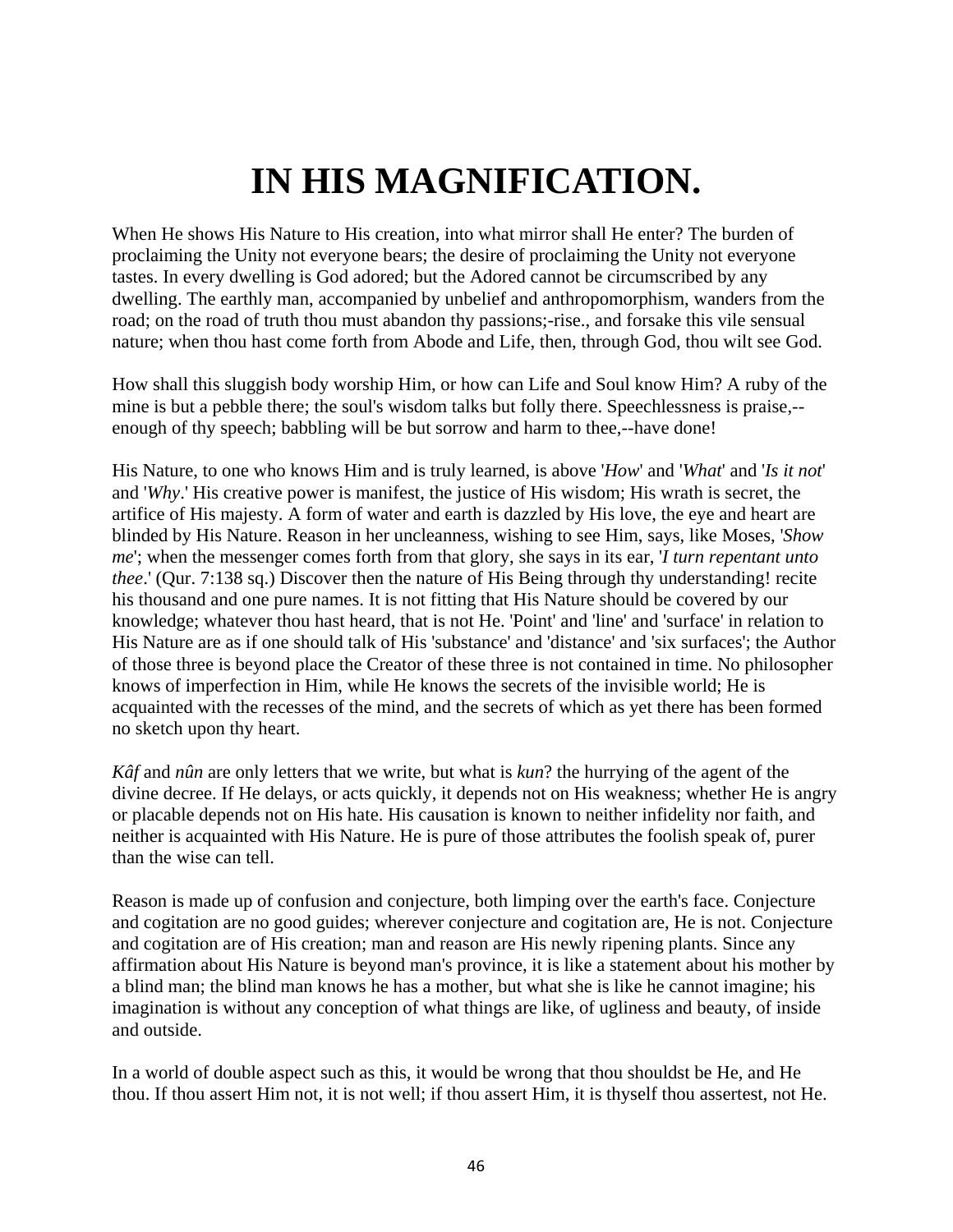# IN HIS MAGNIFICATION.

When He shows His Nature to His creation, into what mirror shall He enter? The burden of proclaiming the Unity not everyone bears; the desire of proclaiming the Unity not everyone tastes. In every dwelling is God adored; but the Adored cannot be circumscribed by any dwelling. The earthly man, accompanied by unbelief and anthropomorphism, wanders from the road; on the road of truth thou must abandon thy passions;-rise., and forsake this vile sensual nature; when thou hast come forth from Abode and Life, then, through God, thou wilt see God.

How shall this sluggish body worship Him, or how can Life and Soul know Him? A ruby of the mine is but a pebble there; the soul's wisdom talks but folly there. Speechlessness is praise,--enough of thy speech; babbling will be but sorrow and harm to thee,--have done!

His Nature, to one who knows Him and is truly learned, is above '*How*' and '*What*' and '*Is it not*' and '*Why*.' His creative power is manifest, the justice of His wisdom; His wrath is secret, the artifice of His majesty. A form of water and earth is dazzled by His love, the eye and heart are blinded by His Nature. Reason in her uncleanness, wishing to see Him, says, like Moses, '*Show me*'; when the messenger comes forth from that glory, she says in its ear, '*I turn repentant unto thee*.' (Qur. 7:138 sq.) Discover then the nature of His Being through thy understanding! recite his thousand and one pure names. It is not fitting that His Nature should be covered by our knowledge; whatever thou hast heard, that is not He. 'Point' and 'line' and 'surface' in relation to His Nature are as if one should talk of His 'substance' and 'distance' and 'six surfaces'; the Author of those three is beyond place the Creator of these three is not contained in time. No philosopher knows of imperfection in Him, while He knows the secrets of the invisible world; He is acquainted with the recesses of the mind, and the secrets of which as yet there has been formed no sketch upon thy heart.

*Kâf* and *nûn* are only letters that we write, but what is *kun*? the hurrying of the agent of the divine decree. If He delays, or acts quickly, it depends not on His weakness; whether He is angry or placable depends not on His hate. His causation is known to neither infidelity nor faith, and neither is acquainted with His Nature. He is pure of those attributes the foolish speak of, purer than the wise can tell.

Reason is made up of confusion and conjecture, both limping over the earth's face. Conjecture and cogitation are no good guides; wherever conjecture and cogitation are, He is not. Conjecture and cogitation are of His creation; man and reason are His newly ripening plants. Since any affirmation about His Nature is beyond man's province, it is like a statement about his mother by a blind man; the blind man knows he has a mother, but what she is like he cannot imagine; his imagination is without any conception of what things are like, of ugliness and beauty, of inside and outside.

In a world of double aspect such as this, it would be wrong that thou shouldst be He, and He thou. If thou assert Him not, it is not well; if thou assert Him, it is thyself thou assertest, not He.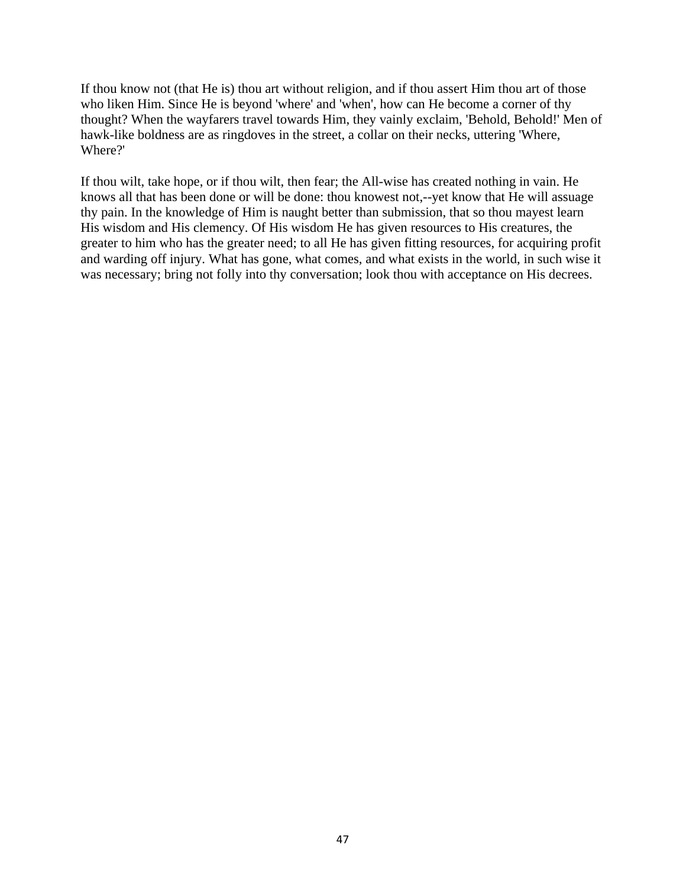If thou know not (that He is) thou art without religion, and if thou assert Him thou art of those who liken Him. Since He is beyond 'where' and 'when', how can He become a corner of thy thought? When the wayfarers travel towards Him, they vainly exclaim, 'Behold, Behold!' Men of hawk-like boldness are as ringdoves in the street, a collar on their necks, uttering 'Where, Where?'

If thou wilt, take hope, or if thou wilt, then fear; the All-wise has created nothing in vain. He knows all that has been done or will be done: thou knowest not,--yet know that He will assuage thy pain. In the knowledge of Him is naught better than submission, that so thou mayest learn His wisdom and His clemency. Of His wisdom He has given resources to His creatures, the greater to him who has the greater need; to all He has given fitting resources, for acquiring profit and warding off injury. What has gone, what comes, and what exists in the world, in such wise it was necessary; bring not folly into thy conversation; look thou with acceptance on His decrees.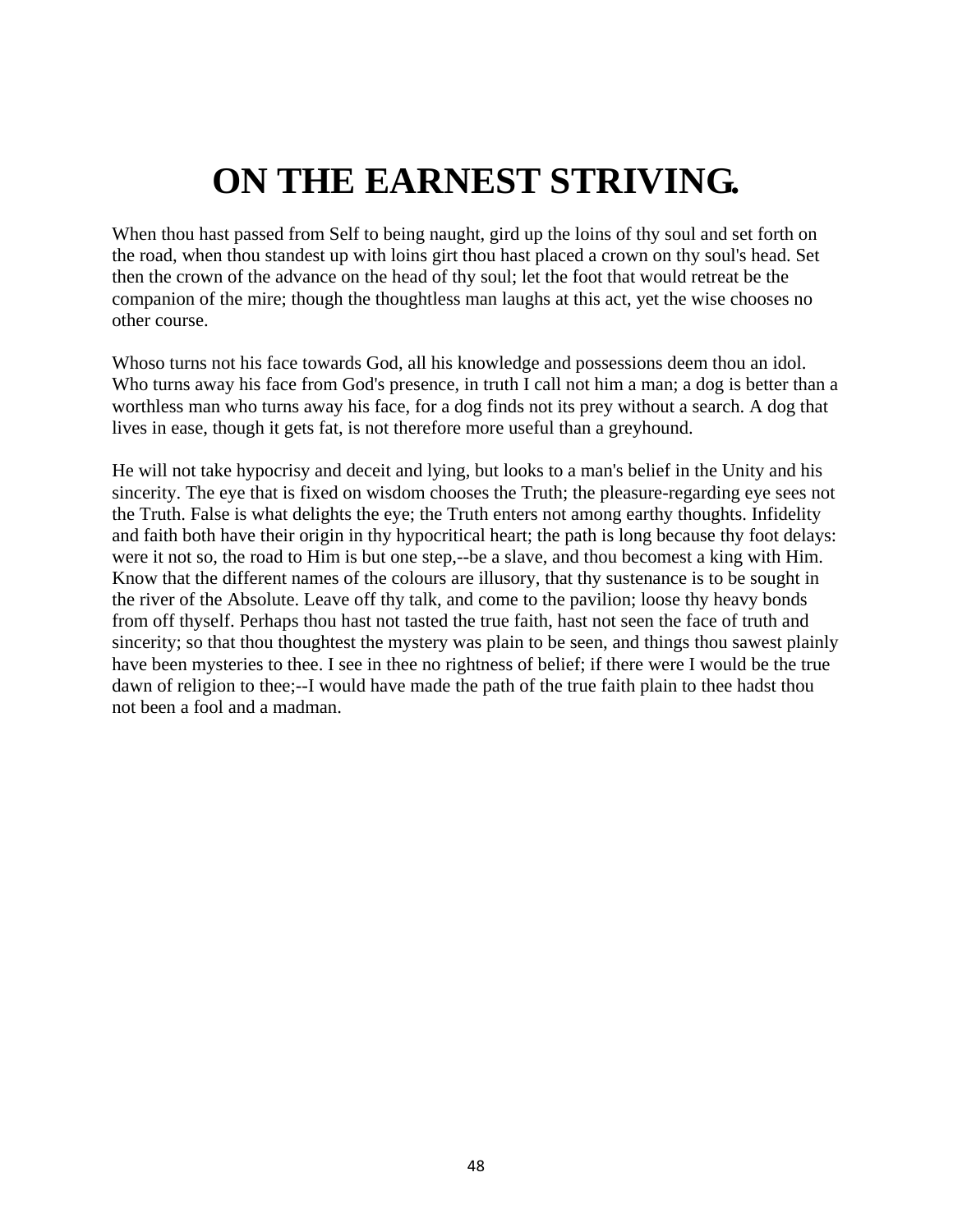# ON THE EARNEST STRIVING.

When thou hast passed from Self to being naught, gird up the loins of thy soul and set forth on the road, when thou standest up with loins girt thou hast placed a crown on thy soul's head. Set then the crown of the advance on the head of thy soul; let the foot that would retreat be the companion of the mire; though the thoughtless man laughs at this act, yet the wise chooses no other course.

Whoso turns not his face towards God, all his knowledge and possessions deem thou an idol. Who turns away his face from God's presence, in truth I call not him a man; a dog is better than a worthless man who turns away his face, for a dog finds not its prey without a search. A dog that lives in ease, though it gets fat, is not therefore more useful than a greyhound.

He will not take hypocrisy and deceit and lying, but looks to a man's belief in the Unity and his sincerity. The eye that is fixed on wisdom chooses the Truth; the pleasure-regarding eye sees not the Truth. False is what delights the eye; the Truth enters not among earthy thoughts. Infidelity and faith both have their origin in thy hypocritical heart; the path is long because thy foot delays: were it not so, the road to Him is but one step,--be a slave, and thou becomest a king with Him. Know that the different names of the colours are illusory, that thy sustenance is to be sought in the river of the Absolute. Leave off thy talk, and come to the pavilion; loose thy heavy bonds from off thyself. Perhaps thou hast not tasted the true faith, hast not seen the face of truth and sincerity; so that thou thoughtest the mystery was plain to be seen, and things thou sawest plainly have been mysteries to thee. I see in thee no rightness of belief; if there were I would be the true dawn of religion to thee;--I would have made the path of the true faith plain to thee hadst thou not been a fool and a madman.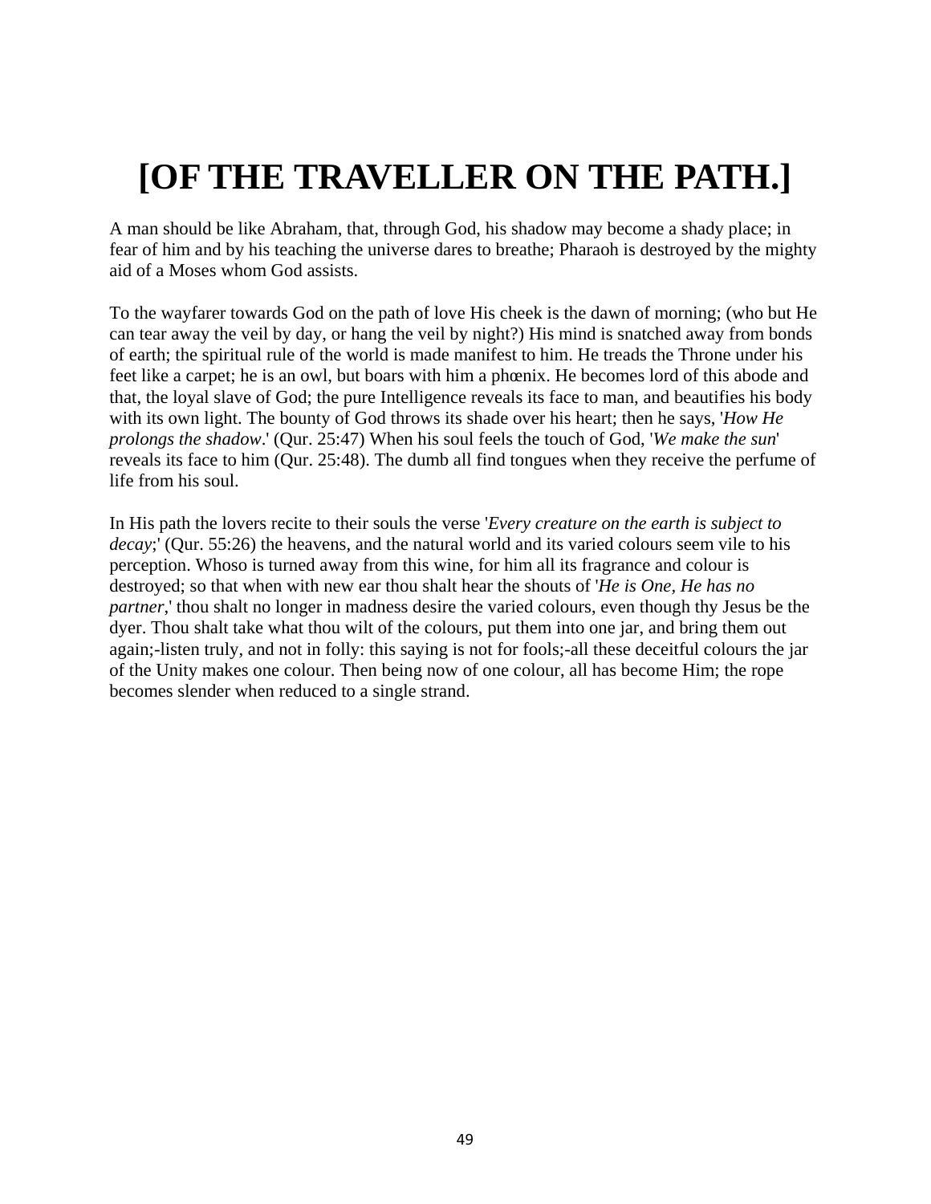# [OF THE TRAVELLER ON THE PATH.]

A man should be like Abraham, that, through God, his shadow may become a shady place; in fear of him and by his teaching the universe dares to breathe; Pharaoh is destroyed by the mighty aid of a Moses whom God assists.

To the wayfarer towards God on the path of love His cheek is the dawn of morning; (who but He can tear away the veil by day, or hang the veil by night?) His mind is snatched away from bonds of earth; the spiritual rule of the world is made manifest to him. He treads the Throne under his feet like a carpet; he is an owl, but boars with him a phœnix. He becomes lord of this abode and that, the loyal slave of God; the pure Intelligence reveals its face to man, and beautifies his body with its own light. The bounty of God throws its shade over his heart; then he says, '*How He prolongs the shadow*.' (Qur. 25:47) When his soul feels the touch of God, '*We make the sun*' reveals its face to him (Qur. 25:48). The dumb all find tongues when they receive the perfume of life from his soul.

In His path the lovers recite to their souls the verse '*Every creature on the earth is subject to decay*;' (Qur. 55:26) the heavens, and the natural world and its varied colours seem vile to his perception. Whoso is turned away from this wine, for him all its fragrance and colour is destroyed; so that when with new ear thou shalt hear the shouts of '*He is One, He has no partner*,' thou shalt no longer in madness desire the varied colours, even though thy Jesus be the dyer. Thou shalt take what thou wilt of the colours, put them into one jar, and bring them out again;-listen truly, and not in folly: this saying is not for fools;-all these deceitful colours the jar of the Unity makes one colour. Then being now of one colour, all has become Him; the rope becomes slender when reduced to a single strand.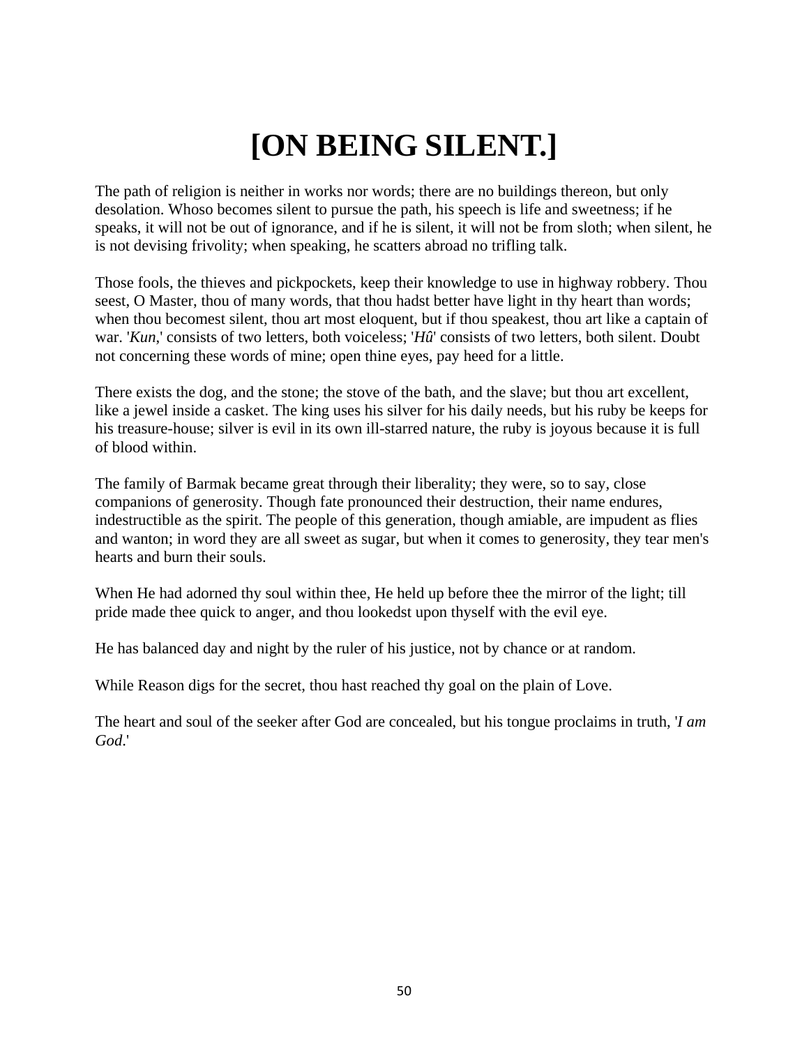# [ON BEING SILENT.]

The path of religion is neither in works nor words; there are no buildings thereon, but only desolation. Whoso becomes silent to pursue the path, his speech is life and sweetness; if he speaks, it will not be out of ignorance, and if he is silent, it will not be from sloth; when silent, he is not devising frivolity; when speaking, he scatters abroad no trifling talk.

Those fools, the thieves and pickpockets, keep their knowledge to use in highway robbery. Thou seest, O Master, thou of many words, that thou hadst better have light in thy heart than words; when thou becomest silent, thou art most eloquent, but if thou speakest, thou art like a captain of war. '*Kun*,' consists of two letters, both voiceless; '*Hû*' consists of two letters, both silent. Doubt not concerning these words of mine; open thine eyes, pay heed for a little.

There exists the dog, and the stone; the stove of the bath, and the slave; but thou art excellent, like a jewel inside a casket. The king uses his silver for his daily needs, but his ruby be keeps for his treasure-house; silver is evil in its own ill-starred nature, the ruby is joyous because it is full of blood within.

The family of Barmak became great through their liberality; they were, so to say, close companions of generosity. Though fate pronounced their destruction, their name endures, indestructible as the spirit. The people of this generation, though amiable, are impudent as flies and wanton; in word they are all sweet as sugar, but when it comes to generosity, they tear men's hearts and burn their souls.

When He had adorned thy soul within thee, He held up before thee the mirror of the light; till pride made thee quick to anger, and thou lookedst upon thyself with the evil eye.

He has balanced day and night by the ruler of his justice, not by chance or at random.

While Reason digs for the secret, thou hast reached thy goal on the plain of Love.

The heart and soul of the seeker after God are concealed, but his tongue proclaims in truth, '*I am God*.'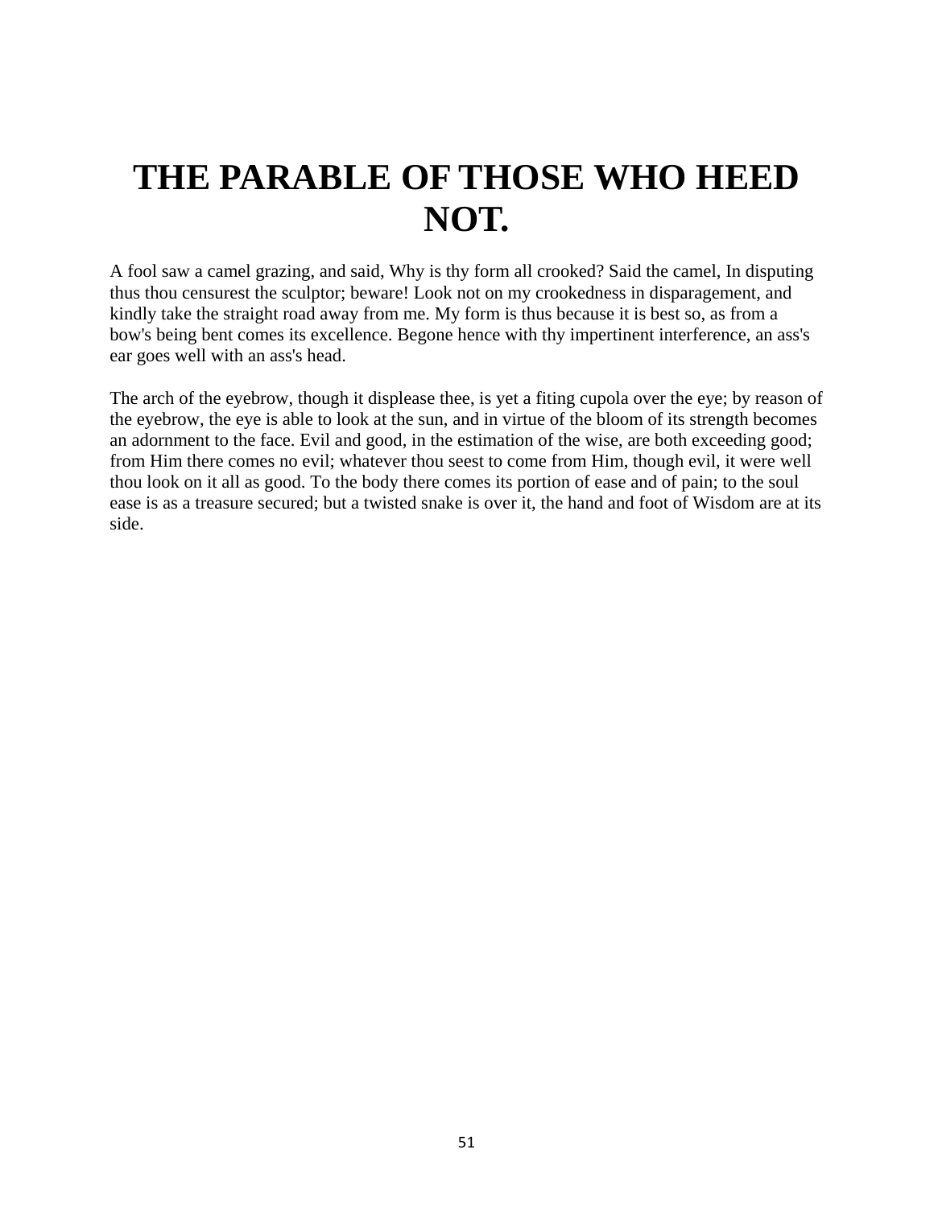# THE PARABLE OF THOSE WHO HEED NOT.

A fool saw a camel grazing, and said, Why is thy form all crooked? Said the camel, In disputing thus thou censurest the sculptor; beware! Look not on my crookedness in disparagement, and kindly take the straight road away from me. My form is thus because it is best so, as from a bow's being bent comes its excellence. Begone hence with thy impertinent interference, an ass's ear goes well with an ass's head.

The arch of the eyebrow, though it displease thee, is yet a fiting cupola over the eye; by reason of the eyebrow, the eye is able to look at the sun, and in virtue of the bloom of its strength becomes an adornment to the face. Evil and good, in the estimation of the wise, are both exceeding good; from Him there comes no evil; whatever thou seest to come from Him, though evil, it were well thou look on it all as good. To the body there comes its portion of ease and of pain; to the soul ease is as a treasure secured; but a twisted snake is over it, the hand and foot of Wisdom are at its side.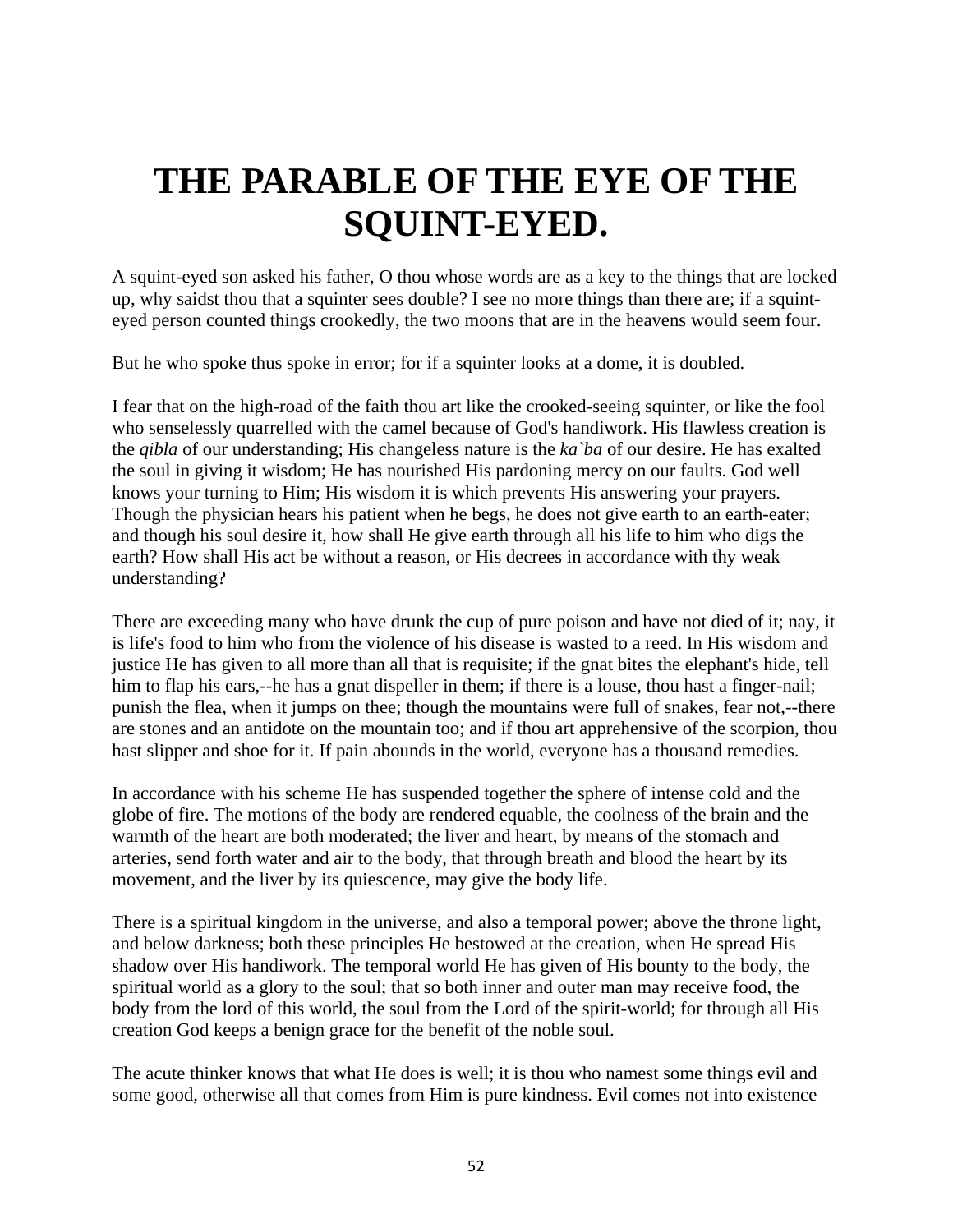# THE PARABLE OF THE EYE OF THE SQUINT-EYED.

A squint-eyed son asked his father, O thou whose words are as a key to the things that are locked up, why saidst thou that a squinter sees double? I see no more things than there are; if a squint-eyed person counted things crookedly, the two moons that are in the heavens would seem four.

But he who spoke thus spoke in error; for if a squinter looks at a dome, it is doubled.

I fear that on the high-road of the faith thou art like the crooked-seeing squinter, or like the fool who senselessly quarrelled with the camel because of God's handiwork. His flawless creation is the *qibla* of our understanding; His changeless nature is the *ka`ba* of our desire. He has exalted the soul in giving it wisdom; He has nourished His pardoning mercy on our faults. God well knows your turning to Him; His wisdom it is which prevents His answering your prayers. Though the physician hears his patient when he begs, he does not give earth to an earth-eater; and though his soul desire it, how shall He give earth through all his life to him who digs the earth? How shall His act be without a reason, or His decrees in accordance with thy weak understanding?

There are exceeding many who have drunk the cup of pure poison and have not died of it; nay, it is life's food to him who from the violence of his disease is wasted to a reed. In His wisdom and justice He has given to all more than all that is requisite; if the gnat bites the elephant's hide, tell him to flap his ears,--he has a gnat dispeller in them; if there is a louse, thou hast a finger-nail; punish the flea, when it jumps on thee; though the mountains were full of snakes, fear not,--there are stones and an antidote on the mountain too; and if thou art apprehensive of the scorpion, thou hast slipper and shoe for it. If pain abounds in the world, everyone has a thousand remedies.

In accordance with his scheme He has suspended together the sphere of intense cold and the globe of fire. The motions of the body are rendered equable, the coolness of the brain and the warmth of the heart are both moderated; the liver and heart, by means of the stomach and arteries, send forth water and air to the body, that through breath and blood the heart by its movement, and the liver by its quiescence, may give the body life.

There is a spiritual kingdom in the universe, and also a temporal power; above the throne light, and below darkness; both these principles He bestowed at the creation, when He spread His shadow over His handiwork. The temporal world He has given of His bounty to the body, the spiritual world as a glory to the soul; that so both inner and outer man may receive food, the body from the lord of this world, the soul from the Lord of the spirit-world; for through all His creation God keeps a benign grace for the benefit of the noble soul.

The acute thinker knows that what He does is well; it is thou who namest some things evil and some good, otherwise all that comes from Him is pure kindness. Evil comes not into existence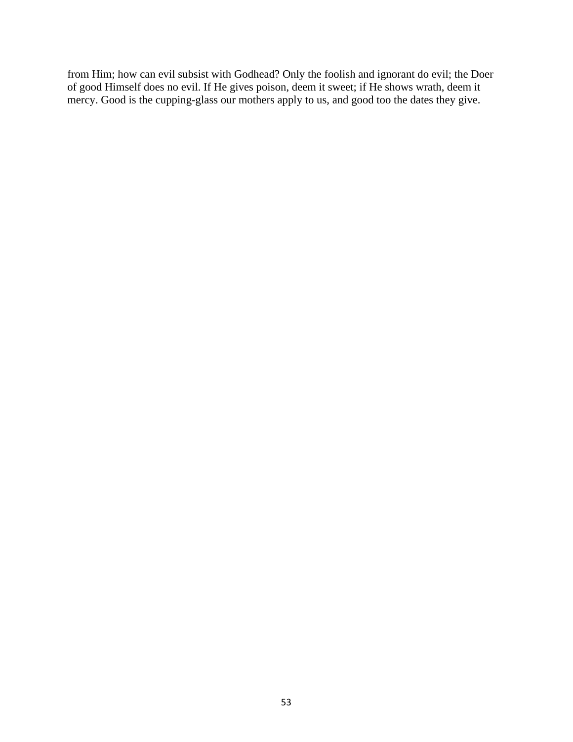from Him; how can evil subsist with Godhead? Only the foolish and ignorant do evil; the Doer of good Himself does no evil. If He gives poison, deem it sweet; if He shows wrath, deem it mercy. Good is the cupping-glass our mothers apply to us, and good too the dates they give.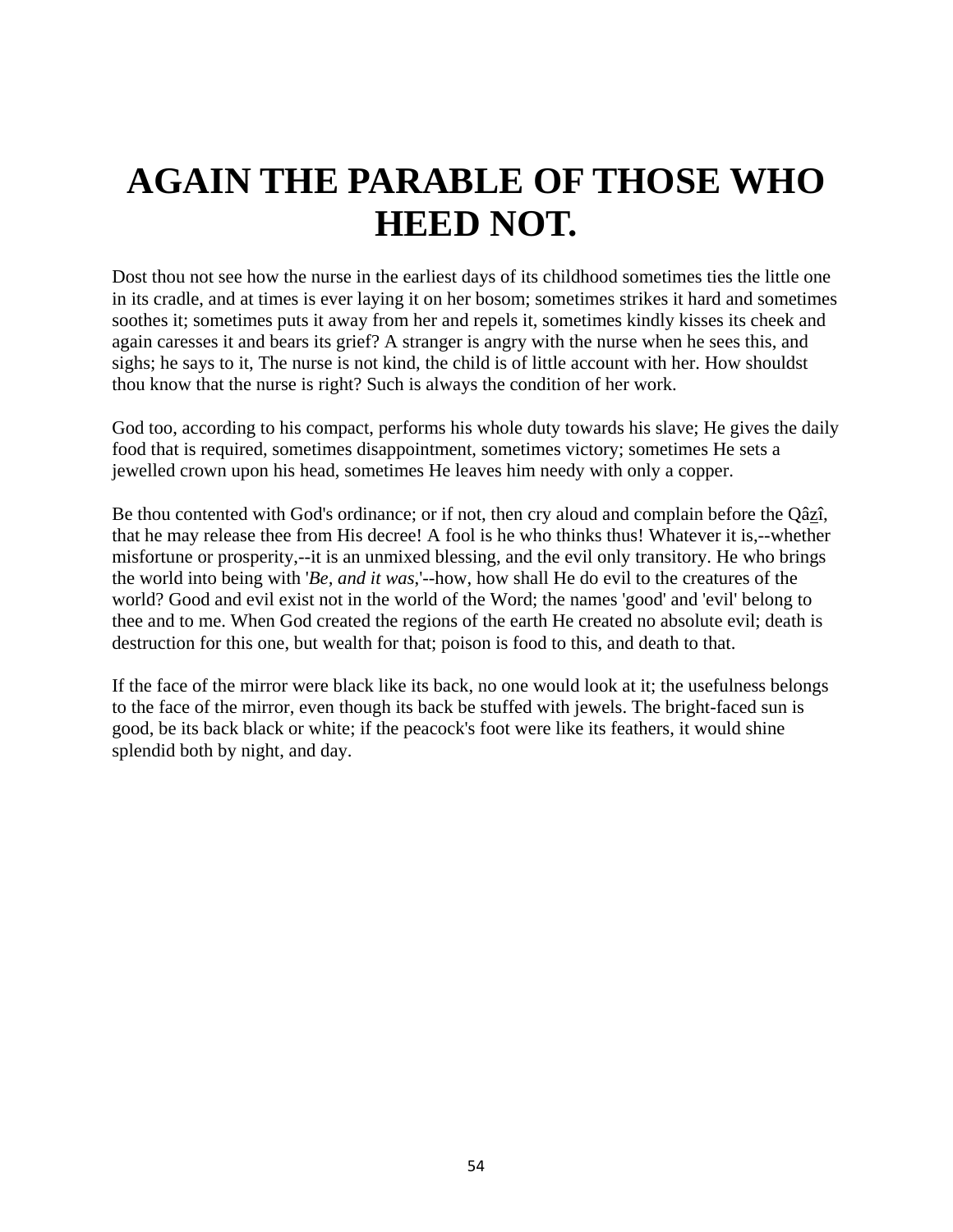# AGAIN THE PARABLE OF THOSE WHO HEED NOT.

Dost thou not see how the nurse in the earliest days of its childhood sometimes ties the little one in its cradle, and at times is ever laying it on her bosom; sometimes strikes it hard and sometimes soothes it; sometimes puts it away from her and repels it, sometimes kindly kisses its cheek and again caresses it and bears its grief? A stranger is angry with the nurse when he sees this, and sighs; he says to it, The nurse is not kind, the child is of little account with her. How shouldst thou know that the nurse is right? Such is always the condition of her work.

God too, according to his compact, performs his whole duty towards his slave; He gives the daily food that is required, sometimes disappointment, sometimes victory; sometimes He sets a jewelled crown upon his head, sometimes He leaves him needy with only a copper.

Be thou contented with God's ordinance; or if not, then cry aloud and complain before the Qâẕî, that he may release thee from His decree! A fool is he who thinks thus! Whatever it is,--whether misfortune or prosperity,--it is an unmixed blessing, and the evil only transitory. He who brings the world into being with '*Be, and it was*,'--how, how shall He do evil to the creatures of the world? Good and evil exist not in the world of the Word; the names 'good' and 'evil' belong to thee and to me. When God created the regions of the earth He created no absolute evil; death is destruction for this one, but wealth for that; poison is food to this, and death to that.

If the face of the mirror were black like its back, no one would look at it; the usefulness belongs to the face of the mirror, even though its back be stuffed with jewels. The bright-faced sun is good, be its back black or white; if the peacock's foot were like its feathers, it would shine splendid both by night, and day.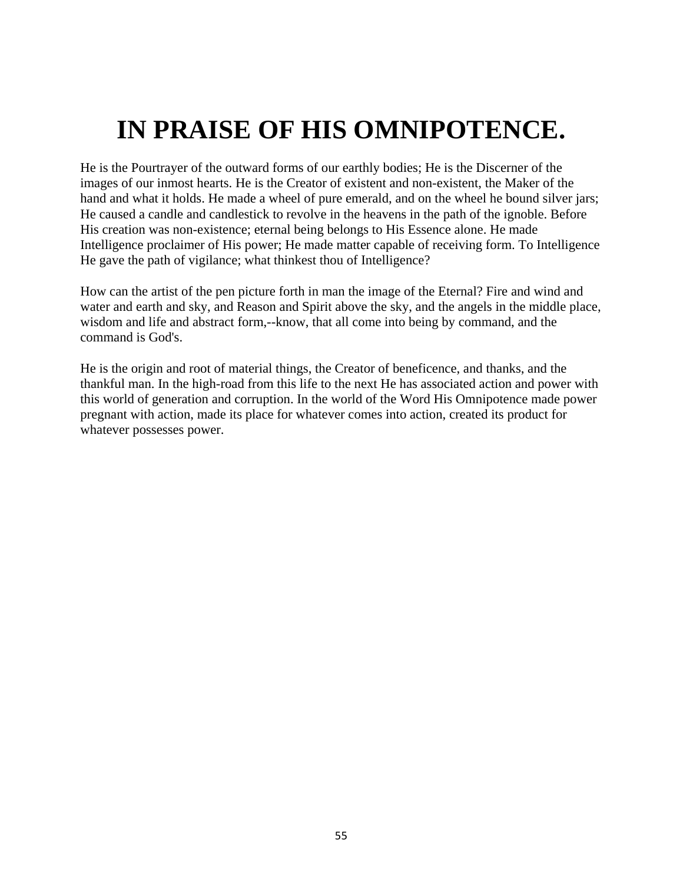# IN PRAISE OF HIS OMNIPOTENCE.

He is the Pourtrayer of the outward forms of our earthly bodies; He is the Discerner of the images of our inmost hearts. He is the Creator of existent and non-existent, the Maker of the hand and what it holds. He made a wheel of pure emerald, and on the wheel he bound silver jars; He caused a candle and candlestick to revolve in the heavens in the path of the ignoble. Before His creation was non-existence; eternal being belongs to His Essence alone. He made Intelligence proclaimer of His power; He made matter capable of receiving form. To Intelligence He gave the path of vigilance; what thinkest thou of Intelligence?

How can the artist of the pen picture forth in man the image of the Eternal? Fire and wind and water and earth and sky, and Reason and Spirit above the sky, and the angels in the middle place, wisdom and life and abstract form,--know, that all come into being by command, and the command is God's.

He is the origin and root of material things, the Creator of beneficence, and thanks, and the thankful man. In the high-road from this life to the next He has associated action and power with this world of generation and corruption. In the world of the Word His Omnipotence made power pregnant with action, made its place for whatever comes into action, created its product for whatever possesses power.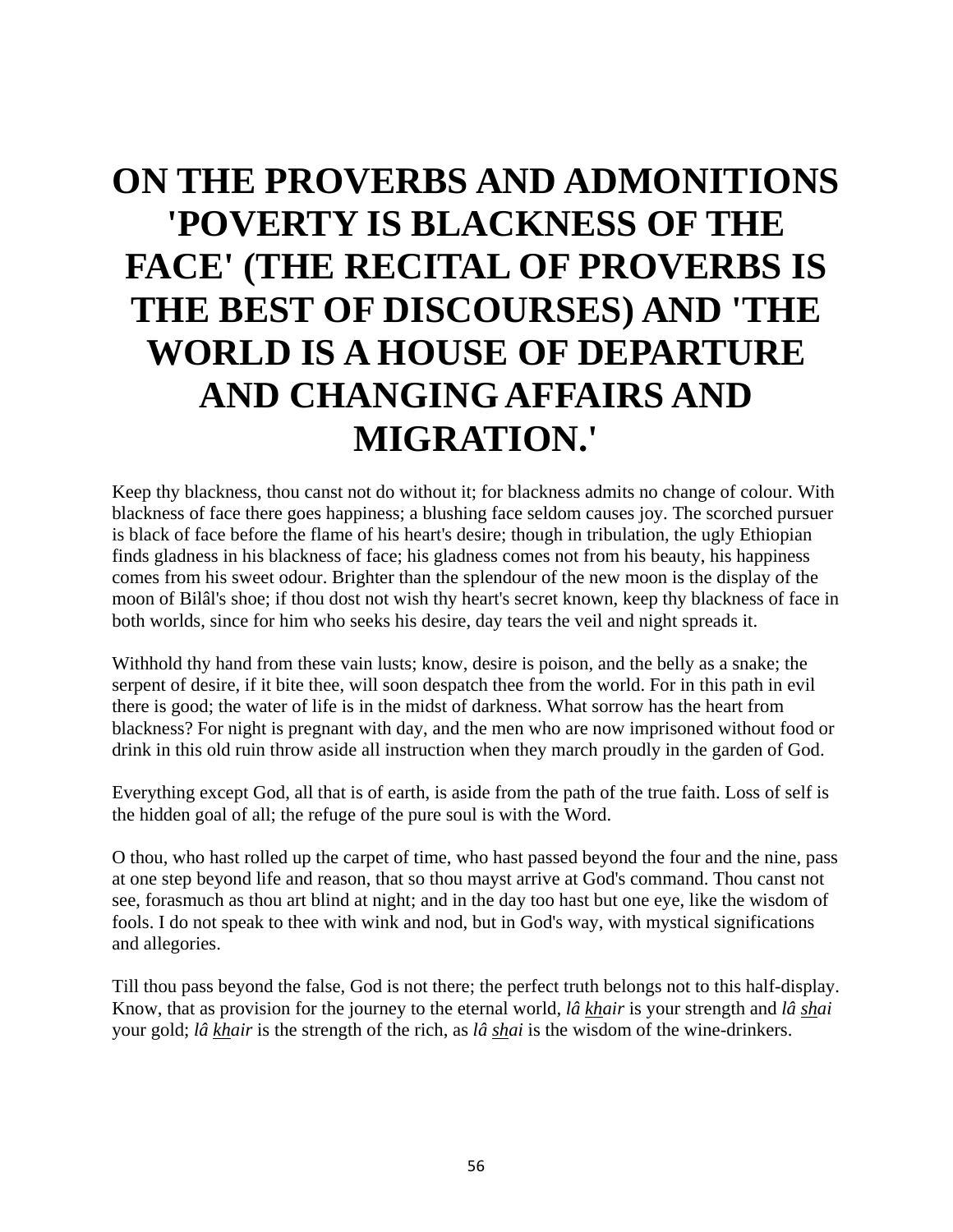# ON THE PROVERBS AND ADMONITIONS 'POVERTY IS BLACKNESS OF THE FACE' (THE RECITAL OF PROVERBS IS THE BEST OF DISCOURSES) AND 'THE WORLD IS A HOUSE OF DEPARTURE AND CHANGING AFFAIRS AND MIGRATION.'

Keep thy blackness, thou canst not do without it; for blackness admits no change of colour. With blackness of face there goes happiness; a blushing face seldom causes joy. The scorched pursuer is black of face before the flame of his heart's desire; though in tribulation, the ugly Ethiopian finds gladness in his blackness of face; his gladness comes not from his beauty, his happiness comes from his sweet odour. Brighter than the splendour of the new moon is the display of the moon of Bilâl's shoe; if thou dost not wish thy heart's secret known, keep thy blackness of face in both worlds, since for him who seeks his desire, day tears the veil and night spreads it.

Withhold thy hand from these vain lusts; know, desire is poison, and the belly as a snake; the serpent of desire, if it bite thee, will soon despatch thee from the world. For in this path in evil there is good; the water of life is in the midst of darkness. What sorrow has the heart from blackness? For night is pregnant with day, and the men who are now imprisoned without food or drink in this old ruin throw aside all instruction when they march proudly in the garden of God.

Everything except God, all that is of earth, is aside from the path of the true faith. Loss of self is the hidden goal of all; the refuge of the pure soul is with the Word.

O thou, who hast rolled up the carpet of time, who hast passed beyond the four and the nine, pass at one step beyond life and reason, that so thou mayst arrive at God's command. Thou canst not see, forasmuch as thou art blind at night; and in the day too hast but one eye, like the wisdom of fools. I do not speak to thee with wink and nod, but in God's way, with mystical significations and allegories.

Till thou pass beyond the false, God is not there; the perfect truth belongs not to this half-display. Know, that as provision for the journey to the eternal world, *lâ khair* is your strength and *lâ shai* your gold; *lâ khair* is the strength of the rich, as *lâ shai* is the wisdom of the wine-drinkers.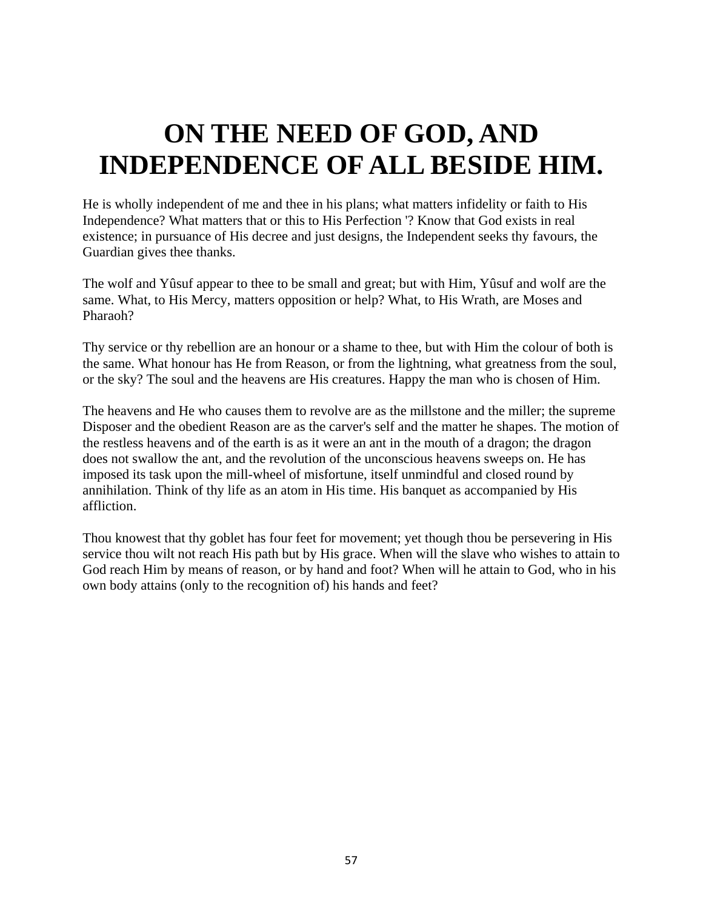# ON THE NEED OF GOD, AND INDEPENDENCE OF ALL BESIDE HIM.

He is wholly independent of me and thee in his plans; what matters infidelity or faith to His Independence? What matters that or this to His Perfection '? Know that God exists in real existence; in pursuance of His decree and just designs, the Independent seeks thy favours, the Guardian gives thee thanks.

The wolf and Yûsuf appear to thee to be small and great; but with Him, Yûsuf and wolf are the same. What, to His Mercy, matters opposition or help? What, to His Wrath, are Moses and Pharaoh?

Thy service or thy rebellion are an honour or a shame to thee, but with Him the colour of both is the same. What honour has He from Reason, or from the lightning, what greatness from the soul, or the sky? The soul and the heavens are His creatures. Happy the man who is chosen of Him.

The heavens and He who causes them to revolve are as the millstone and the miller; the supreme Disposer and the obedient Reason are as the carver's self and the matter he shapes. The motion of the restless heavens and of the earth is as it were an ant in the mouth of a dragon; the dragon does not swallow the ant, and the revolution of the unconscious heavens sweeps on. He has imposed its task upon the mill-wheel of misfortune, itself unmindful and closed round by annihilation. Think of thy life as an atom in His time. His banquet as accompanied by His affliction.

Thou knowest that thy goblet has four feet for movement; yet though thou be persevering in His service thou wilt not reach His path but by His grace. When will the slave who wishes to attain to God reach Him by means of reason, or by hand and foot? When will he attain to God, who in his own body attains (only to the recognition of) his hands and feet?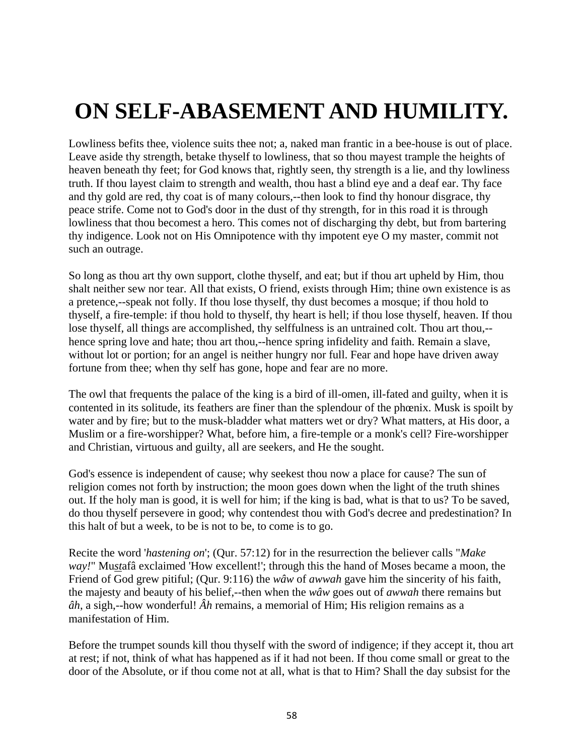# ON SELF-ABASEMENT AND HUMILITY.

Lowliness befits thee, violence suits thee not; a, naked man frantic in a bee-house is out of place. Leave aside thy strength, betake thyself to lowliness, that so thou mayest trample the heights of heaven beneath thy feet; for God knows that, rightly seen, thy strength is a lie, and thy lowliness truth. If thou layest claim to strength and wealth, thou hast a blind eye and a deaf ear. Thy face and thy gold are red, thy coat is of many colours,--then look to find thy honour disgrace, thy peace strife. Come not to God's door in the dust of thy strength, for in this road it is through lowliness that thou becomest a hero. This comes not of discharging thy debt, but from bartering thy indigence. Look not on His Omnipotence with thy impotent eye O my master, commit not such an outrage.

So long as thou art thy own support, clothe thyself, and eat; but if thou art upheld by Him, thou shalt neither sew nor tear. All that exists, O friend, exists through Him; thine own existence is as a pretence,--speak not folly. If thou lose thyself, thy dust becomes a mosque; if thou hold to thyself, a fire-temple: if thou hold to thyself, thy heart is hell; if thou lose thyself, heaven. If thou lose thyself, all things are accomplished, thy selffulness is an untrained colt. Thou art thou,--hence spring love and hate; thou art thou,--hence spring infidelity and faith. Remain a slave, without lot or portion; for an angel is neither hungry nor full. Fear and hope have driven away fortune from thee; when thy self has gone, hope and fear are no more.

The owl that frequents the palace of the king is a bird of ill-omen, ill-fated and guilty, when it is contented in its solitude, its feathers are finer than the splendour of the phœnix. Musk is spoilt by water and by fire; but to the musk-bladder what matters wet or dry? What matters, at His door, a Muslim or a fire-worshipper? What, before him, a fire-temple or a monk's cell? Fire-worshipper and Christian, virtuous and guilty, all are seekers, and He the sought.

God's essence is independent of cause; why seekest thou now a place for cause? The sun of religion comes not forth by instruction; the moon goes down when the light of the truth shines out. If the holy man is good, it is well for him; if the king is bad, what is that to us? To be saved, do thou thyself persevere in good; why contendest thou with God's decree and predestination? In this halt of but a week, to be is not to be, to come is to go.

Recite the word '*hastening on*'; (Qur. 57:12) for in the resurrection the believer calls "*Make way!*" Mu<u>st</u>afâ exclaimed 'How excellent!'; through this the hand of Moses became a moon, the Friend of God grew pitiful; (Qur. 9:116) the *wâw* of *awwah* gave him the sincerity of his faith, the majesty and beauty of his belief,--then when the *wâw* goes out of *awwah* there remains but *âh*, a sigh,--how wonderful! *Âh* remains, a memorial of Him; His religion remains as a manifestation of Him.

Before the trumpet sounds kill thou thyself with the sword of indigence; if they accept it, thou art at rest; if not, think of what has happened as if it had not been. If thou come small or great to the door of the Absolute, or if thou come not at all, what is that to Him? Shall the day subsist for the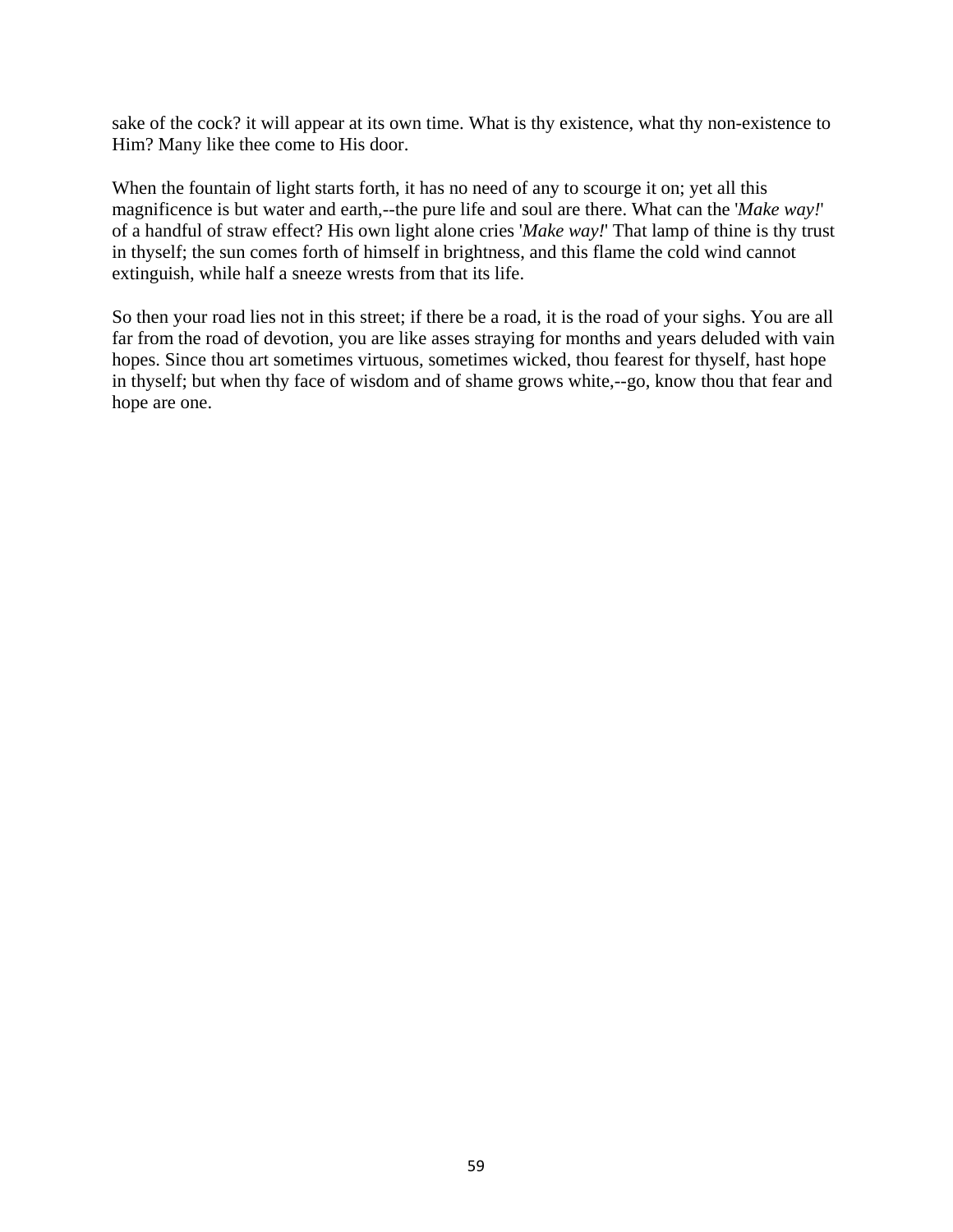sake of the cock? it will appear at its own time. What is thy existence, what thy non-existence to Him? Many like thee come to His door.

When the fountain of light starts forth, it has no need of any to scourge it on; yet all this magnificence is but water and earth,--the pure life and soul are there. What can the '*Make way!*' of a handful of straw effect? His own light alone cries '*Make way!*' That lamp of thine is thy trust in thyself; the sun comes forth of himself in brightness, and this flame the cold wind cannot extinguish, while half a sneeze wrests from that its life.

So then your road lies not in this street; if there be a road, it is the road of your sighs. You are all far from the road of devotion, you are like asses straying for months and years deluded with vain hopes. Since thou art sometimes virtuous, sometimes wicked, thou fearest for thyself, hast hope in thyself; but when thy face of wisdom and of shame grows white,--go, know thou that fear and hope are one.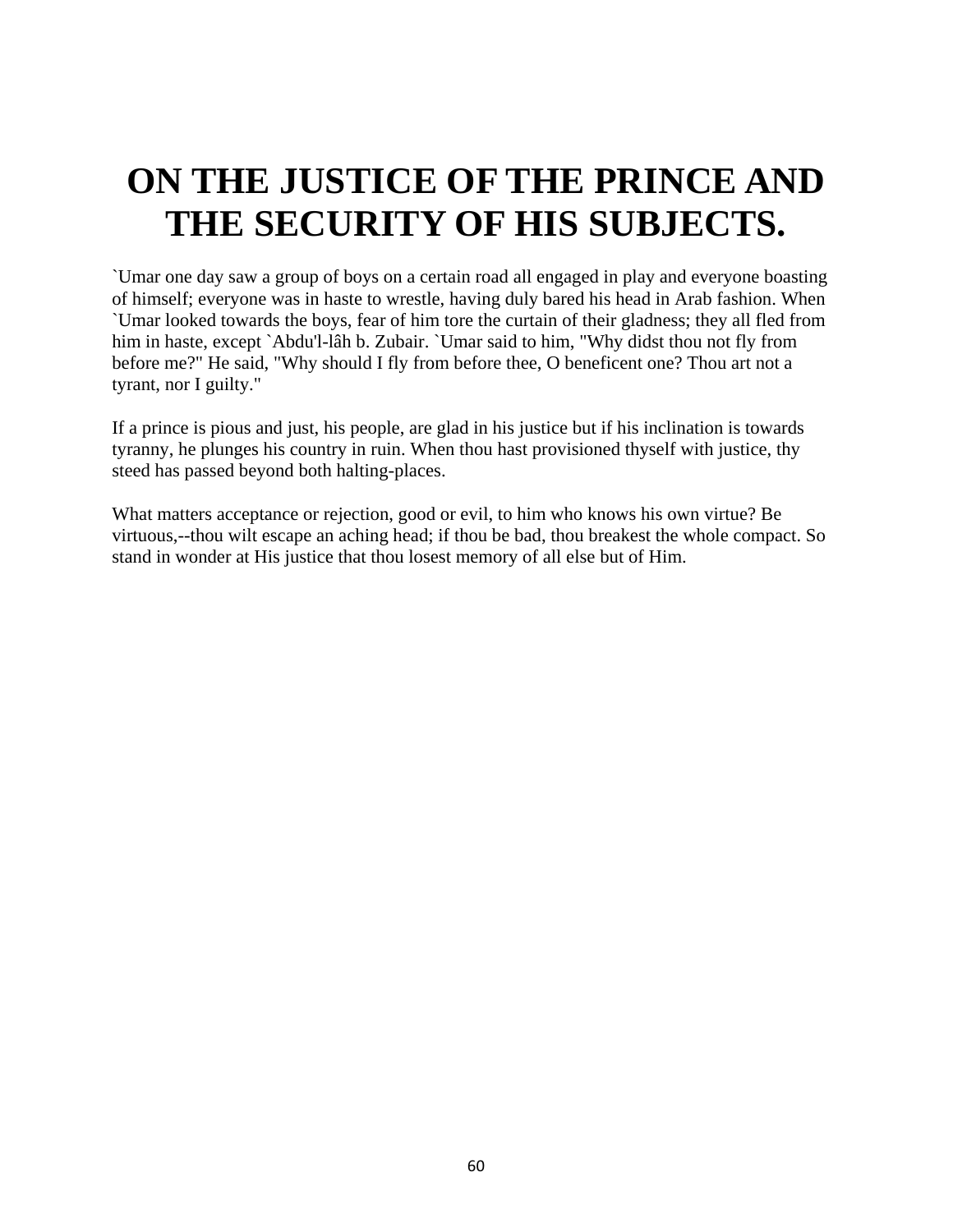# ON THE JUSTICE OF THE PRINCE AND THE SECURITY OF HIS SUBJECTS.

`Umar one day saw a group of boys on a certain road all engaged in play and everyone boasting of himself; everyone was in haste to wrestle, having duly bared his head in Arab fashion. When `Umar looked towards the boys, fear of him tore the curtain of their gladness; they all fled from him in haste, except `Abdu'l-lâh b. Zubair. `Umar said to him, "Why didst thou not fly from before me?" He said, "Why should I fly from before thee, O beneficent one? Thou art not a tyrant, nor I guilty."

If a prince is pious and just, his people, are glad in his justice but if his inclination is towards tyranny, he plunges his country in ruin. When thou hast provisioned thyself with justice, thy steed has passed beyond both halting-places.

What matters acceptance or rejection, good or evil, to him who knows his own virtue? Be virtuous,--thou wilt escape an aching head; if thou be bad, thou breakest the whole compact. So stand in wonder at His justice that thou losest memory of all else but of Him.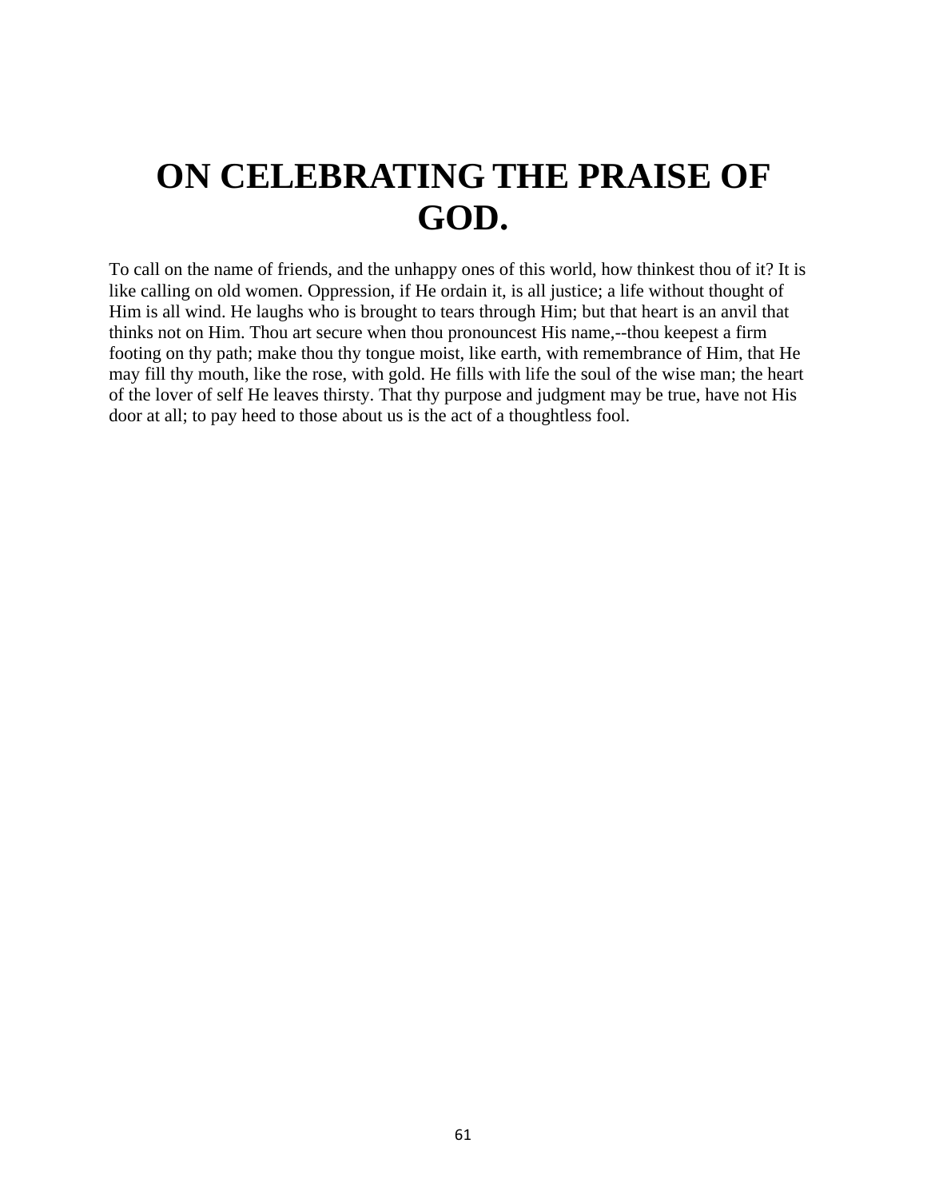# ON CELEBRATING THE PRAISE OF GOD.

To call on the name of friends, and the unhappy ones of this world, how thinkest thou of it? It is like calling on old women. Oppression, if He ordain it, is all justice; a life without thought of Him is all wind. He laughs who is brought to tears through Him; but that heart is an anvil that thinks not on Him. Thou art secure when thou pronouncest His name,--thou keepest a firm footing on thy path; make thou thy tongue moist, like earth, with remembrance of Him, that He may fill thy mouth, like the rose, with gold. He fills with life the soul of the wise man; the heart of the lover of self He leaves thirsty. That thy purpose and judgment may be true, have not His door at all; to pay heed to those about us is the act of a thoughtless fool.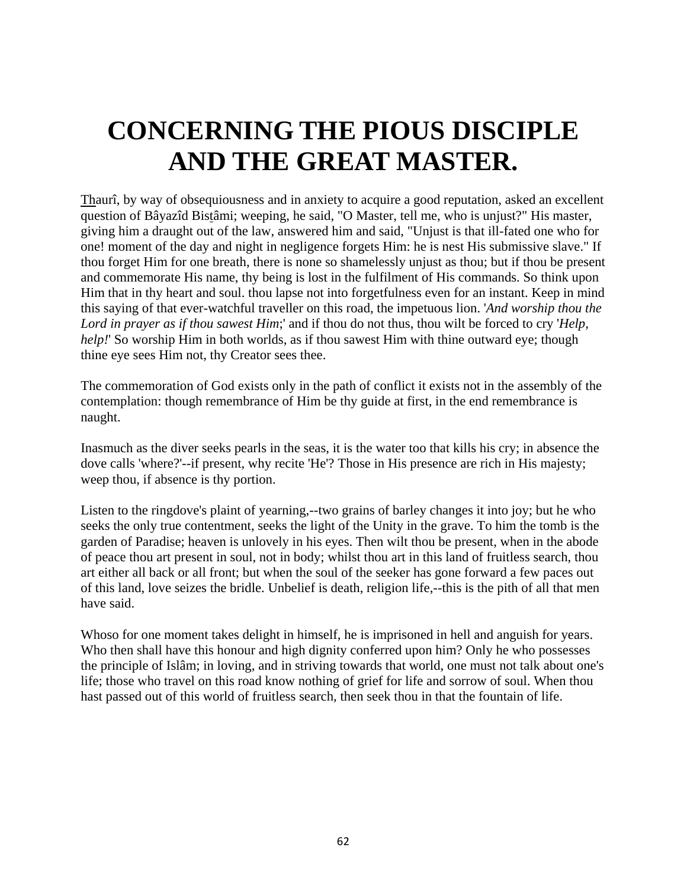# CONCERNING THE PIOUS DISCIPLE AND THE GREAT MASTER.

Thaurî, by way of obsequiousness and in anxiety to acquire a good reputation, asked an excellent question of Bâyazîd Bistâmi; weeping, he said, "O Master, tell me, who is unjust?" His master, giving him a draught out of the law, answered him and said, "Unjust is that ill-fated one who for one! moment of the day and night in negligence forgets Him: he is nest His submissive slave." If thou forget Him for one breath, there is none so shamelessly unjust as thou; but if thou be present and commemorate His name, thy being is lost in the fulfilment of His commands. So think upon Him that in thy heart and soul. thou lapse not into forgetfulness even for an instant. Keep in mind this saying of that ever-watchful traveller on this road, the impetuous lion. '*And worship thou the Lord in prayer as if thou sawest Him*;' and if thou do not thus, thou wilt be forced to cry '*Help, help!*' So worship Him in both worlds, as if thou sawest Him with thine outward eye; though thine eye sees Him not, thy Creator sees thee.

The commemoration of God exists only in the path of conflict it exists not in the assembly of the contemplation: though remembrance of Him be thy guide at first, in the end remembrance is naught.

Inasmuch as the diver seeks pearls in the seas, it is the water too that kills his cry; in absence the dove calls 'where?'--if present, why recite 'He'? Those in His presence are rich in His majesty; weep thou, if absence is thy portion.

Listen to the ringdove's plaint of yearning,--two grains of barley changes it into joy; but he who seeks the only true contentment, seeks the light of the Unity in the grave. To him the tomb is the garden of Paradise; heaven is unlovely in his eyes. Then wilt thou be present, when in the abode of peace thou art present in soul, not in body; whilst thou art in this land of fruitless search, thou art either all back or all front; but when the soul of the seeker has gone forward a few paces out of this land, love seizes the bridle. Unbelief is death, religion life,--this is the pith of all that men have said.

Whoso for one moment takes delight in himself, he is imprisoned in hell and anguish for years. Who then shall have this honour and high dignity conferred upon him? Only he who possesses the principle of Islâm; in loving, and in striving towards that world, one must not talk about one's life; those who travel on this road know nothing of grief for life and sorrow of soul. When thou hast passed out of this world of fruitless search, then seek thou in that the fountain of life.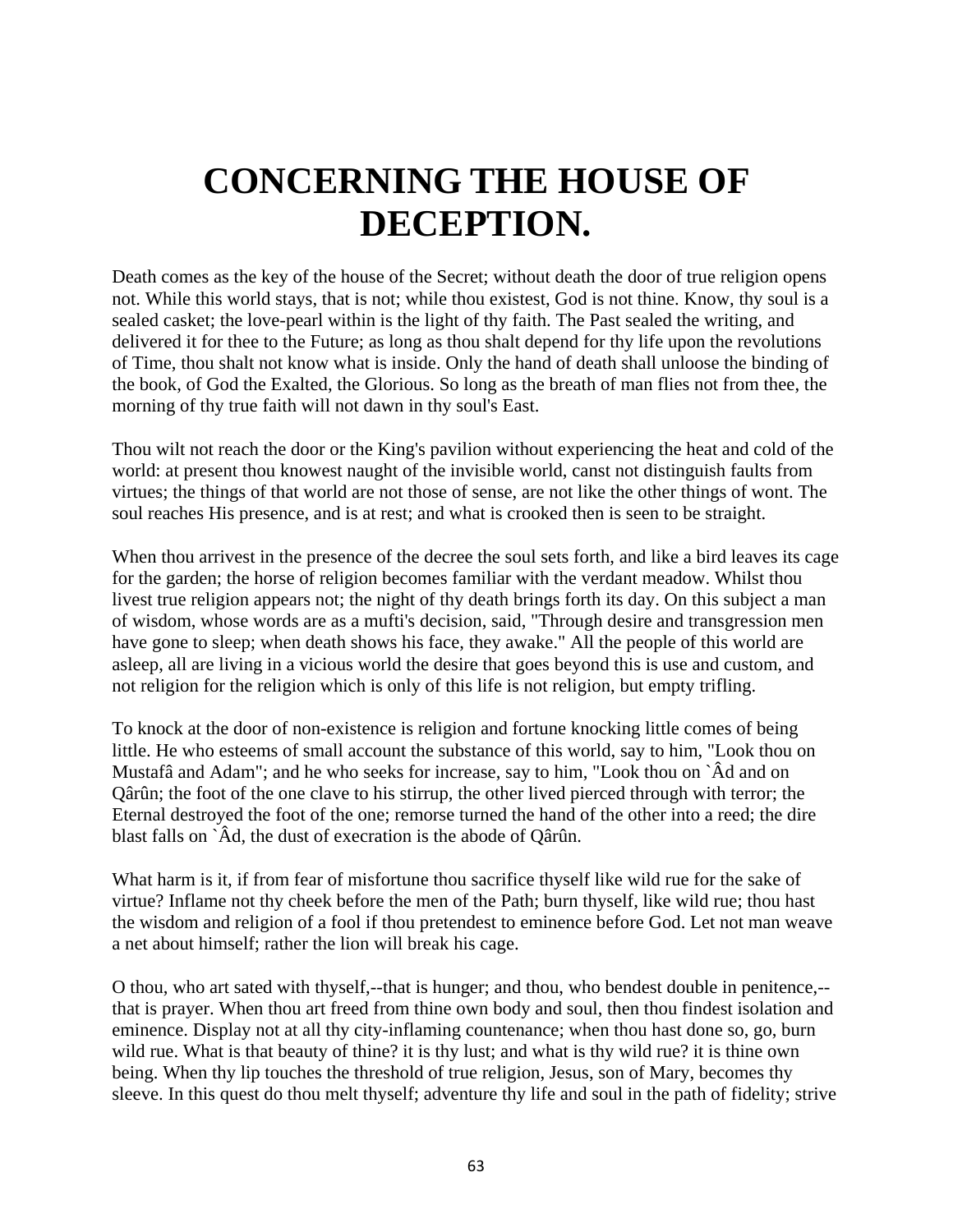# CONCERNING THE HOUSE OF DECEPTION.

Death comes as the key of the house of the Secret; without death the door of true religion opens not. While this world stays, that is not; while thou existest, God is not thine. Know, thy soul is a sealed casket; the love-pearl within is the light of thy faith. The Past sealed the writing, and delivered it for thee to the Future; as long as thou shalt depend for thy life upon the revolutions of Time, thou shalt not know what is inside. Only the hand of death shall unloose the binding of the book, of God the Exalted, the Glorious. So long as the breath of man flies not from thee, the morning of thy true faith will not dawn in thy soul's East.

Thou wilt not reach the door or the King's pavilion without experiencing the heat and cold of the world: at present thou knowest naught of the invisible world, canst not distinguish faults from virtues; the things of that world are not those of sense, are not like the other things of wont. The soul reaches His presence, and is at rest; and what is crooked then is seen to be straight.

When thou arrivest in the presence of the decree the soul sets forth, and like a bird leaves its cage for the garden; the horse of religion becomes familiar with the verdant meadow. Whilst thou livest true religion appears not; the night of thy death brings forth its day. On this subject a man of wisdom, whose words are as a mufti's decision, said, "Through desire and transgression men have gone to sleep; when death shows his face, they awake." All the people of this world are asleep, all are living in a vicious world the desire that goes beyond this is use and custom, and not religion for the religion which is only of this life is not religion, but empty trifling.

To knock at the door of non-existence is religion and fortune knocking little comes of being little. He who esteems of small account the substance of this world, say to him, "Look thou on Mustafâ and Adam"; and he who seeks for increase, say to him, "Look thou on `Âd and on Qârûn; the foot of the one clave to his stirrup, the other lived pierced through with terror; the Eternal destroyed the foot of the one; remorse turned the hand of the other into a reed; the dire blast falls on `Âd, the dust of execration is the abode of Qârûn.

What harm is it, if from fear of misfortune thou sacrifice thyself like wild rue for the sake of virtue? Inflame not thy cheek before the men of the Path; burn thyself, like wild rue; thou hast the wisdom and religion of a fool if thou pretendest to eminence before God. Let not man weave a net about himself; rather the lion will break his cage.

O thou, who art sated with thyself,--that is hunger; and thou, who bendest double in penitence,--that is prayer. When thou art freed from thine own body and soul, then thou findest isolation and eminence. Display not at all thy city-inflaming countenance; when thou hast done so, go, burn wild rue. What is that beauty of thine? it is thy lust; and what is thy wild rue? it is thine own being. When thy lip touches the threshold of true religion, Jesus, son of Mary, becomes thy sleeve. In this quest do thou melt thyself; adventure thy life and soul in the path of fidelity; strive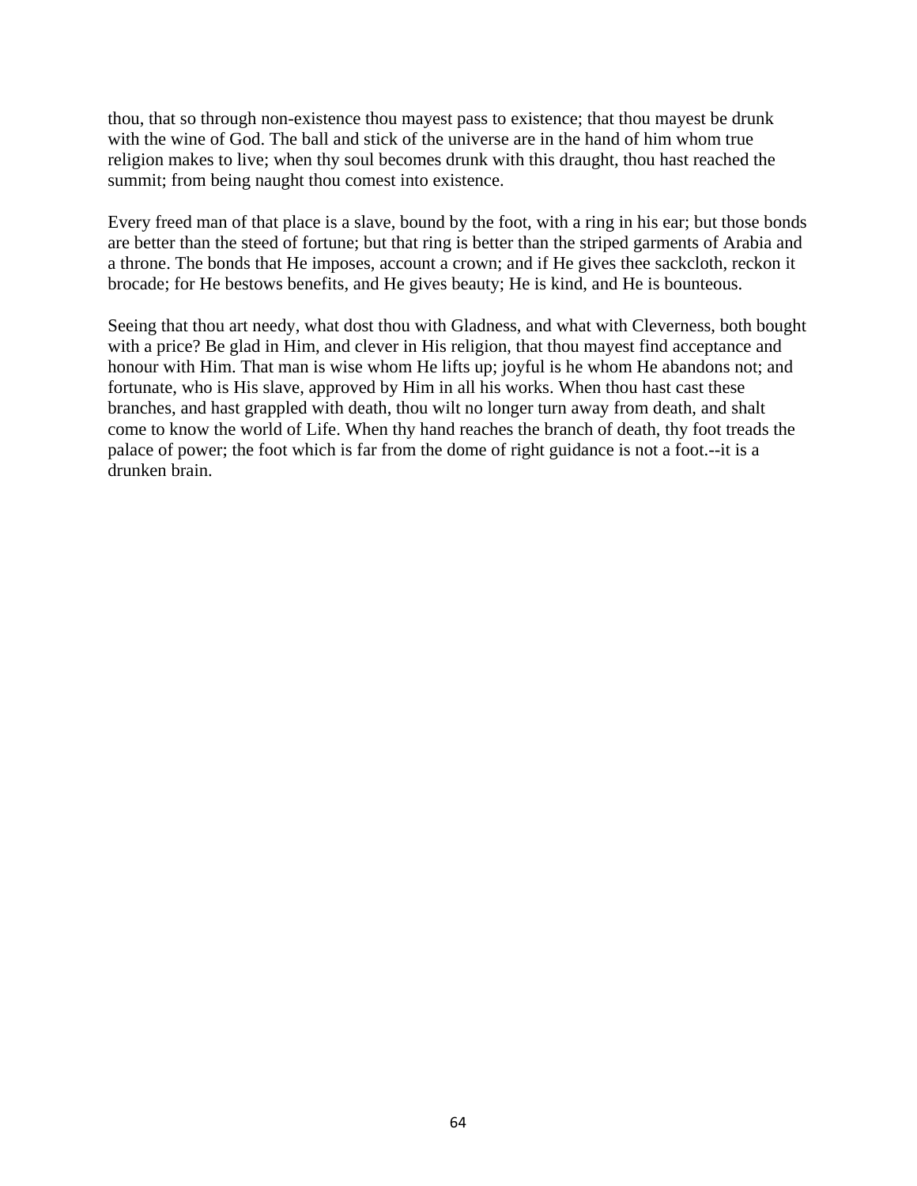thou, that so through non-existence thou mayest pass to existence; that thou mayest be drunk with the wine of God. The ball and stick of the universe are in the hand of him whom true religion makes to live; when thy soul becomes drunk with this draught, thou hast reached the summit; from being naught thou comest into existence.

Every freed man of that place is a slave, bound by the foot, with a ring in his ear; but those bonds are better than the steed of fortune; but that ring is better than the striped garments of Arabia and a throne. The bonds that He imposes, account a crown; and if He gives thee sackcloth, reckon it brocade; for He bestows benefits, and He gives beauty; He is kind, and He is bounteous.

Seeing that thou art needy, what dost thou with Gladness, and what with Cleverness, both bought with a price? Be glad in Him, and clever in His religion, that thou mayest find acceptance and honour with Him. That man is wise whom He lifts up; joyful is he whom He abandons not; and fortunate, who is His slave, approved by Him in all his works. When thou hast cast these branches, and hast grappled with death, thou wilt no longer turn away from death, and shalt come to know the world of Life. When thy hand reaches the branch of death, thy foot treads the palace of power; the foot which is far from the dome of right guidance is not a foot.--it is a drunken brain.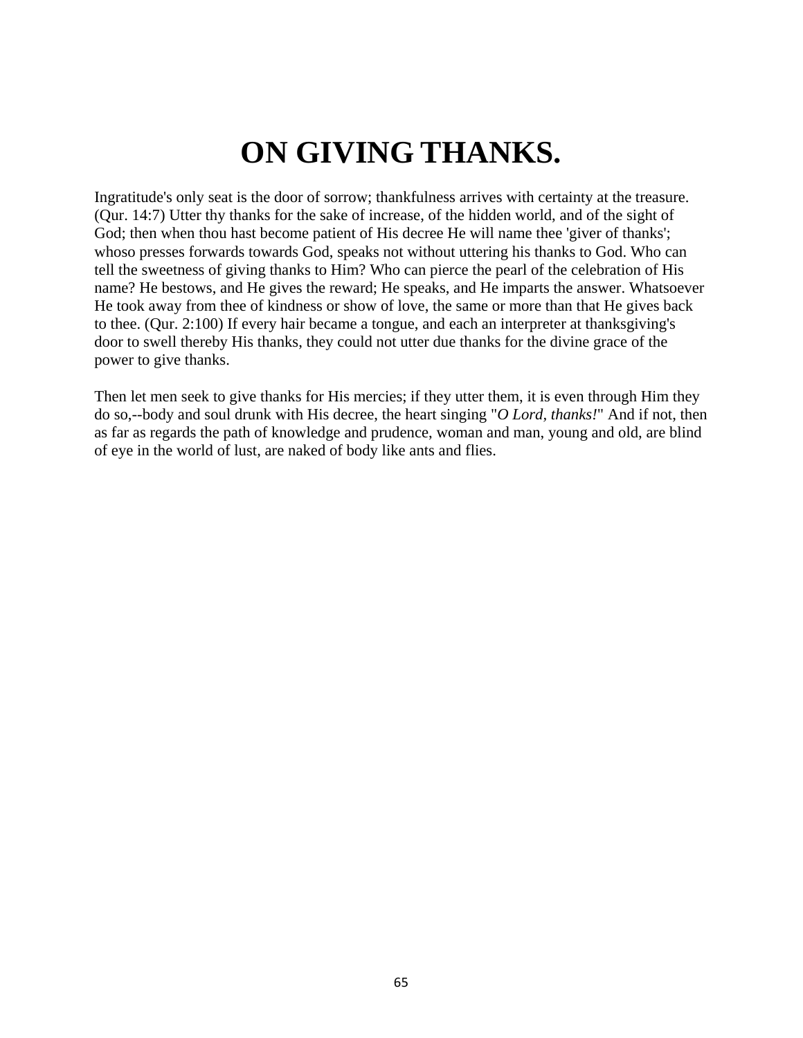# ON GIVING THANKS.

Ingratitude's only seat is the door of sorrow; thankfulness arrives with certainty at the treasure. (Qur. 14:7) Utter thy thanks for the sake of increase, of the hidden world, and of the sight of God; then when thou hast become patient of His decree He will name thee 'giver of thanks'; whoso presses forwards towards God, speaks not without uttering his thanks to God. Who can tell the sweetness of giving thanks to Him? Who can pierce the pearl of the celebration of His name? He bestows, and He gives the reward; He speaks, and He imparts the answer. Whatsoever He took away from thee of kindness or show of love, the same or more than that He gives back to thee. (Qur. 2:100) If every hair became a tongue, and each an interpreter at thanksgiving's door to swell thereby His thanks, they could not utter due thanks for the divine grace of the power to give thanks.

Then let men seek to give thanks for His mercies; if they utter them, it is even through Him they do so,--body and soul drunk with His decree, the heart singing "*O Lord, thanks!*" And if not, then as far as regards the path of knowledge and prudence, woman and man, young and old, are blind of eye in the world of lust, are naked of body like ants and flies.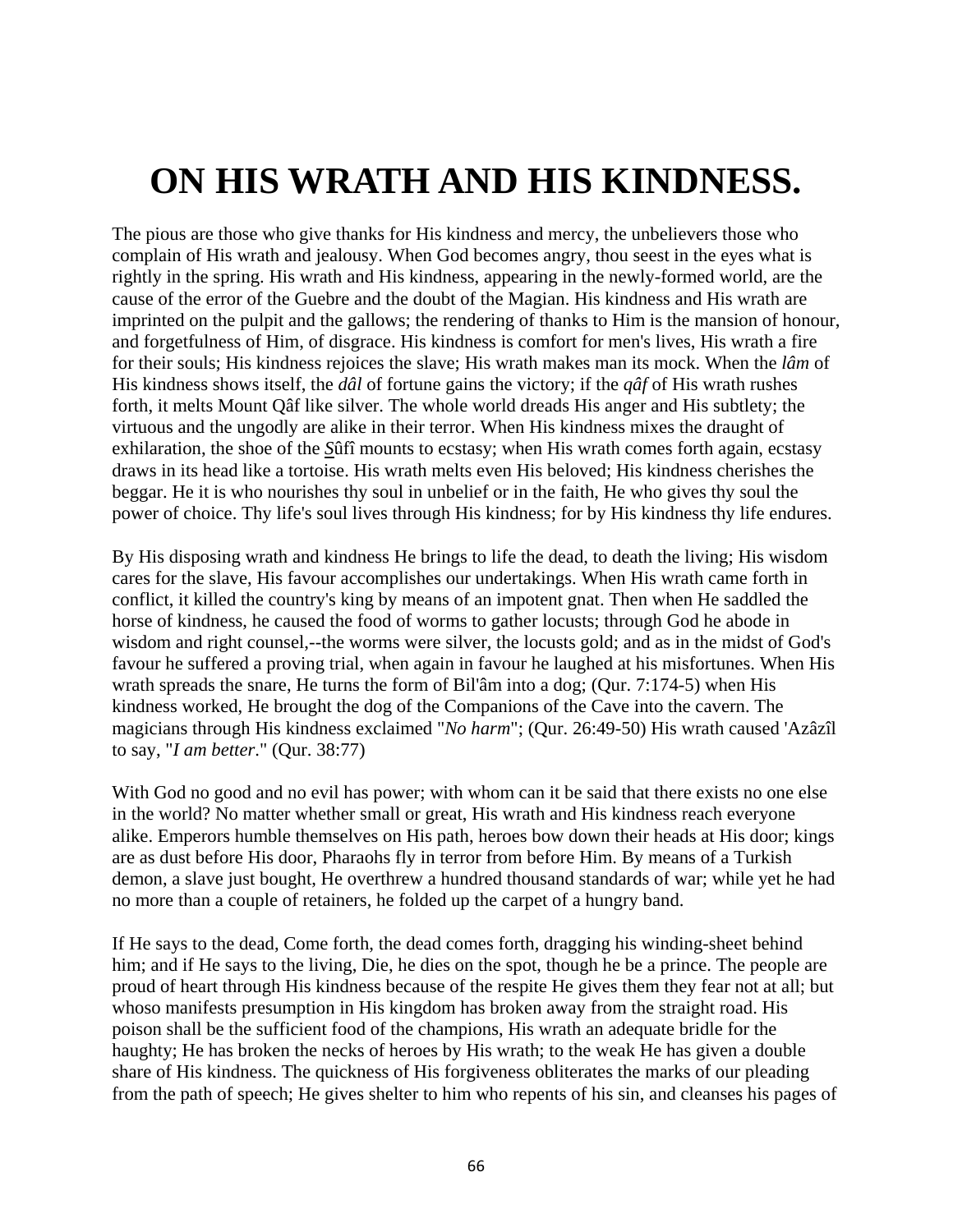# ON HIS WRATH AND HIS KINDNESS.

The pious are those who give thanks for His kindness and mercy, the unbelievers those who complain of His wrath and jealousy. When God becomes angry, thou seest in the eyes what is rightly in the spring. His wrath and His kindness, appearing in the newly-formed world, are the cause of the error of the Guebre and the doubt of the Magian. His kindness and His wrath are imprinted on the pulpit and the gallows; the rendering of thanks to Him is the mansion of honour, and forgetfulness of Him, of disgrace. His kindness is comfort for men's lives, His wrath a fire for their souls; His kindness rejoices the slave; His wrath makes man its mock. When the *lâm* of His kindness shows itself, the *dâl* of fortune gains the victory; if the *qâf* of His wrath rushes forth, it melts Mount Qâf like silver. The whole world dreads His anger and His subtlety; the virtuous and the ungodly are alike in their terror. When His kindness mixes the draught of exhilaration, the shoe of the *S*ûfî mounts to ecstasy; when His wrath comes forth again, ecstasy draws in its head like a tortoise. His wrath melts even His beloved; His kindness cherishes the beggar. He it is who nourishes thy soul in unbelief or in the faith, He who gives thy soul the power of choice. Thy life's soul lives through His kindness; for by His kindness thy life endures.

By His disposing wrath and kindness He brings to life the dead, to death the living; His wisdom cares for the slave, His favour accomplishes our undertakings. When His wrath came forth in conflict, it killed the country's king by means of an impotent gnat. Then when He saddled the horse of kindness, he caused the food of worms to gather locusts; through God he abode in wisdom and right counsel,--the worms were silver, the locusts gold; and as in the midst of God's favour he suffered a proving trial, when again in favour he laughed at his misfortunes. When His wrath spreads the snare, He turns the form of Bil'âm into a dog; (Qur. 7:174-5) when His kindness worked, He brought the dog of the Companions of the Cave into the cavern. The magicians through His kindness exclaimed "*No harm*"; (Qur. 26:49-50) His wrath caused 'Azâzîl to say, "*I am better*." (Qur. 38:77)

With God no good and no evil has power; with whom can it be said that there exists no one else in the world? No matter whether small or great, His wrath and His kindness reach everyone alike. Emperors humble themselves on His path, heroes bow down their heads at His door; kings are as dust before His door, Pharaohs fly in terror from before Him. By means of a Turkish demon, a slave just bought, He overthrew a hundred thousand standards of war; while yet he had no more than a couple of retainers, he folded up the carpet of a hungry band.

If He says to the dead, Come forth, the dead comes forth, dragging his winding-sheet behind him; and if He says to the living, Die, he dies on the spot, though he be a prince. The people are proud of heart through His kindness because of the respite He gives them they fear not at all; but whoso manifests presumption in His kingdom has broken away from the straight road. His poison shall be the sufficient food of the champions, His wrath an adequate bridle for the haughty; He has broken the necks of heroes by His wrath; to the weak He has given a double share of His kindness. The quickness of His forgiveness obliterates the marks of our pleading from the path of speech; He gives shelter to him who repents of his sin, and cleanses his pages of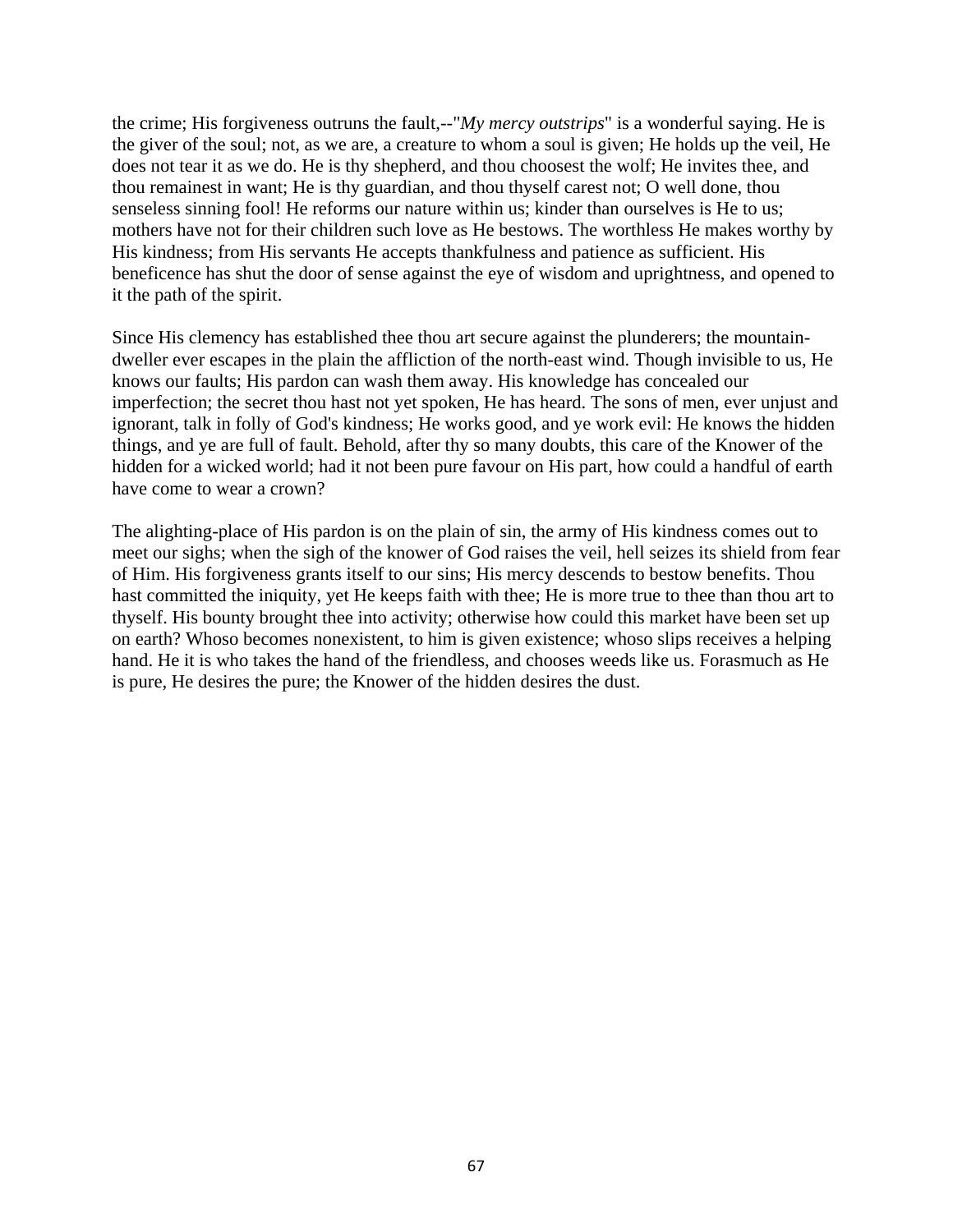the crime; His forgiveness outruns the fault,--"*My mercy outstrips*" is a wonderful saying. He is the giver of the soul; not, as we are, a creature to whom a soul is given; He holds up the veil, He does not tear it as we do. He is thy shepherd, and thou choosest the wolf; He invites thee, and thou remainest in want; He is thy guardian, and thou thyself carest not; O well done, thou senseless sinning fool! He reforms our nature within us; kinder than ourselves is He to us; mothers have not for their children such love as He bestows. The worthless He makes worthy by His kindness; from His servants He accepts thankfulness and patience as sufficient. His beneficence has shut the door of sense against the eye of wisdom and uprightness, and opened to it the path of the spirit.

Since His clemency has established thee thou art secure against the plunderers; the mountain-dweller ever escapes in the plain the affliction of the north-east wind. Though invisible to us, He knows our faults; His pardon can wash them away. His knowledge has concealed our imperfection; the secret thou hast not yet spoken, He has heard. The sons of men, ever unjust and ignorant, talk in folly of God's kindness; He works good, and ye work evil: He knows the hidden things, and ye are full of fault. Behold, after thy so many doubts, this care of the Knower of the hidden for a wicked world; had it not been pure favour on His part, how could a handful of earth have come to wear a crown?

The alighting-place of His pardon is on the plain of sin, the army of His kindness comes out to meet our sighs; when the sigh of the knower of God raises the veil, hell seizes its shield from fear of Him. His forgiveness grants itself to our sins; His mercy descends to bestow benefits. Thou hast committed the iniquity, yet He keeps faith with thee; He is more true to thee than thou art to thyself. His bounty brought thee into activity; otherwise how could this market have been set up on earth? Whoso becomes nonexistent, to him is given existence; whoso slips receives a helping hand. He it is who takes the hand of the friendless, and chooses weeds like us. Forasmuch as He is pure, He desires the pure; the Knower of the hidden desires the dust.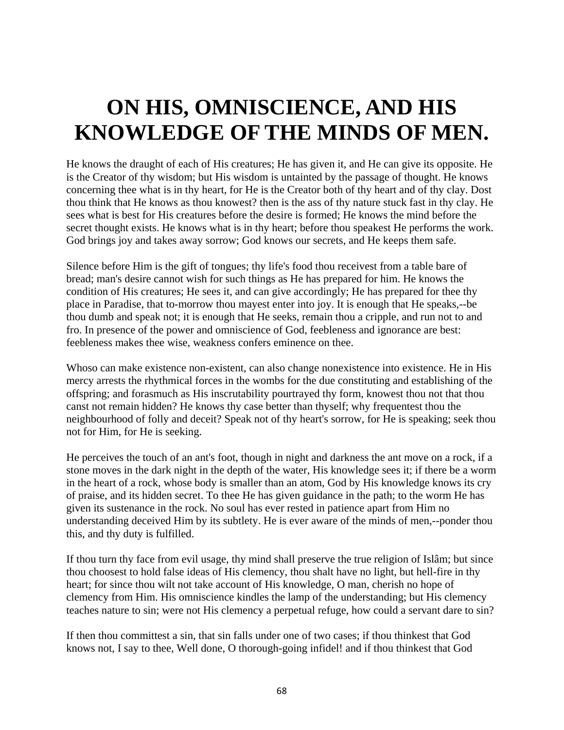# ON HIS, OMNISCIENCE, AND HIS KNOWLEDGE OF THE MINDS OF MEN.

He knows the draught of each of His creatures; He has given it, and He can give its opposite. He is the Creator of thy wisdom; but His wisdom is untainted by the passage of thought. He knows concerning thee what is in thy heart, for He is the Creator both of thy heart and of thy clay. Dost thou think that He knows as thou knowest? then is the ass of thy nature stuck fast in thy clay. He sees what is best for His creatures before the desire is formed; He knows the mind before the secret thought exists. He knows what is in thy heart; before thou speakest He performs the work. God brings joy and takes away sorrow; God knows our secrets, and He keeps them safe.

Silence before Him is the gift of tongues; thy life's food thou receivest from a table bare of bread; man's desire cannot wish for such things as He has prepared for him. He knows the condition of His creatures; He sees it, and can give accordingly; He has prepared for thee thy place in Paradise, that to-morrow thou mayest enter into joy. It is enough that He speaks,--be thou dumb and speak not; it is enough that He seeks, remain thou a cripple, and run not to and fro. In presence of the power and omniscience of God, feebleness and ignorance are best: feebleness makes thee wise, weakness confers eminence on thee.

Whoso can make existence non-existent, can also change nonexistence into existence. He in His mercy arrests the rhythmical forces in the wombs for the due constituting and establishing of the offspring; and forasmuch as His inscrutability pourtrayed thy form, knowest thou not that thou canst not remain hidden? He knows thy case better than thyself; why frequentest thou the neighbourhood of folly and deceit? Speak not of thy heart's sorrow, for He is speaking; seek thou not for Him, for He is seeking.

He perceives the touch of an ant's foot, though in night and darkness the ant move on a rock, if a stone moves in the dark night in the depth of the water, His knowledge sees it; if there be a worm in the heart of a rock, whose body is smaller than an atom, God by His knowledge knows its cry of praise, and its hidden secret. To thee He has given guidance in the path; to the worm He has given its sustenance in the rock. No soul has ever rested in patience apart from Him no understanding deceived Him by its subtlety. He is ever aware of the minds of men,--ponder thou this, and thy duty is fulfilled.

If thou turn thy face from evil usage, thy mind shall preserve the true religion of Islâm; but since thou choosest to hold false ideas of His clemency, thou shalt have no light, but hell-fire in thy heart; for since thou wilt not take account of His knowledge, O man, cherish no hope of clemency from Him. His omniscience kindles the lamp of the understanding; but His clemency teaches nature to sin; were not His clemency a perpetual refuge, how could a servant dare to sin?

If then thou committest a sin, that sin falls under one of two cases; if thou thinkest that God knows not, I say to thee, Well done, O thorough-going infidel! and if thou thinkest that God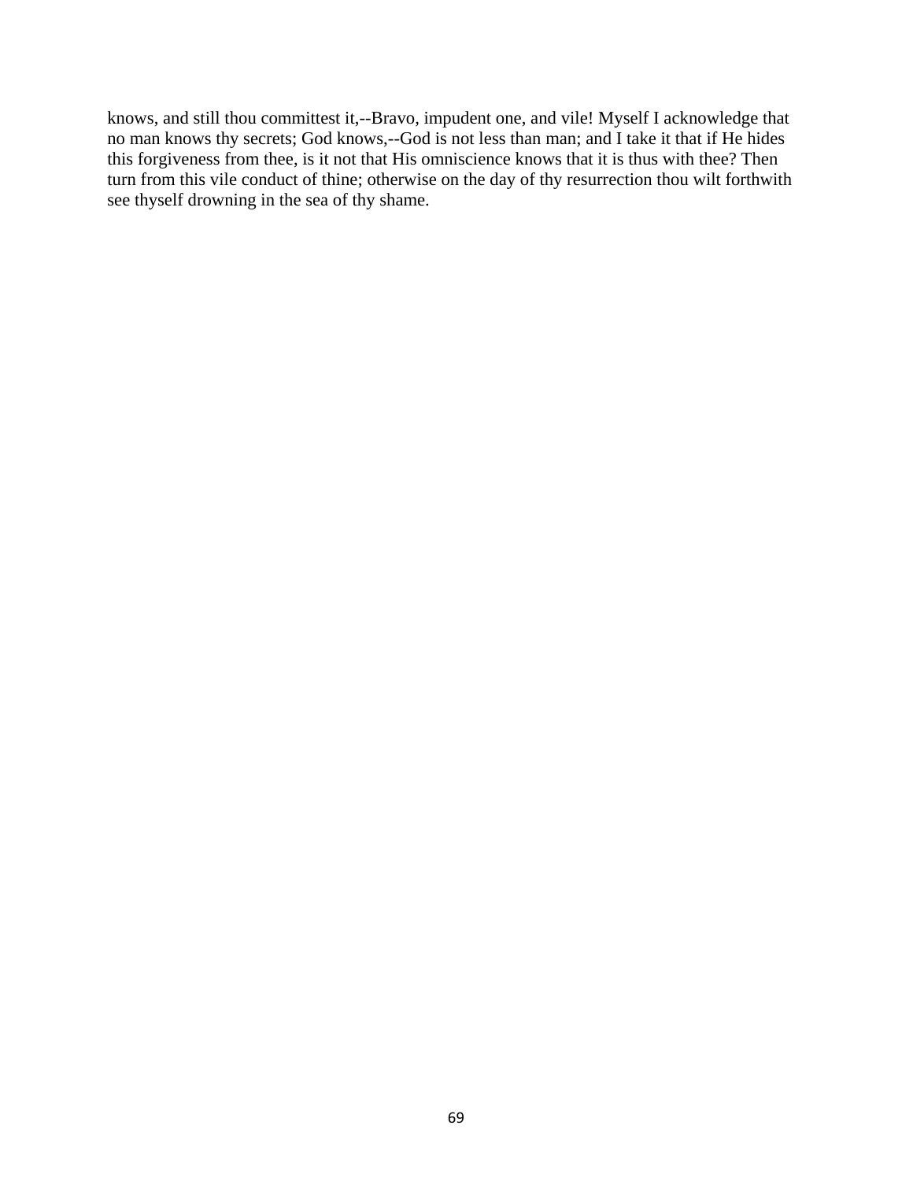knows, and still thou committest it,--Bravo, impudent one, and vile! Myself I acknowledge that no man knows thy secrets; God knows,--God is not less than man; and I take it that if He hides this forgiveness from thee, is it not that His omniscience knows that it is thus with thee? Then turn from this vile conduct of thine; otherwise on the day of thy resurrection thou wilt forthwith see thyself drowning in the sea of thy shame.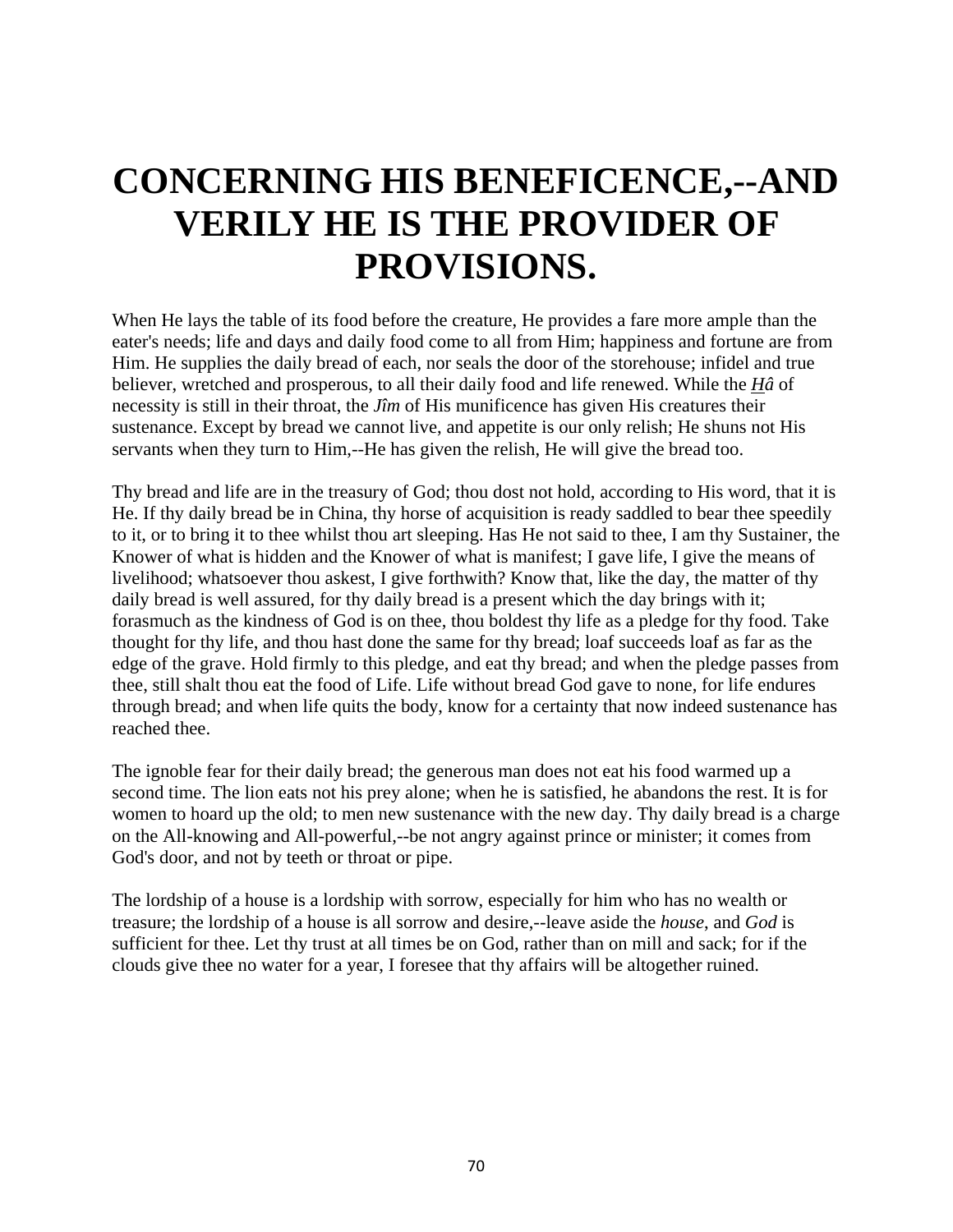# CONCERNING HIS BENEFICENCE,--AND VERILY HE IS THE PROVIDER OF PROVISIONS.

When He lays the table of its food before the creature, He provides a fare more ample than the eater's needs; life and days and daily food come to all from Him; happiness and fortune are from Him. He supplies the daily bread of each, nor seals the door of the storehouse; infidel and true believer, wretched and prosperous, to all their daily food and life renewed. While the ***Hâ*** of necessity is still in their throat, the *Jîm* of His munificence has given His creatures their sustenance. Except by bread we cannot live, and appetite is our only relish; He shuns not His servants when they turn to Him,--He has given the relish, He will give the bread too.

Thy bread and life are in the treasury of God; thou dost not hold, according to His word, that it is He. If thy daily bread be in China, thy horse of acquisition is ready saddled to bear thee speedily to it, or to bring it to thee whilst thou art sleeping. Has He not said to thee, I am thy Sustainer, the Knower of what is hidden and the Knower of what is manifest; I gave life, I give the means of livelihood; whatsoever thou askest, I give forthwith? Know that, like the day, the matter of thy daily bread is well assured, for thy daily bread is a present which the day brings with it; forasmuch as the kindness of God is on thee, thou boldest thy life as a pledge for thy food. Take thought for thy life, and thou hast done the same for thy bread; loaf succeeds loaf as far as the edge of the grave. Hold firmly to this pledge, and eat thy bread; and when the pledge passes from thee, still shalt thou eat the food of Life. Life without bread God gave to none, for life endures through bread; and when life quits the body, know for a certainty that now indeed sustenance has reached thee.

The ignoble fear for their daily bread; the generous man does not eat his food warmed up a second time. The lion eats not his prey alone; when he is satisfied, he abandons the rest. It is for women to hoard up the old; to men new sustenance with the new day. Thy daily bread is a charge on the All-knowing and All-powerful,--be not angry against prince or minister; it comes from God's door, and not by teeth or throat or pipe.

The lordship of a house is a lordship with sorrow, especially for him who has no wealth or treasure; the lordship of a house is all sorrow and desire,--leave aside the *house*, and *God* is sufficient for thee. Let thy trust at all times be on God, rather than on mill and sack; for if the clouds give thee no water for a year, I foresee that thy affairs will be altogether ruined.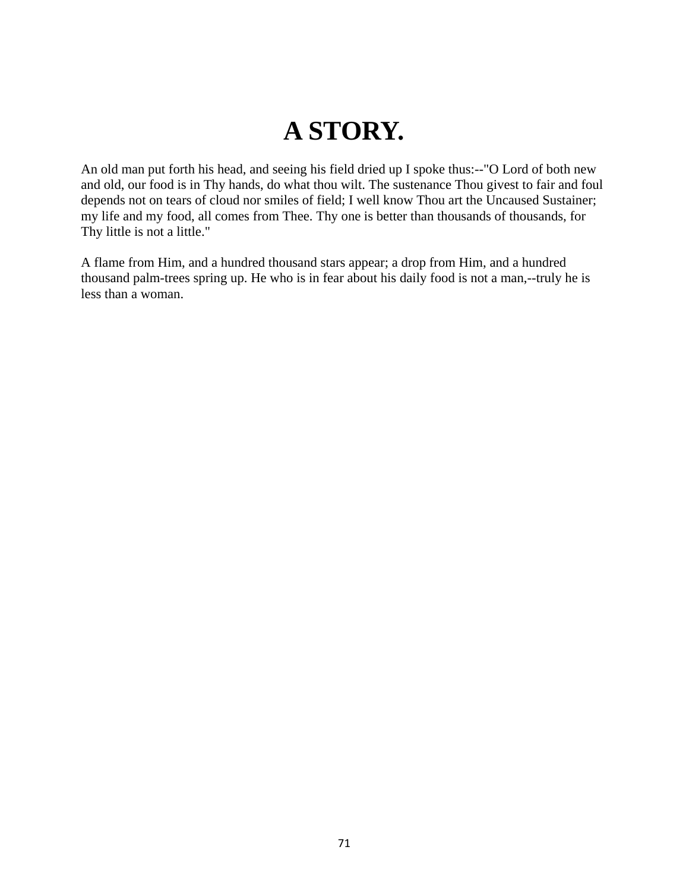# A STORY.

An old man put forth his head, and seeing his field dried up I spoke thus:--"O Lord of both new and old, our food is in Thy hands, do what thou wilt. The sustenance Thou givest to fair and foul depends not on tears of cloud nor smiles of field; I well know Thou art the Uncaused Sustainer; my life and my food, all comes from Thee. Thy one is better than thousands of thousands, for Thy little is not a little."

A flame from Him, and a hundred thousand stars appear; a drop from Him, and a hundred thousand palm-trees spring up. He who is in fear about his daily food is not a man,--truly he is less than a woman.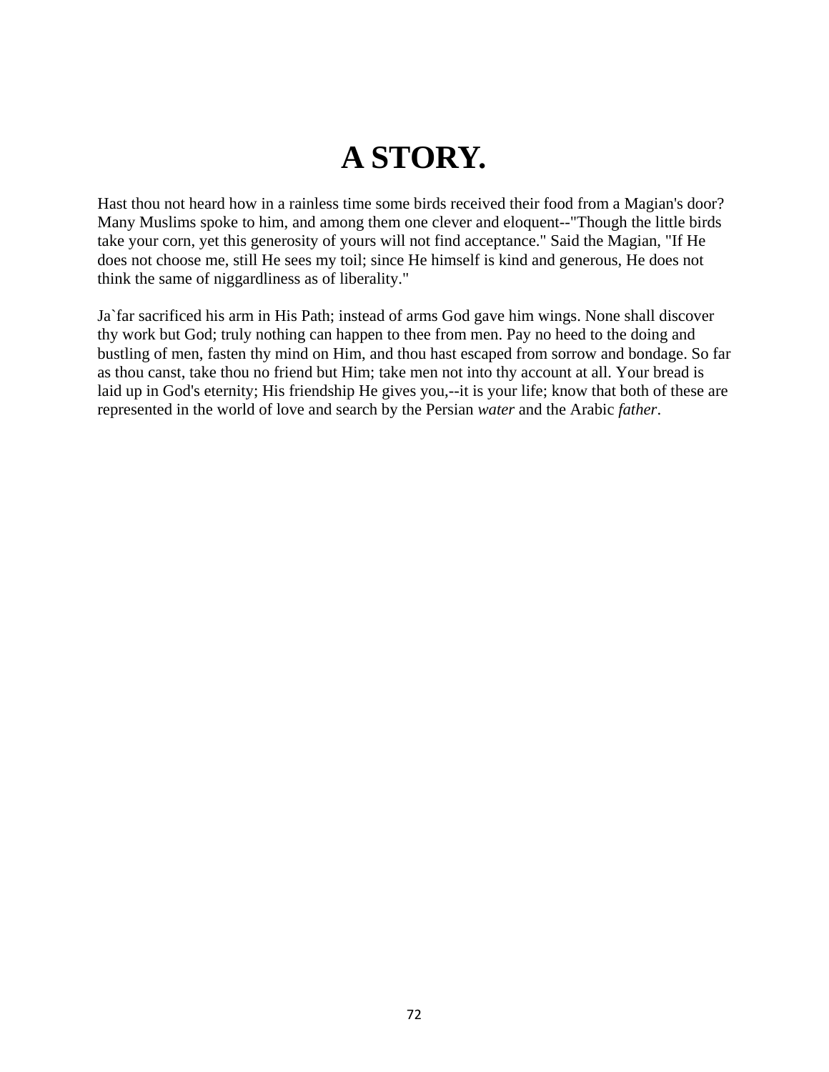# A STORY.

Hast thou not heard how in a rainless time some birds received their food from a Magian's door? Many Muslims spoke to him, and among them one clever and eloquent--"Though the little birds take your corn, yet this generosity of yours will not find acceptance." Said the Magian, "If He does not choose me, still He sees my toil; since He himself is kind and generous, He does not think the same of niggardliness as of liberality."

Ja`far sacrificed his arm in His Path; instead of arms God gave him wings. None shall discover thy work but God; truly nothing can happen to thee from men. Pay no heed to the doing and bustling of men, fasten thy mind on Him, and thou hast escaped from sorrow and bondage. So far as thou canst, take thou no friend but Him; take men not into thy account at all. Your bread is laid up in God's eternity; His friendship He gives you,--it is your life; know that both of these are represented in the world of love and search by the Persian *water* and the Arabic *father*.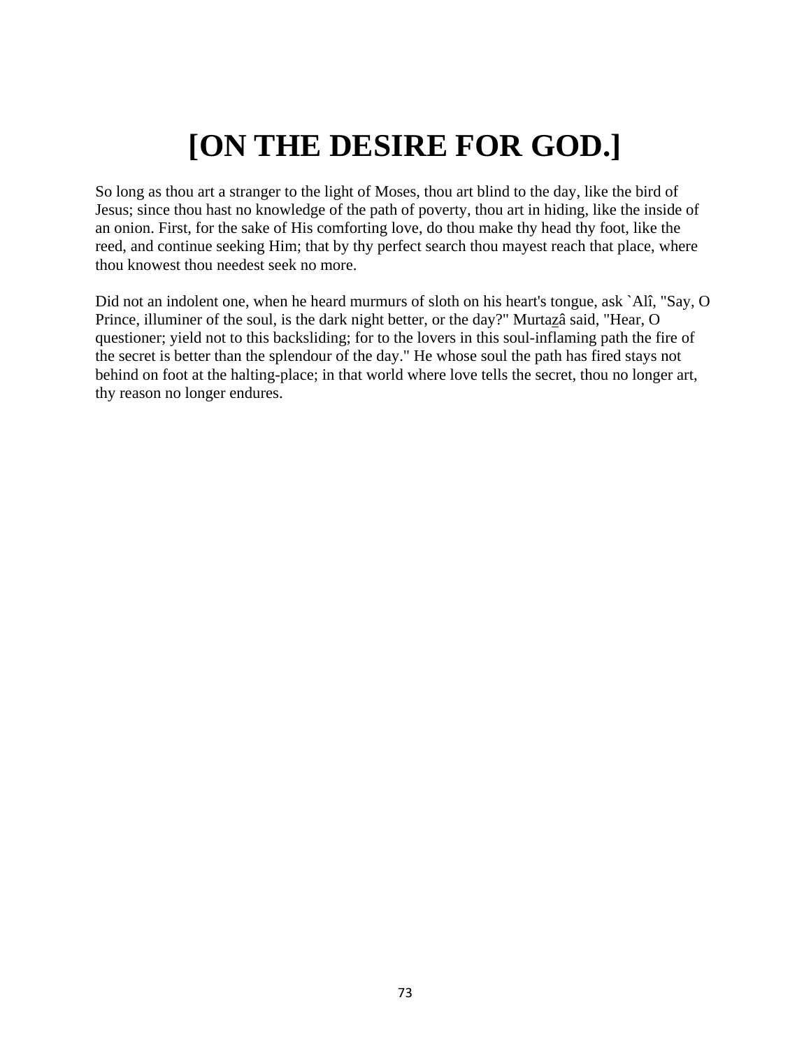# [ON THE DESIRE FOR GOD.]

So long as thou art a stranger to the light of Moses, thou art blind to the day, like the bird of Jesus; since thou hast no knowledge of the path of poverty, thou art in hiding, like the inside of an onion. First, for the sake of His comforting love, do thou make thy head thy foot, like the reed, and continue seeking Him; that by thy perfect search thou mayest reach that place, where thou knowest thou needest seek no more.

Did not an indolent one, when he heard murmurs of sloth on his heart's tongue, ask `Alî, "Say, O Prince, illuminer of the soul, is the dark night better, or the day?" Murtaẕâ said, "Hear, O questioner; yield not to this backsliding; for to the lovers in this soul-inflaming path the fire of the secret is better than the splendour of the day." He whose soul the path has fired stays not behind on foot at the halting-place; in that world where love tells the secret, thou no longer art, thy reason no longer endures.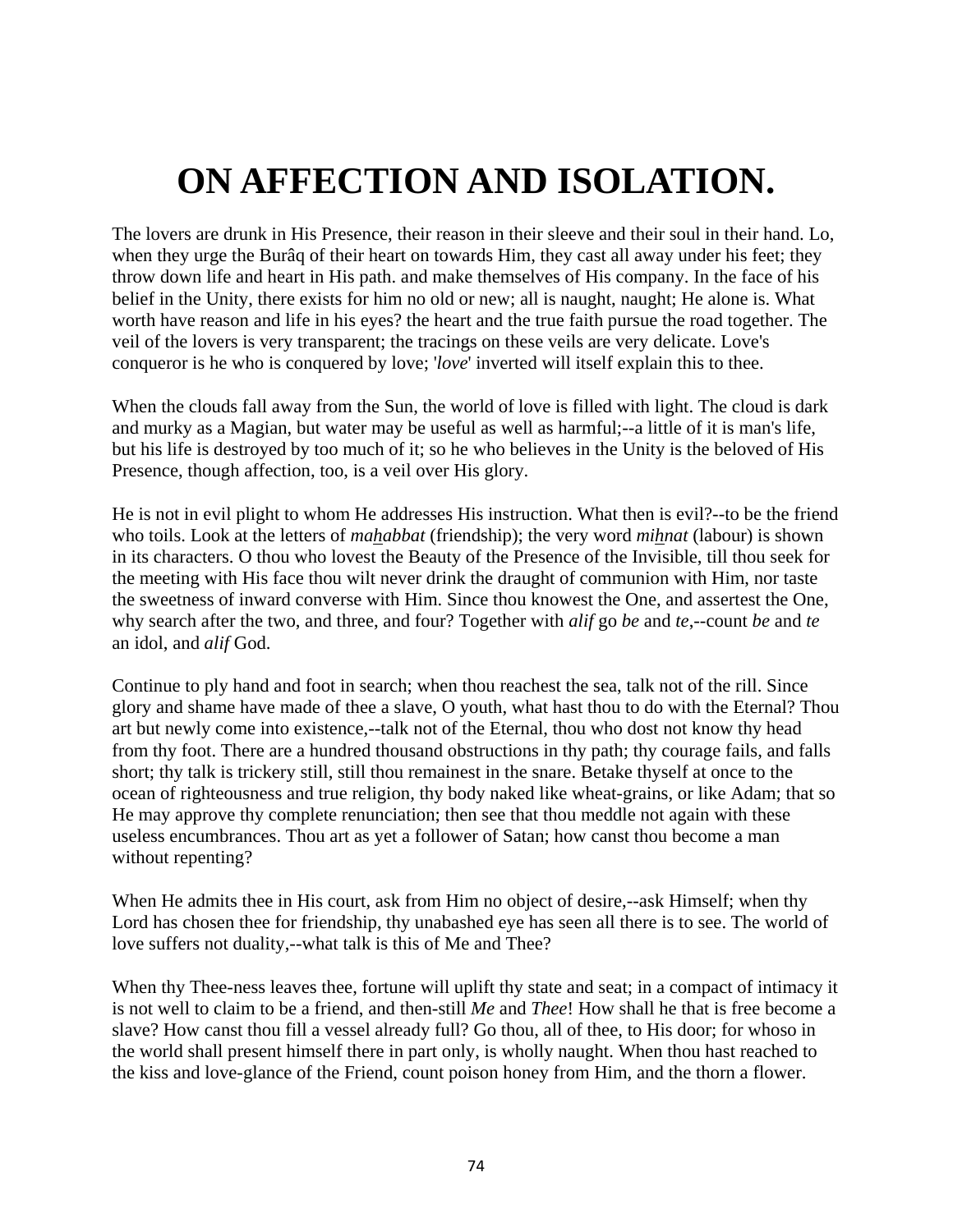# ON AFFECTION AND ISOLATION.

The lovers are drunk in His Presence, their reason in their sleeve and their soul in their hand. Lo, when they urge the Burâq of their heart on towards Him, they cast all away under his feet; they throw down life and heart in His path. and make themselves of His company. In the face of his belief in the Unity, there exists for him no old or new; all is naught, naught; He alone is. What worth have reason and life in his eyes? the heart and the true faith pursue the road together. The veil of the lovers is very transparent; the tracings on these veils are very delicate. Love's conqueror is he who is conquered by love; '*love*' inverted will itself explain this to thee.

When the clouds fall away from the Sun, the world of love is filled with light. The cloud is dark and murky as a Magian, but water may be useful as well as harmful;--a little of it is man's life, but his life is destroyed by too much of it; so he who believes in the Unity is the beloved of His Presence, though affection, too, is a veil over His glory.

He is not in evil plight to whom He addresses His instruction. What then is evil?--to be the friend who toils. Look at the letters of *maḫabbat* (friendship); the very word *miḫnat* (labour) is shown in its characters. O thou who lovest the Beauty of the Presence of the Invisible, till thou seek for the meeting with His face thou wilt never drink the draught of communion with Him, nor taste the sweetness of inward converse with Him. Since thou knowest the One, and assertest the One, why search after the two, and three, and four? Together with *alif* go *be* and *te*,--count *be* and *te* an idol, and *alif* God.

Continue to ply hand and foot in search; when thou reachest the sea, talk not of the rill. Since glory and shame have made of thee a slave, O youth, what hast thou to do with the Eternal? Thou art but newly come into existence,--talk not of the Eternal, thou who dost not know thy head from thy foot. There are a hundred thousand obstructions in thy path; thy courage fails, and falls short; thy talk is trickery still, still thou remainest in the snare. Betake thyself at once to the ocean of righteousness and true religion, thy body naked like wheat-grains, or like Adam; that so He may approve thy complete renunciation; then see that thou meddle not again with these useless encumbrances. Thou art as yet a follower of Satan; how canst thou become a man without repenting?

When He admits thee in His court, ask from Him no object of desire,--ask Himself; when thy Lord has chosen thee for friendship, thy unabashed eye has seen all there is to see. The world of love suffers not duality,--what talk is this of Me and Thee?

When thy Thee-ness leaves thee, fortune will uplift thy state and seat; in a compact of intimacy it is not well to claim to be a friend, and then-still *Me* and *Thee*! How shall he that is free become a slave? How canst thou fill a vessel already full? Go thou, all of thee, to His door; for whoso in the world shall present himself there in part only, is wholly naught. When thou hast reached to the kiss and love-glance of the Friend, count poison honey from Him, and the thorn a flower.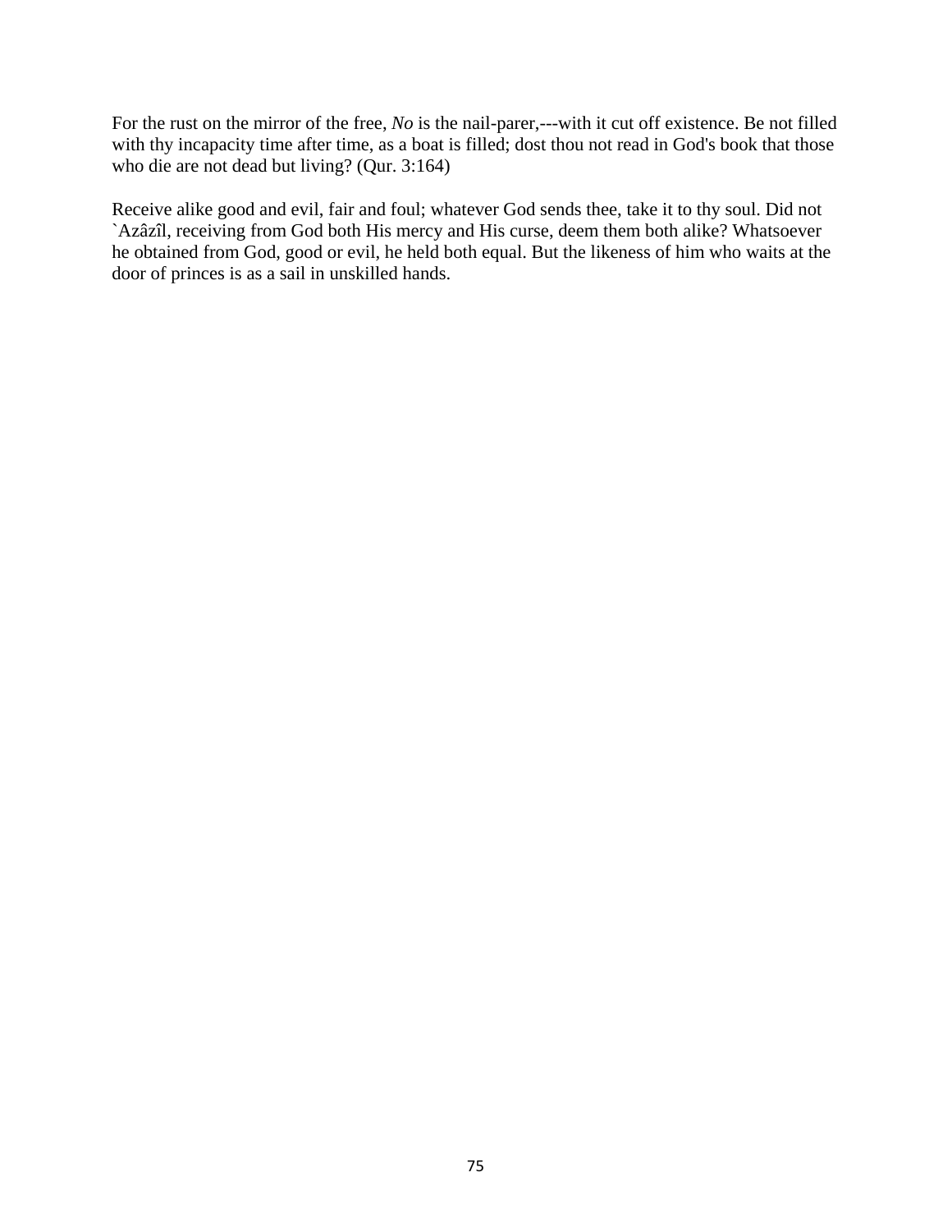For the rust on the mirror of the free, *No* is the nail-parer,---with it cut off existence. Be not filled with thy incapacity time after time, as a boat is filled; dost thou not read in God's book that those who die are not dead but living? (Qur. 3:164)

Receive alike good and evil, fair and foul; whatever God sends thee, take it to thy soul. Did not `Azâzîl, receiving from God both His mercy and His curse, deem them both alike? Whatsoever he obtained from God, good or evil, he held both equal. But the likeness of him who waits at the door of princes is as a sail in unskilled hands.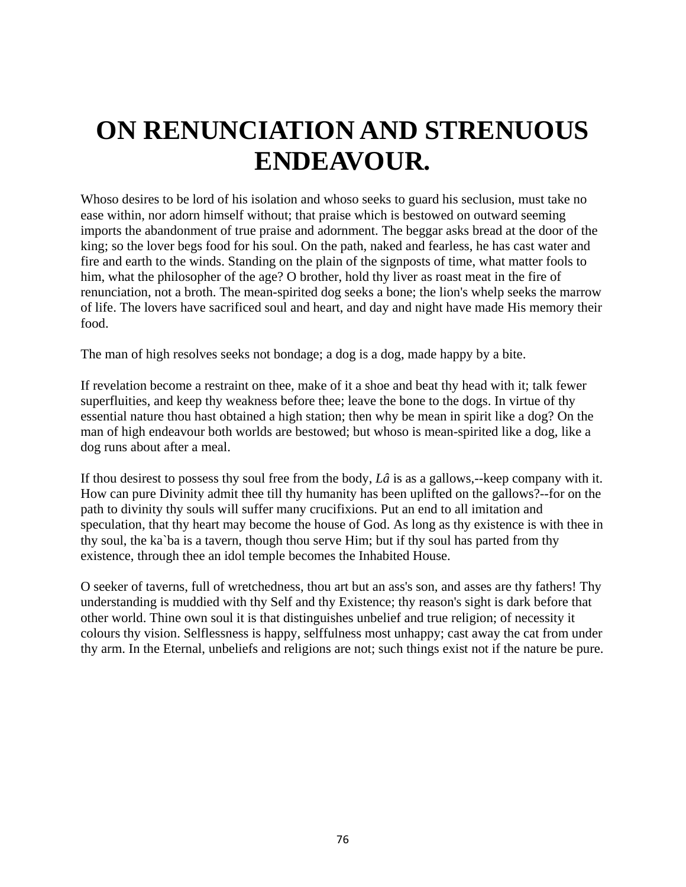# ON RENUNCIATION AND STRENUOUS ENDEAVOUR.

Whoso desires to be lord of his isolation and whoso seeks to guard his seclusion, must take no ease within, nor adorn himself without; that praise which is bestowed on outward seeming imports the abandonment of true praise and adornment. The beggar asks bread at the door of the king; so the lover begs food for his soul. On the path, naked and fearless, he has cast water and fire and earth to the winds. Standing on the plain of the signposts of time, what matter fools to him, what the philosopher of the age? O brother, hold thy liver as roast meat in the fire of renunciation, not a broth. The mean-spirited dog seeks a bone; the lion's whelp seeks the marrow of life. The lovers have sacrificed soul and heart, and day and night have made His memory their food.

The man of high resolves seeks not bondage; a dog is a dog, made happy by a bite.

If revelation become a restraint on thee, make of it a shoe and beat thy head with it; talk fewer superfluities, and keep thy weakness before thee; leave the bone to the dogs. In virtue of thy essential nature thou hast obtained a high station; then why be mean in spirit like a dog? On the man of high endeavour both worlds are bestowed; but whoso is mean-spirited like a dog, like a dog runs about after a meal.

If thou desirest to possess thy soul free from the body, *Lâ* is as a gallows,--keep company with it. How can pure Divinity admit thee till thy humanity has been uplifted on the gallows?--for on the path to divinity thy souls will suffer many crucifixions. Put an end to all imitation and speculation, that thy heart may become the house of God. As long as thy existence is with thee in thy soul, the ka`ba is a tavern, though thou serve Him; but if thy soul has parted from thy existence, through thee an idol temple becomes the Inhabited House.

O seeker of taverns, full of wretchedness, thou art but an ass's son, and asses are thy fathers! Thy understanding is muddied with thy Self and thy Existence; thy reason's sight is dark before that other world. Thine own soul it is that distinguishes unbelief and true religion; of necessity it colours thy vision. Selflessness is happy, selffulness most unhappy; cast away the cat from under thy arm. In the Eternal, unbeliefs and religions are not; such things exist not if the nature be pure.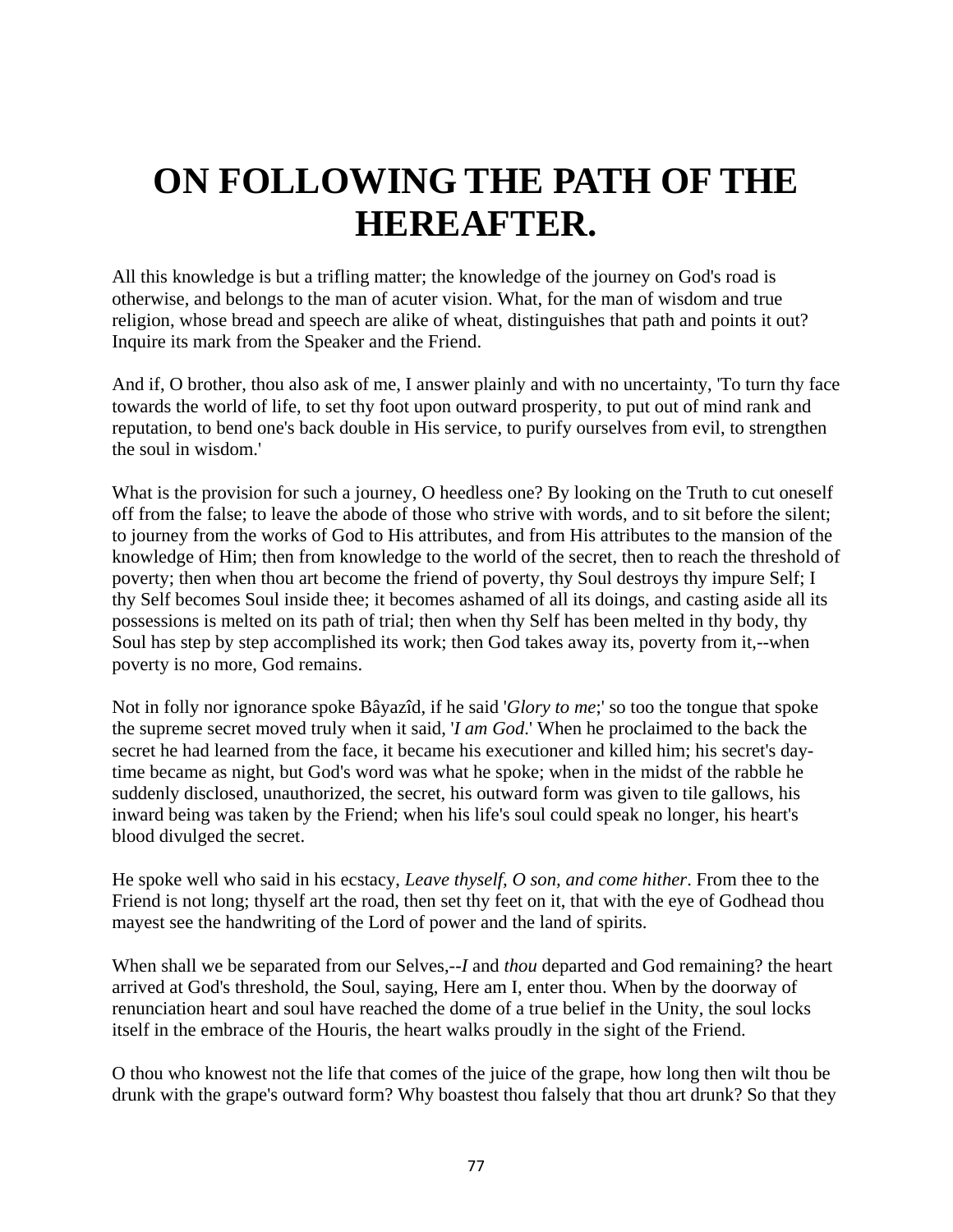# ON FOLLOWING THE PATH OF THE HEREAFTER.

All this knowledge is but a trifling matter; the knowledge of the journey on God's road is otherwise, and belongs to the man of acuter vision. What, for the man of wisdom and true religion, whose bread and speech are alike of wheat, distinguishes that path and points it out? Inquire its mark from the Speaker and the Friend.

And if, O brother, thou also ask of me, I answer plainly and with no uncertainty, 'To turn thy face towards the world of life, to set thy foot upon outward prosperity, to put out of mind rank and reputation, to bend one's back double in His service, to purify ourselves from evil, to strengthen the soul in wisdom.'

What is the provision for such a journey, O heedless one? By looking on the Truth to cut oneself off from the false; to leave the abode of those who strive with words, and to sit before the silent; to journey from the works of God to His attributes, and from His attributes to the mansion of the knowledge of Him; then from knowledge to the world of the secret, then to reach the threshold of poverty; then when thou art become the friend of poverty, thy Soul destroys thy impure Self; I thy Self becomes Soul inside thee; it becomes ashamed of all its doings, and casting aside all its possessions is melted on its path of trial; then when thy Self has been melted in thy body, thy Soul has step by step accomplished its work; then God takes away its, poverty from it,--when poverty is no more, God remains.

Not in folly nor ignorance spoke Bâyazîd, if he said '*Glory to me*;' so too the tongue that spoke the supreme secret moved truly when it said, '*I am God*.' When he proclaimed to the back the secret he had learned from the face, it became his executioner and killed him; his secret's day-time became as night, but God's word was what he spoke; when in the midst of the rabble he suddenly disclosed, unauthorized, the secret, his outward form was given to tile gallows, his inward being was taken by the Friend; when his life's soul could speak no longer, his heart's blood divulged the secret.

He spoke well who said in his ecstacy, *Leave thyself, O son, and come hither*. From thee to the Friend is not long; thyself art the road, then set thy feet on it, that with the eye of Godhead thou mayest see the handwriting of the Lord of power and the land of spirits.

When shall we be separated from our Selves,--*I* and *thou* departed and God remaining? the heart arrived at God's threshold, the Soul, saying, Here am I, enter thou. When by the doorway of renunciation heart and soul have reached the dome of a true belief in the Unity, the soul locks itself in the embrace of the Houris, the heart walks proudly in the sight of the Friend.

O thou who knowest not the life that comes of the juice of the grape, how long then wilt thou be drunk with the grape's outward form? Why boastest thou falsely that thou art drunk? So that they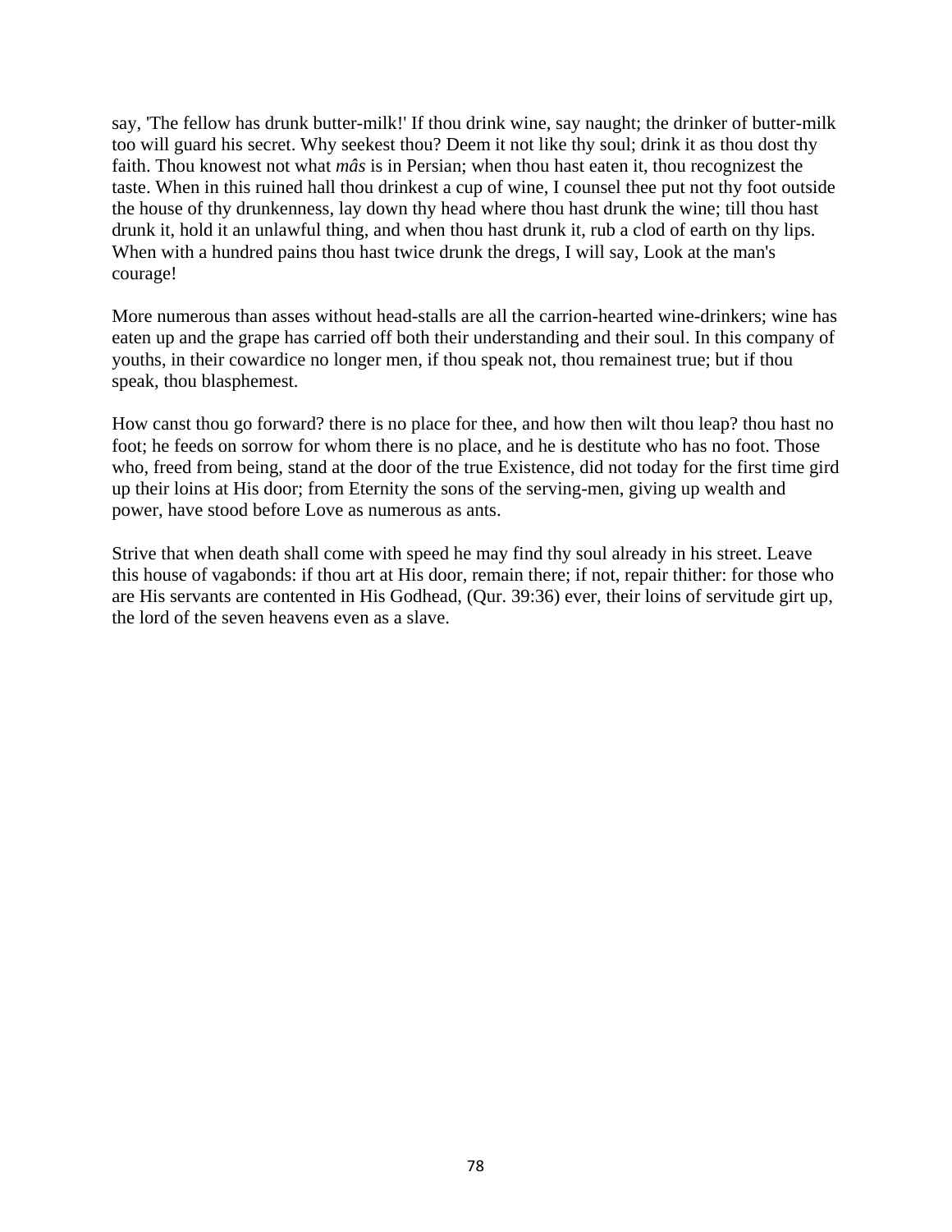say, 'The fellow has drunk butter-milk!' If thou drink wine, say naught; the drinker of butter-milk too will guard his secret. Why seekest thou? Deem it not like thy soul; drink it as thou dost thy faith. Thou knowest not what *mâs* is in Persian; when thou hast eaten it, thou recognizest the taste. When in this ruined hall thou drinkest a cup of wine, I counsel thee put not thy foot outside the house of thy drunkenness, lay down thy head where thou hast drunk the wine; till thou hast drunk it, hold it an unlawful thing, and when thou hast drunk it, rub a clod of earth on thy lips. When with a hundred pains thou hast twice drunk the dregs, I will say, Look at the man's courage!

More numerous than asses without head-stalls are all the carrion-hearted wine-drinkers; wine has eaten up and the grape has carried off both their understanding and their soul. In this company of youths, in their cowardice no longer men, if thou speak not, thou remainest true; but if thou speak, thou blasphemest.

How canst thou go forward? there is no place for thee, and how then wilt thou leap? thou hast no foot; he feeds on sorrow for whom there is no place, and he is destitute who has no foot. Those who, freed from being, stand at the door of the true Existence, did not today for the first time gird up their loins at His door; from Eternity the sons of the serving-men, giving up wealth and power, have stood before Love as numerous as ants.

Strive that when death shall come with speed he may find thy soul already in his street. Leave this house of vagabonds: if thou art at His door, remain there; if not, repair thither: for those who are His servants are contented in His Godhead, (Qur. 39:36) ever, their loins of servitude girt up, the lord of the seven heavens even as a slave.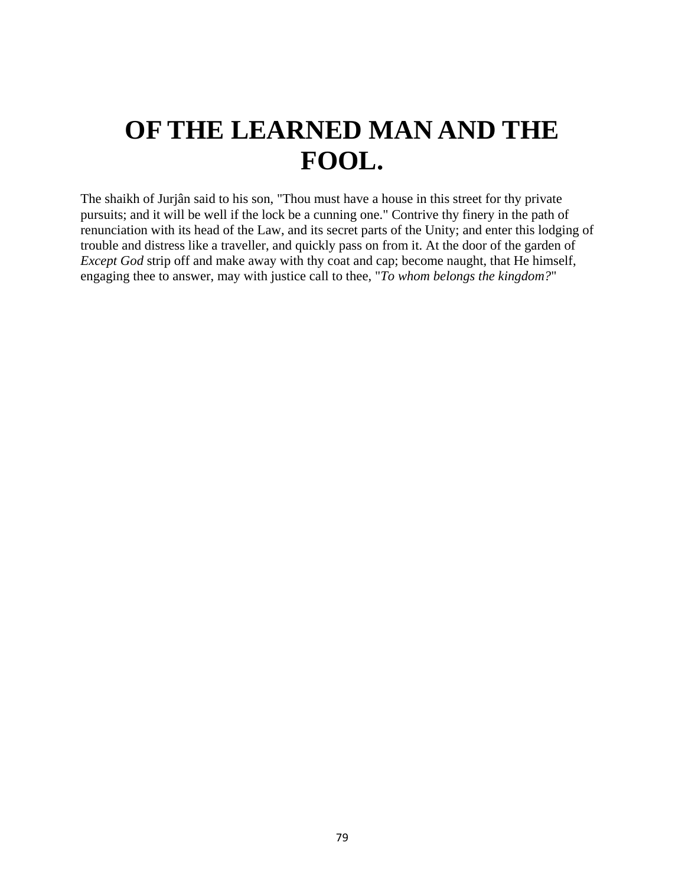# OF THE LEARNED MAN AND THE FOOL.

The shaikh of Jurjân said to his son, "Thou must have a house in this street for thy private pursuits; and it will be well if the lock be a cunning one." Contrive thy finery in the path of renunciation with its head of the Law, and its secret parts of the Unity; and enter this lodging of trouble and distress like a traveller, and quickly pass on from it. At the door of the garden of *Except God* strip off and make away with thy coat and cap; become naught, that He himself, engaging thee to answer, may with justice call to thee, "*To whom belongs the kingdom?*"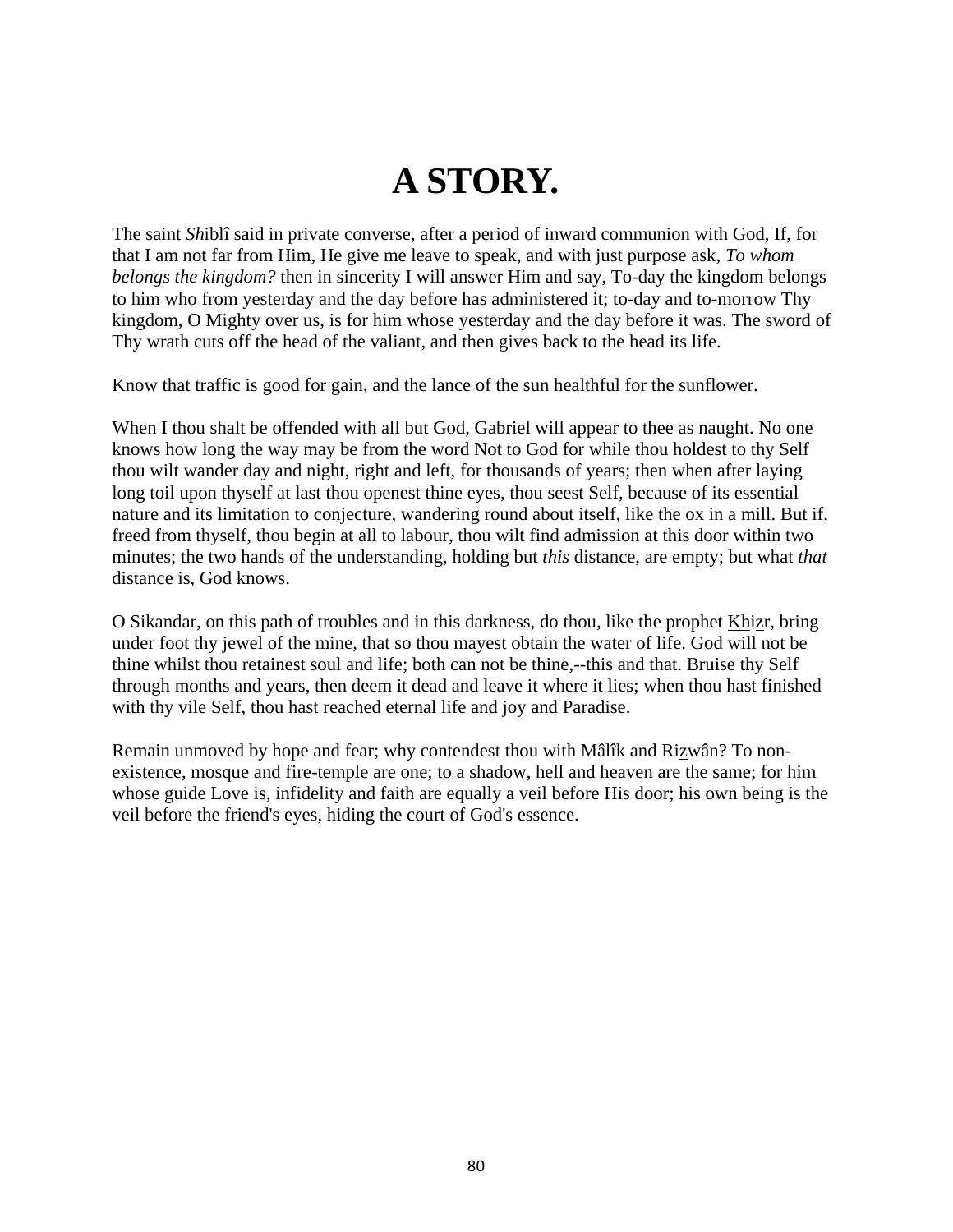# A STORY.

The saint *Sh*iblî said in private converse, after a period of inward communion with God, If, for that I am not far from Him, He give me leave to speak, and with just purpose ask, *To whom belongs the kingdom?* then in sincerity I will answer Him and say, To-day the kingdom belongs to him who from yesterday and the day before has administered it; to-day and to-morrow Thy kingdom, O Mighty over us, is for him whose yesterday and the day before it was. The sword of Thy wrath cuts off the head of the valiant, and then gives back to the head its life.

Know that traffic is good for gain, and the lance of the sun healthful for the sunflower.

When I thou shalt be offended with all but God, Gabriel will appear to thee as naught. No one knows how long the way may be from the word Not to God for while thou holdest to thy Self thou wilt wander day and night, right and left, for thousands of years; then when after laying long toil upon thyself at last thou openest thine eyes, thou seest Self, because of its essential nature and its limitation to conjecture, wandering round about itself, like the ox in a mill. But if, freed from thyself, thou begin at all to labour, thou wilt find admission at this door within two minutes; the two hands of the understanding, holding but *this* distance, are empty; but what *that* distance is, God knows.

O Sikandar, on this path of troubles and in this darkness, do thou, like the prophet Khizr, bring under foot thy jewel of the mine, that so thou mayest obtain the water of life. God will not be thine whilst thou retainest soul and life; both can not be thine,--this and that. Bruise thy Self through months and years, then deem it dead and leave it where it lies; when thou hast finished with thy vile Self, thou hast reached eternal life and joy and Paradise.

Remain unmoved by hope and fear; why contendest thou with Mâlîk and Rizwân? To non-existence, mosque and fire-temple are one; to a shadow, hell and heaven are the same; for him whose guide Love is, infidelity and faith are equally a veil before His door; his own being is the veil before the friend's eyes, hiding the court of God's essence.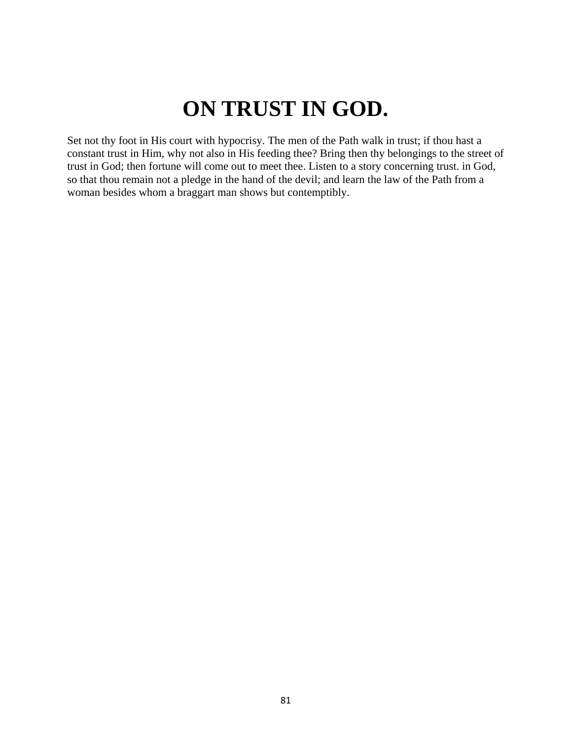# ON TRUST IN GOD.

Set not thy foot in His court with hypocrisy. The men of the Path walk in trust; if thou hast a constant trust in Him, why not also in His feeding thee? Bring then thy belongings to the street of trust in God; then fortune will come out to meet thee. Listen to a story concerning trust. in God, so that thou remain not a pledge in the hand of the devil; and learn the law of the Path from a woman besides whom a braggart man shows but contemptibly.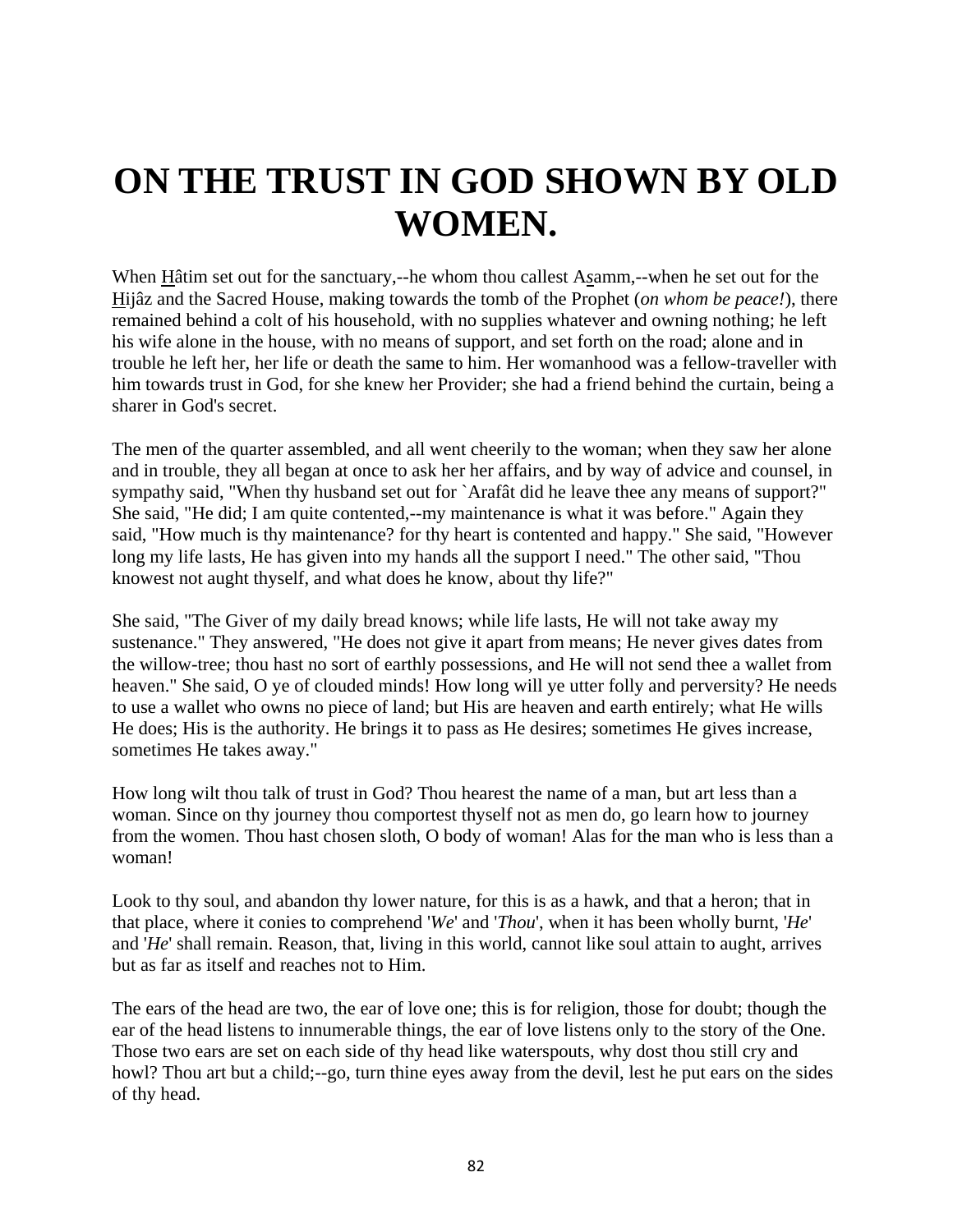# ON THE TRUST IN GOD SHOWN BY OLD WOMEN.

When Hâtim set out for the sanctuary,--he whom thou callest Asamm,--when he set out for the Hijâz and the Sacred House, making towards the tomb of the Prophet (*on whom be peace!*), there remained behind a colt of his household, with no supplies whatever and owning nothing; he left his wife alone in the house, with no means of support, and set forth on the road; alone and in trouble he left her, her life or death the same to him. Her womanhood was a fellow-traveller with him towards trust in God, for she knew her Provider; she had a friend behind the curtain, being a sharer in God's secret.

The men of the quarter assembled, and all went cheerily to the woman; when they saw her alone and in trouble, they all began at once to ask her her affairs, and by way of advice and counsel, in sympathy said, "When thy husband set out for `Arafât did he leave thee any means of support?" She said, "He did; I am quite contented,--my maintenance is what it was before." Again they said, "How much is thy maintenance? for thy heart is contented and happy." She said, "However long my life lasts, He has given into my hands all the support I need." The other said, "Thou knowest not aught thyself, and what does he know, about thy life?"

She said, "The Giver of my daily bread knows; while life lasts, He will not take away my sustenance." They answered, "He does not give it apart from means; He never gives dates from the willow-tree; thou hast no sort of earthly possessions, and He will not send thee a wallet from heaven." She said, O ye of clouded minds! How long will ye utter folly and perversity? He needs to use a wallet who owns no piece of land; but His are heaven and earth entirely; what He wills He does; His is the authority. He brings it to pass as He desires; sometimes He gives increase, sometimes He takes away."

How long wilt thou talk of trust in God? Thou hearest the name of a man, but art less than a woman. Since on thy journey thou comportest thyself not as men do, go learn how to journey from the women. Thou hast chosen sloth, O body of woman! Alas for the man who is less than a woman!

Look to thy soul, and abandon thy lower nature, for this is as a hawk, and that a heron; that in that place, where it conies to comprehend '*We*' and '*Thou*', when it has been wholly burnt, '*He*' and '*He*' shall remain. Reason, that, living in this world, cannot like soul attain to aught, arrives but as far as itself and reaches not to Him.

The ears of the head are two, the ear of love one; this is for religion, those for doubt; though the ear of the head listens to innumerable things, the ear of love listens only to the story of the One. Those two ears are set on each side of thy head like waterspouts, why dost thou still cry and howl? Thou art but a child;--go, turn thine eyes away from the devil, lest he put ears on the sides of thy head.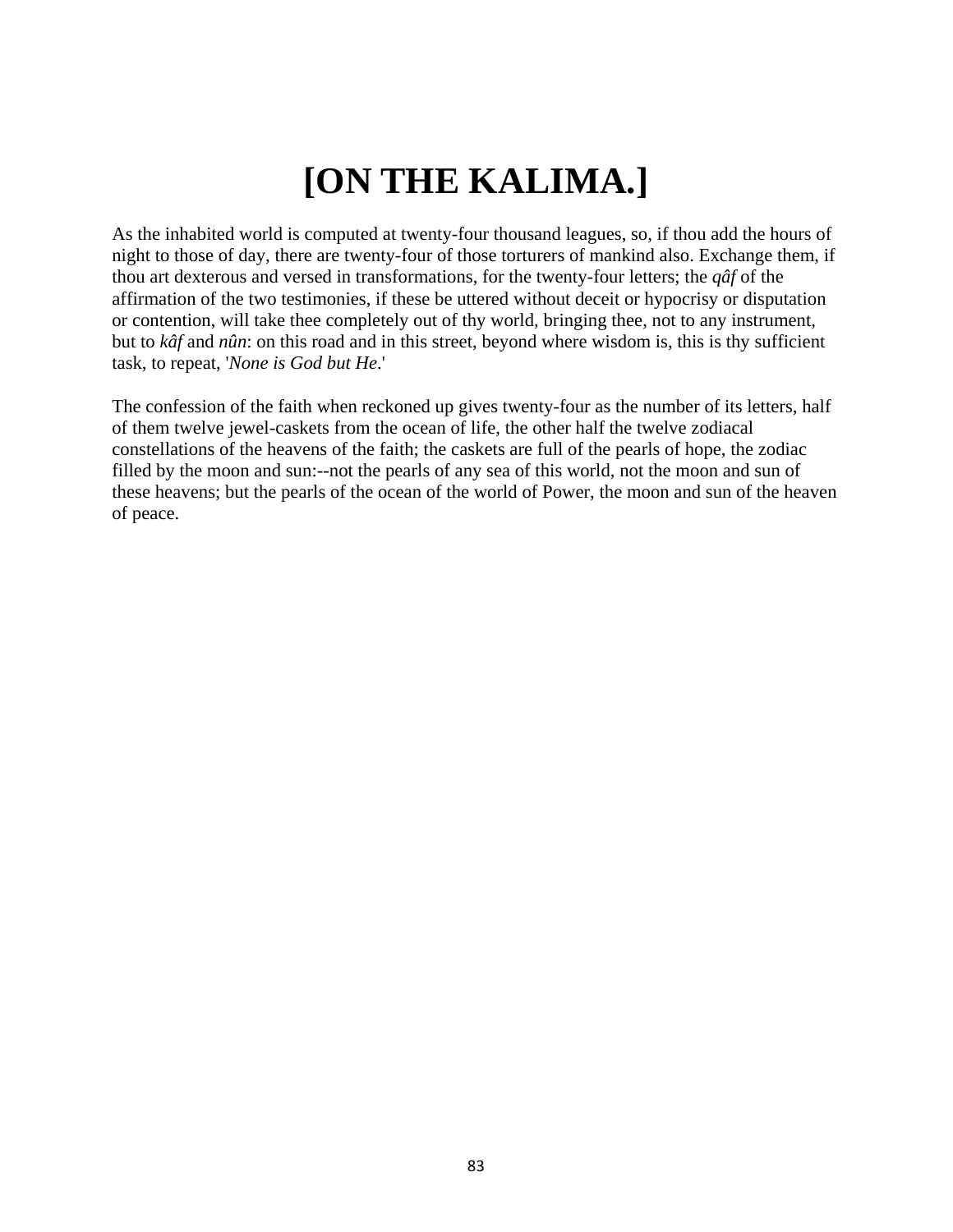# [ON THE KALIMA.]

As the inhabited world is computed at twenty-four thousand leagues, so, if thou add the hours of night to those of day, there are twenty-four of those torturers of mankind also. Exchange them, if thou art dexterous and versed in transformations, for the twenty-four letters; the *qâf* of the affirmation of the two testimonies, if these be uttered without deceit or hypocrisy or disputation or contention, will take thee completely out of thy world, bringing thee, not to any instrument, but to *kâf* and *nûn*: on this road and in this street, beyond where wisdom is, this is thy sufficient task, to repeat, '*None is God but He*.'

The confession of the faith when reckoned up gives twenty-four as the number of its letters, half of them twelve jewel-caskets from the ocean of life, the other half the twelve zodiacal constellations of the heavens of the faith; the caskets are full of the pearls of hope, the zodiac filled by the moon and sun:--not the pearls of any sea of this world, not the moon and sun of these heavens; but the pearls of the ocean of the world of Power, the moon and sun of the heaven of peace.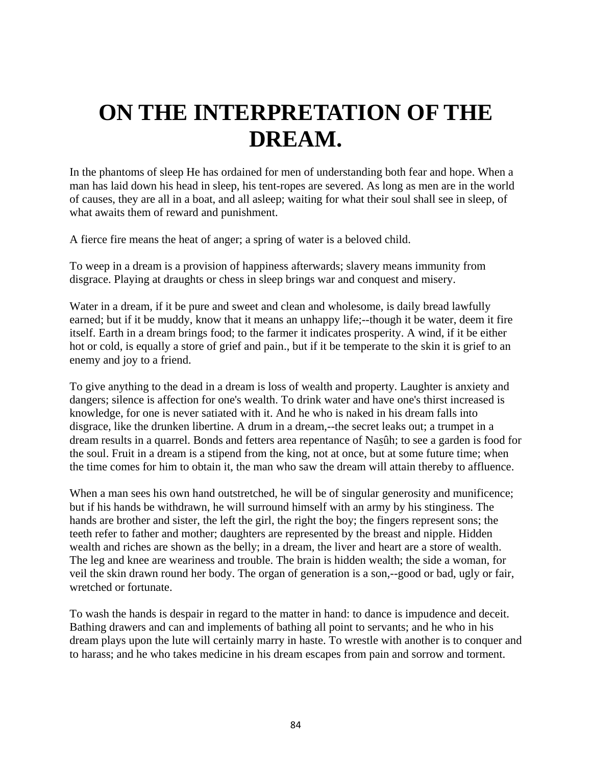# ON THE INTERPRETATION OF THE DREAM.

In the phantoms of sleep He has ordained for men of understanding both fear and hope. When a man has laid down his head in sleep, his tent-ropes are severed. As long as men are in the world of causes, they are all in a boat, and all asleep; waiting for what their soul shall see in sleep, of what awaits them of reward and punishment.

A fierce fire means the heat of anger; a spring of water is a beloved child.

To weep in a dream is a provision of happiness afterwards; slavery means immunity from disgrace. Playing at draughts or chess in sleep brings war and conquest and misery.

Water in a dream, if it be pure and sweet and clean and wholesome, is daily bread lawfully earned; but if it be muddy, know that it means an unhappy life;--though it be water, deem it fire itself. Earth in a dream brings food; to the farmer it indicates prosperity. A wind, if it be either hot or cold, is equally a store of grief and pain., but if it be temperate to the skin it is grief to an enemy and joy to a friend.

To give anything to the dead in a dream is loss of wealth and property. Laughter is anxiety and dangers; silence is affection for one's wealth. To drink water and have one's thirst increased is knowledge, for one is never satiated with it. And he who is naked in his dream falls into disgrace, like the drunken libertine. A drum in a dream,--the secret leaks out; a trumpet in a dream results in a quarrel. Bonds and fetters area repentance of Naṣ̱ûh; to see a garden is food for the soul. Fruit in a dream is a stipend from the king, not at once, but at some future time; when the time comes for him to obtain it, the man who saw the dream will attain thereby to affluence.

When a man sees his own hand outstretched, he will be of singular generosity and munificence; but if his hands be withdrawn, he will surround himself with an army by his stinginess. The hands are brother and sister, the left the girl, the right the boy; the fingers represent sons; the teeth refer to father and mother; daughters are represented by the breast and nipple. Hidden wealth and riches are shown as the belly; in a dream, the liver and heart are a store of wealth. The leg and knee are weariness and trouble. The brain is hidden wealth; the side a woman, for veil the skin drawn round her body. The organ of generation is a son,--good or bad, ugly or fair, wretched or fortunate.

To wash the hands is despair in regard to the matter in hand: to dance is impudence and deceit. Bathing drawers and can and implements of bathing all point to servants; and he who in his dream plays upon the lute will certainly marry in haste. To wrestle with another is to conquer and to harass; and he who takes medicine in his dream escapes from pain and sorrow and torment.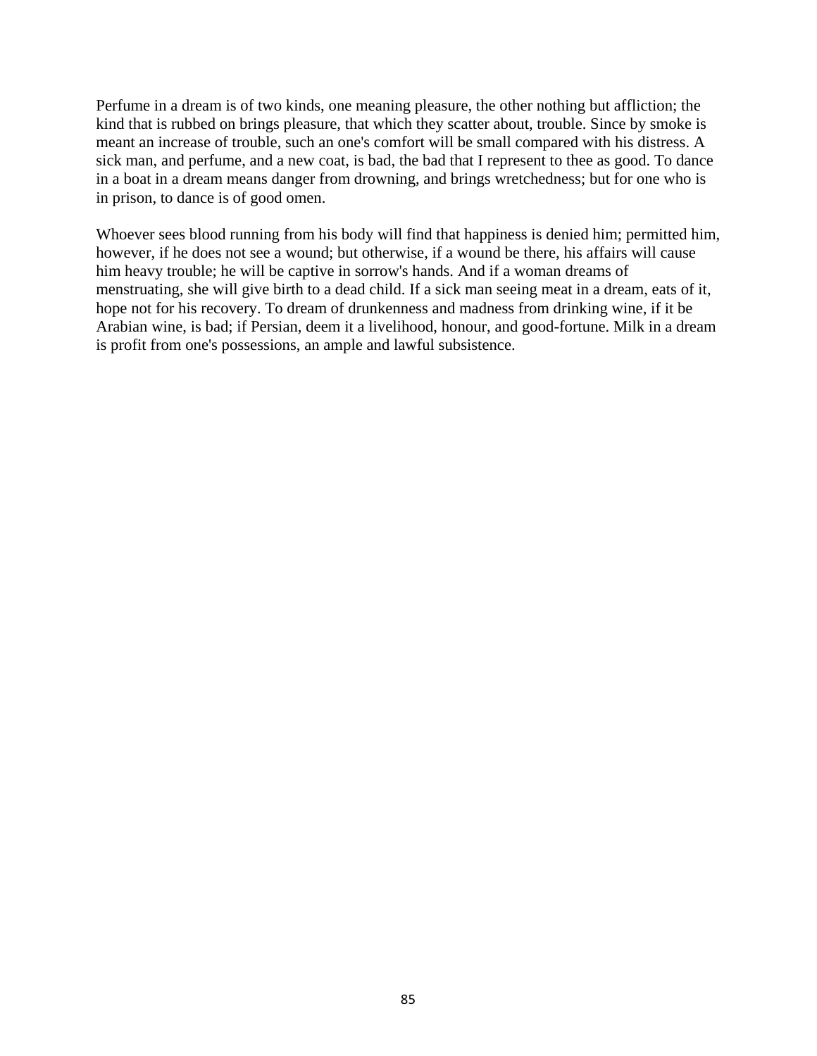Perfume in a dream is of two kinds, one meaning pleasure, the other nothing but affliction; the kind that is rubbed on brings pleasure, that which they scatter about, trouble. Since by smoke is meant an increase of trouble, such an one's comfort will be small compared with his distress. A sick man, and perfume, and a new coat, is bad, the bad that I represent to thee as good. To dance in a boat in a dream means danger from drowning, and brings wretchedness; but for one who is in prison, to dance is of good omen.

Whoever sees blood running from his body will find that happiness is denied him; permitted him, however, if he does not see a wound; but otherwise, if a wound be there, his affairs will cause him heavy trouble; he will be captive in sorrow's hands. And if a woman dreams of menstruating, she will give birth to a dead child. If a sick man seeing meat in a dream, eats of it, hope not for his recovery. To dream of drunkenness and madness from drinking wine, if it be Arabian wine, is bad; if Persian, deem it a livelihood, honour, and good-fortune. Milk in a dream is profit from one's possessions, an ample and lawful subsistence.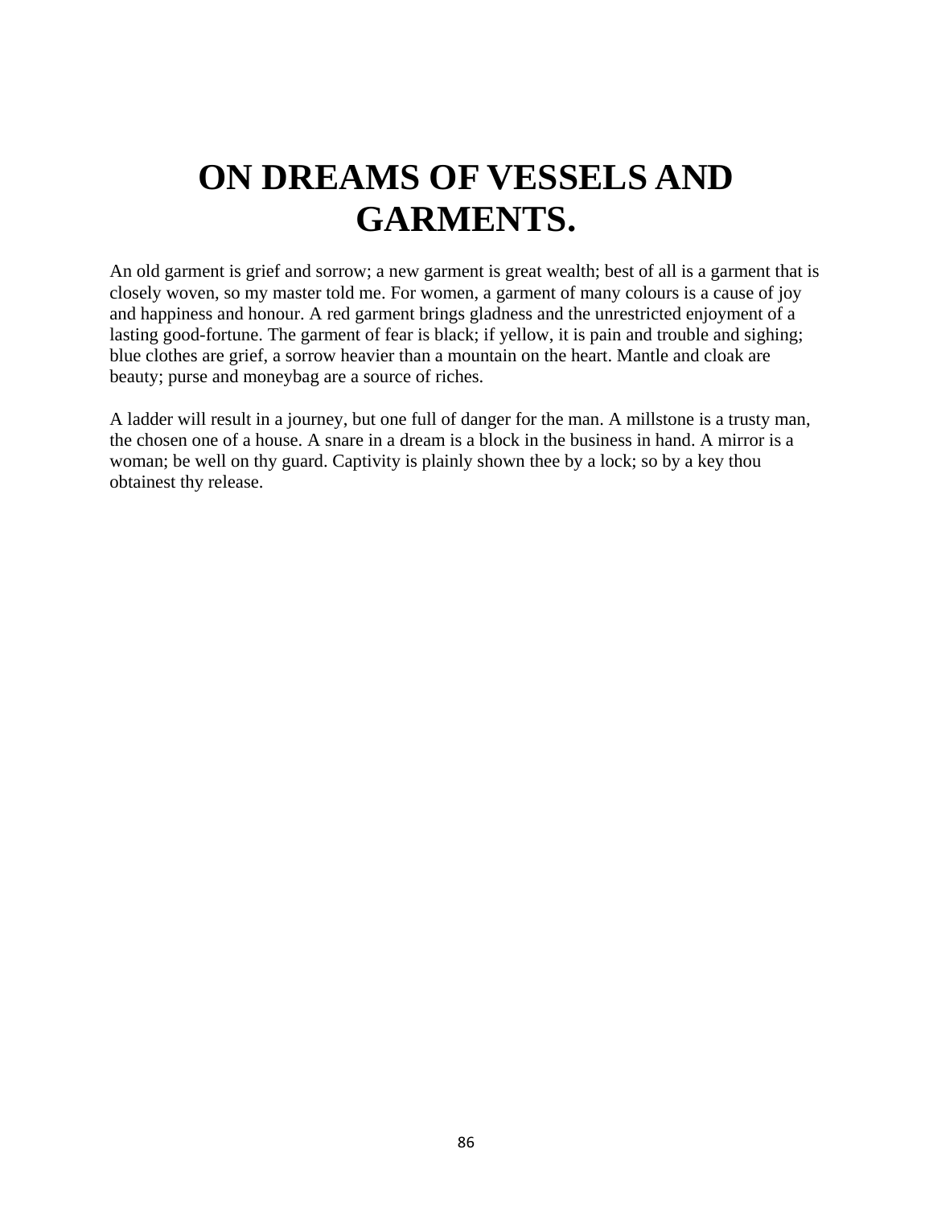# ON DREAMS OF VESSELS AND GARMENTS.

An old garment is grief and sorrow; a new garment is great wealth; best of all is a garment that is closely woven, so my master told me. For women, a garment of many colours is a cause of joy and happiness and honour. A red garment brings gladness and the unrestricted enjoyment of a lasting good-fortune. The garment of fear is black; if yellow, it is pain and trouble and sighing; blue clothes are grief, a sorrow heavier than a mountain on the heart. Mantle and cloak are beauty; purse and moneybag are a source of riches.

A ladder will result in a journey, but one full of danger for the man. A millstone is a trusty man, the chosen one of a house. A snare in a dream is a block in the business in hand. A mirror is a woman; be well on thy guard. Captivity is plainly shown thee by a lock; so by a key thou obtainest thy release.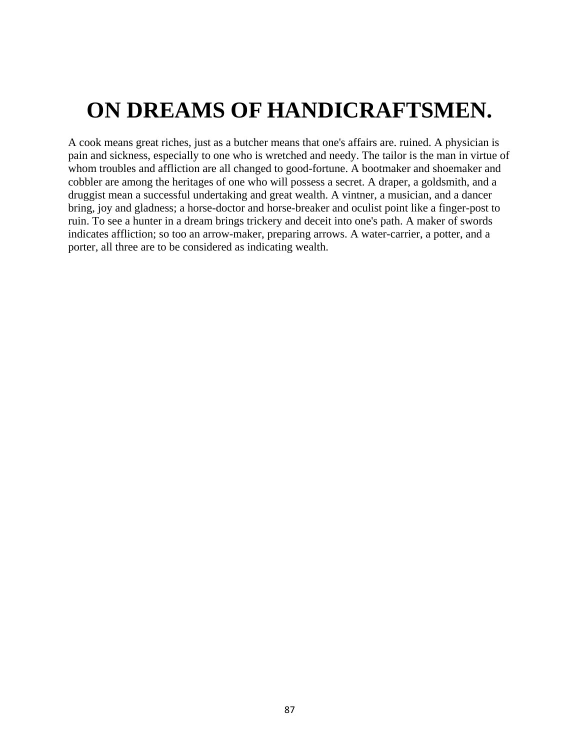# ON DREAMS OF HANDICRAFTSMEN.

A cook means great riches, just as a butcher means that one's affairs are. ruined. A physician is pain and sickness, especially to one who is wretched and needy. The tailor is the man in virtue of whom troubles and affliction are all changed to good-fortune. A bootmaker and shoemaker and cobbler are among the heritages of one who will possess a secret. A draper, a goldsmith, and a druggist mean a successful undertaking and great wealth. A vintner, a musician, and a dancer bring, joy and gladness; a horse-doctor and horse-breaker and oculist point like a finger-post to ruin. To see a hunter in a dream brings trickery and deceit into one's path. A maker of swords indicates affliction; so too an arrow-maker, preparing arrows. A water-carrier, a potter, and a porter, all three are to be considered as indicating wealth.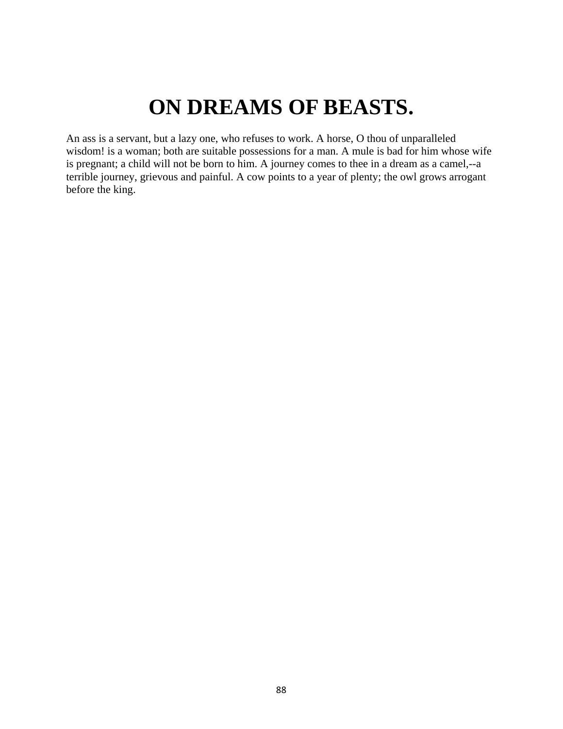# ON DREAMS OF BEASTS.

An ass is a servant, but a lazy one, who refuses to work. A horse, O thou of unparalleled wisdom! is a woman; both are suitable possessions for a man. A mule is bad for him whose wife is pregnant; a child will not be born to him. A journey comes to thee in a dream as a camel,--a terrible journey, grievous and painful. A cow points to a year of plenty; the owl grows arrogant before the king.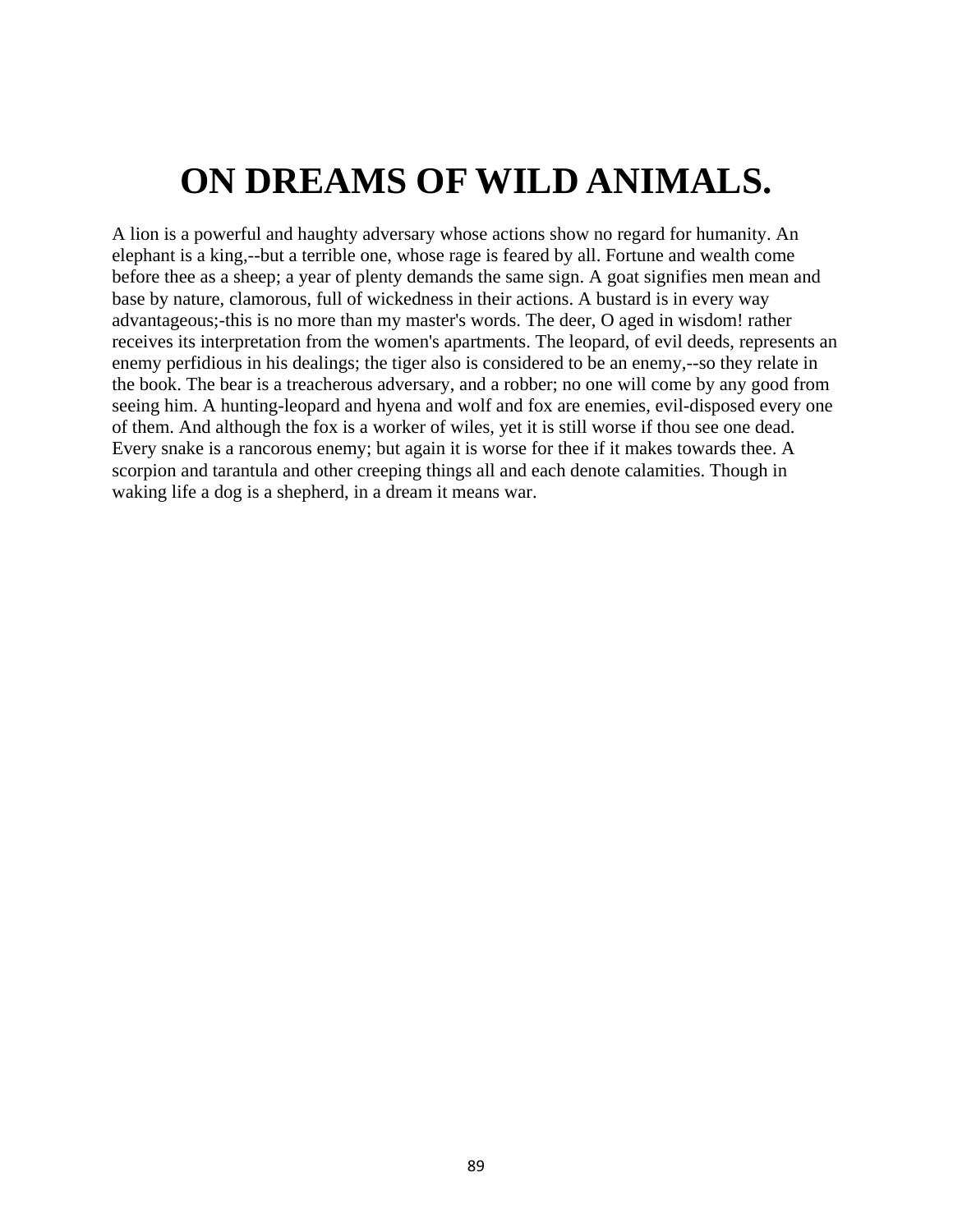# ON DREAMS OF WILD ANIMALS.

A lion is a powerful and haughty adversary whose actions show no regard for humanity. An elephant is a king,--but a terrible one, whose rage is feared by all. Fortune and wealth come before thee as a sheep; a year of plenty demands the same sign. A goat signifies men mean and base by nature, clamorous, full of wickedness in their actions. A bustard is in every way advantageous;-this is no more than my master's words. The deer, O aged in wisdom! rather receives its interpretation from the women's apartments. The leopard, of evil deeds, represents an enemy perfidious in his dealings; the tiger also is considered to be an enemy,--so they relate in the book. The bear is a treacherous adversary, and a robber; no one will come by any good from seeing him. A hunting-leopard and hyena and wolf and fox are enemies, evil-disposed every one of them. And although the fox is a worker of wiles, yet it is still worse if thou see one dead. Every snake is a rancorous enemy; but again it is worse for thee if it makes towards thee. A scorpion and tarantula and other creeping things all and each denote calamities. Though in waking life a dog is a shepherd, in a dream it means war.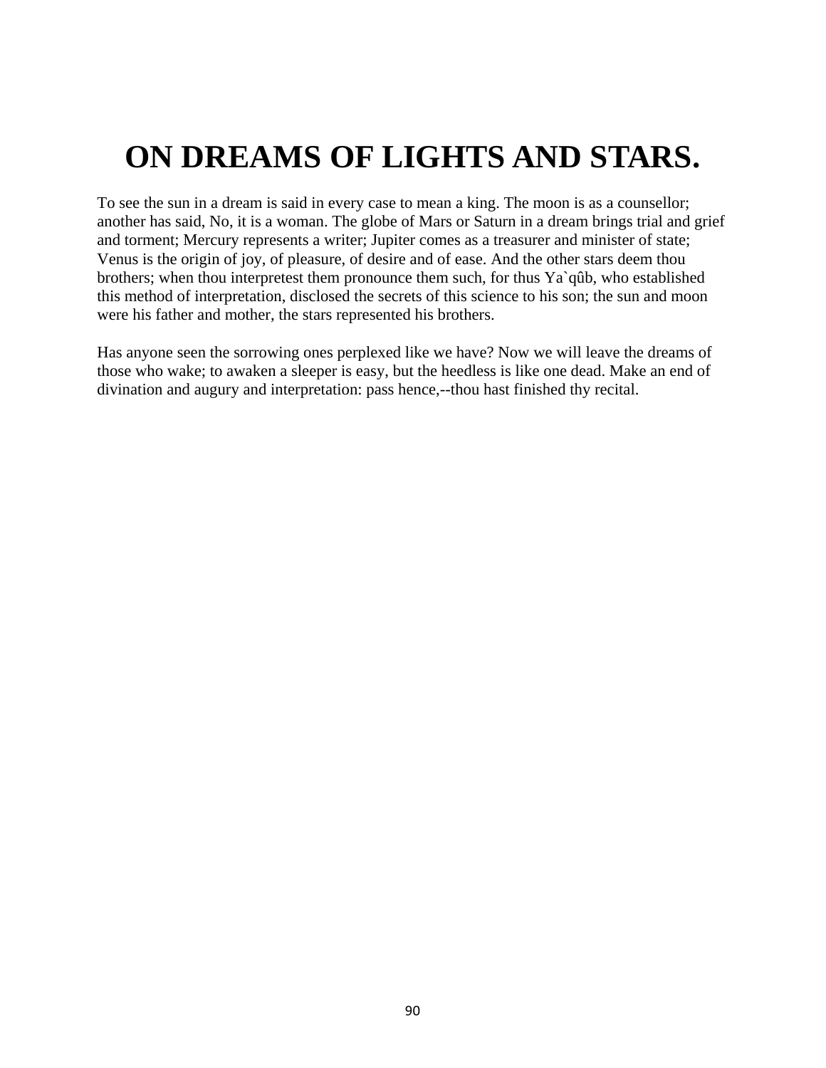# ON DREAMS OF LIGHTS AND STARS.

To see the sun in a dream is said in every case to mean a king. The moon is as a counsellor; another has said, No, it is a woman. The globe of Mars or Saturn in a dream brings trial and grief and torment; Mercury represents a writer; Jupiter comes as a treasurer and minister of state; Venus is the origin of joy, of pleasure, of desire and of ease. And the other stars deem thou brothers; when thou interpretest them pronounce them such, for thus Ya`qûb, who established this method of interpretation, disclosed the secrets of this science to his son; the sun and moon were his father and mother, the stars represented his brothers.

Has anyone seen the sorrowing ones perplexed like we have? Now we will leave the dreams of those who wake; to awaken a sleeper is easy, but the heedless is like one dead. Make an end of divination and augury and interpretation: pass hence,--thou hast finished thy recital.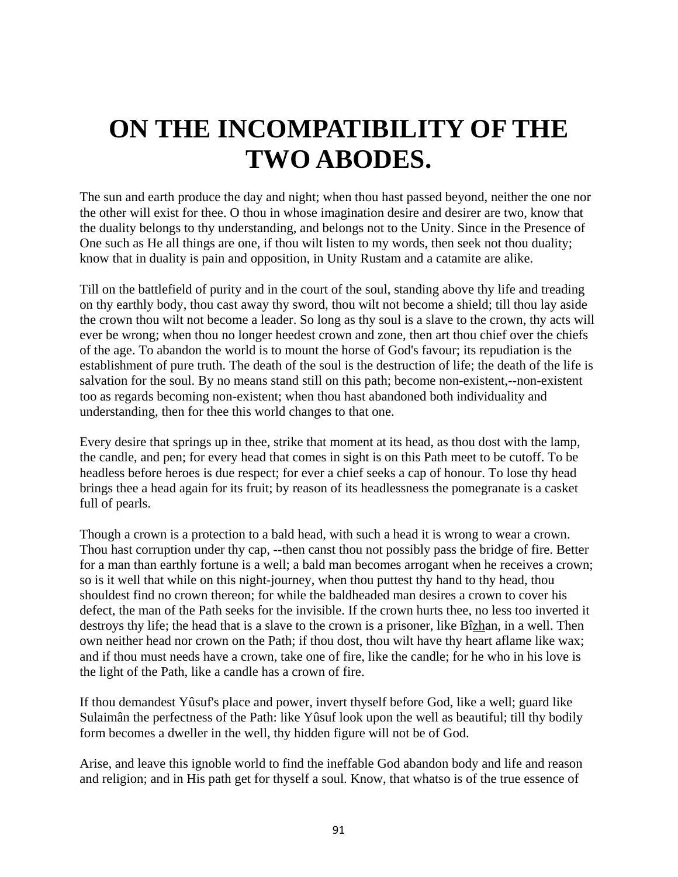# ON THE INCOMPATIBILITY OF THE TWO ABODES.

The sun and earth produce the day and night; when thou hast passed beyond, neither the one nor the other will exist for thee. O thou in whose imagination desire and desirer are two, know that the duality belongs to thy understanding, and belongs not to the Unity. Since in the Presence of One such as He all things are one, if thou wilt listen to my words, then seek not thou duality; know that in duality is pain and opposition, in Unity Rustam and a catamite are alike.

Till on the battlefield of purity and in the court of the soul, standing above thy life and treading on thy earthly body, thou cast away thy sword, thou wilt not become a shield; till thou lay aside the crown thou wilt not become a leader. So long as thy soul is a slave to the crown, thy acts will ever be wrong; when thou no longer heedest crown and zone, then art thou chief over the chiefs of the age. To abandon the world is to mount the horse of God's favour; its repudiation is the establishment of pure truth. The death of the soul is the destruction of life; the death of the life is salvation for the soul. By no means stand still on this path; become non-existent,--non-existent too as regards becoming non-existent; when thou hast abandoned both individuality and understanding, then for thee this world changes to that one.

Every desire that springs up in thee, strike that moment at its head, as thou dost with the lamp, the candle, and pen; for every head that comes in sight is on this Path meet to be cutoff. To be headless before heroes is due respect; for ever a chief seeks a cap of honour. To lose thy head brings thee a head again for its fruit; by reason of its headlessness the pomegranate is a casket full of pearls.

Though a crown is a protection to a bald head, with such a head it is wrong to wear a crown. Thou hast corruption under thy cap, --then canst thou not possibly pass the bridge of fire. Better for a man than earthly fortune is a well; a bald man becomes arrogant when he receives a crown; so is it well that while on this night-journey, when thou puttest thy hand to thy head, thou shouldest find no crown thereon; for while the baldheaded man desires a crown to cover his defect, the man of the Path seeks for the invisible. If the crown hurts thee, no less too inverted it destroys thy life; the head that is a slave to the crown is a prisoner, like Bî<u>zh</u>an, in a well. Then own neither head nor crown on the Path; if thou dost, thou wilt have thy heart aflame like wax; and if thou must needs have a crown, take one of fire, like the candle; for he who in his love is the light of the Path, like a candle has a crown of fire.

If thou demandest Yûsuf's place and power, invert thyself before God, like a well; guard like Sulaimân the perfectness of the Path: like Yûsuf look upon the well as beautiful; till thy bodily form becomes a dweller in the well, thy hidden figure will not be of God.

Arise, and leave this ignoble world to find the ineffable God abandon body and life and reason and religion; and in His path get for thyself a soul. Know, that whatso is of the true essence of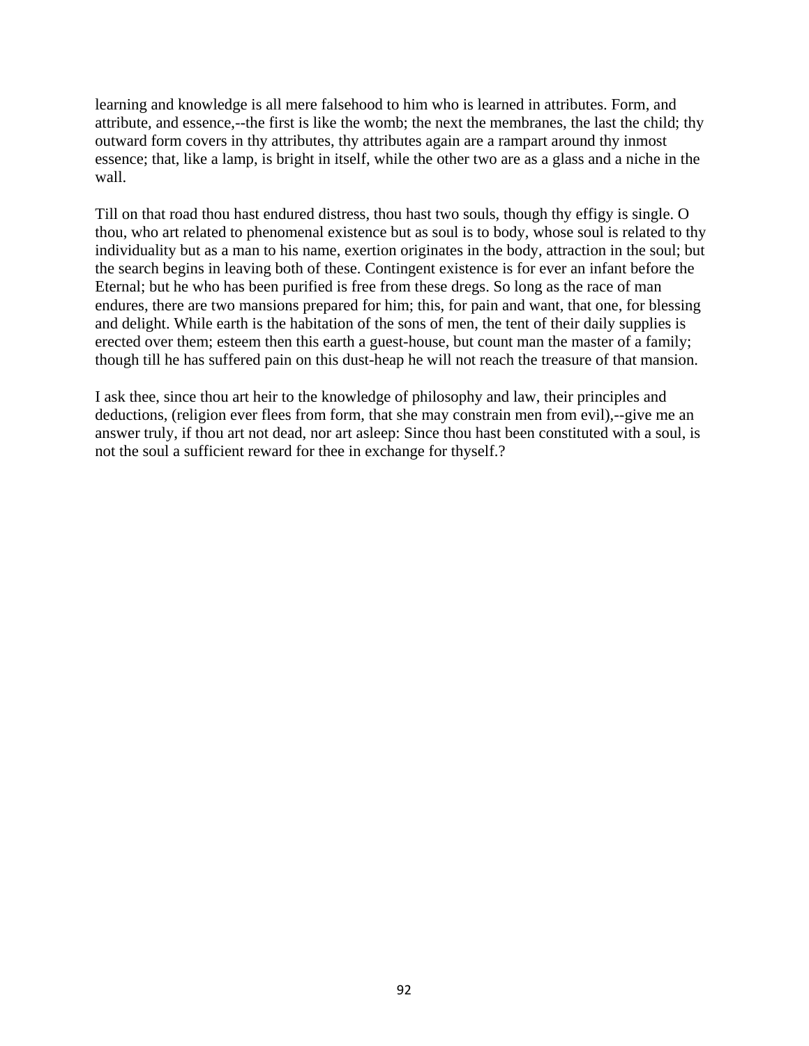learning and knowledge is all mere falsehood to him who is learned in attributes. Form, and attribute, and essence,--the first is like the womb; the next the membranes, the last the child; thy outward form covers in thy attributes, thy attributes again are a rampart around thy inmost essence; that, like a lamp, is bright in itself, while the other two are as a glass and a niche in the wall.

Till on that road thou hast endured distress, thou hast two souls, though thy effigy is single. O thou, who art related to phenomenal existence but as soul is to body, whose soul is related to thy individuality but as a man to his name, exertion originates in the body, attraction in the soul; but the search begins in leaving both of these. Contingent existence is for ever an infant before the Eternal; but he who has been purified is free from these dregs. So long as the race of man endures, there are two mansions prepared for him; this, for pain and want, that one, for blessing and delight. While earth is the habitation of the sons of men, the tent of their daily supplies is erected over them; esteem then this earth a guest-house, but count man the master of a family; though till he has suffered pain on this dust-heap he will not reach the treasure of that mansion.

I ask thee, since thou art heir to the knowledge of philosophy and law, their principles and deductions, (religion ever flees from form, that she may constrain men from evil),--give me an answer truly, if thou art not dead, nor art asleep: Since thou hast been constituted with a soul, is not the soul a sufficient reward for thee in exchange for thyself.?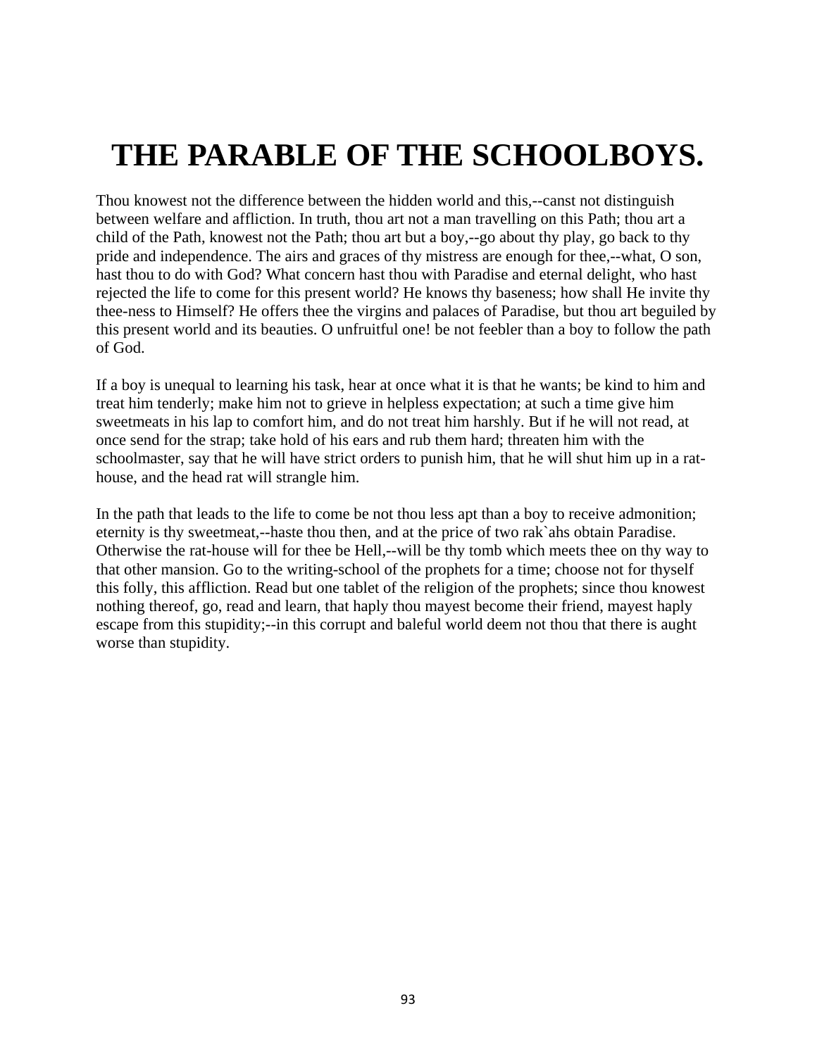# THE PARABLE OF THE SCHOOLBOYS.

Thou knowest not the difference between the hidden world and this,--canst not distinguish between welfare and affliction. In truth, thou art not a man travelling on this Path; thou art a child of the Path, knowest not the Path; thou art but a boy,--go about thy play, go back to thy pride and independence. The airs and graces of thy mistress are enough for thee,--what, O son, hast thou to do with God? What concern hast thou with Paradise and eternal delight, who hast rejected the life to come for this present world? He knows thy baseness; how shall He invite thy thee-ness to Himself? He offers thee the virgins and palaces of Paradise, but thou art beguiled by this present world and its beauties. O unfruitful one! be not feebler than a boy to follow the path of God.

If a boy is unequal to learning his task, hear at once what it is that he wants; be kind to him and treat him tenderly; make him not to grieve in helpless expectation; at such a time give him sweetmeats in his lap to comfort him, and do not treat him harshly. But if he will not read, at once send for the strap; take hold of his ears and rub them hard; threaten him with the schoolmaster, say that he will have strict orders to punish him, that he will shut him up in a rat-house, and the head rat will strangle him.

In the path that leads to the life to come be not thou less apt than a boy to receive admonition; eternity is thy sweetmeat,--haste thou then, and at the price of two rak`ahs obtain Paradise. Otherwise the rat-house will for thee be Hell,--will be thy tomb which meets thee on thy way to that other mansion. Go to the writing-school of the prophets for a time; choose not for thyself this folly, this affliction. Read but one tablet of the religion of the prophets; since thou knowest nothing thereof, go, read and learn, that haply thou mayest become their friend, mayest haply escape from this stupidity;--in this corrupt and baleful world deem not thou that there is aught worse than stupidity.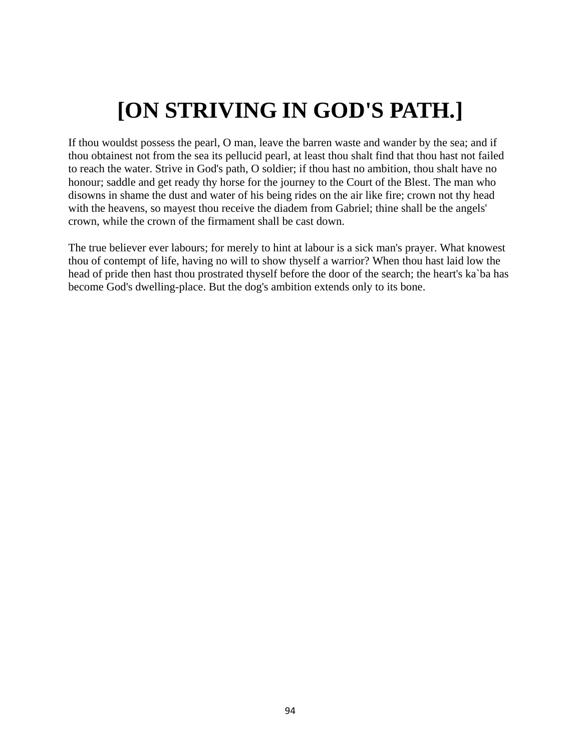# [ON STRIVING IN GOD'S PATH.]

If thou wouldst possess the pearl, O man, leave the barren waste and wander by the sea; and if thou obtainest not from the sea its pellucid pearl, at least thou shalt find that thou hast not failed to reach the water. Strive in God's path, O soldier; if thou hast no ambition, thou shalt have no honour; saddle and get ready thy horse for the journey to the Court of the Blest. The man who disowns in shame the dust and water of his being rides on the air like fire; crown not thy head with the heavens, so mayest thou receive the diadem from Gabriel; thine shall be the angels' crown, while the crown of the firmament shall be cast down.

The true believer ever labours; for merely to hint at labour is a sick man's prayer. What knowest thou of contempt of life, having no will to show thyself a warrior? When thou hast laid low the head of pride then hast thou prostrated thyself before the door of the search; the heart's ka`ba has become God's dwelling-place. But the dog's ambition extends only to its bone.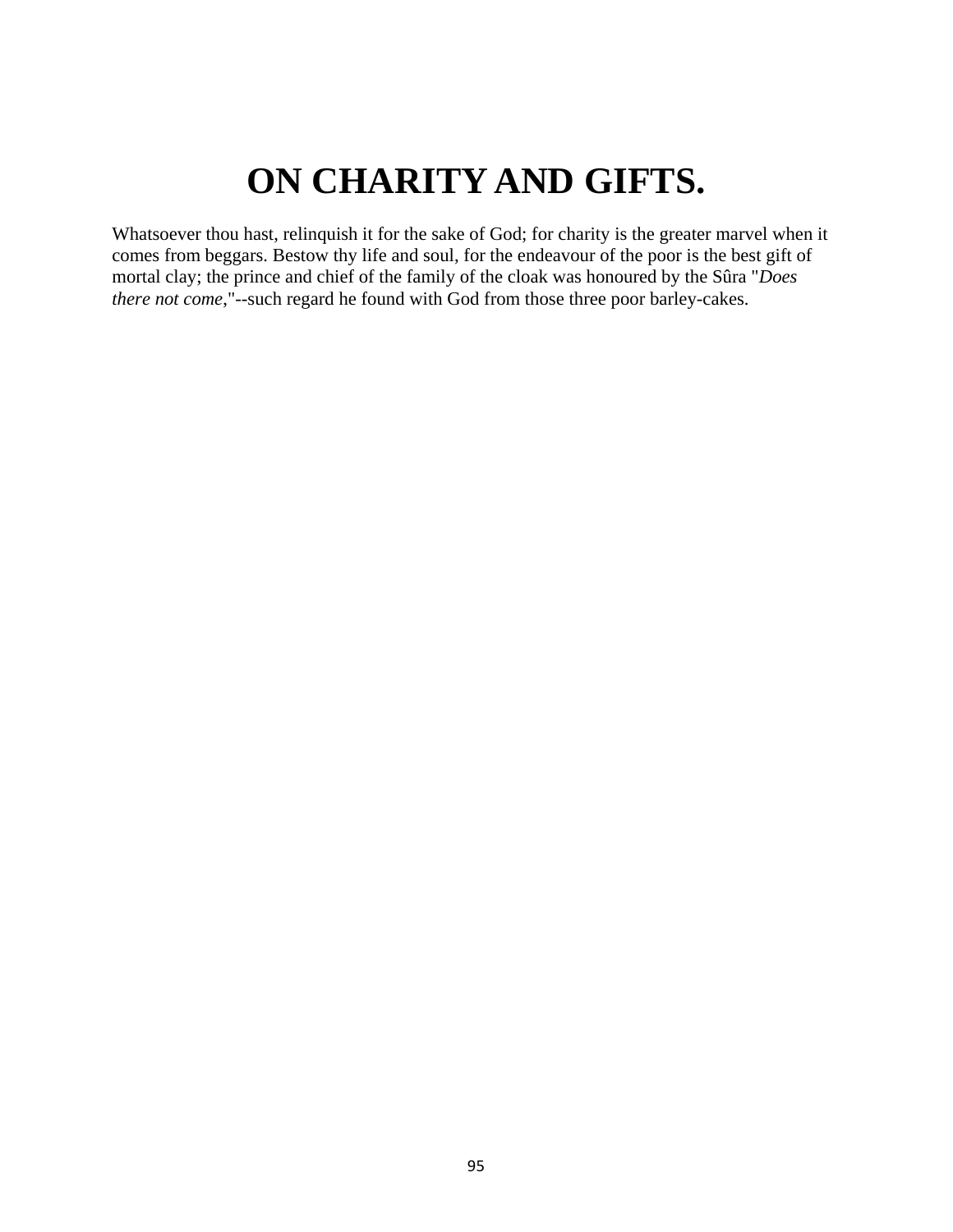# ON CHARITY AND GIFTS.

Whatsoever thou hast, relinquish it for the sake of God; for charity is the greater marvel when it comes from beggars. Bestow thy life and soul, for the endeavour of the poor is the best gift of mortal clay; the prince and chief of the family of the cloak was honoured by the Sûra "*Does there not come*,"--such regard he found with God from those three poor barley-cakes.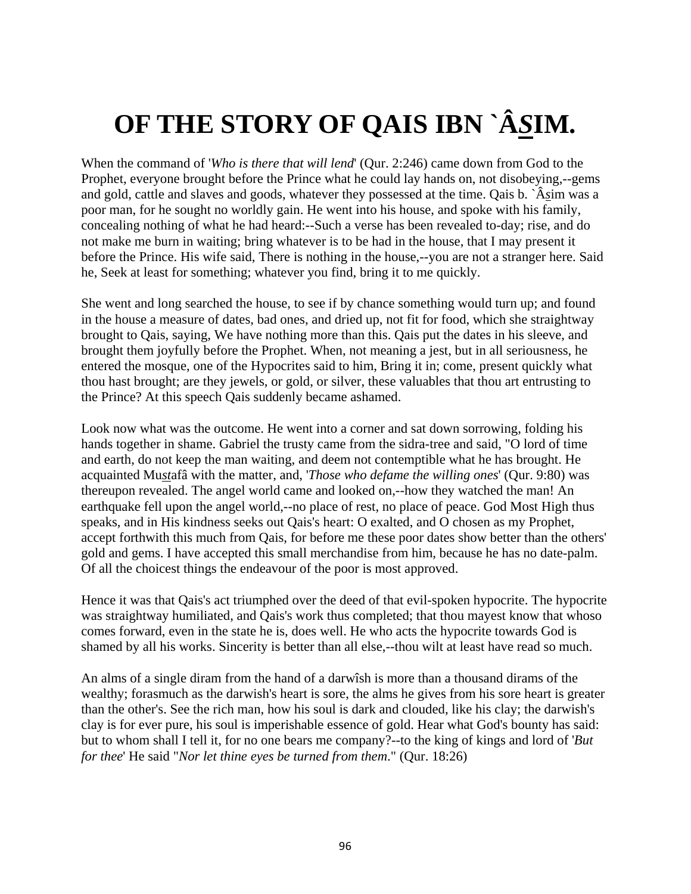# OF THE STORY OF QAIS IBN `Â*S*IM.

When the command of '*Who is there that will lend*' (Qur. 2:246) came down from God to the Prophet, everyone brought before the Prince what he could lay hands on, not disobeying,--gems and gold, cattle and slaves and goods, whatever they possessed at the time. Qais b. `Â*s*im was a poor man, for he sought no worldly gain. He went into his house, and spoke with his family, concealing nothing of what he had heard:--Such a verse has been revealed to-day; rise, and do not make me burn in waiting; bring whatever is to be had in the house, that I may present it before the Prince. His wife said, There is nothing in the house,--you are not a stranger here. Said he, Seek at least for something; whatever you find, bring it to me quickly.

She went and long searched the house, to see if by chance something would turn up; and found in the house a measure of dates, bad ones, and dried up, not fit for food, which she straightway brought to Qais, saying, We have nothing more than this. Qais put the dates in his sleeve, and brought them joyfully before the Prophet. When, not meaning a jest, but in all seriousness, he entered the mosque, one of the Hypocrites said to him, Bring it in; come, present quickly what thou hast brought; are they jewels, or gold, or silver, these valuables that thou art entrusting to the Prince? At this speech Qais suddenly became ashamed.

Look now what was the outcome. He went into a corner and sat down sorrowing, folding his hands together in shame. Gabriel the trusty came from the sidra-tree and said, "O lord of time and earth, do not keep the man waiting, and deem not contemptible what he has brought. He acquainted Mu*st*afâ with the matter, and, '*Those who defame the willing ones*' (Qur. 9:80) was thereupon revealed. The angel world came and looked on,--how they watched the man! An earthquake fell upon the angel world,--no place of rest, no place of peace. God Most High thus speaks, and in His kindness seeks out Qais's heart: O exalted, and O chosen as my Prophet, accept forthwith this much from Qais, for before me these poor dates show better than the others' gold and gems. I have accepted this small merchandise from him, because he has no date-palm. Of all the choicest things the endeavour of the poor is most approved.

Hence it was that Qais's act triumphed over the deed of that evil-spoken hypocrite. The hypocrite was straightway humiliated, and Qais's work thus completed; that thou mayest know that whoso comes forward, even in the state he is, does well. He who acts the hypocrite towards God is shamed by all his works. Sincerity is better than all else,--thou wilt at least have read so much.

An alms of a single diram from the hand of a darwîsh is more than a thousand dirams of the wealthy; forasmuch as the darwish's heart is sore, the alms he gives from his sore heart is greater than the other's. See the rich man, how his soul is dark and clouded, like his clay; the darwish's clay is for ever pure, his soul is imperishable essence of gold. Hear what God's bounty has said: but to whom shall I tell it, for no one bears me company?--to the king of kings and lord of '*But for thee*' He said "*Nor let thine eyes be turned from them*." (Qur. 18:26)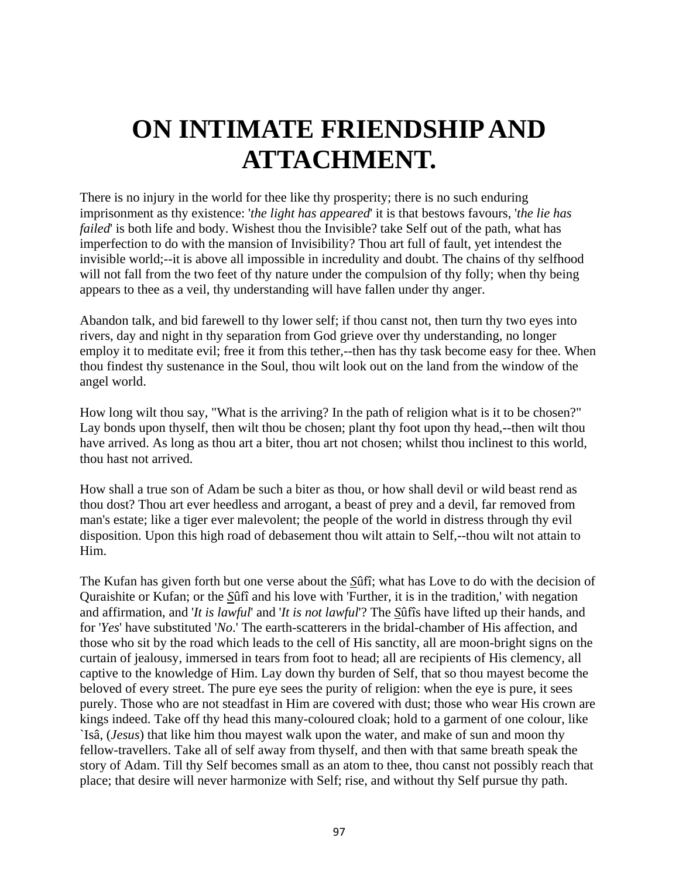# ON INTIMATE FRIENDSHIP AND ATTACHMENT.

There is no injury in the world for thee like thy prosperity; there is no such enduring imprisonment as thy existence: '*the light has appeared*' it is that bestows favours, '*the lie has failed*' is both life and body. Wishest thou the Invisible? take Self out of the path, what has imperfection to do with the mansion of Invisibility? Thou art full of fault, yet intendest the invisible world;--it is above all impossible in incredulity and doubt. The chains of thy selfhood will not fall from the two feet of thy nature under the compulsion of thy folly; when thy being appears to thee as a veil, thy understanding will have fallen under thy anger.

Abandon talk, and bid farewell to thy lower self; if thou canst not, then turn thy two eyes into rivers, day and night in thy separation from God grieve over thy understanding, no longer employ it to meditate evil; free it from this tether,--then has thy task become easy for thee. When thou findest thy sustenance in the Soul, thou wilt look out on the land from the window of the angel world.

How long wilt thou say, "What is the arriving? In the path of religion what is it to be chosen?" Lay bonds upon thyself, then wilt thou be chosen; plant thy foot upon thy head,--then wilt thou have arrived. As long as thou art a biter, thou art not chosen; whilst thou inclinest to this world, thou hast not arrived.

How shall a true son of Adam be such a biter as thou, or how shall devil or wild beast rend as thou dost? Thou art ever heedless and arrogant, a beast of prey and a devil, far removed from man's estate; like a tiger ever malevolent; the people of the world in distress through thy evil disposition. Upon this high road of debasement thou wilt attain to Self,--thou wilt not attain to Him.

The Kufan has given forth but one verse about the Ṣûfî; what has Love to do with the decision of Quraishite or Kufan; or the Ṣûfî and his love with 'Further, it is in the tradition,' with negation and affirmation, and '*It is lawful*' and '*It is not lawful*'? The Ṣûfîs have lifted up their hands, and for '*Yes*' have substituted '*No*.' The earth-scatterers in the bridal-chamber of His affection, and those who sit by the road which leads to the cell of His sanctity, all are moon-bright signs on the curtain of jealousy, immersed in tears from foot to head; all are recipients of His clemency, all captive to the knowledge of Him. Lay down thy burden of Self, that so thou mayest become the beloved of every street. The pure eye sees the purity of religion: when the eye is pure, it sees purely. Those who are not steadfast in Him are covered with dust; those who wear His crown are kings indeed. Take off thy head this many-coloured cloak; hold to a garment of one colour, like `Isâ, (*Jesus*) that like him thou mayest walk upon the water, and make of sun and moon thy fellow-travellers. Take all of self away from thyself, and then with that same breath speak the story of Adam. Till thy Self becomes small as an atom to thee, thou canst not possibly reach that place; that desire will never harmonize with Self; rise, and without thy Self pursue thy path.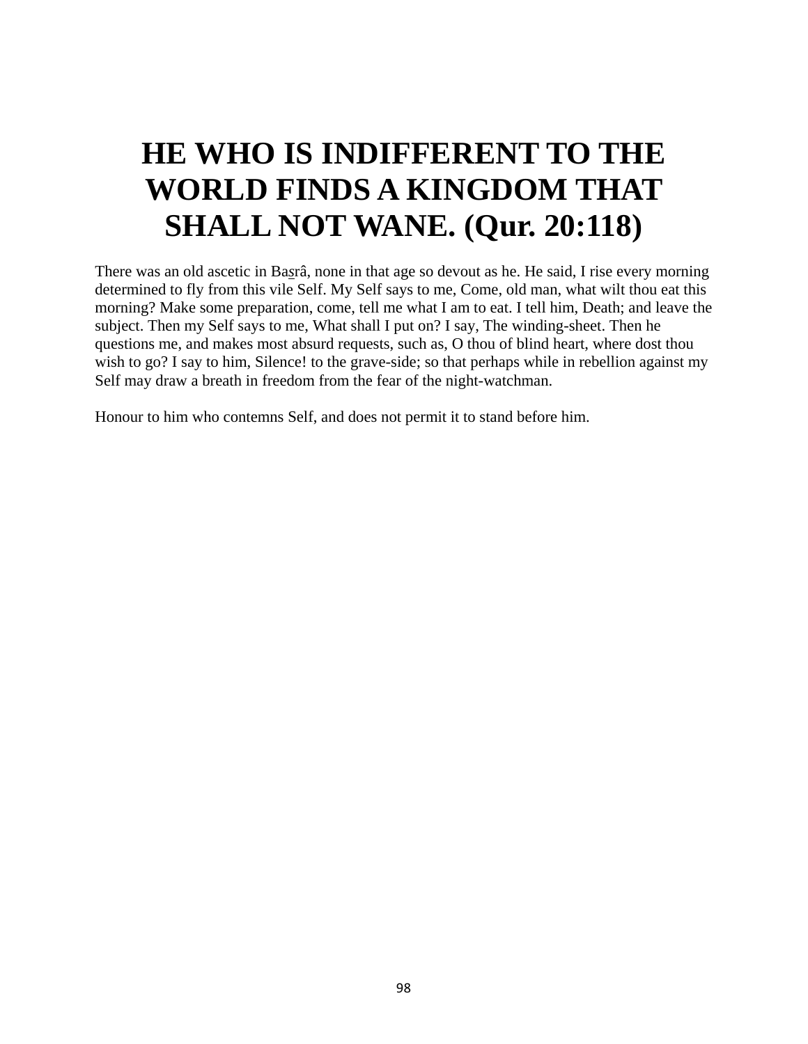# HE WHO IS INDIFFERENT TO THE WORLD FINDS A KINGDOM THAT SHALL NOT WANE. (Qur. 20:118)

There was an old ascetic in Ba̲srâ, none in that age so devout as he. He said, I rise every morning determined to fly from this vile Self. My Self says to me, Come, old man, what wilt thou eat this morning? Make some preparation, come, tell me what I am to eat. I tell him, Death; and leave the subject. Then my Self says to me, What shall I put on? I say, The winding-sheet. Then he questions me, and makes most absurd requests, such as, O thou of blind heart, where dost thou wish to go? I say to him, Silence! to the grave-side; so that perhaps while in rebellion against my Self may draw a breath in freedom from the fear of the night-watchman.

Honour to him who contemns Self, and does not permit it to stand before him.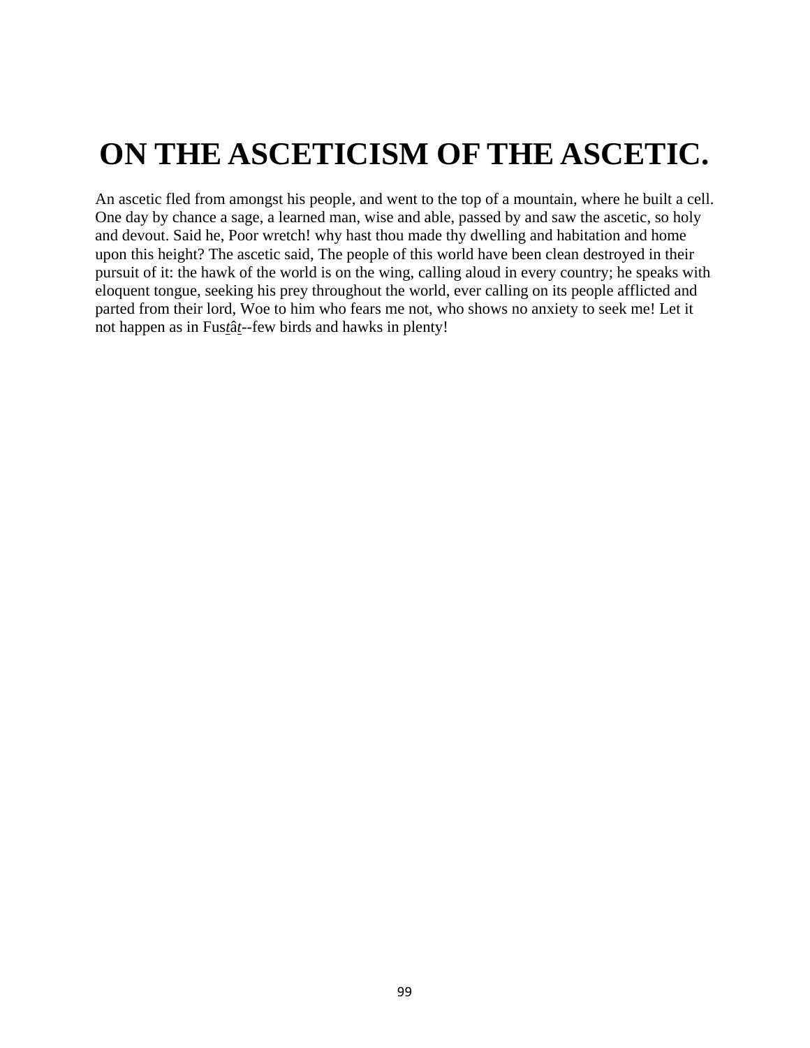# ON THE ASCETICISM OF THE ASCETIC.

An ascetic fled from amongst his people, and went to the top of a mountain, where he built a cell. One day by chance a sage, a learned man, wise and able, passed by and saw the ascetic, so holy and devout. Said he, Poor wretch! why hast thou made thy dwelling and habitation and home upon this height? The ascetic said, The people of this world have been clean destroyed in their pursuit of it: the hawk of the world is on the wing, calling aloud in every country; he speaks with eloquent tongue, seeking his prey throughout the world, ever calling on its people afflicted and parted from their lord, Woe to him who fears me not, who shows no anxiety to seek me! Let it not happen as in Fus*ṯâṯ*--few birds and hawks in plenty!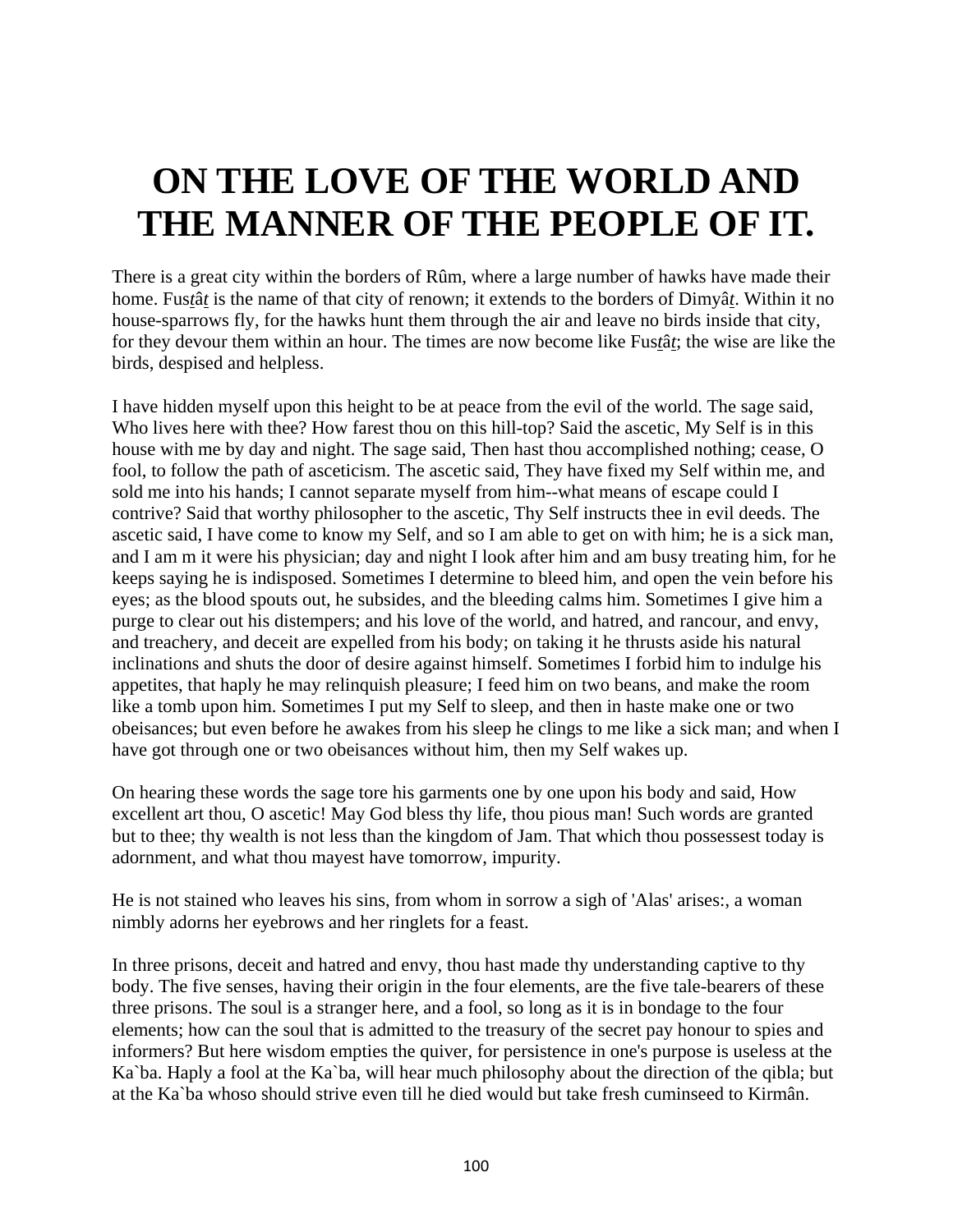# ON THE LOVE OF THE WORLD AND THE MANNER OF THE PEOPLE OF IT.

There is a great city within the borders of Rûm, where a large number of hawks have made their home. Fusṯâṯ is the name of that city of renown; it extends to the borders of Dimyâṯ. Within it no house-sparrows fly, for the hawks hunt them through the air and leave no birds inside that city, for they devour them within an hour. The times are now become like Fusṯâṯ; the wise are like the birds, despised and helpless.

I have hidden myself upon this height to be at peace from the evil of the world. The sage said, Who lives here with thee? How farest thou on this hill-top? Said the ascetic, My Self is in this house with me by day and night. The sage said, Then hast thou accomplished nothing; cease, O fool, to follow the path of asceticism. The ascetic said, They have fixed my Self within me, and sold me into his hands; I cannot separate myself from him--what means of escape could I contrive? Said that worthy philosopher to the ascetic, Thy Self instructs thee in evil deeds. The ascetic said, I have come to know my Self, and so I am able to get on with him; he is a sick man, and I am m it were his physician; day and night I look after him and am busy treating him, for he keeps saying he is indisposed. Sometimes I determine to bleed him, and open the vein before his eyes; as the blood spouts out, he subsides, and the bleeding calms him. Sometimes I give him a purge to clear out his distempers; and his love of the world, and hatred, and rancour, and envy, and treachery, and deceit are expelled from his body; on taking it he thrusts aside his natural inclinations and shuts the door of desire against himself. Sometimes I forbid him to indulge his appetites, that haply he may relinquish pleasure; I feed him on two beans, and make the room like a tomb upon him. Sometimes I put my Self to sleep, and then in haste make one or two obeisances; but even before he awakes from his sleep he clings to me like a sick man; and when I have got through one or two obeisances without him, then my Self wakes up.

On hearing these words the sage tore his garments one by one upon his body and said, How excellent art thou, O ascetic! May God bless thy life, thou pious man! Such words are granted but to thee; thy wealth is not less than the kingdom of Jam. That which thou possessest today is adornment, and what thou mayest have tomorrow, impurity.

He is not stained who leaves his sins, from whom in sorrow a sigh of 'Alas' arises:, a woman nimbly adorns her eyebrows and her ringlets for a feast.

In three prisons, deceit and hatred and envy, thou hast made thy understanding captive to thy body. The five senses, having their origin in the four elements, are the five tale-bearers of these three prisons. The soul is a stranger here, and a fool, so long as it is in bondage to the four elements; how can the soul that is admitted to the treasury of the secret pay honour to spies and informers? But here wisdom empties the quiver, for persistence in one's purpose is useless at the Ka`ba. Haply a fool at the Ka`ba, will hear much philosophy about the direction of the qibla; but at the Ka`ba whoso should strive even till he died would but take fresh cuminseed to Kirmân.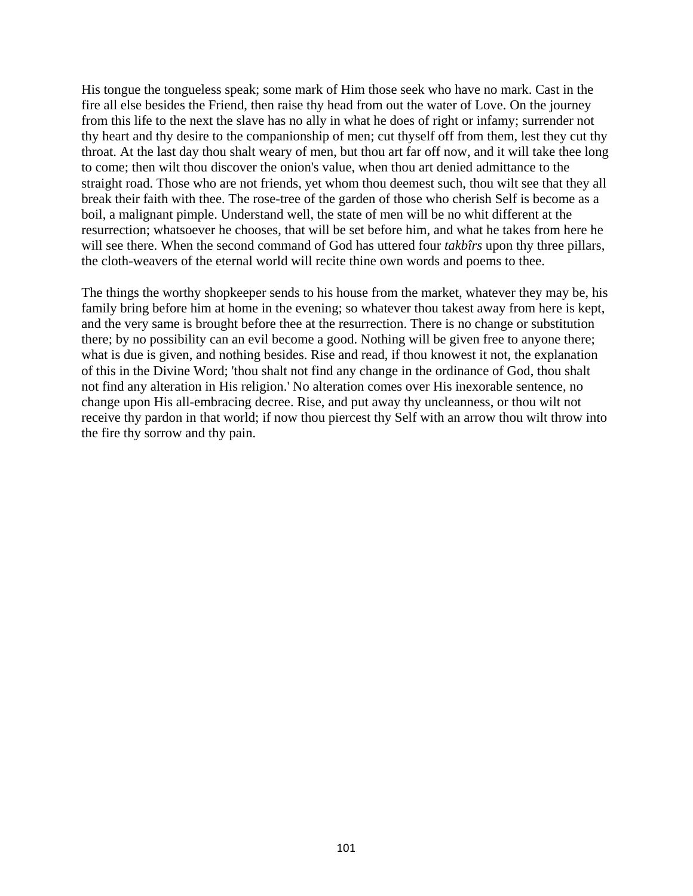His tongue the tongueless speak; some mark of Him those seek who have no mark. Cast in the fire all else besides the Friend, then raise thy head from out the water of Love. On the journey from this life to the next the slave has no ally in what he does of right or infamy; surrender not thy heart and thy desire to the companionship of men; cut thyself off from them, lest they cut thy throat. At the last day thou shalt weary of men, but thou art far off now, and it will take thee long to come; then wilt thou discover the onion's value, when thou art denied admittance to the straight road. Those who are not friends, yet whom thou deemest such, thou wilt see that they all break their faith with thee. The rose-tree of the garden of those who cherish Self is become as a boil, a malignant pimple. Understand well, the state of men will be no whit different at the resurrection; whatsoever he chooses, that will be set before him, and what he takes from here he will see there. When the second command of God has uttered four *takbîrs* upon thy three pillars, the cloth-weavers of the eternal world will recite thine own words and poems to thee.

The things the worthy shopkeeper sends to his house from the market, whatever they may be, his family bring before him at home in the evening; so whatever thou takest away from here is kept, and the very same is brought before thee at the resurrection. There is no change or substitution there; by no possibility can an evil become a good. Nothing will be given free to anyone there; what is due is given, and nothing besides. Rise and read, if thou knowest it not, the explanation of this in the Divine Word; 'thou shalt not find any change in the ordinance of God, thou shalt not find any alteration in His religion.' No alteration comes over His inexorable sentence, no change upon His all-embracing decree. Rise, and put away thy uncleanness, or thou wilt not receive thy pardon in that world; if now thou piercest thy Self with an arrow thou wilt throw into the fire thy sorrow and thy pain.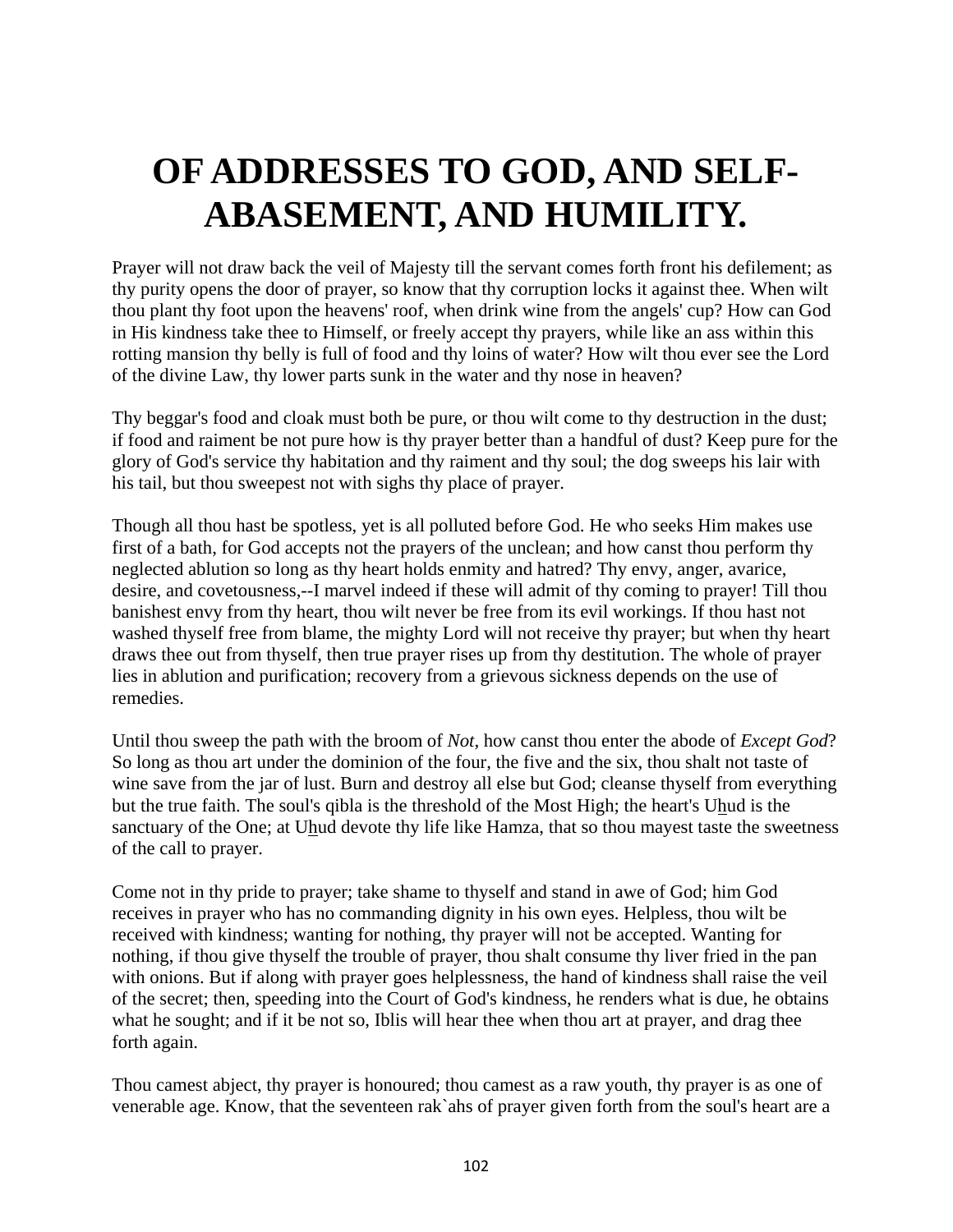# OF ADDRESSES TO GOD, AND SELF-ABASEMENT, AND HUMILITY.

Prayer will not draw back the veil of Majesty till the servant comes forth front his defilement; as thy purity opens the door of prayer, so know that thy corruption locks it against thee. When wilt thou plant thy foot upon the heavens' roof, when drink wine from the angels' cup? How can God in His kindness take thee to Himself, or freely accept thy prayers, while like an ass within this rotting mansion thy belly is full of food and thy loins of water? How wilt thou ever see the Lord of the divine Law, thy lower parts sunk in the water and thy nose in heaven?

Thy beggar's food and cloak must both be pure, or thou wilt come to thy destruction in the dust; if food and raiment be not pure how is thy prayer better than a handful of dust? Keep pure for the glory of God's service thy habitation and thy raiment and thy soul; the dog sweeps his lair with his tail, but thou sweepest not with sighs thy place of prayer.

Though all thou hast be spotless, yet is all polluted before God. He who seeks Him makes use first of a bath, for God accepts not the prayers of the unclean; and how canst thou perform thy neglected ablution so long as thy heart holds enmity and hatred? Thy envy, anger, avarice, desire, and covetousness,--I marvel indeed if these will admit of thy coming to prayer! Till thou banishest envy from thy heart, thou wilt never be free from its evil workings. If thou hast not washed thyself free from blame, the mighty Lord will not receive thy prayer; but when thy heart draws thee out from thyself, then true prayer rises up from thy destitution. The whole of prayer lies in ablution and purification; recovery from a grievous sickness depends on the use of remedies.

Until thou sweep the path with the broom of *Not*, how canst thou enter the abode of *Except God*? So long as thou art under the dominion of the four, the five and the six, thou shalt not taste of wine save from the jar of lust. Burn and destroy all else but God; cleanse thyself from everything but the true faith. The soul's qibla is the threshold of the Most High; the heart's Uhud is the sanctuary of the One; at Uhud devote thy life like Hamza, that so thou mayest taste the sweetness of the call to prayer.

Come not in thy pride to prayer; take shame to thyself and stand in awe of God; him God receives in prayer who has no commanding dignity in his own eyes. Helpless, thou wilt be received with kindness; wanting for nothing, thy prayer will not be accepted. Wanting for nothing, if thou give thyself the trouble of prayer, thou shalt consume thy liver fried in the pan with onions. But if along with prayer goes helplessness, the hand of kindness shall raise the veil of the secret; then, speeding into the Court of God's kindness, he renders what is due, he obtains what he sought; and if it be not so, Iblis will hear thee when thou art at prayer, and drag thee forth again.

Thou camest abject, thy prayer is honoured; thou camest as a raw youth, thy prayer is as one of venerable age. Know, that the seventeen rak`ahs of prayer given forth from the soul's heart are a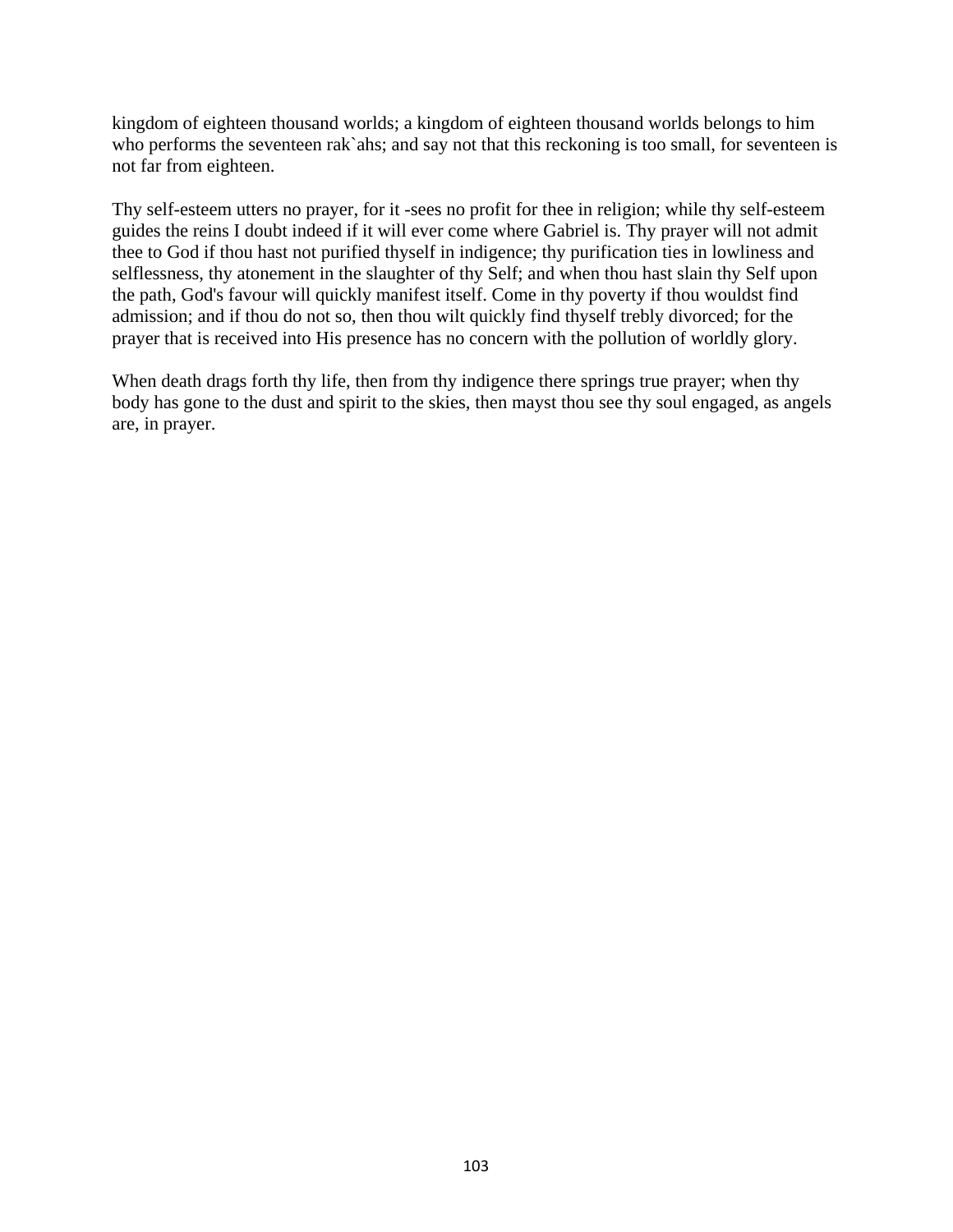kingdom of eighteen thousand worlds; a kingdom of eighteen thousand worlds belongs to him who performs the seventeen rak`ahs; and say not that this reckoning is too small, for seventeen is not far from eighteen.

Thy self-esteem utters no prayer, for it -sees no profit for thee in religion; while thy self-esteem guides the reins I doubt indeed if it will ever come where Gabriel is. Thy prayer will not admit thee to God if thou hast not purified thyself in indigence; thy purification ties in lowliness and selflessness, thy atonement in the slaughter of thy Self; and when thou hast slain thy Self upon the path, God's favour will quickly manifest itself. Come in thy poverty if thou wouldst find admission; and if thou do not so, then thou wilt quickly find thyself trebly divorced; for the prayer that is received into His presence has no concern with the pollution of worldly glory.

When death drags forth thy life, then from thy indigence there springs true prayer; when thy body has gone to the dust and spirit to the skies, then mayst thou see thy soul engaged, as angels are, in prayer.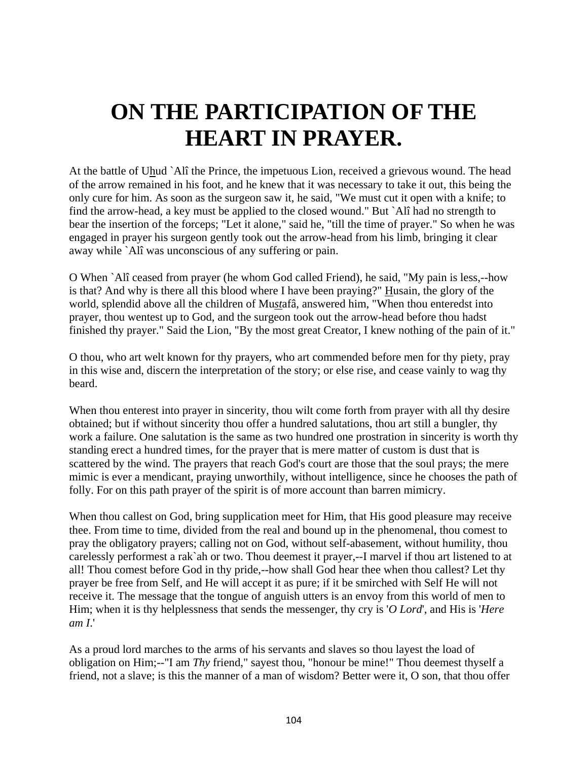# ON THE PARTICIPATION OF THE HEART IN PRAYER.

At the battle of U<u>h</u>ud `Alî the Prince, the impetuous Lion, received a grievous wound. The head of the arrow remained in his foot, and he knew that it was necessary to take it out, this being the only cure for him. As soon as the surgeon saw it, he said, "We must cut it open with a knife; to find the arrow-head, a key must be applied to the closed wound." But `Alî had no strength to bear the insertion of the forceps; "Let it alone," said he, "till the time of prayer." So when he was engaged in prayer his surgeon gently took out the arrow-head from his limb, bringing it clear away while `Alî was unconscious of any suffering or pain.

O When `Alî ceased from prayer (he whom God called Friend), he said, "My pain is less,--how is that? And why is there all this blood where I have been praying?" <u>H</u>usain, the glory of the world, splendid above all the children of Mu*<u>st</u>*afâ, answered him, "When thou enteredst into prayer, thou wentest up to God, and the surgeon took out the arrow-head before thou hadst finished thy prayer." Said the Lion, "By the most great Creator, I knew nothing of the pain of it."

O thou, who art welt known for thy prayers, who art commended before men for thy piety, pray in this wise and, discern the interpretation of the story; or else rise, and cease vainly to wag thy beard.

When thou enterest into prayer in sincerity, thou wilt come forth from prayer with all thy desire obtained; but if without sincerity thou offer a hundred salutations, thou art still a bungler, thy work a failure. One salutation is the same as two hundred one prostration in sincerity is worth thy standing erect a hundred times, for the prayer that is mere matter of custom is dust that is scattered by the wind. The prayers that reach God's court are those that the soul prays; the mere mimic is ever a mendicant, praying unworthily, without intelligence, since he chooses the path of folly. For on this path prayer of the spirit is of more account than barren mimicry.

When thou callest on God, bring supplication meet for Him, that His good pleasure may receive thee. From time to time, divided from the real and bound up in the phenomenal, thou comest to pray the obligatory prayers; calling not on God, without self-abasement, without humility, thou carelessly performest a rak`ah or two. Thou deemest it prayer,--I marvel if thou art listened to at all! Thou comest before God in thy pride,--how shall God hear thee when thou callest? Let thy prayer be free from Self, and He will accept it as pure; if it be smirched with Self He will not receive it. The message that the tongue of anguish utters is an envoy from this world of men to Him; when it is thy helplessness that sends the messenger, thy cry is '*O Lord*', and His is '*Here am I*.'

As a proud lord marches to the arms of his servants and slaves so thou layest the load of obligation on Him;--"I am *Thy* friend," sayest thou, "honour be mine!" Thou deemest thyself a friend, not a slave; is this the manner of a man of wisdom? Better were it, O son, that thou offer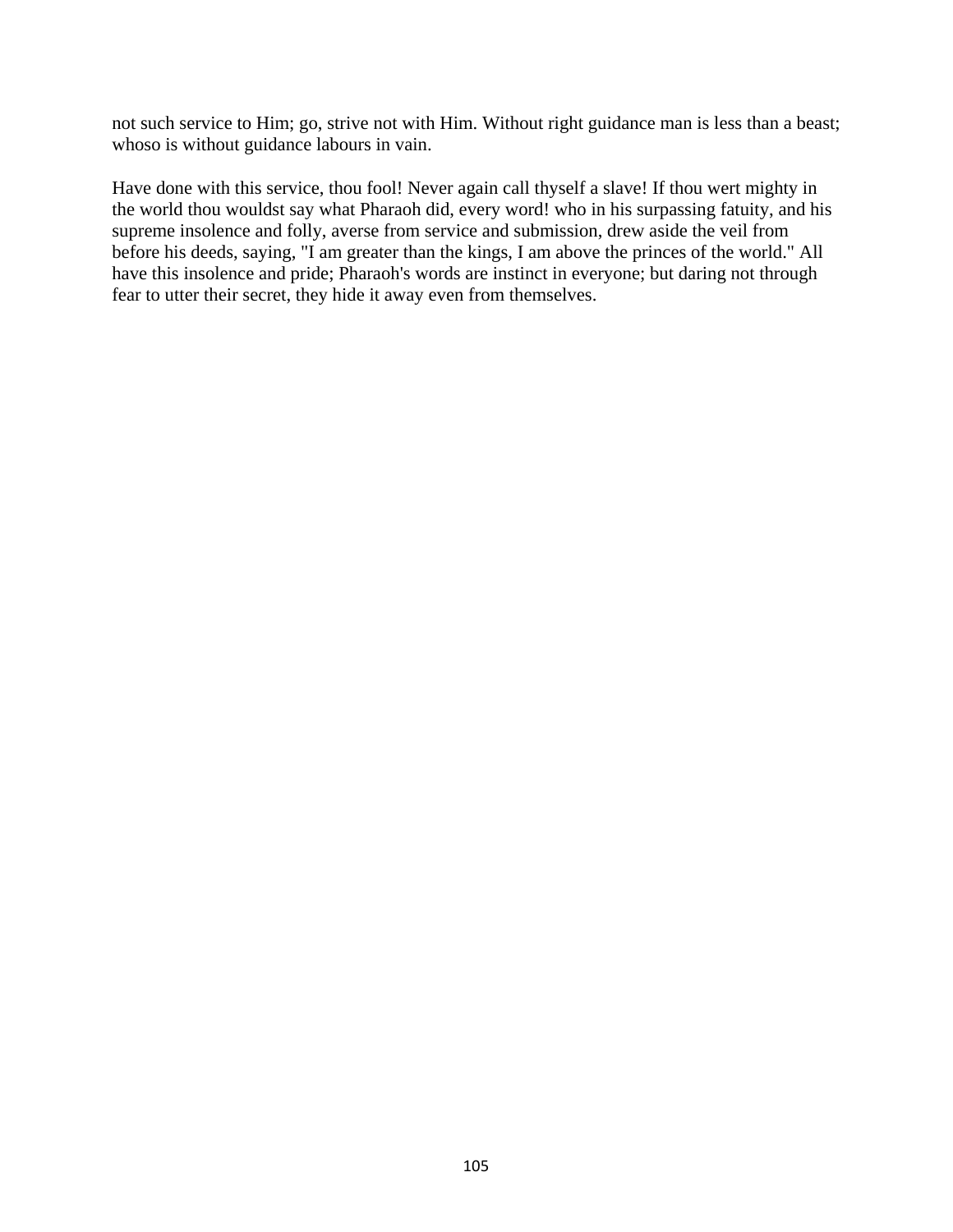not such service to Him; go, strive not with Him. Without right guidance man is less than a beast; whoso is without guidance labours in vain.

Have done with this service, thou fool! Never again call thyself a slave! If thou wert mighty in the world thou wouldst say what Pharaoh did, every word! who in his surpassing fatuity, and his supreme insolence and folly, averse from service and submission, drew aside the veil from before his deeds, saying, "I am greater than the kings, I am above the princes of the world." All have this insolence and pride; Pharaoh's words are instinct in everyone; but daring not through fear to utter their secret, they hide it away even from themselves.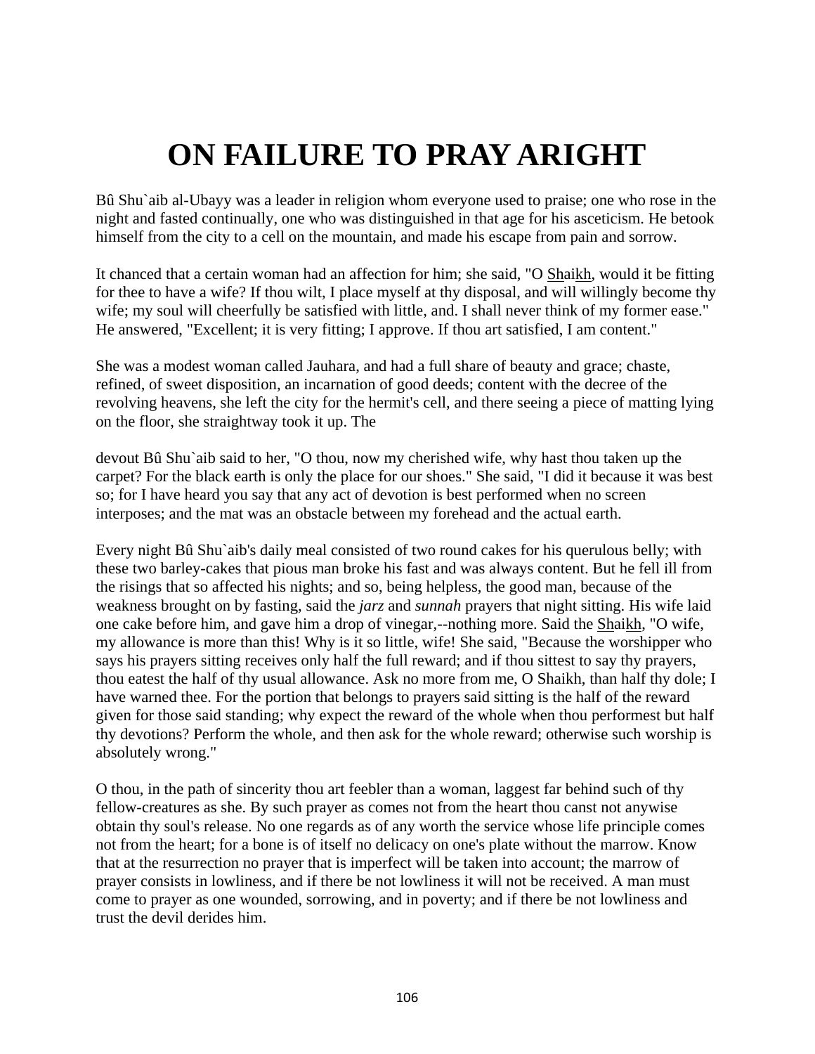# ON FAILURE TO PRAY ARIGHT

Bû Shu`aib al-Ubayy was a leader in religion whom everyone used to praise; one who rose in the night and fasted continually, one who was distinguished in that age for his asceticism. He betook himself from the city to a cell on the mountain, and made his escape from pain and sorrow.

It chanced that a certain woman had an affection for him; she said, "O Shaikh, would it be fitting for thee to have a wife? If thou wilt, I place myself at thy disposal, and will willingly become thy wife; my soul will cheerfully be satisfied with little, and. I shall never think of my former ease." He answered, "Excellent; it is very fitting; I approve. If thou art satisfied, I am content."

She was a modest woman called Jauhara, and had a full share of beauty and grace; chaste, refined, of sweet disposition, an incarnation of good deeds; content with the decree of the revolving heavens, she left the city for the hermit's cell, and there seeing a piece of matting lying on the floor, she straightway took it up. The

devout Bû Shu`aib said to her, "O thou, now my cherished wife, why hast thou taken up the carpet? For the black earth is only the place for our shoes." She said, "I did it because it was best so; for I have heard you say that any act of devotion is best performed when no screen interposes; and the mat was an obstacle between my forehead and the actual earth.

Every night Bû Shu`aib's daily meal consisted of two round cakes for his querulous belly; with these two barley-cakes that pious man broke his fast and was always content. But he fell ill from the risings that so affected his nights; and so, being helpless, the good man, because of the weakness brought on by fasting, said the *jarz* and *sunnah* prayers that night sitting. His wife laid one cake before him, and gave him a drop of vinegar,--nothing more. Said the Shaikh, "O wife, my allowance is more than this! Why is it so little, wife! She said, "Because the worshipper who says his prayers sitting receives only half the full reward; and if thou sittest to say thy prayers, thou eatest the half of thy usual allowance. Ask no more from me, O Shaikh, than half thy dole; I have warned thee. For the portion that belongs to prayers said sitting is the half of the reward given for those said standing; why expect the reward of the whole when thou performest but half thy devotions? Perform the whole, and then ask for the whole reward; otherwise such worship is absolutely wrong."

O thou, in the path of sincerity thou art feebler than a woman, laggest far behind such of thy fellow-creatures as she. By such prayer as comes not from the heart thou canst not anywise obtain thy soul's release. No one regards as of any worth the service whose life principle comes not from the heart; for a bone is of itself no delicacy on one's plate without the marrow. Know that at the resurrection no prayer that is imperfect will be taken into account; the marrow of prayer consists in lowliness, and if there be not lowliness it will not be received. A man must come to prayer as one wounded, sorrowing, and in poverty; and if there be not lowliness and trust the devil derides him.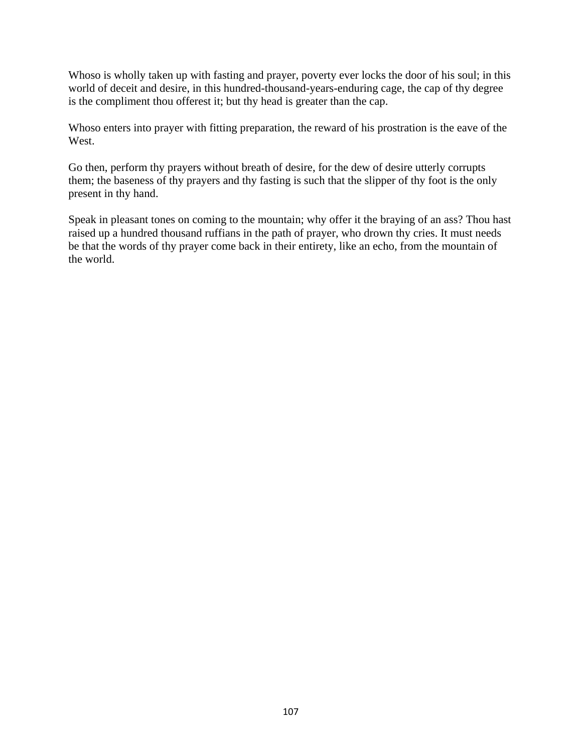Whoso is wholly taken up with fasting and prayer, poverty ever locks the door of his soul; in this world of deceit and desire, in this hundred-thousand-years-enduring cage, the cap of thy degree is the compliment thou offerest it; but thy head is greater than the cap.

Whoso enters into prayer with fitting preparation, the reward of his prostration is the eave of the West.

Go then, perform thy prayers without breath of desire, for the dew of desire utterly corrupts them; the baseness of thy prayers and thy fasting is such that the slipper of thy foot is the only present in thy hand.

Speak in pleasant tones on coming to the mountain; why offer it the braying of an ass? Thou hast raised up a hundred thousand ruffians in the path of prayer, who drown thy cries. It must needs be that the words of thy prayer come back in their entirety, like an echo, from the mountain of the world.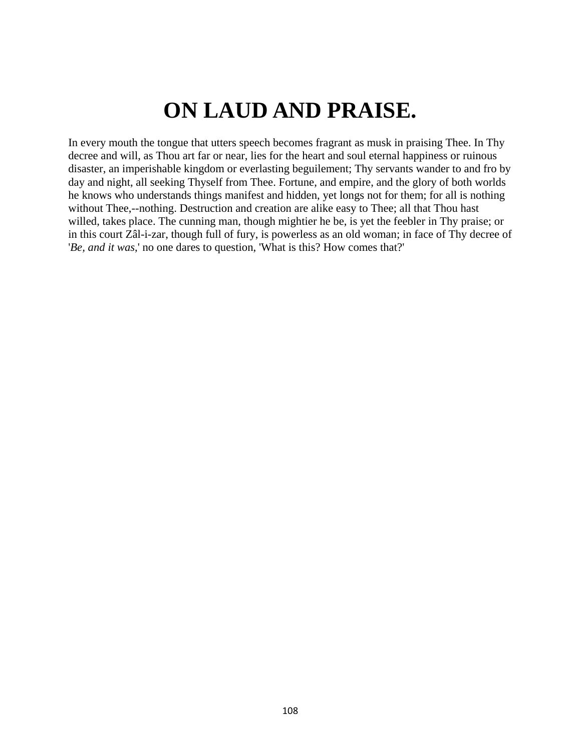# ON LAUD AND PRAISE.

In every mouth the tongue that utters speech becomes fragrant as musk in praising Thee. In Thy decree and will, as Thou art far or near, lies for the heart and soul eternal happiness or ruinous disaster, an imperishable kingdom or everlasting beguilement; Thy servants wander to and fro by day and night, all seeking Thyself from Thee. Fortune, and empire, and the glory of both worlds he knows who understands things manifest and hidden, yet longs not for them; for all is nothing without Thee,--nothing. Destruction and creation are alike easy to Thee; all that Thou hast willed, takes place. The cunning man, though mightier he be, is yet the feebler in Thy praise; or in this court Zâl-i-zar, though full of fury, is powerless as an old woman; in face of Thy decree of '*Be, and it was*,' no one dares to question, 'What is this? How comes that?'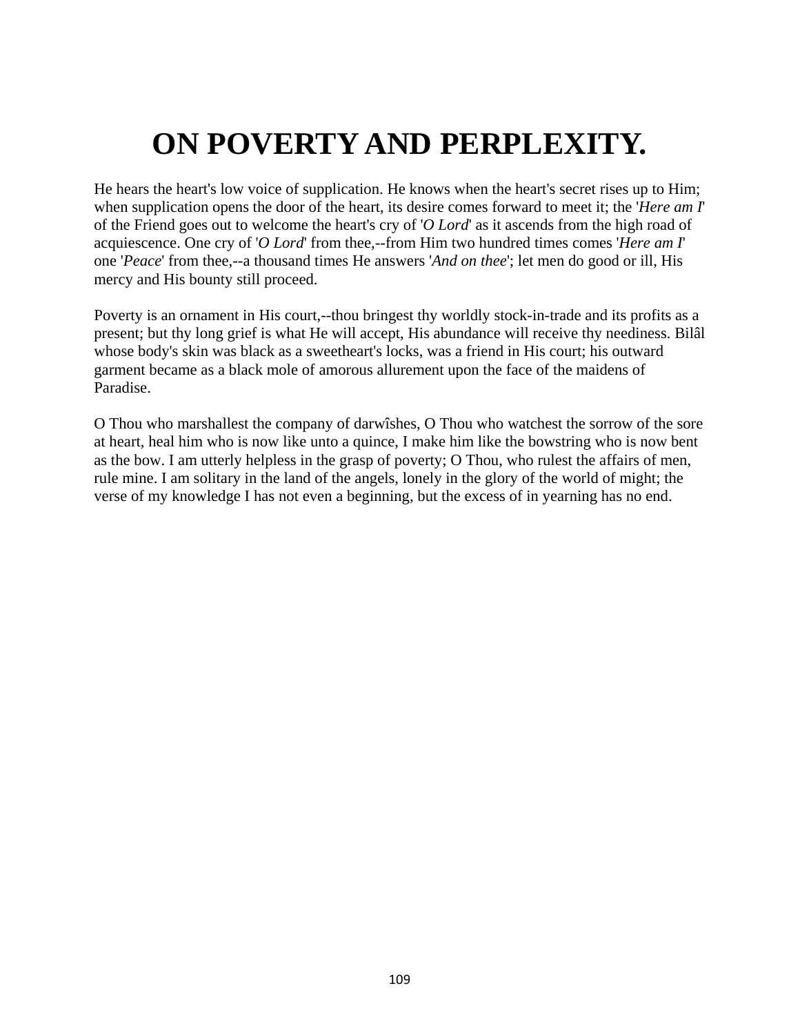# ON POVERTY AND PERPLEXITY.

He hears the heart's low voice of supplication. He knows when the heart's secret rises up to Him; when supplication opens the door of the heart, its desire comes forward to meet it; the '*Here am I*' of the Friend goes out to welcome the heart's cry of '*O Lord*' as it ascends from the high road of acquiescence. One cry of '*O Lord*' from thee,--from Him two hundred times comes '*Here am I*' one '*Peace*' from thee,--a thousand times He answers '*And on thee*'; let men do good or ill, His mercy and His bounty still proceed.

Poverty is an ornament in His court,--thou bringest thy worldly stock-in-trade and its profits as a present; but thy long grief is what He will accept, His abundance will receive thy neediness. Bilâl whose body's skin was black as a sweetheart's locks, was a friend in His court; his outward garment became as a black mole of amorous allurement upon the face of the maidens of Paradise.

O Thou who marshallest the company of darwîshes, O Thou who watchest the sorrow of the sore at heart, heal him who is now like unto a quince, I make him like the bowstring who is now bent as the bow. I am utterly helpless in the grasp of poverty; O Thou, who rulest the affairs of men, rule mine. I am solitary in the land of the angels, lonely in the glory of the world of might; the verse of my knowledge I has not even a beginning, but the excess of in yearning has no end.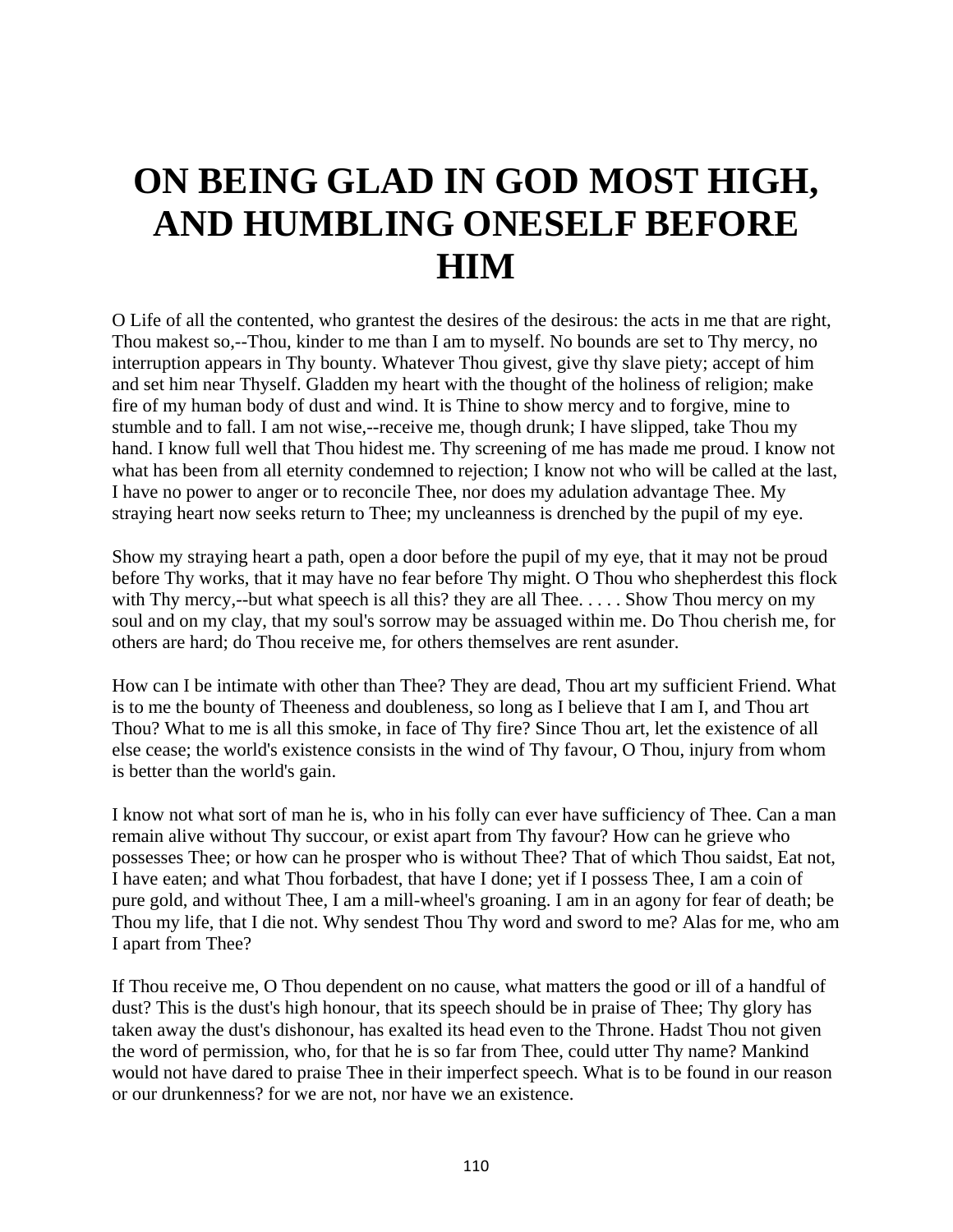# ON BEING GLAD IN GOD MOST HIGH, AND HUMBLING ONESELF BEFORE HIM

O Life of all the contented, who grantest the desires of the desirous: the acts in me that are right, Thou makest so,--Thou, kinder to me than I am to myself. No bounds are set to Thy mercy, no interruption appears in Thy bounty. Whatever Thou givest, give thy slave piety; accept of him and set him near Thyself. Gladden my heart with the thought of the holiness of religion; make fire of my human body of dust and wind. It is Thine to show mercy and to forgive, mine to stumble and to fall. I am not wise,--receive me, though drunk; I have slipped, take Thou my hand. I know full well that Thou hidest me. Thy screening of me has made me proud. I know not what has been from all eternity condemned to rejection; I know not who will be called at the last, I have no power to anger or to reconcile Thee, nor does my adulation advantage Thee. My straying heart now seeks return to Thee; my uncleanness is drenched by the pupil of my eye.

Show my straying heart a path, open a door before the pupil of my eye, that it may not be proud before Thy works, that it may have no fear before Thy might. O Thou who shepherdest this flock with Thy mercy,--but what speech is all this? they are all Thee. . . . . Show Thou mercy on my soul and on my clay, that my soul's sorrow may be assuaged within me. Do Thou cherish me, for others are hard; do Thou receive me, for others themselves are rent asunder.

How can I be intimate with other than Thee? They are dead, Thou art my sufficient Friend. What is to me the bounty of Theeness and doubleness, so long as I believe that I am I, and Thou art Thou? What to me is all this smoke, in face of Thy fire? Since Thou art, let the existence of all else cease; the world's existence consists in the wind of Thy favour, O Thou, injury from whom is better than the world's gain.

I know not what sort of man he is, who in his folly can ever have sufficiency of Thee. Can a man remain alive without Thy succour, or exist apart from Thy favour? How can he grieve who possesses Thee; or how can he prosper who is without Thee? That of which Thou saidst, Eat not, I have eaten; and what Thou forbadest, that have I done; yet if I possess Thee, I am a coin of pure gold, and without Thee, I am a mill-wheel's groaning. I am in an agony for fear of death; be Thou my life, that I die not. Why sendest Thou Thy word and sword to me? Alas for me, who am I apart from Thee?

If Thou receive me, O Thou dependent on no cause, what matters the good or ill of a handful of dust? This is the dust's high honour, that its speech should be in praise of Thee; Thy glory has taken away the dust's dishonour, has exalted its head even to the Throne. Hadst Thou not given the word of permission, who, for that he is so far from Thee, could utter Thy name? Mankind would not have dared to praise Thee in their imperfect speech. What is to be found in our reason or our drunkenness? for we are not, nor have we an existence.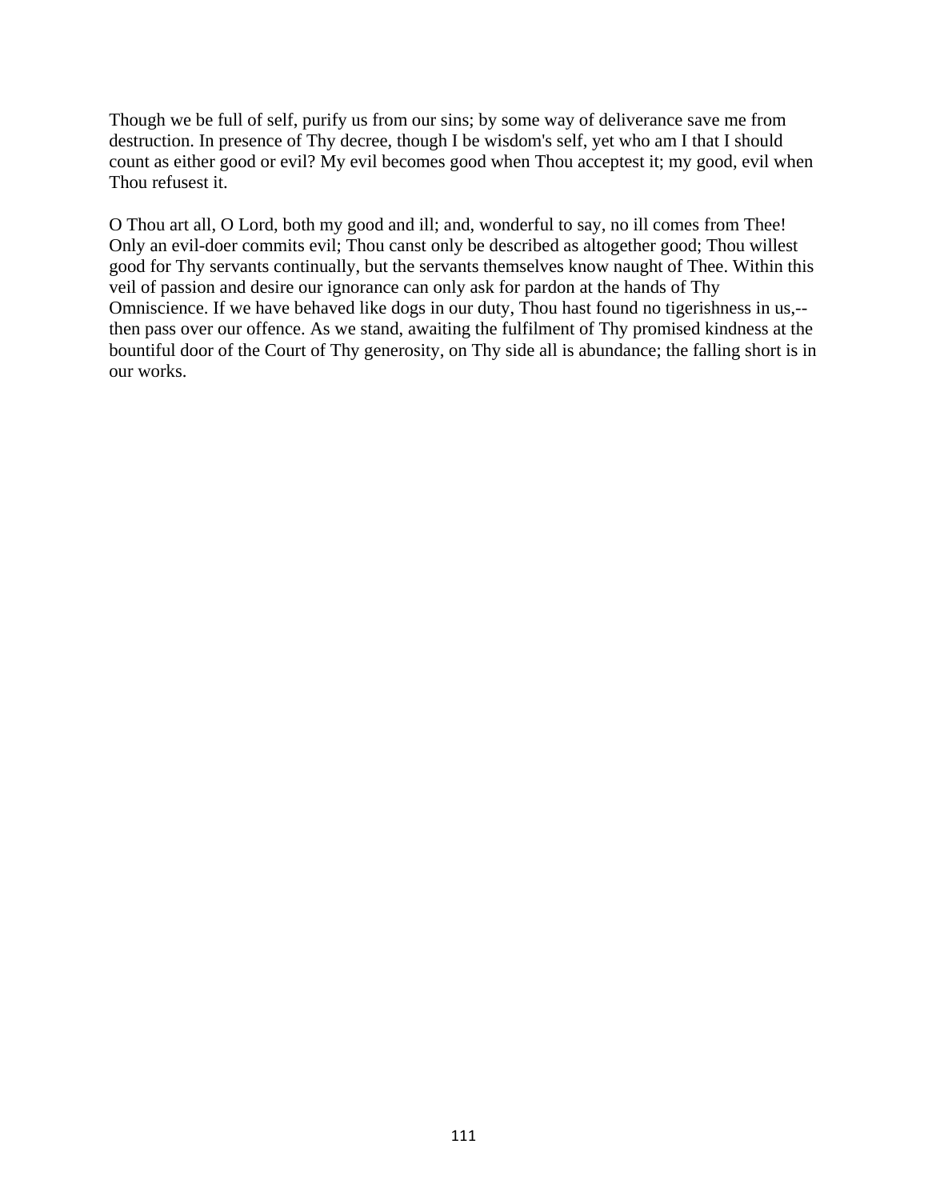Though we be full of self, purify us from our sins; by some way of deliverance save me from destruction. In presence of Thy decree, though I be wisdom's self, yet who am I that I should count as either good or evil? My evil becomes good when Thou acceptest it; my good, evil when Thou refusest it.

O Thou art all, O Lord, both my good and ill; and, wonderful to say, no ill comes from Thee! Only an evil-doer commits evil; Thou canst only be described as altogether good; Thou willest good for Thy servants continually, but the servants themselves know naught of Thee. Within this veil of passion and desire our ignorance can only ask for pardon at the hands of Thy Omniscience. If we have behaved like dogs in our duty, Thou hast found no tigerishness in us,--then pass over our offence. As we stand, awaiting the fulfilment of Thy promised kindness at the bountiful door of the Court of Thy generosity, on Thy side all is abundance; the falling short is in our works.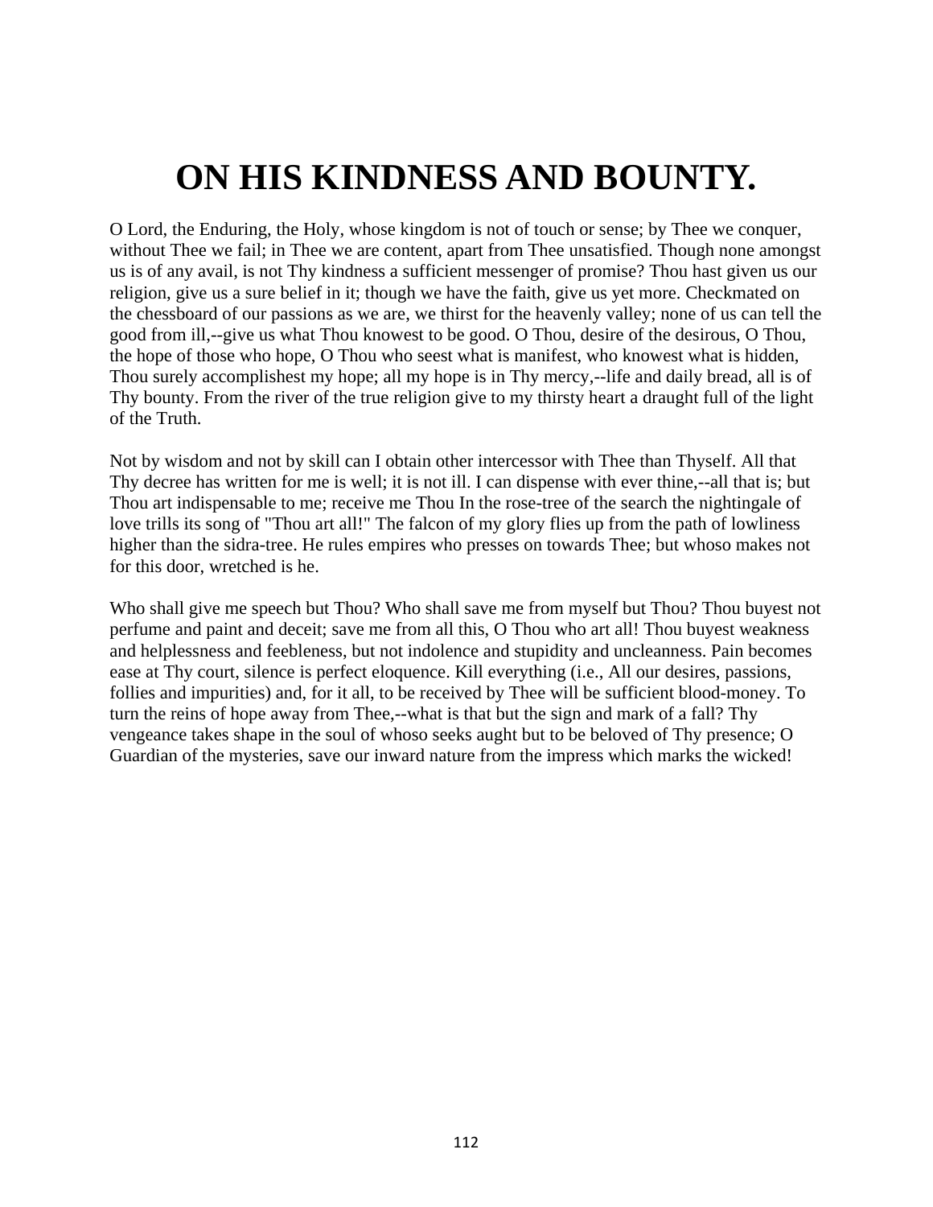# ON HIS KINDNESS AND BOUNTY.

O Lord, the Enduring, the Holy, whose kingdom is not of touch or sense; by Thee we conquer, without Thee we fail; in Thee we are content, apart from Thee unsatisfied. Though none amongst us is of any avail, is not Thy kindness a sufficient messenger of promise? Thou hast given us our religion, give us a sure belief in it; though we have the faith, give us yet more. Checkmated on the chessboard of our passions as we are, we thirst for the heavenly valley; none of us can tell the good from ill,--give us what Thou knowest to be good. O Thou, desire of the desirous, O Thou, the hope of those who hope, O Thou who seest what is manifest, who knowest what is hidden, Thou surely accomplishest my hope; all my hope is in Thy mercy,--life and daily bread, all is of Thy bounty. From the river of the true religion give to my thirsty heart a draught full of the light of the Truth.

Not by wisdom and not by skill can I obtain other intercessor with Thee than Thyself. All that Thy decree has written for me is well; it is not ill. I can dispense with ever thine,--all that is; but Thou art indispensable to me; receive me Thou In the rose-tree of the search the nightingale of love trills its song of "Thou art all!" The falcon of my glory flies up from the path of lowliness higher than the sidra-tree. He rules empires who presses on towards Thee; but whoso makes not for this door, wretched is he.

Who shall give me speech but Thou? Who shall save me from myself but Thou? Thou buyest not perfume and paint and deceit; save me from all this, O Thou who art all! Thou buyest weakness and helplessness and feebleness, but not indolence and stupidity and uncleanness. Pain becomes ease at Thy court, silence is perfect eloquence. Kill everything (i.e., All our desires, passions, follies and impurities) and, for it all, to be received by Thee will be sufficient blood-money. To turn the reins of hope away from Thee,--what is that but the sign and mark of a fall? Thy vengeance takes shape in the soul of whoso seeks aught but to be beloved of Thy presence; O Guardian of the mysteries, save our inward nature from the impress which marks the wicked!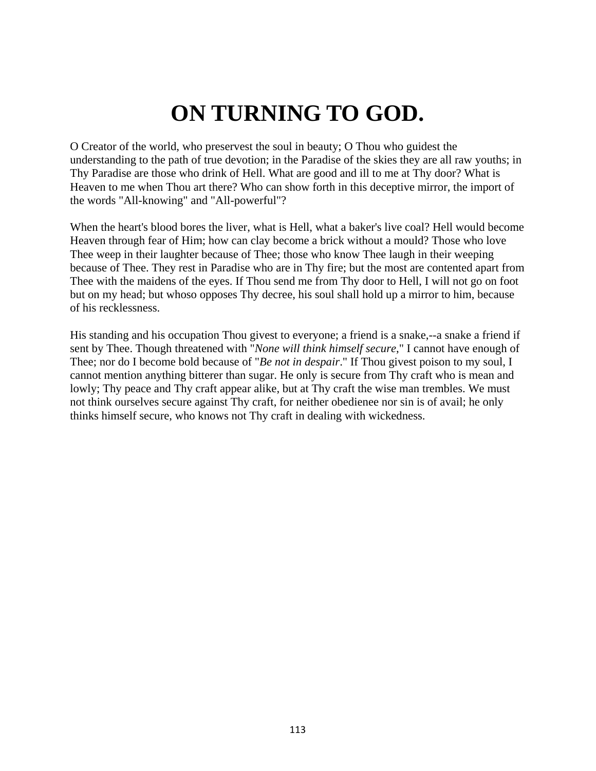# ON TURNING TO GOD.

O Creator of the world, who preservest the soul in beauty; O Thou who guidest the understanding to the path of true devotion; in the Paradise of the skies they are all raw youths; in Thy Paradise are those who drink of Hell. What are good and ill to me at Thy door? What is Heaven to me when Thou art there? Who can show forth in this deceptive mirror, the import of the words "All-knowing" and "All-powerful"?

When the heart's blood bores the liver, what is Hell, what a baker's live coal? Hell would become Heaven through fear of Him; how can clay become a brick without a mould? Those who love Thee weep in their laughter because of Thee; those who know Thee laugh in their weeping because of Thee. They rest in Paradise who are in Thy fire; but the most are contented apart from Thee with the maidens of the eyes. If Thou send me from Thy door to Hell, I will not go on foot but on my head; but whoso opposes Thy decree, his soul shall hold up a mirror to him, because of his recklessness.

His standing and his occupation Thou givest to everyone; a friend is a snake,--a snake a friend if sent by Thee. Though threatened with "*None will think himself secure*," I cannot have enough of Thee; nor do I become bold because of "*Be not in despair*." If Thou givest poison to my soul, I cannot mention anything bitterer than sugar. He only is secure from Thy craft who is mean and lowly; Thy peace and Thy craft appear alike, but at Thy craft the wise man trembles. We must not think ourselves secure against Thy craft, for neither obedienee nor sin is of avail; he only thinks himself secure, who knows not Thy craft in dealing with wickedness.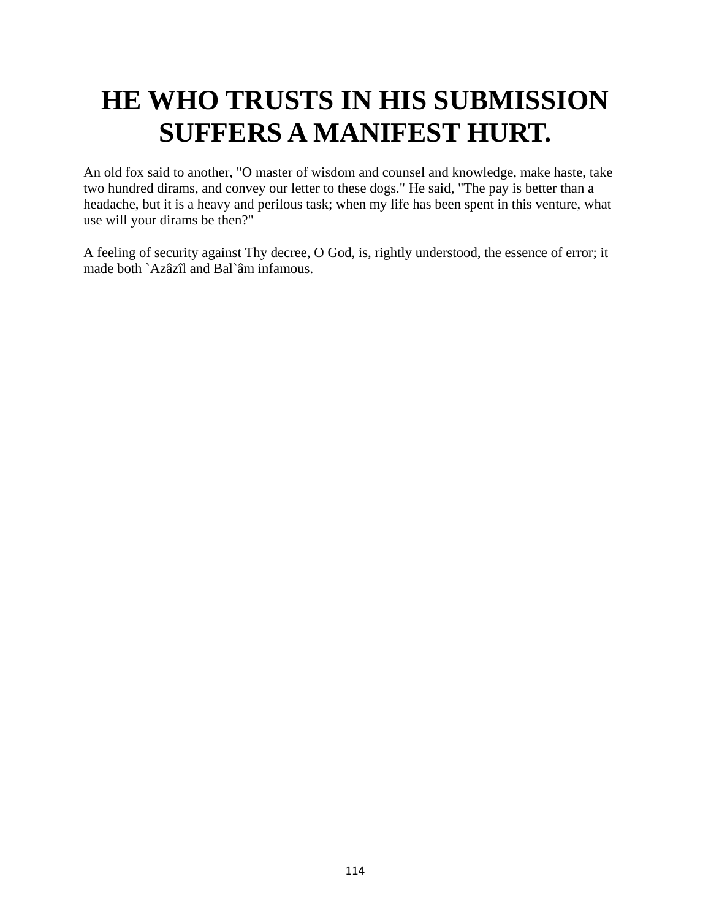# HE WHO TRUSTS IN HIS SUBMISSION SUFFERS A MANIFEST HURT.

An old fox said to another, "O master of wisdom and counsel and knowledge, make haste, take two hundred dirams, and convey our letter to these dogs." He said, "The pay is better than a headache, but it is a heavy and perilous task; when my life has been spent in this venture, what use will your dirams be then?"

A feeling of security against Thy decree, O God, is, rightly understood, the essence of error; it made both `Azâzîl and Bal`âm infamous.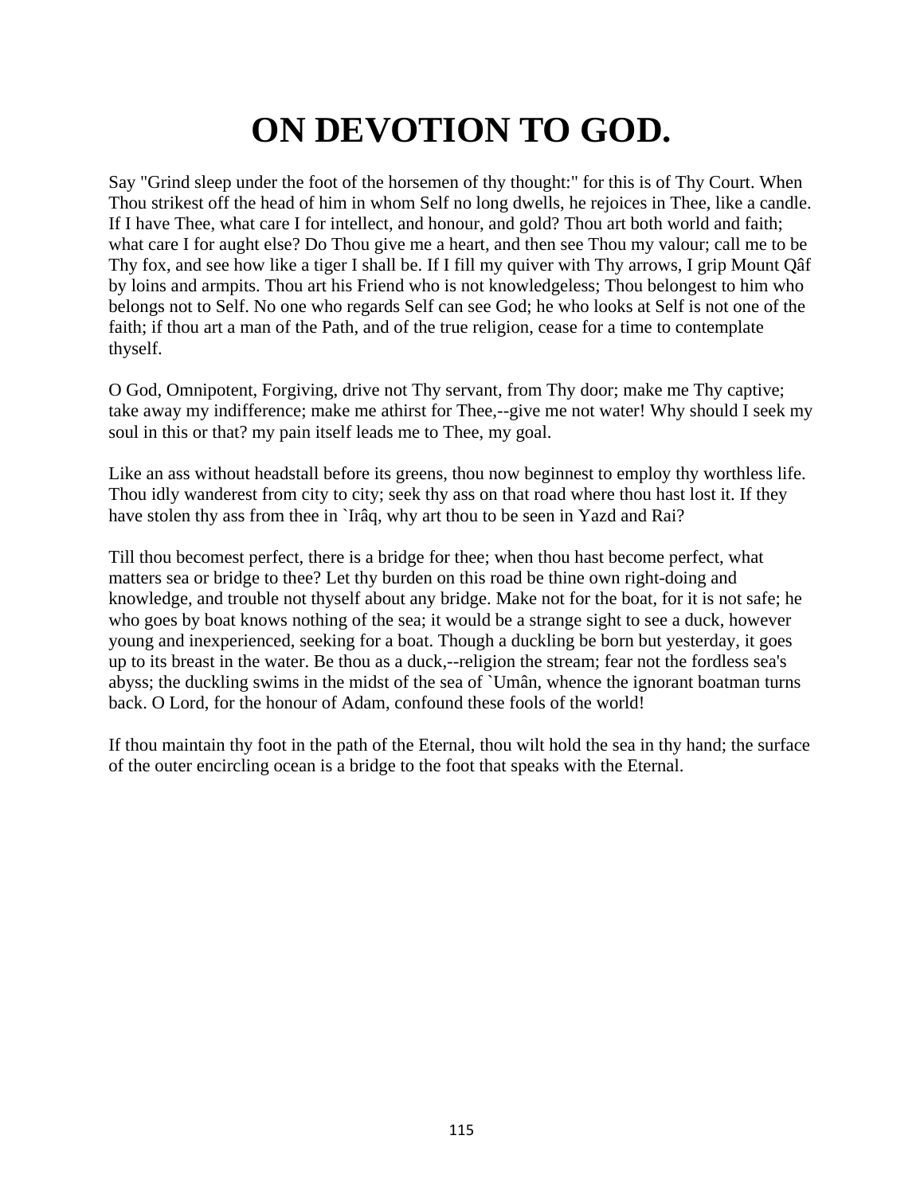# ON DEVOTION TO GOD.

Say "Grind sleep under the foot of the horsemen of thy thought:" for this is of Thy Court. When Thou strikest off the head of him in whom Self no long dwells, he rejoices in Thee, like a candle. If I have Thee, what care I for intellect, and honour, and gold? Thou art both world and faith; what care I for aught else? Do Thou give me a heart, and then see Thou my valour; call me to be Thy fox, and see how like a tiger I shall be. If I fill my quiver with Thy arrows, I grip Mount Qâf by loins and armpits. Thou art his Friend who is not knowledgeless; Thou belongest to him who belongs not to Self. No one who regards Self can see God; he who looks at Self is not one of the faith; if thou art a man of the Path, and of the true religion, cease for a time to contemplate thyself.

O God, Omnipotent, Forgiving, drive not Thy servant, from Thy door; make me Thy captive; take away my indifference; make me athirst for Thee,--give me not water! Why should I seek my soul in this or that? my pain itself leads me to Thee, my goal.

Like an ass without headstall before its greens, thou now beginnest to employ thy worthless life. Thou idly wanderest from city to city; seek thy ass on that road where thou hast lost it. If they have stolen thy ass from thee in `Irâq, why art thou to be seen in Yazd and Rai?

Till thou becomest perfect, there is a bridge for thee; when thou hast become perfect, what matters sea or bridge to thee? Let thy burden on this road be thine own right-doing and knowledge, and trouble not thyself about any bridge. Make not for the boat, for it is not safe; he who goes by boat knows nothing of the sea; it would be a strange sight to see a duck, however young and inexperienced, seeking for a boat. Though a duckling be born but yesterday, it goes up to its breast in the water. Be thou as a duck,--religion the stream; fear not the fordless sea's abyss; the duckling swims in the midst of the sea of `Umân, whence the ignorant boatman turns back. O Lord, for the honour of Adam, confound these fools of the world!

If thou maintain thy foot in the path of the Eternal, thou wilt hold the sea in thy hand; the surface of the outer encircling ocean is a bridge to the foot that speaks with the Eternal.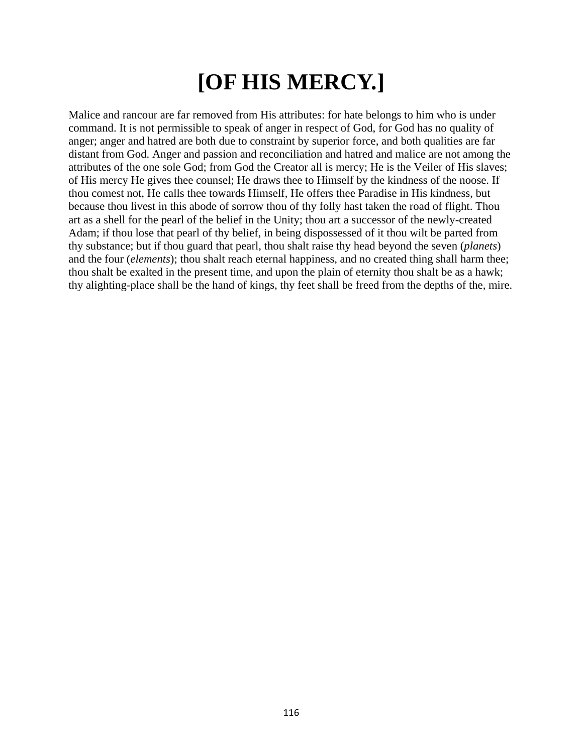# [OF HIS MERCY.]

Malice and rancour are far removed from His attributes: for hate belongs to him who is under command. It is not permissible to speak of anger in respect of God, for God has no quality of anger; anger and hatred are both due to constraint by superior force, and both qualities are far distant from God. Anger and passion and reconciliation and hatred and malice are not among the attributes of the one sole God; from God the Creator all is mercy; He is the Veiler of His slaves; of His mercy He gives thee counsel; He draws thee to Himself by the kindness of the noose. If thou comest not, He calls thee towards Himself, He offers thee Paradise in His kindness, but because thou livest in this abode of sorrow thou of thy folly hast taken the road of flight. Thou art as a shell for the pearl of the belief in the Unity; thou art a successor of the newly-created Adam; if thou lose that pearl of thy belief, in being dispossessed of it thou wilt be parted from thy substance; but if thou guard that pearl, thou shalt raise thy head beyond the seven (*planets*) and the four (*elements*); thou shalt reach eternal happiness, and no created thing shall harm thee; thou shalt be exalted in the present time, and upon the plain of eternity thou shalt be as a hawk; thy alighting-place shall be the hand of kings, thy feet shall be freed from the depths of the, mire.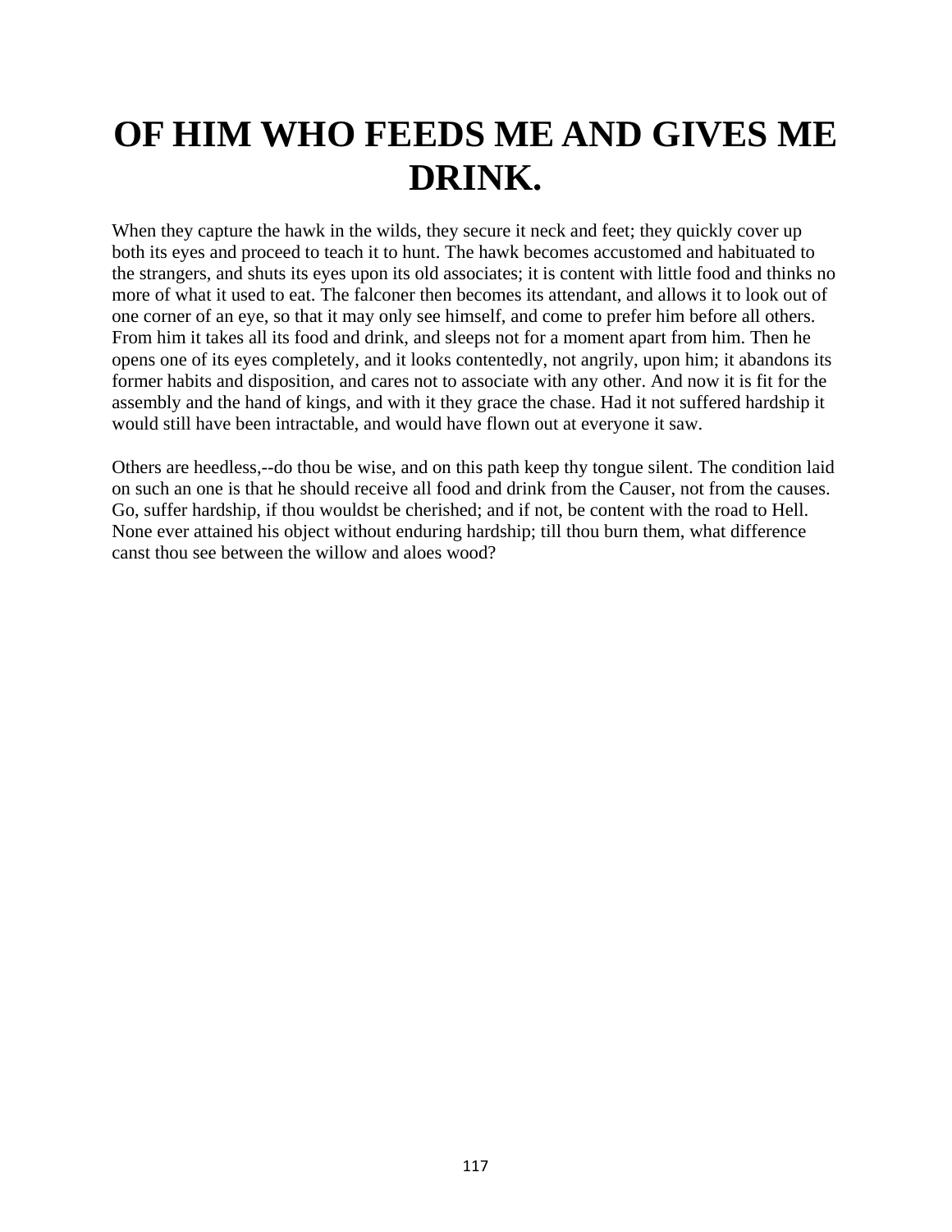# OF HIM WHO FEEDS ME AND GIVES ME DRINK.

When they capture the hawk in the wilds, they secure it neck and feet; they quickly cover up both its eyes and proceed to teach it to hunt. The hawk becomes accustomed and habituated to the strangers, and shuts its eyes upon its old associates; it is content with little food and thinks no more of what it used to eat. The falconer then becomes its attendant, and allows it to look out of one corner of an eye, so that it may only see himself, and come to prefer him before all others. From him it takes all its food and drink, and sleeps not for a moment apart from him. Then he opens one of its eyes completely, and it looks contentedly, not angrily, upon him; it abandons its former habits and disposition, and cares not to associate with any other. And now it is fit for the assembly and the hand of kings, and with it they grace the chase. Had it not suffered hardship it would still have been intractable, and would have flown out at everyone it saw.

Others are heedless,--do thou be wise, and on this path keep thy tongue silent. The condition laid on such an one is that he should receive all food and drink from the Causer, not from the causes. Go, suffer hardship, if thou wouldst be cherished; and if not, be content with the road to Hell. None ever attained his object without enduring hardship; till thou burn them, what difference canst thou see between the willow and aloes wood?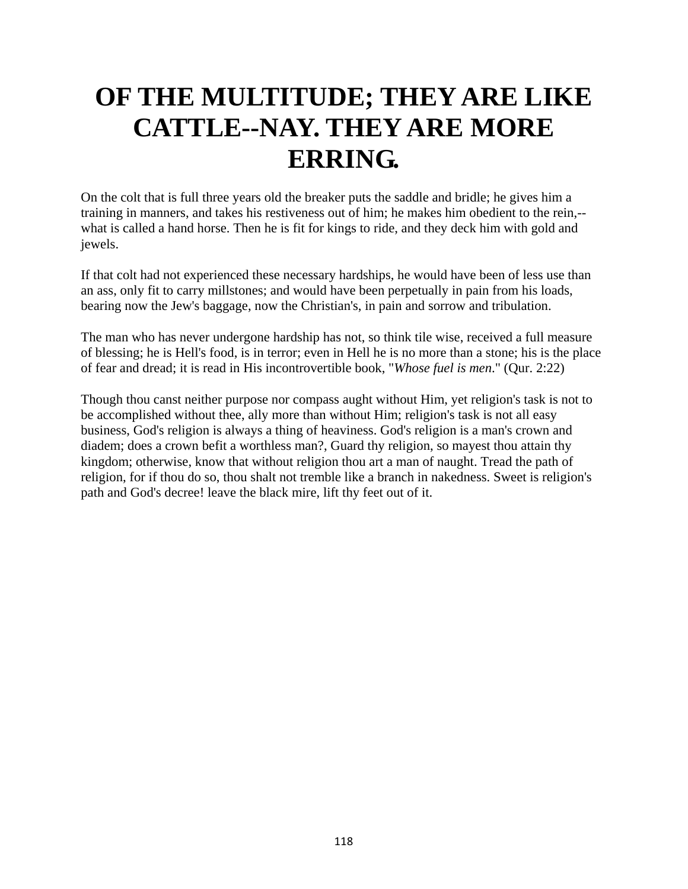# OF THE MULTITUDE; THEY ARE LIKE CATTLE--NAY. THEY ARE MORE ERRING.

On the colt that is full three years old the breaker puts the saddle and bridle; he gives him a training in manners, and takes his restiveness out of him; he makes him obedient to the rein,--what is called a hand horse. Then he is fit for kings to ride, and they deck him with gold and jewels.

If that colt had not experienced these necessary hardships, he would have been of less use than an ass, only fit to carry millstones; and would have been perpetually in pain from his loads, bearing now the Jew's baggage, now the Christian's, in pain and sorrow and tribulation.

The man who has never undergone hardship has not, so think tile wise, received a full measure of blessing; he is Hell's food, is in terror; even in Hell he is no more than a stone; his is the place of fear and dread; it is read in His incontrovertible book, "*Whose fuel is men*." (Qur. 2:22)

Though thou canst neither purpose nor compass aught without Him, yet religion's task is not to be accomplished without thee, ally more than without Him; religion's task is not all easy business, God's religion is always a thing of heaviness. God's religion is a man's crown and diadem; does a crown befit a worthless man?, Guard thy religion, so mayest thou attain thy kingdom; otherwise, know that without religion thou art a man of naught. Tread the path of religion, for if thou do so, thou shalt not tremble like a branch in nakedness. Sweet is religion's path and God's decree! leave the black mire, lift thy feet out of it.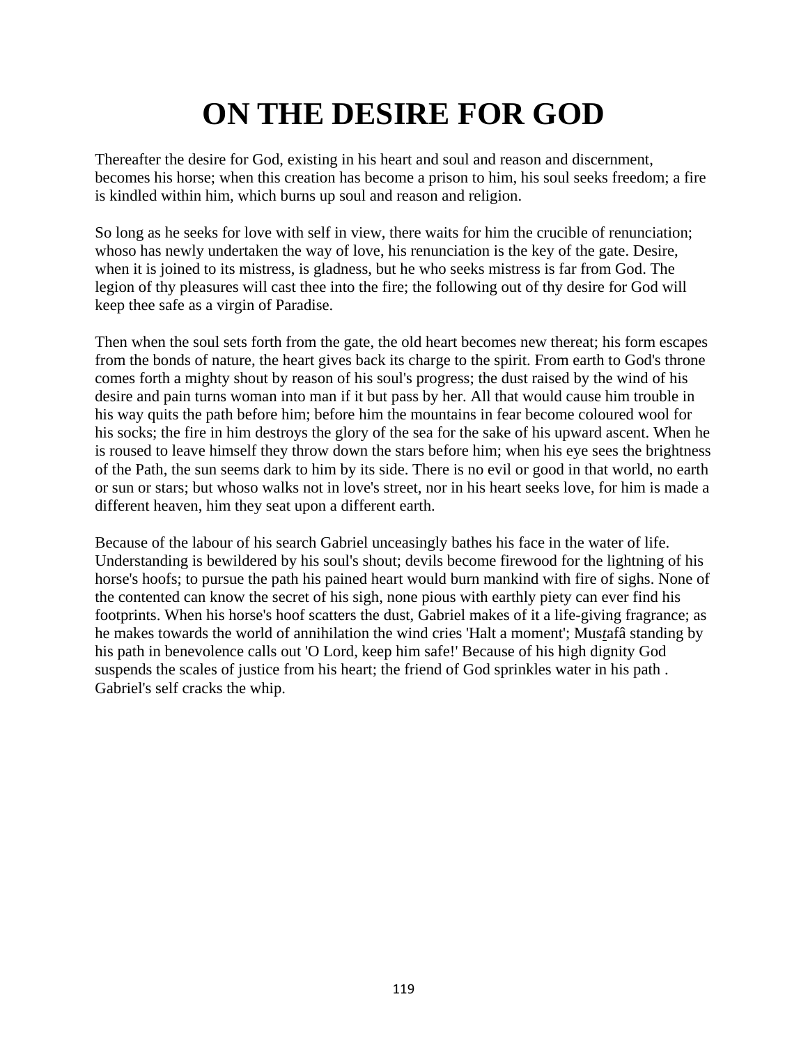# ON THE DESIRE FOR GOD

Thereafter the desire for God, existing in his heart and soul and reason and discernment, becomes his horse; when this creation has become a prison to him, his soul seeks freedom; a fire is kindled within him, which burns up soul and reason and religion.

So long as he seeks for love with self in view, there waits for him the crucible of renunciation; whoso has newly undertaken the way of love, his renunciation is the key of the gate. Desire, when it is joined to its mistress, is gladness, but he who seeks mistress is far from God. The legion of thy pleasures will cast thee into the fire; the following out of thy desire for God will keep thee safe as a virgin of Paradise.

Then when the soul sets forth from the gate, the old heart becomes new thereat; his form escapes from the bonds of nature, the heart gives back its charge to the spirit. From earth to God's throne comes forth a mighty shout by reason of his soul's progress; the dust raised by the wind of his desire and pain turns woman into man if it but pass by her. All that would cause him trouble in his way quits the path before him; before him the mountains in fear become coloured wool for his socks; the fire in him destroys the glory of the sea for the sake of his upward ascent. When he is roused to leave himself they throw down the stars before him; when his eye sees the brightness of the Path, the sun seems dark to him by its side. There is no evil or good in that world, no earth or sun or stars; but whoso walks not in love's street, nor in his heart seeks love, for him is made a different heaven, him they seat upon a different earth.

Because of the labour of his search Gabriel unceasingly bathes his face in the water of life. Understanding is bewildered by his soul's shout; devils become firewood for the lightning of his horse's hoofs; to pursue the path his pained heart would burn mankind with fire of sighs. None of the contented can know the secret of his sigh, none pious with earthly piety can ever find his footprints. When his horse's hoof scatters the dust, Gabriel makes of it a life-giving fragrance; as he makes towards the world of annihilation the wind cries 'Halt a moment'; Musṯafâ standing by his path in benevolence calls out 'O Lord, keep him safe!' Because of his high dignity God suspends the scales of justice from his heart; the friend of God sprinkles water in his path . Gabriel's self cracks the whip.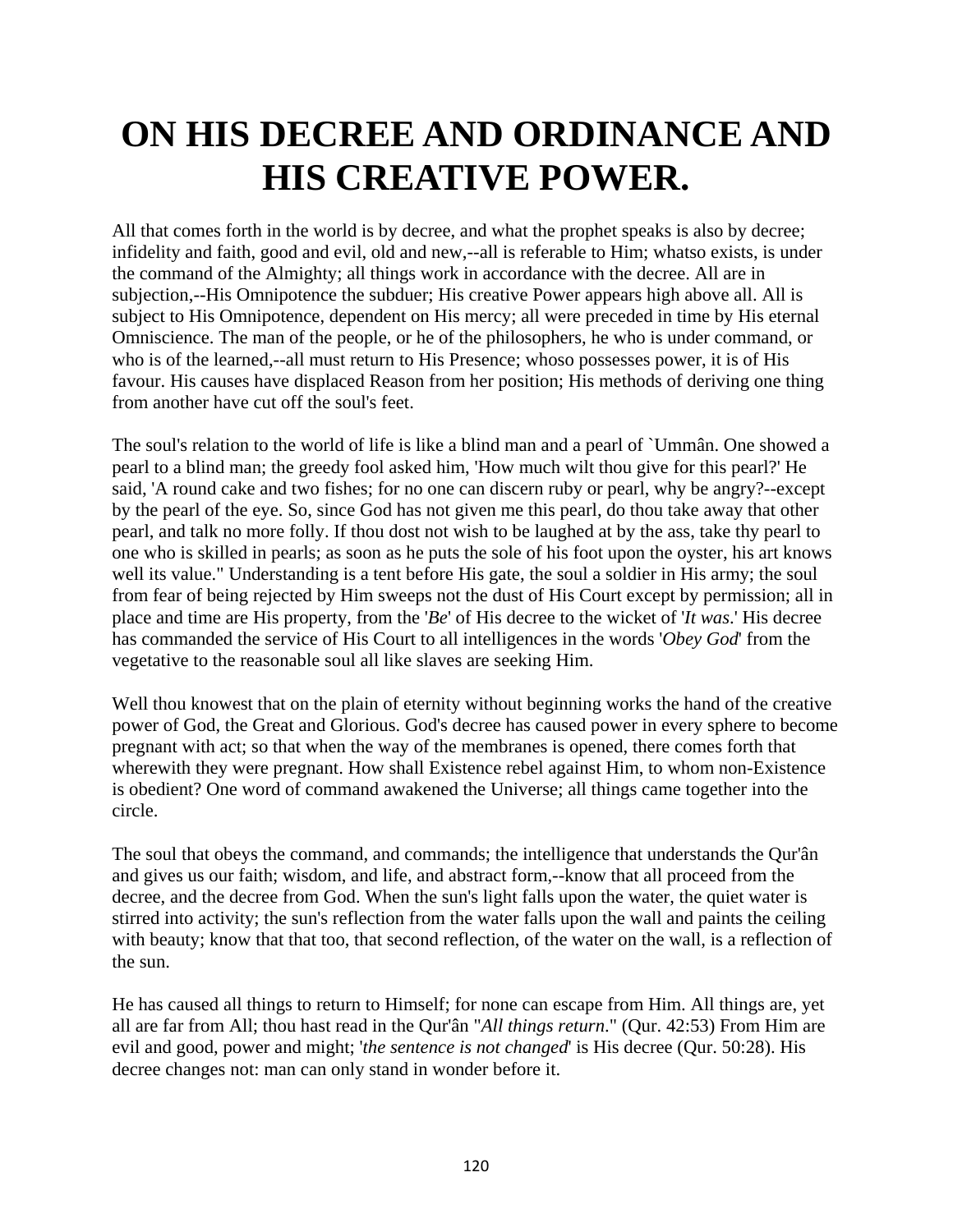# ON HIS DECREE AND ORDINANCE AND HIS CREATIVE POWER.

All that comes forth in the world is by decree, and what the prophet speaks is also by decree; infidelity and faith, good and evil, old and new,--all is referable to Him; whatso exists, is under the command of the Almighty; all things work in accordance with the decree. All are in subjection,--His Omnipotence the subduer; His creative Power appears high above all. All is subject to His Omnipotence, dependent on His mercy; all were preceded in time by His eternal Omniscience. The man of the people, or he of the philosophers, he who is under command, or who is of the learned,--all must return to His Presence; whoso possesses power, it is of His favour. His causes have displaced Reason from her position; His methods of deriving one thing from another have cut off the soul's feet.

The soul's relation to the world of life is like a blind man and a pearl of `Ummân. One showed a pearl to a blind man; the greedy fool asked him, 'How much wilt thou give for this pearl?' He said, 'A round cake and two fishes; for no one can discern ruby or pearl, why be angry?--except by the pearl of the eye. So, since God has not given me this pearl, do thou take away that other pearl, and talk no more folly. If thou dost not wish to be laughed at by the ass, take thy pearl to one who is skilled in pearls; as soon as he puts the sole of his foot upon the oyster, his art knows well its value." Understanding is a tent before His gate, the soul a soldier in His army; the soul from fear of being rejected by Him sweeps not the dust of His Court except by permission; all in place and time are His property, from the '*Be*' of His decree to the wicket of '*It was*.' His decree has commanded the service of His Court to all intelligences in the words '*Obey God*' from the vegetative to the reasonable soul all like slaves are seeking Him.

Well thou knowest that on the plain of eternity without beginning works the hand of the creative power of God, the Great and Glorious. God's decree has caused power in every sphere to become pregnant with act; so that when the way of the membranes is opened, there comes forth that wherewith they were pregnant. How shall Existence rebel against Him, to whom non-Existence is obedient? One word of command awakened the Universe; all things came together into the circle.

The soul that obeys the command, and commands; the intelligence that understands the Qur'ân and gives us our faith; wisdom, and life, and abstract form,--know that all proceed from the decree, and the decree from God. When the sun's light falls upon the water, the quiet water is stirred into activity; the sun's reflection from the water falls upon the wall and paints the ceiling with beauty; know that that too, that second reflection, of the water on the wall, is a reflection of the sun.

He has caused all things to return to Himself; for none can escape from Him. All things are, yet all are far from All; thou hast read in the Qur'ân "*All things return*." (Qur. 42:53) From Him are evil and good, power and might; '*the sentence is not changed*' is His decree (Qur. 50:28). His decree changes not: man can only stand in wonder before it.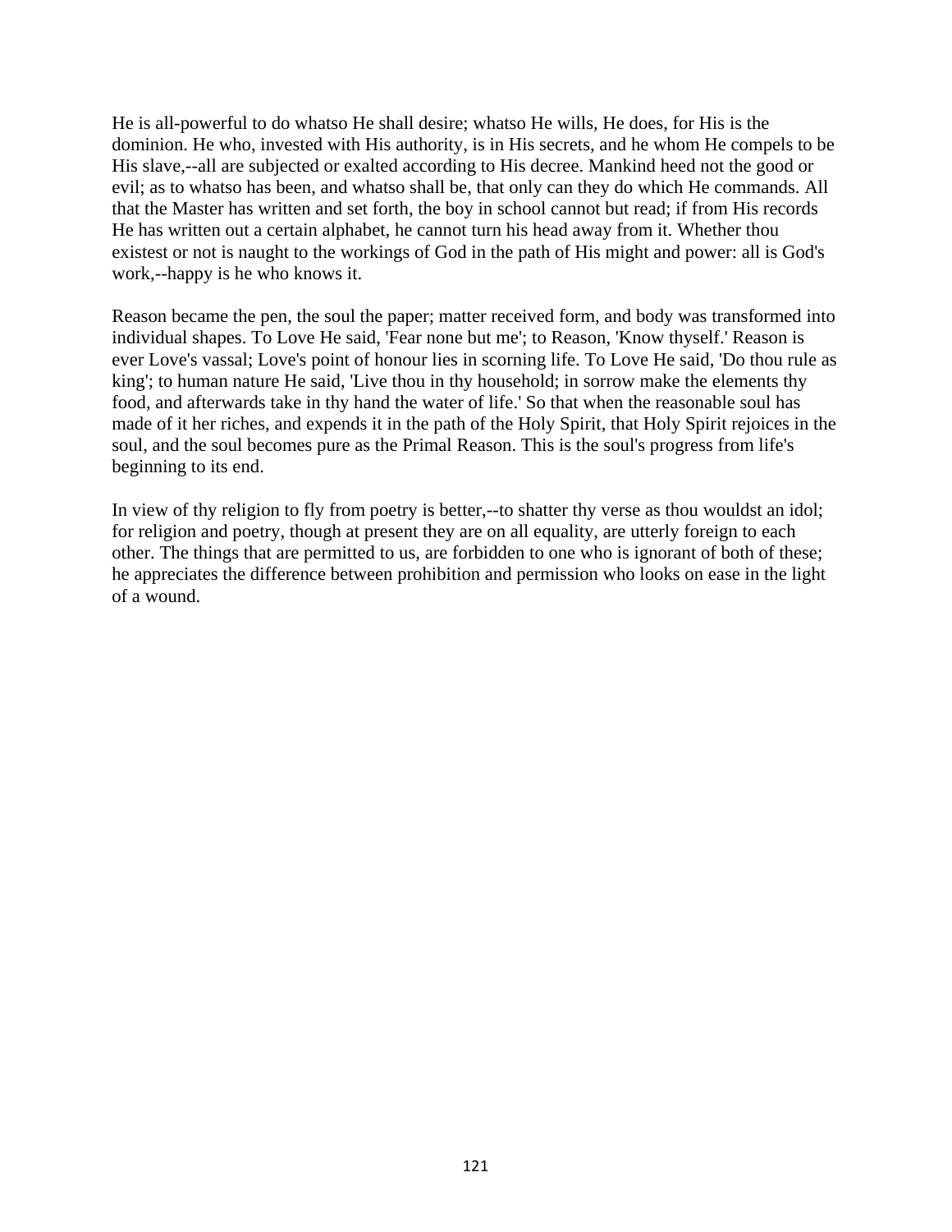He is all-powerful to do whatso He shall desire; whatso He wills, He does, for His is the dominion. He who, invested with His authority, is in His secrets, and he whom He compels to be His slave,--all are subjected or exalted according to His decree. Mankind heed not the good or evil; as to whatso has been, and whatso shall be, that only can they do which He commands. All that the Master has written and set forth, the boy in school cannot but read; if from His records He has written out a certain alphabet, he cannot turn his head away from it. Whether thou existest or not is naught to the workings of God in the path of His might and power: all is God's work,--happy is he who knows it.

Reason became the pen, the soul the paper; matter received form, and body was transformed into individual shapes. To Love He said, 'Fear none but me'; to Reason, 'Know thyself.' Reason is ever Love's vassal; Love's point of honour lies in scorning life. To Love He said, 'Do thou rule as king'; to human nature He said, 'Live thou in thy household; in sorrow make the elements thy food, and afterwards take in thy hand the water of life.' So that when the reasonable soul has made of it her riches, and expends it in the path of the Holy Spirit, that Holy Spirit rejoices in the soul, and the soul becomes pure as the Primal Reason. This is the soul's progress from life's beginning to its end.

In view of thy religion to fly from poetry is better,--to shatter thy verse as thou wouldst an idol; for religion and poetry, though at present they are on all equality, are utterly foreign to each other. The things that are permitted to us, are forbidden to one who is ignorant of both of these; he appreciates the difference between prohibition and permission who looks on ease in the light of a wound.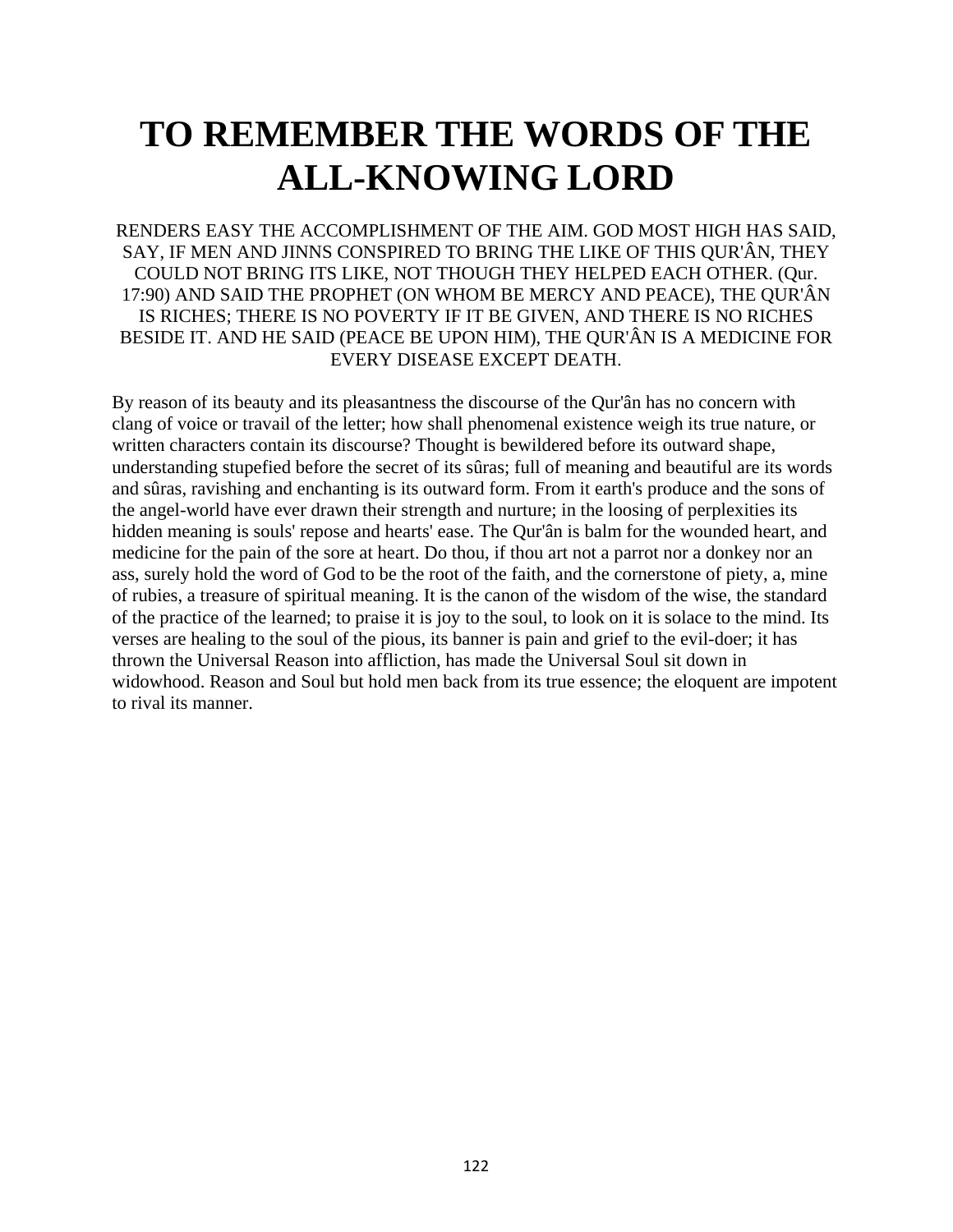# TO REMEMBER THE WORDS OF THE ALL-KNOWING LORD

RENDERS EASY THE ACCOMPLISHMENT OF THE AIM. GOD MOST HIGH HAS SAID, SAY, IF MEN AND JINNS CONSPIRED TO BRING THE LIKE OF THIS QUR'ÂN, THEY COULD NOT BRING ITS LIKE, NOT THOUGH THEY HELPED EACH OTHER. (Qur. 17:90) AND SAID THE PROPHET (ON WHOM BE MERCY AND PEACE), THE QUR'ÂN IS RICHES; THERE IS NO POVERTY IF IT BE GIVEN, AND THERE IS NO RICHES BESIDE IT. AND HE SAID (PEACE BE UPON HIM), THE QUR'ÂN IS A MEDICINE FOR EVERY DISEASE EXCEPT DEATH.

By reason of its beauty and its pleasantness the discourse of the Qur'ân has no concern with clang of voice or travail of the letter; how shall phenomenal existence weigh its true nature, or written characters contain its discourse? Thought is bewildered before its outward shape, understanding stupefied before the secret of its sûras; full of meaning and beautiful are its words and sûras, ravishing and enchanting is its outward form. From it earth's produce and the sons of the angel-world have ever drawn their strength and nurture; in the loosing of perplexities its hidden meaning is souls' repose and hearts' ease. The Qur'ân is balm for the wounded heart, and medicine for the pain of the sore at heart. Do thou, if thou art not a parrot nor a donkey nor an ass, surely hold the word of God to be the root of the faith, and the cornerstone of piety, a, mine of rubies, a treasure of spiritual meaning. It is the canon of the wisdom of the wise, the standard of the practice of the learned; to praise it is joy to the soul, to look on it is solace to the mind. Its verses are healing to the soul of the pious, its banner is pain and grief to the evil-doer; it has thrown the Universal Reason into affliction, has made the Universal Soul sit down in widowhood. Reason and Soul but hold men back from its true essence; the eloquent are impotent to rival its manner.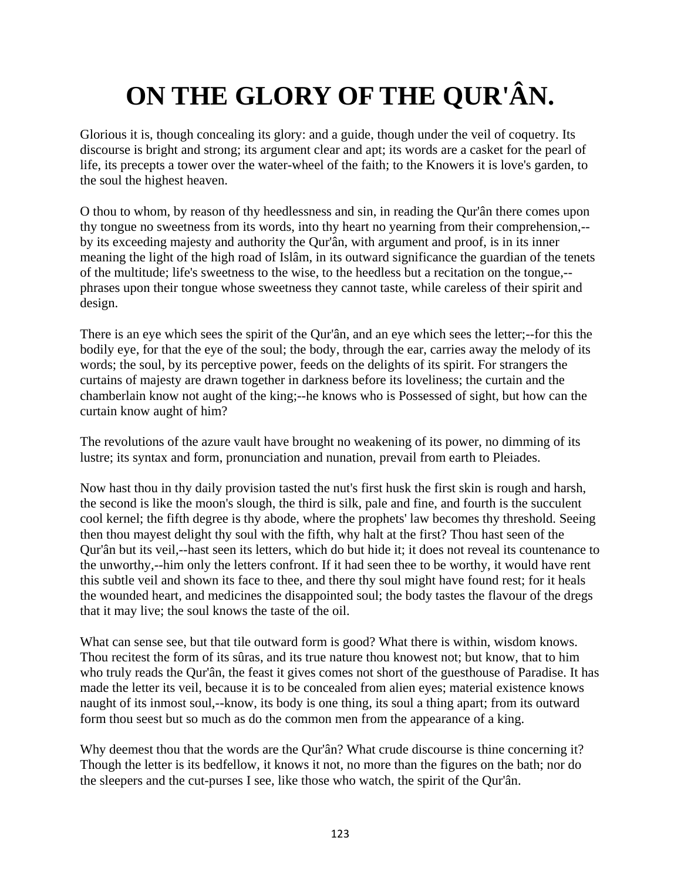# ON THE GLORY OF THE QUR'ÂN.

Glorious it is, though concealing its glory: and a guide, though under the veil of coquetry. Its discourse is bright and strong; its argument clear and apt; its words are a casket for the pearl of life, its precepts a tower over the water-wheel of the faith; to the Knowers it is love's garden, to the soul the highest heaven.

O thou to whom, by reason of thy heedlessness and sin, in reading the Qur'ân there comes upon thy tongue no sweetness from its words, into thy heart no yearning from their comprehension,--by its exceeding majesty and authority the Qur'ân, with argument and proof, is in its inner meaning the light of the high road of Islâm, in its outward significance the guardian of the tenets of the multitude; life's sweetness to the wise, to the heedless but a recitation on the tongue,--phrases upon their tongue whose sweetness they cannot taste, while careless of their spirit and design.

There is an eye which sees the spirit of the Qur'ân, and an eye which sees the letter;--for this the bodily eye, for that the eye of the soul; the body, through the ear, carries away the melody of its words; the soul, by its perceptive power, feeds on the delights of its spirit. For strangers the curtains of majesty are drawn together in darkness before its loveliness; the curtain and the chamberlain know not aught of the king;--he knows who is Possessed of sight, but how can the curtain know aught of him?

The revolutions of the azure vault have brought no weakening of its power, no dimming of its lustre; its syntax and form, pronunciation and nunation, prevail from earth to Pleiades.

Now hast thou in thy daily provision tasted the nut's first husk the first skin is rough and harsh, the second is like the moon's slough, the third is silk, pale and fine, and fourth is the succulent cool kernel; the fifth degree is thy abode, where the prophets' law becomes thy threshold. Seeing then thou mayest delight thy soul with the fifth, why halt at the first? Thou hast seen of the Qur'ân but its veil,--hast seen its letters, which do but hide it; it does not reveal its countenance to the unworthy,--him only the letters confront. If it had seen thee to be worthy, it would have rent this subtle veil and shown its face to thee, and there thy soul might have found rest; for it heals the wounded heart, and medicines the disappointed soul; the body tastes the flavour of the dregs that it may live; the soul knows the taste of the oil.

What can sense see, but that tile outward form is good? What there is within, wisdom knows. Thou recitest the form of its sûras, and its true nature thou knowest not; but know, that to him who truly reads the Qur'ân, the feast it gives comes not short of the guesthouse of Paradise. It has made the letter its veil, because it is to be concealed from alien eyes; material existence knows naught of its inmost soul,--know, its body is one thing, its soul a thing apart; from its outward form thou seest but so much as do the common men from the appearance of a king.

Why deemest thou that the words are the Qur'ân? What crude discourse is thine concerning it? Though the letter is its bedfellow, it knows it not, no more than the figures on the bath; nor do the sleepers and the cut-purses I see, like those who watch, the spirit of the Qur'ân.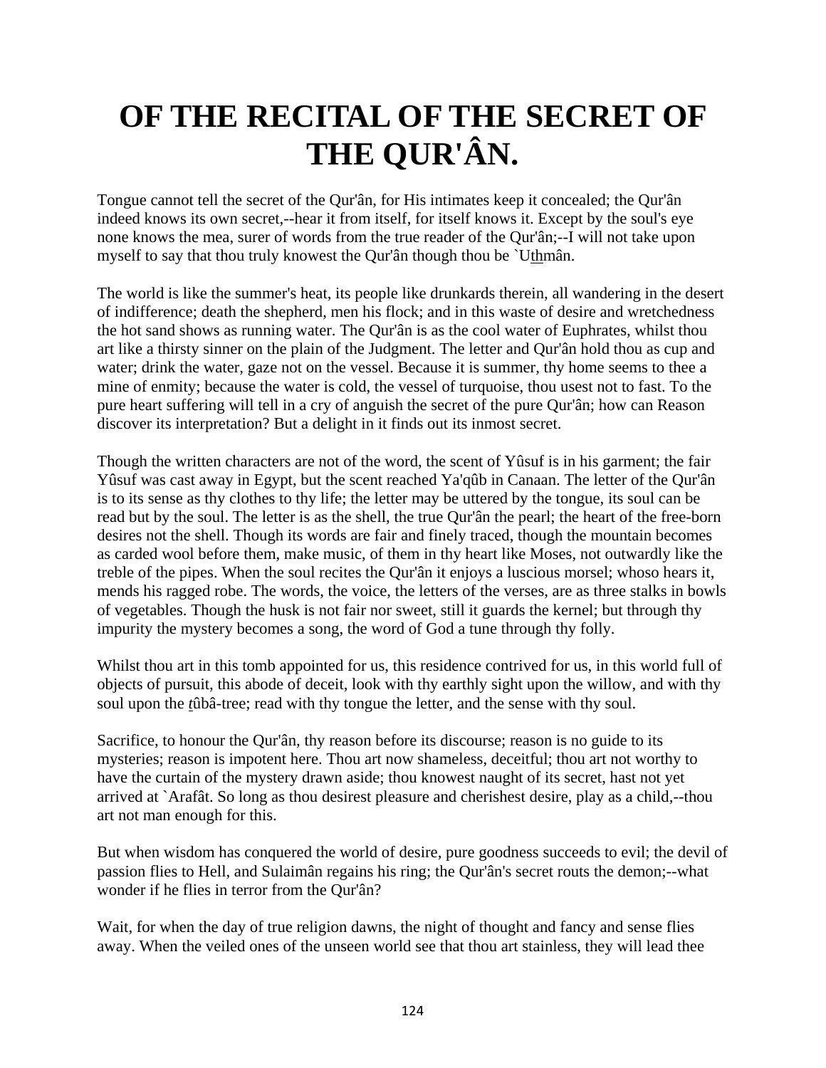# OF THE RECITAL OF THE SECRET OF THE QUR'ÂN.

Tongue cannot tell the secret of the Qur'ân, for His intimates keep it concealed; the Qur'ân indeed knows its own secret,--hear it from itself, for itself knows it. Except by the soul's eye none knows the mea, surer of words from the true reader of the Qur'ân;--I will not take upon myself to say that thou truly knowest the Qur'ân though thou be `Uthmân.

The world is like the summer's heat, its people like drunkards therein, all wandering in the desert of indifference; death the shepherd, men his flock; and in this waste of desire and wretchedness the hot sand shows as running water. The Qur'ân is as the cool water of Euphrates, whilst thou art like a thirsty sinner on the plain of the Judgment. The letter and Qur'ân hold thou as cup and water; drink the water, gaze not on the vessel. Because it is summer, thy home seems to thee a mine of enmity; because the water is cold, the vessel of turquoise, thou usest not to fast. To the pure heart suffering will tell in a cry of anguish the secret of the pure Qur'ân; how can Reason discover its interpretation? But a delight in it finds out its inmost secret.

Though the written characters are not of the word, the scent of Yûsuf is in his garment; the fair Yûsuf was cast away in Egypt, but the scent reached Ya'qûb in Canaan. The letter of the Qur'ân is to its sense as thy clothes to thy life; the letter may be uttered by the tongue, its soul can be read but by the soul. The letter is as the shell, the true Qur'ân the pearl; the heart of the free-born desires not the shell. Though its words are fair and finely traced, though the mountain becomes as carded wool before them, make music, of them in thy heart like Moses, not outwardly like the treble of the pipes. When the soul recites the Qur'ân it enjoys a luscious morsel; whoso hears it, mends his ragged robe. The words, the voice, the letters of the verses, are as three stalks in bowls of vegetables. Though the husk is not fair nor sweet, still it guards the kernel; but through thy impurity the mystery becomes a song, the word of God a tune through thy folly.

Whilst thou art in this tomb appointed for us, this residence contrived for us, in this world full of objects of pursuit, this abode of deceit, look with thy earthly sight upon the willow, and with thy soul upon the ṭûbâ-tree; read with thy tongue the letter, and the sense with thy soul.

Sacrifice, to honour the Qur'ân, thy reason before its discourse; reason is no guide to its mysteries; reason is impotent here. Thou art now shameless, deceitful; thou art not worthy to have the curtain of the mystery drawn aside; thou knowest naught of its secret, hast not yet arrived at `Arafât. So long as thou desirest pleasure and cherishest desire, play as a child,--thou art not man enough for this.

But when wisdom has conquered the world of desire, pure goodness succeeds to evil; the devil of passion flies to Hell, and Sulaimân regains his ring; the Qur'ân's secret routs the demon;--what wonder if he flies in terror from the Qur'ân?

Wait, for when the day of true religion dawns, the night of thought and fancy and sense flies away. When the veiled ones of the unseen world see that thou art stainless, they will lead thee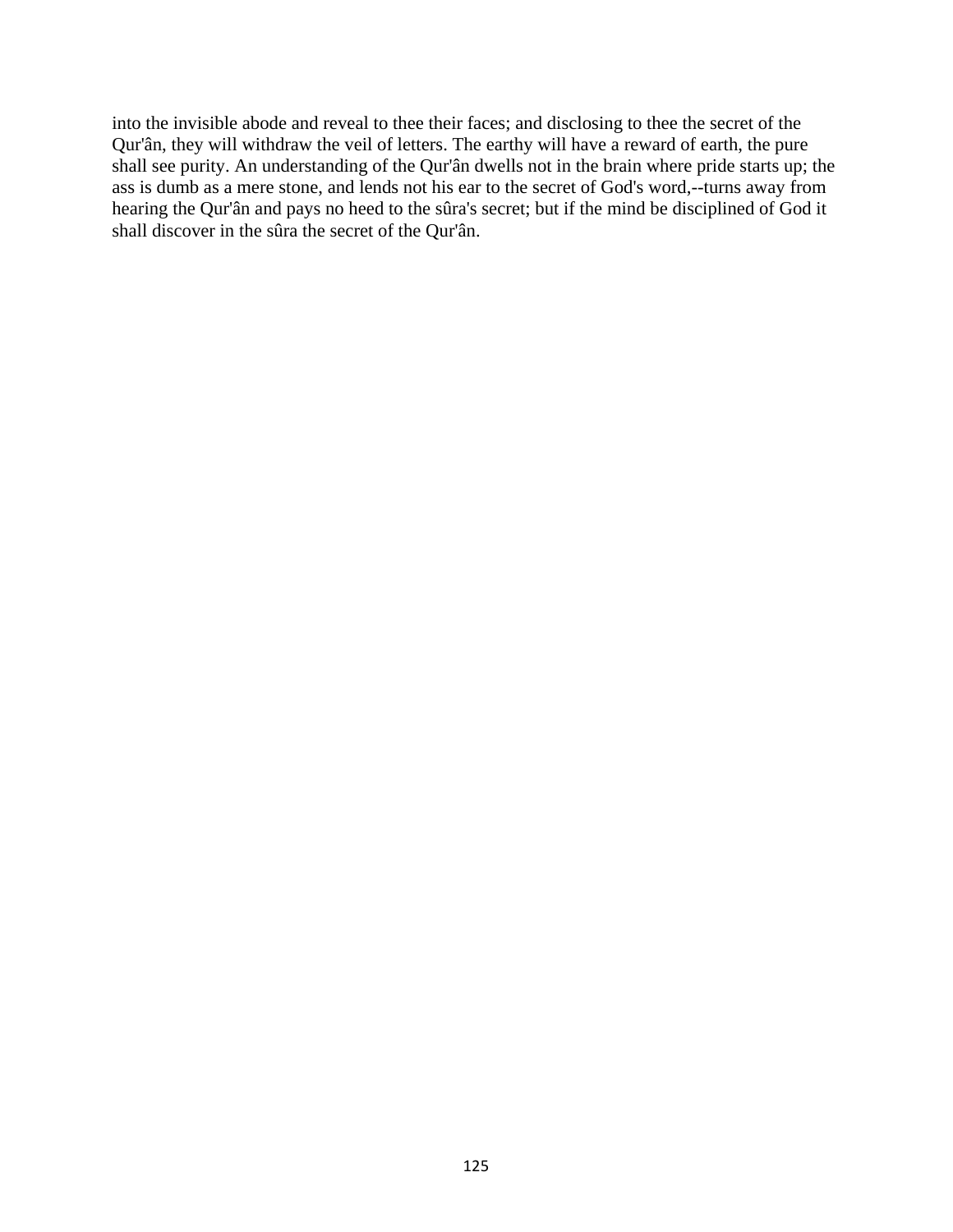into the invisible abode and reveal to thee their faces; and disclosing to thee the secret of the Qur'ân, they will withdraw the veil of letters. The earthy will have a reward of earth, the pure shall see purity. An understanding of the Qur'ân dwells not in the brain where pride starts up; the ass is dumb as a mere stone, and lends not his ear to the secret of God's word,--turns away from hearing the Qur'ân and pays no heed to the sûra's secret; but if the mind be disciplined of God it shall discover in the sûra the secret of the Qur'ân.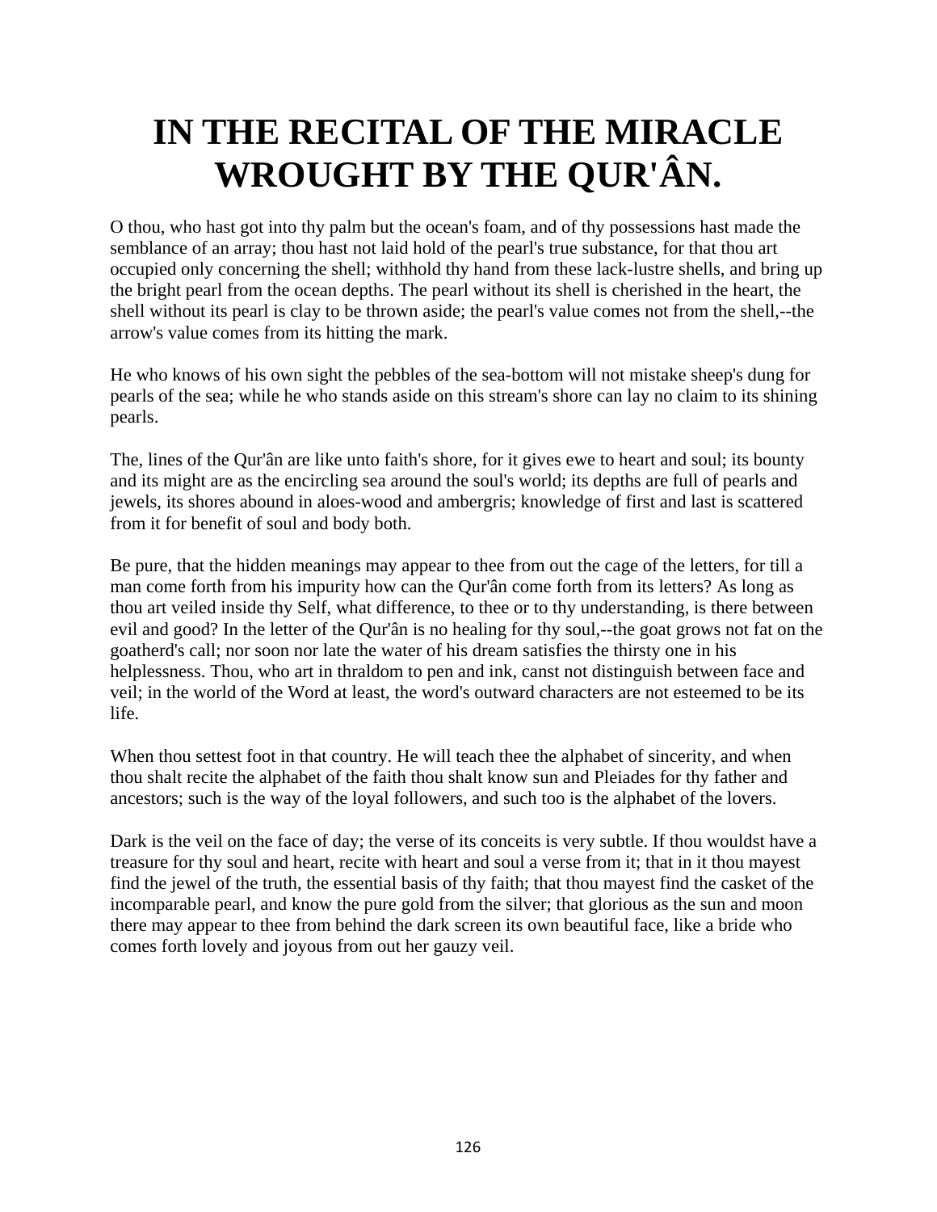# IN THE RECITAL OF THE MIRACLE WROUGHT BY THE QUR'ÂN.

O thou, who hast got into thy palm but the ocean's foam, and of thy possessions hast made the semblance of an array; thou hast not laid hold of the pearl's true substance, for that thou art occupied only concerning the shell; withhold thy hand from these lack-lustre shells, and bring up the bright pearl from the ocean depths. The pearl without its shell is cherished in the heart, the shell without its pearl is clay to be thrown aside; the pearl's value comes not from the shell,--the arrow's value comes from its hitting the mark.

He who knows of his own sight the pebbles of the sea-bottom will not mistake sheep's dung for pearls of the sea; while he who stands aside on this stream's shore can lay no claim to its shining pearls.

The, lines of the Qur'ân are like unto faith's shore, for it gives ewe to heart and soul; its bounty and its might are as the encircling sea around the soul's world; its depths are full of pearls and jewels, its shores abound in aloes-wood and ambergris; knowledge of first and last is scattered from it for benefit of soul and body both.

Be pure, that the hidden meanings may appear to thee from out the cage of the letters, for till a man come forth from his impurity how can the Qur'ân come forth from its letters? As long as thou art veiled inside thy Self, what difference, to thee or to thy understanding, is there between evil and good? In the letter of the Qur'ân is no healing for thy soul,--the goat grows not fat on the goatherd's call; nor soon nor late the water of his dream satisfies the thirsty one in his helplessness. Thou, who art in thraldom to pen and ink, canst not distinguish between face and veil; in the world of the Word at least, the word's outward characters are not esteemed to be its life.

When thou settest foot in that country. He will teach thee the alphabet of sincerity, and when thou shalt recite the alphabet of the faith thou shalt know sun and Pleiades for thy father and ancestors; such is the way of the loyal followers, and such too is the alphabet of the lovers.

Dark is the veil on the face of day; the verse of its conceits is very subtle. If thou wouldst have a treasure for thy soul and heart, recite with heart and soul a verse from it; that in it thou mayest find the jewel of the truth, the essential basis of thy faith; that thou mayest find the casket of the incomparable pearl, and know the pure gold from the silver; that glorious as the sun and moon there may appear to thee from behind the dark screen its own beautiful face, like a bride who comes forth lovely and joyous from out her gauzy veil.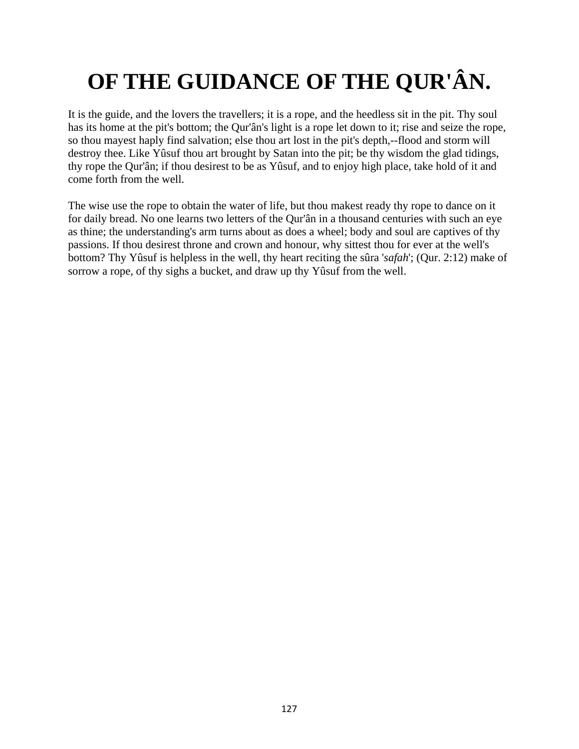# OF THE GUIDANCE OF THE QUR'ÂN.

It is the guide, and the lovers the travellers; it is a rope, and the heedless sit in the pit. Thy soul has its home at the pit's bottom; the Qur'ân's light is a rope let down to it; rise and seize the rope, so thou mayest haply find salvation; else thou art lost in the pit's depth,--flood and storm will destroy thee. Like Yûsuf thou art brought by Satan into the pit; be thy wisdom the glad tidings, thy rope the Qur'ân; if thou desirest to be as Yûsuf, and to enjoy high place, take hold of it and come forth from the well.

The wise use the rope to obtain the water of life, but thou makest ready thy rope to dance on it for daily bread. No one learns two letters of the Qur'ân in a thousand centuries with such an eye as thine; the understanding's arm turns about as does a wheel; body and soul are captives of thy passions. If thou desirest throne and crown and honour, why sittest thou for ever at the well's bottom? Thy Yûsuf is helpless in the well, thy heart reciting the sûra '*safah*'; (Qur. 2:12) make of sorrow a rope, of thy sighs a bucket, and draw up thy Yûsuf from the well.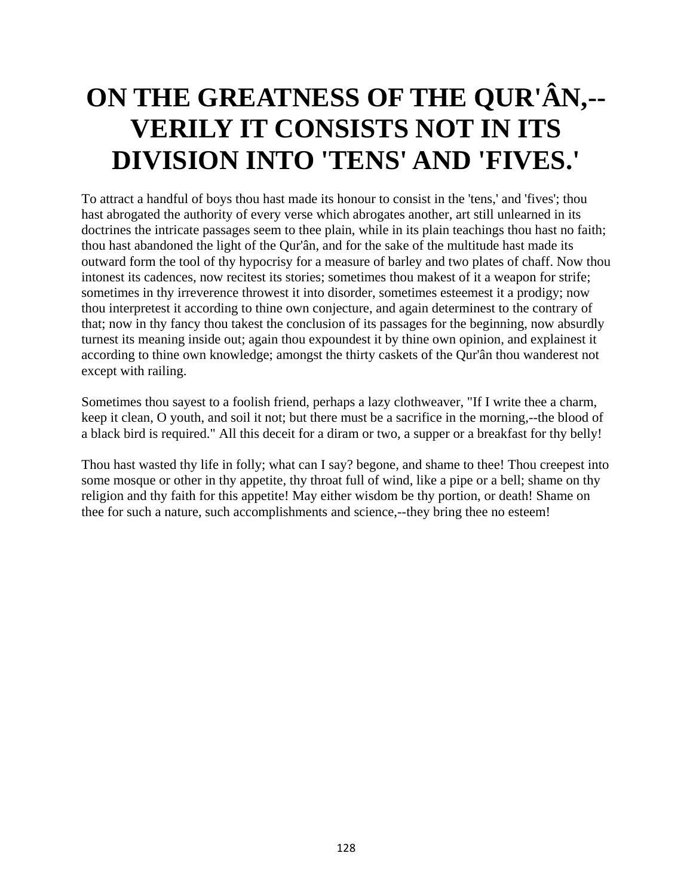# ON THE GREATNESS OF THE QUR'ÂN,--VERILY IT CONSISTS NOT IN ITS DIVISION INTO 'TENS' AND 'FIVES.'

To attract a handful of boys thou hast made its honour to consist in the 'tens,' and 'fives'; thou hast abrogated the authority of every verse which abrogates another, art still unlearned in its doctrines the intricate passages seem to thee plain, while in its plain teachings thou hast no faith; thou hast abandoned the light of the Qur'ân, and for the sake of the multitude hast made its outward form the tool of thy hypocrisy for a measure of barley and two plates of chaff. Now thou intonest its cadences, now recitest its stories; sometimes thou makest of it a weapon for strife; sometimes in thy irreverence throwest it into disorder, sometimes esteemest it a prodigy; now thou interpretest it according to thine own conjecture, and again determinest to the contrary of that; now in thy fancy thou takest the conclusion of its passages for the beginning, now absurdly turnest its meaning inside out; again thou expoundest it by thine own opinion, and explainest it according to thine own knowledge; amongst the thirty caskets of the Qur'ân thou wanderest not except with railing.

Sometimes thou sayest to a foolish friend, perhaps a lazy clothweaver, "If I write thee a charm, keep it clean, O youth, and soil it not; but there must be a sacrifice in the morning,--the blood of a black bird is required." All this deceit for a diram or two, a supper or a breakfast for thy belly!

Thou hast wasted thy life in folly; what can I say? begone, and shame to thee! Thou creepest into some mosque or other in thy appetite, thy throat full of wind, like a pipe or a bell; shame on thy religion and thy faith for this appetite! May either wisdom be thy portion, or death! Shame on thee for such a nature, such accomplishments and science,--they bring thee no esteem!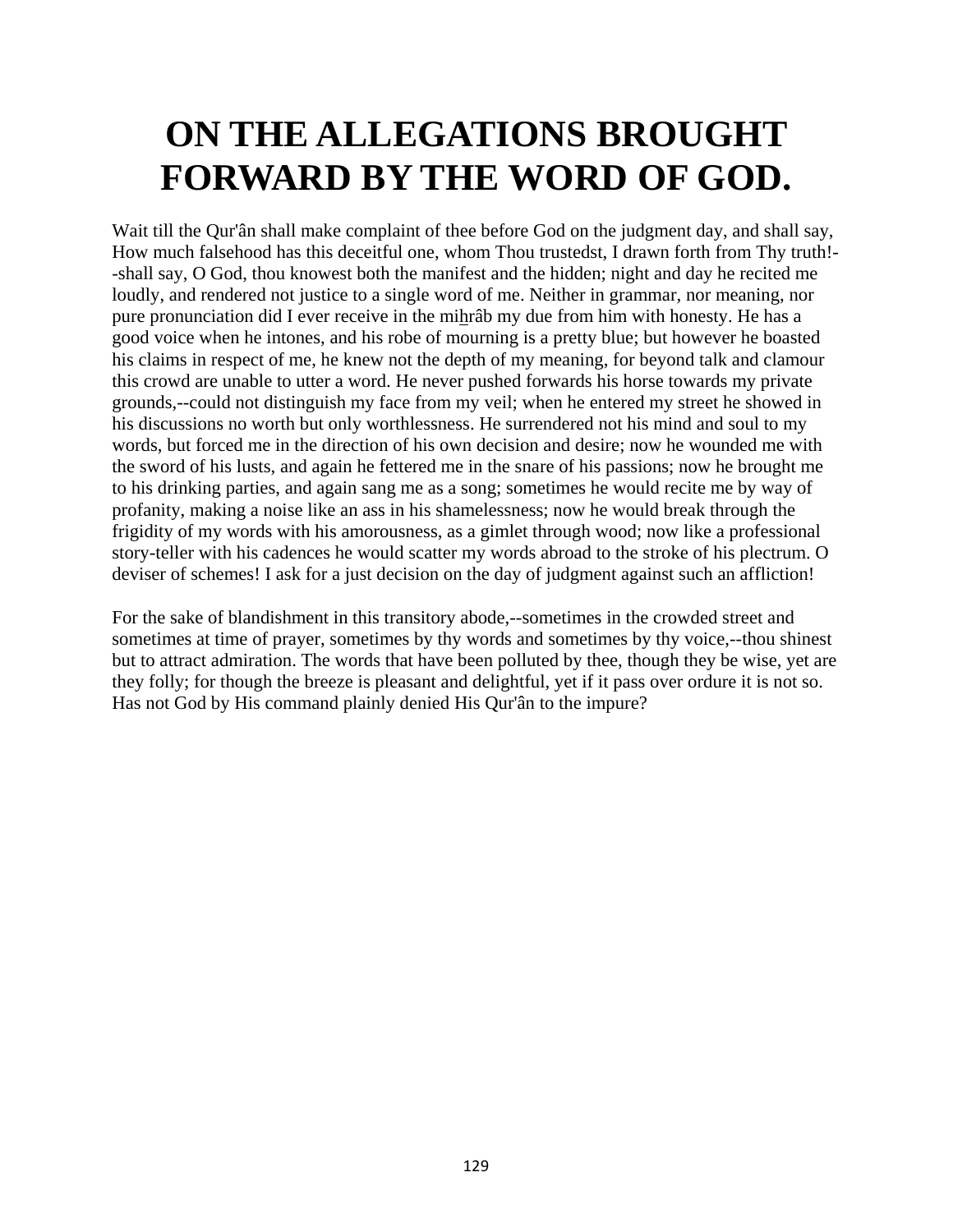# ON THE ALLEGATIONS BROUGHT FORWARD BY THE WORD OF GOD.

Wait till the Qur'ân shall make complaint of thee before God on the judgment day, and shall say, How much falsehood has this deceitful one, whom Thou trustedst, I drawn forth from Thy truth!--shall say, O God, thou knowest both the manifest and the hidden; night and day he recited me loudly, and rendered not justice to a single word of me. Neither in grammar, nor meaning, nor pure pronunciation did I ever receive in the mihrâb my due from him with honesty. He has a good voice when he intones, and his robe of mourning is a pretty blue; but however he boasted his claims in respect of me, he knew not the depth of my meaning, for beyond talk and clamour this crowd are unable to utter a word. He never pushed forwards his horse towards my private grounds,--could not distinguish my face from my veil; when he entered my street he showed in his discussions no worth but only worthlessness. He surrendered not his mind and soul to my words, but forced me in the direction of his own decision and desire; now he wounded me with the sword of his lusts, and again he fettered me in the snare of his passions; now he brought me to his drinking parties, and again sang me as a song; sometimes he would recite me by way of profanity, making a noise like an ass in his shamelessness; now he would break through the frigidity of my words with his amorousness, as a gimlet through wood; now like a professional story-teller with his cadences he would scatter my words abroad to the stroke of his plectrum. O deviser of schemes! I ask for a just decision on the day of judgment against such an affliction!

For the sake of blandishment in this transitory abode,--sometimes in the crowded street and sometimes at time of prayer, sometimes by thy words and sometimes by thy voice,--thou shinest but to attract admiration. The words that have been polluted by thee, though they be wise, yet are they folly; for though the breeze is pleasant and delightful, yet if it pass over ordure it is not so. Has not God by His command plainly denied His Qur'ân to the impure?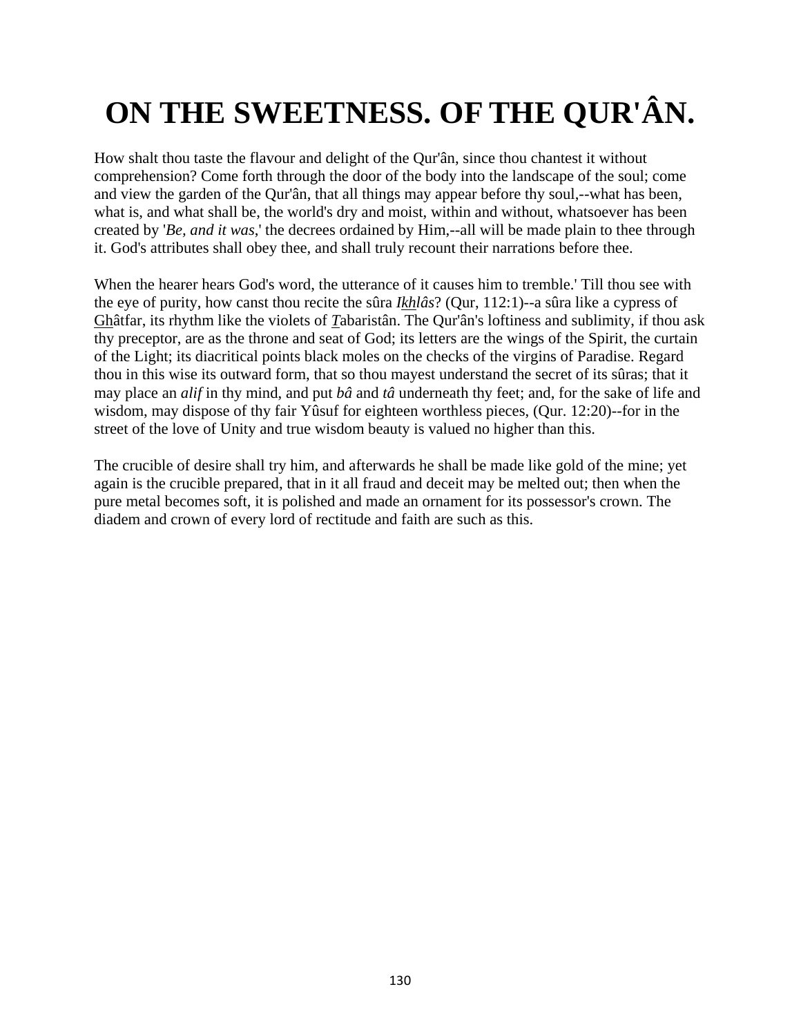# ON THE SWEETNESS. OF THE QUR'ÂN.

How shalt thou taste the flavour and delight of the Qur'ân, since thou chantest it without comprehension? Come forth through the door of the body into the landscape of the soul; come and view the garden of the Qur'ân, that all things may appear before thy soul,--what has been, what is, and what shall be, the world's dry and moist, within and without, whatsoever has been created by '*Be, and it was*,' the decrees ordained by Him,--all will be made plain to thee through it. God's attributes shall obey thee, and shall truly recount their narrations before thee.

When the hearer hears God's word, the utterance of it causes him to tremble.' Till thou see with the eye of purity, how canst thou recite the sûra *Ikhlâs*? (Qur, 112:1)--a sûra like a cypress of Ghâtfar, its rhythm like the violets of *T*abaristân. The Qur'ân's loftiness and sublimity, if thou ask thy preceptor, are as the throne and seat of God; its letters are the wings of the Spirit, the curtain of the Light; its diacritical points black moles on the checks of the virgins of Paradise. Regard thou in this wise its outward form, that so thou mayest understand the secret of its sûras; that it may place an *alif* in thy mind, and put *bâ* and *tâ* underneath thy feet; and, for the sake of life and wisdom, may dispose of thy fair Yûsuf for eighteen worthless pieces, (Qur. 12:20)--for in the street of the love of Unity and true wisdom beauty is valued no higher than this.

The crucible of desire shall try him, and afterwards he shall be made like gold of the mine; yet again is the crucible prepared, that in it all fraud and deceit may be melted out; then when the pure metal becomes soft, it is polished and made an ornament for its possessor's crown. The diadem and crown of every lord of rectitude and faith are such as this.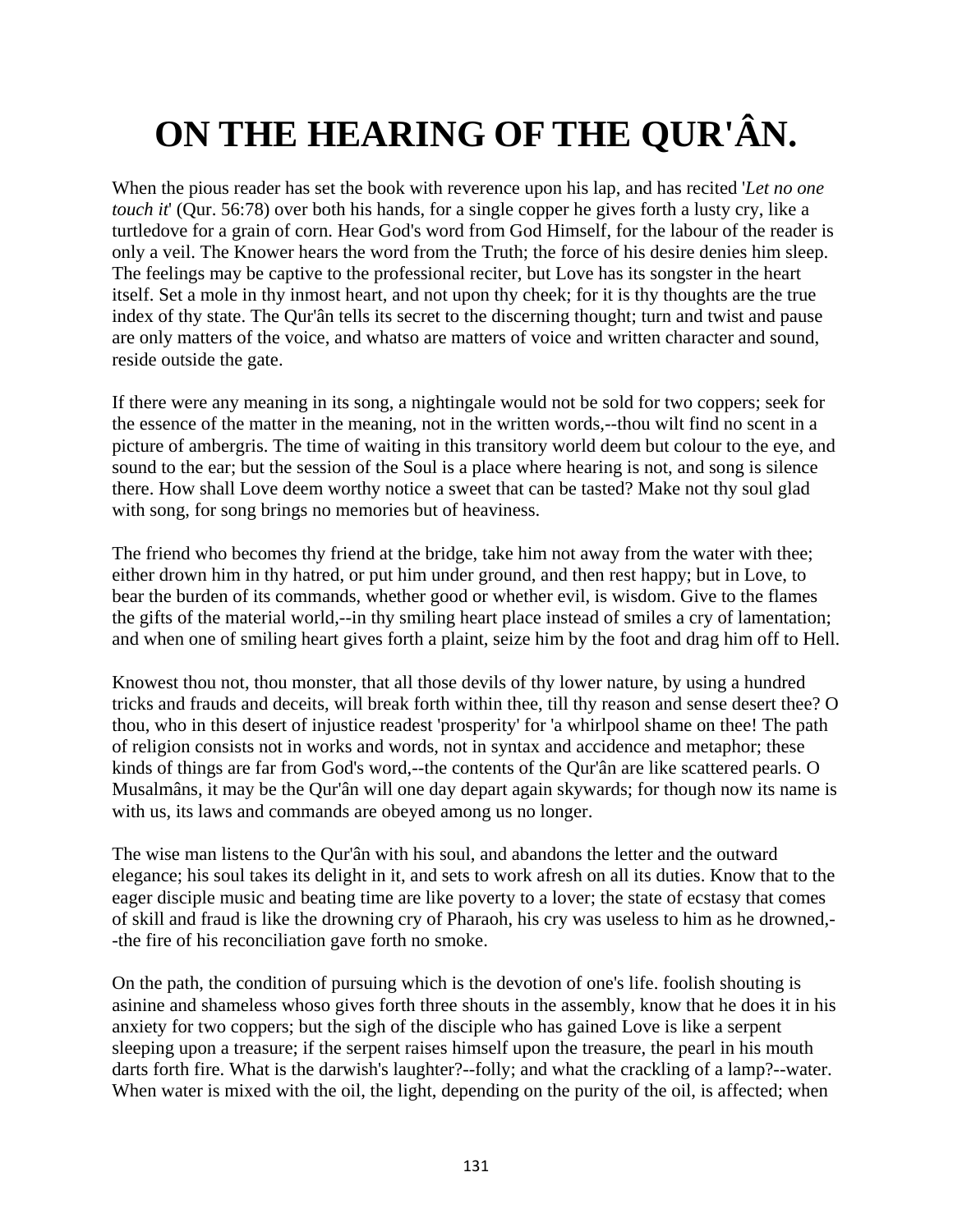# ON THE HEARING OF THE QUR'ÂN.

When the pious reader has set the book with reverence upon his lap, and has recited '*Let no one touch it*' (Qur. 56:78) over both his hands, for a single copper he gives forth a lusty cry, like a turtledove for a grain of corn. Hear God's word from God Himself, for the labour of the reader is only a veil. The Knower hears the word from the Truth; the force of his desire denies him sleep. The feelings may be captive to the professional reciter, but Love has its songster in the heart itself. Set a mole in thy inmost heart, and not upon thy cheek; for it is thy thoughts are the true index of thy state. The Qur'ân tells its secret to the discerning thought; turn and twist and pause are only matters of the voice, and whatso are matters of voice and written character and sound, reside outside the gate.

If there were any meaning in its song, a nightingale would not be sold for two coppers; seek for the essence of the matter in the meaning, not in the written words,--thou wilt find no scent in a picture of ambergris. The time of waiting in this transitory world deem but colour to the eye, and sound to the ear; but the session of the Soul is a place where hearing is not, and song is silence there. How shall Love deem worthy notice a sweet that can be tasted? Make not thy soul glad with song, for song brings no memories but of heaviness.

The friend who becomes thy friend at the bridge, take him not away from the water with thee; either drown him in thy hatred, or put him under ground, and then rest happy; but in Love, to bear the burden of its commands, whether good or whether evil, is wisdom. Give to the flames the gifts of the material world,--in thy smiling heart place instead of smiles a cry of lamentation; and when one of smiling heart gives forth a plaint, seize him by the foot and drag him off to Hell.

Knowest thou not, thou monster, that all those devils of thy lower nature, by using a hundred tricks and frauds and deceits, will break forth within thee, till thy reason and sense desert thee? O thou, who in this desert of injustice readest 'prosperity' for 'a whirlpool shame on thee! The path of religion consists not in works and words, not in syntax and accidence and metaphor; these kinds of things are far from God's word,--the contents of the Qur'ân are like scattered pearls. O Musalmâns, it may be the Qur'ân will one day depart again skywards; for though now its name is with us, its laws and commands are obeyed among us no longer.

The wise man listens to the Qur'ân with his soul, and abandons the letter and the outward elegance; his soul takes its delight in it, and sets to work afresh on all its duties. Know that to the eager disciple music and beating time are like poverty to a lover; the state of ecstasy that comes of skill and fraud is like the drowning cry of Pharaoh, his cry was useless to him as he drowned,--the fire of his reconciliation gave forth no smoke.

On the path, the condition of pursuing which is the devotion of one's life. foolish shouting is asinine and shameless whoso gives forth three shouts in the assembly, know that he does it in his anxiety for two coppers; but the sigh of the disciple who has gained Love is like a serpent sleeping upon a treasure; if the serpent raises himself upon the treasure, the pearl in his mouth darts forth fire. What is the darwish's laughter?--folly; and what the crackling of a lamp?--water. When water is mixed with the oil, the light, depending on the purity of the oil, is affected; when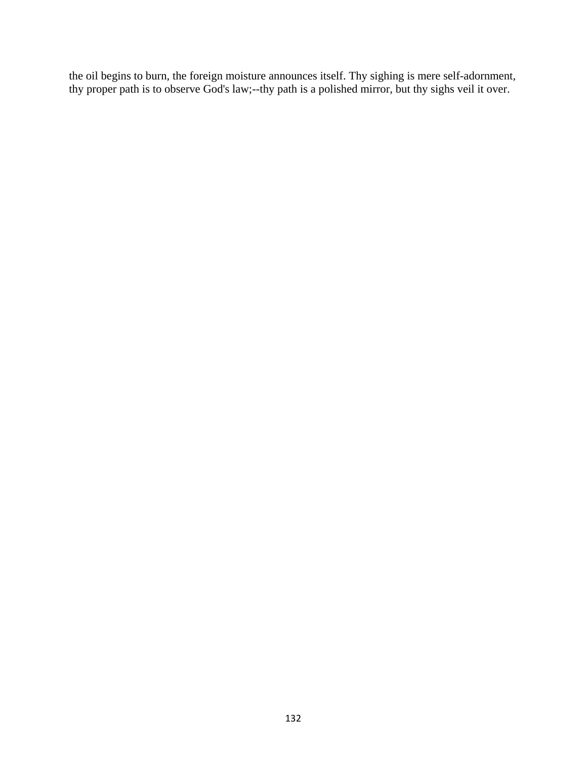the oil begins to burn, the foreign moisture announces itself. Thy sighing is mere self-adornment, thy proper path is to observe God's law;--thy path is a polished mirror, but thy sighs veil it over.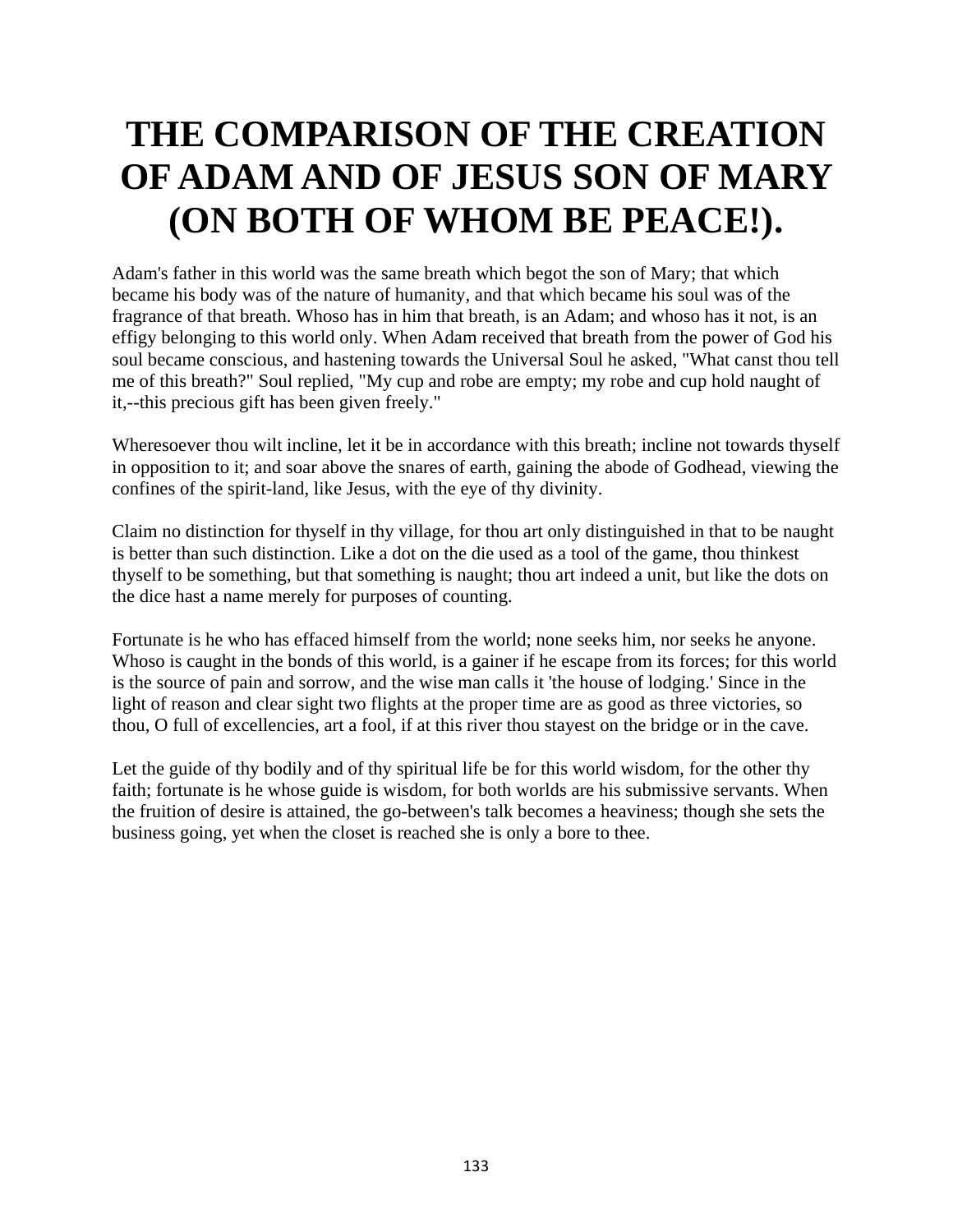# THE COMPARISON OF THE CREATION OF ADAM AND OF JESUS SON OF MARY (ON BOTH OF WHOM BE PEACE!).

Adam's father in this world was the same breath which begot the son of Mary; that which became his body was of the nature of humanity, and that which became his soul was of the fragrance of that breath. Whoso has in him that breath, is an Adam; and whoso has it not, is an effigy belonging to this world only. When Adam received that breath from the power of God his soul became conscious, and hastening towards the Universal Soul he asked, "What canst thou tell me of this breath?" Soul replied, "My cup and robe are empty; my robe and cup hold naught of it,--this precious gift has been given freely."

Wheresoever thou wilt incline, let it be in accordance with this breath; incline not towards thyself in opposition to it; and soar above the snares of earth, gaining the abode of Godhead, viewing the confines of the spirit-land, like Jesus, with the eye of thy divinity.

Claim no distinction for thyself in thy village, for thou art only distinguished in that to be naught is better than such distinction. Like a dot on the die used as a tool of the game, thou thinkest thyself to be something, but that something is naught; thou art indeed a unit, but like the dots on the dice hast a name merely for purposes of counting.

Fortunate is he who has effaced himself from the world; none seeks him, nor seeks he anyone. Whoso is caught in the bonds of this world, is a gainer if he escape from its forces; for this world is the source of pain and sorrow, and the wise man calls it 'the house of lodging.' Since in the light of reason and clear sight two flights at the proper time are as good as three victories, so thou, O full of excellencies, art a fool, if at this river thou stayest on the bridge or in the cave.

Let the guide of thy bodily and of thy spiritual life be for this world wisdom, for the other thy faith; fortunate is he whose guide is wisdom, for both worlds are his submissive servants. When the fruition of desire is attained, the go-between's talk becomes a heaviness; though she sets the business going, yet when the closet is reached she is only a bore to thee.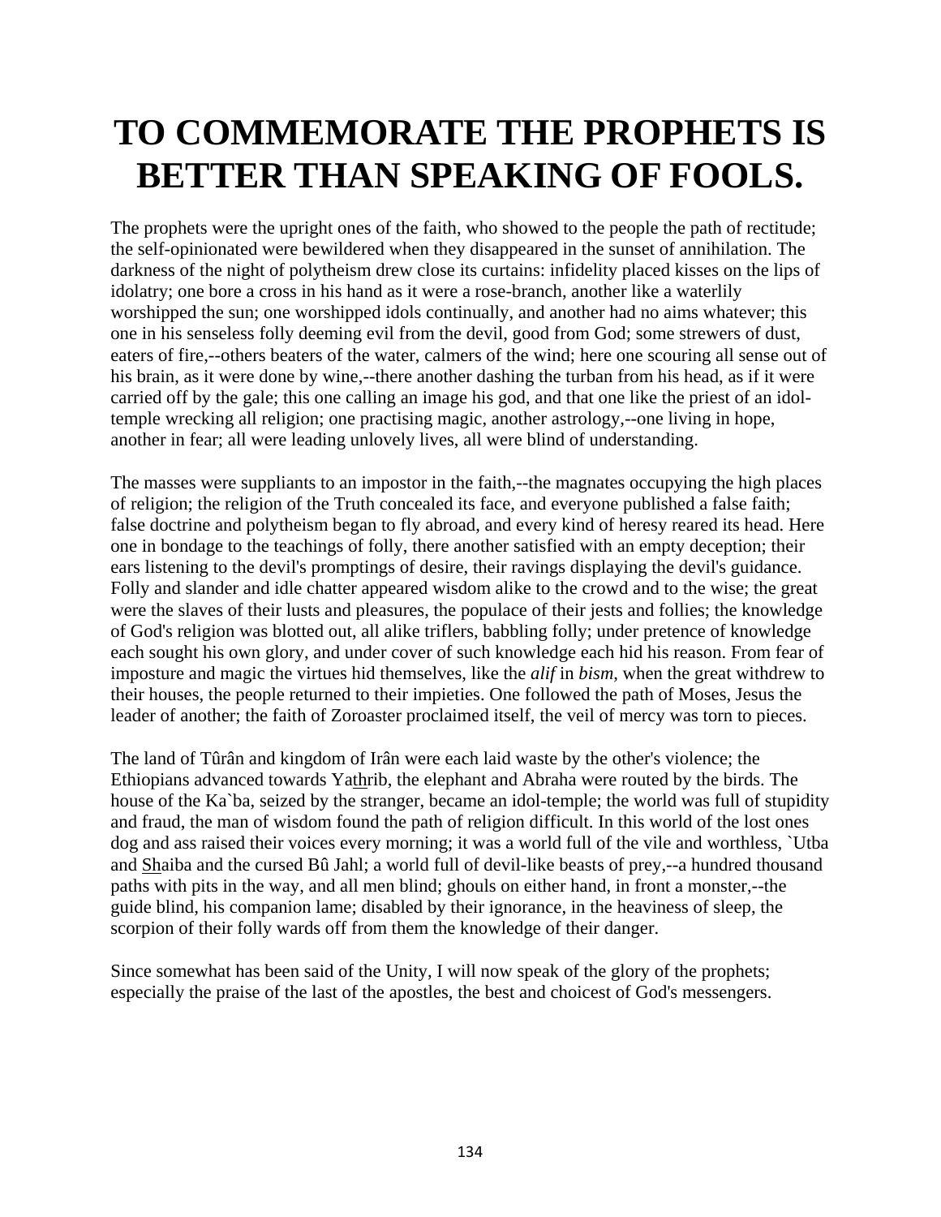# TO COMMEMORATE THE PROPHETS IS BETTER THAN SPEAKING OF FOOLS.

The prophets were the upright ones of the faith, who showed to the people the path of rectitude; the self-opinionated were bewildered when they disappeared in the sunset of annihilation. The darkness of the night of polytheism drew close its curtains: infidelity placed kisses on the lips of idolatry; one bore a cross in his hand as it were a rose-branch, another like a waterlily worshipped the sun; one worshipped idols continually, and another had no aims whatever; this one in his senseless folly deeming evil from the devil, good from God; some strewers of dust, eaters of fire,--others beaters of the water, calmers of the wind; here one scouring all sense out of his brain, as it were done by wine,--there another dashing the turban from his head, as if it were carried off by the gale; this one calling an image his god, and that one like the priest of an idol-temple wrecking all religion; one practising magic, another astrology,--one living in hope, another in fear; all were leading unlovely lives, all were blind of understanding.

The masses were suppliants to an impostor in the faith,--the magnates occupying the high places of religion; the religion of the Truth concealed its face, and everyone published a false faith; false doctrine and polytheism began to fly abroad, and every kind of heresy reared its head. Here one in bondage to the teachings of folly, there another satisfied with an empty deception; their ears listening to the devil's promptings of desire, their ravings displaying the devil's guidance. Folly and slander and idle chatter appeared wisdom alike to the crowd and to the wise; the great were the slaves of their lusts and pleasures, the populace of their jests and follies; the knowledge of God's religion was blotted out, all alike triflers, babbling folly; under pretence of knowledge each sought his own glory, and under cover of such knowledge each hid his reason. From fear of imposture and magic the virtues hid themselves, like the *alif* in *bism*, when the great withdrew to their houses, the people returned to their impieties. One followed the path of Moses, Jesus the leader of another; the faith of Zoroaster proclaimed itself, the veil of mercy was torn to pieces.

The land of Tûrân and kingdom of Irân were each laid waste by the other's violence; the Ethiopians advanced towards Yathrib, the elephant and Abraha were routed by the birds. The house of the Ka`ba, seized by the stranger, became an idol-temple; the world was full of stupidity and fraud, the man of wisdom found the path of religion difficult. In this world of the lost ones dog and ass raised their voices every morning; it was a world full of the vile and worthless, `Utba and Shaiba and the cursed Bû Jahl; a world full of devil-like beasts of prey,--a hundred thousand paths with pits in the way, and all men blind; ghouls on either hand, in front a monster,--the guide blind, his companion lame; disabled by their ignorance, in the heaviness of sleep, the scorpion of their folly wards off from them the knowledge of their danger.

Since somewhat has been said of the Unity, I will now speak of the glory of the prophets; especially the praise of the last of the apostles, the best and choicest of God's messengers.